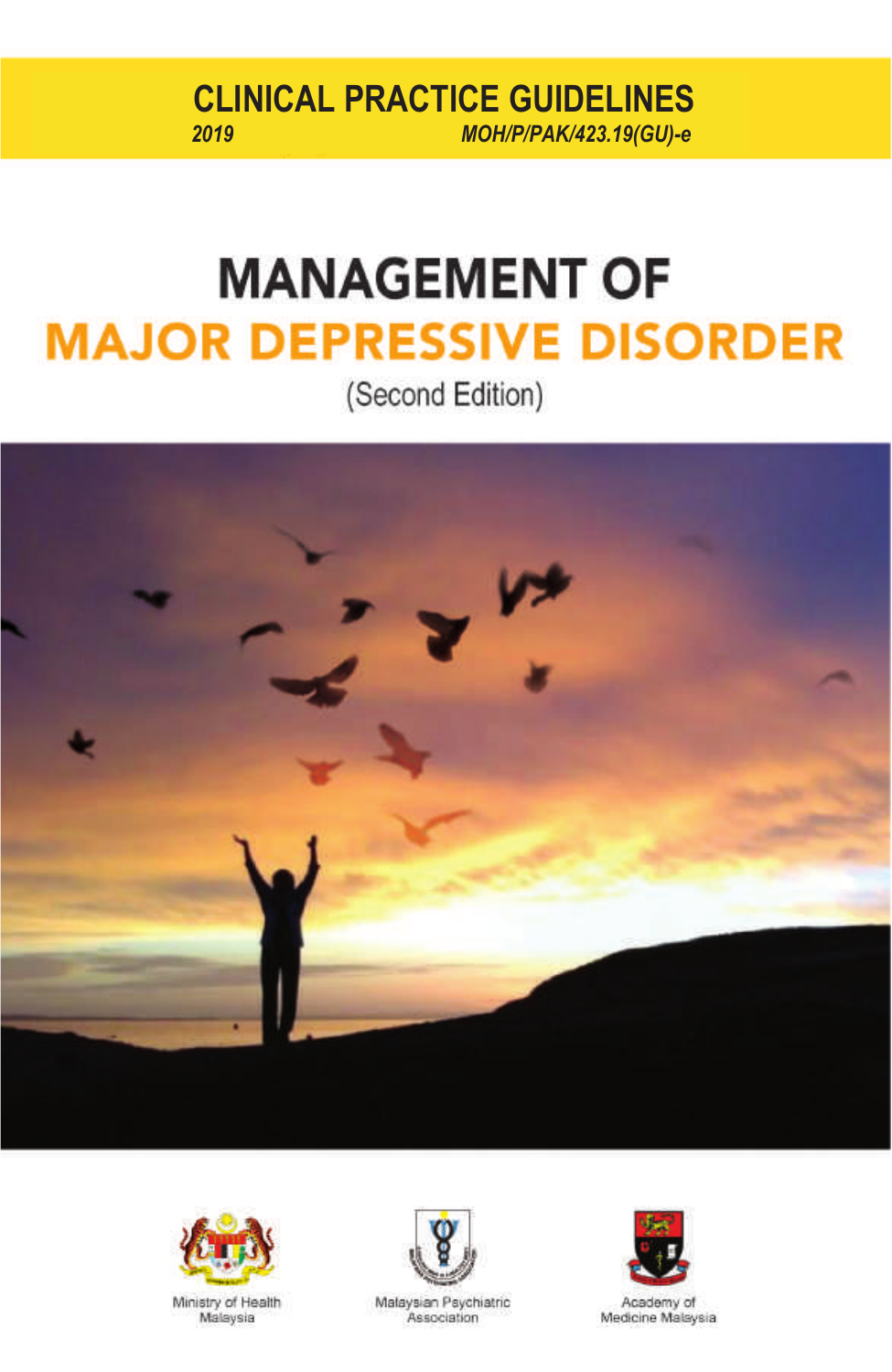**CLINICAL PRACTICE GUIDELINES**

*2019* *MOH/P/PAK/423.19(GU)-e*

# MANAGEMENT OF MAJOR DEPRESSIVE DISORDER

(Second Edition)

Ministry of Health Malaysia

Malaysian Psychiatric Association

Academy of Medicine Malaysia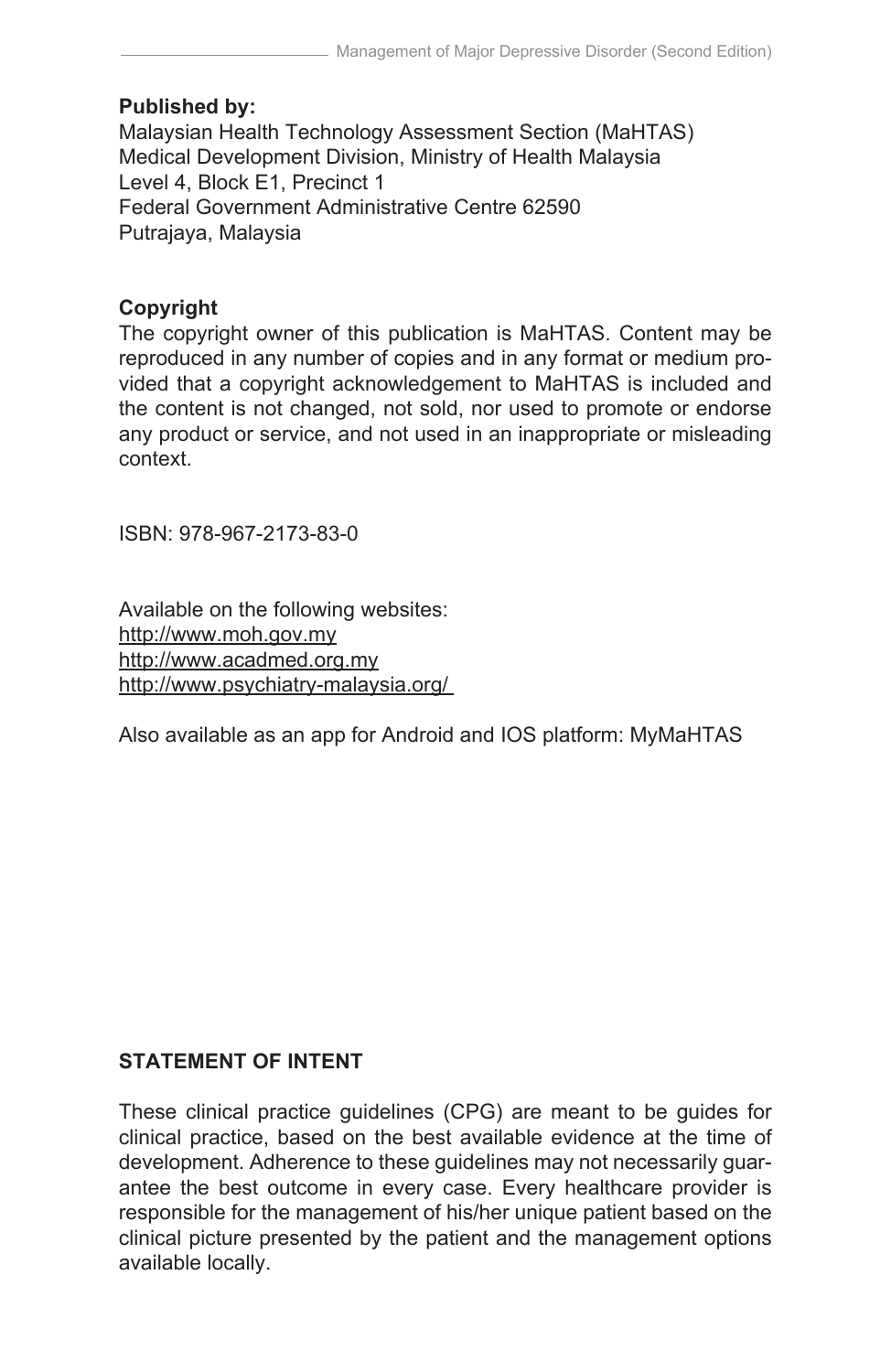**Published by:**
Malaysian Health Technology Assessment Section (MaHTAS)
Medical Development Division, Ministry of Health Malaysia
Level 4, Block E1, Precinct 1
Federal Government Administrative Centre 62590
Putrajaya, Malaysia

**Copyright**
The copyright owner of this publication is MaHTAS. Content may be reproduced in any number of copies and in any format or medium provided that a copyright acknowledgement to MaHTAS is included and the content is not changed, not sold, nor used to promote or endorse any product or service, and not used in an inappropriate or misleading context.

ISBN: 978-967-2173-83-0

Available on the following websites:
http://www.moh.gov.my
http://www.acadmed.org.my
http://www.psychiatry-malaysia.org/

Also available as an app for Android and IOS platform: MyMaHTAS

**STATEMENT OF INTENT**

These clinical practice guidelines (CPG) are meant to be guides for clinical practice, based on the best available evidence at the time of development. Adherence to these guidelines may not necessarily guarantee the best outcome in every case. Every healthcare provider is responsible for the management of his/her unique patient based on the clinical picture presented by the patient and the management options available locally.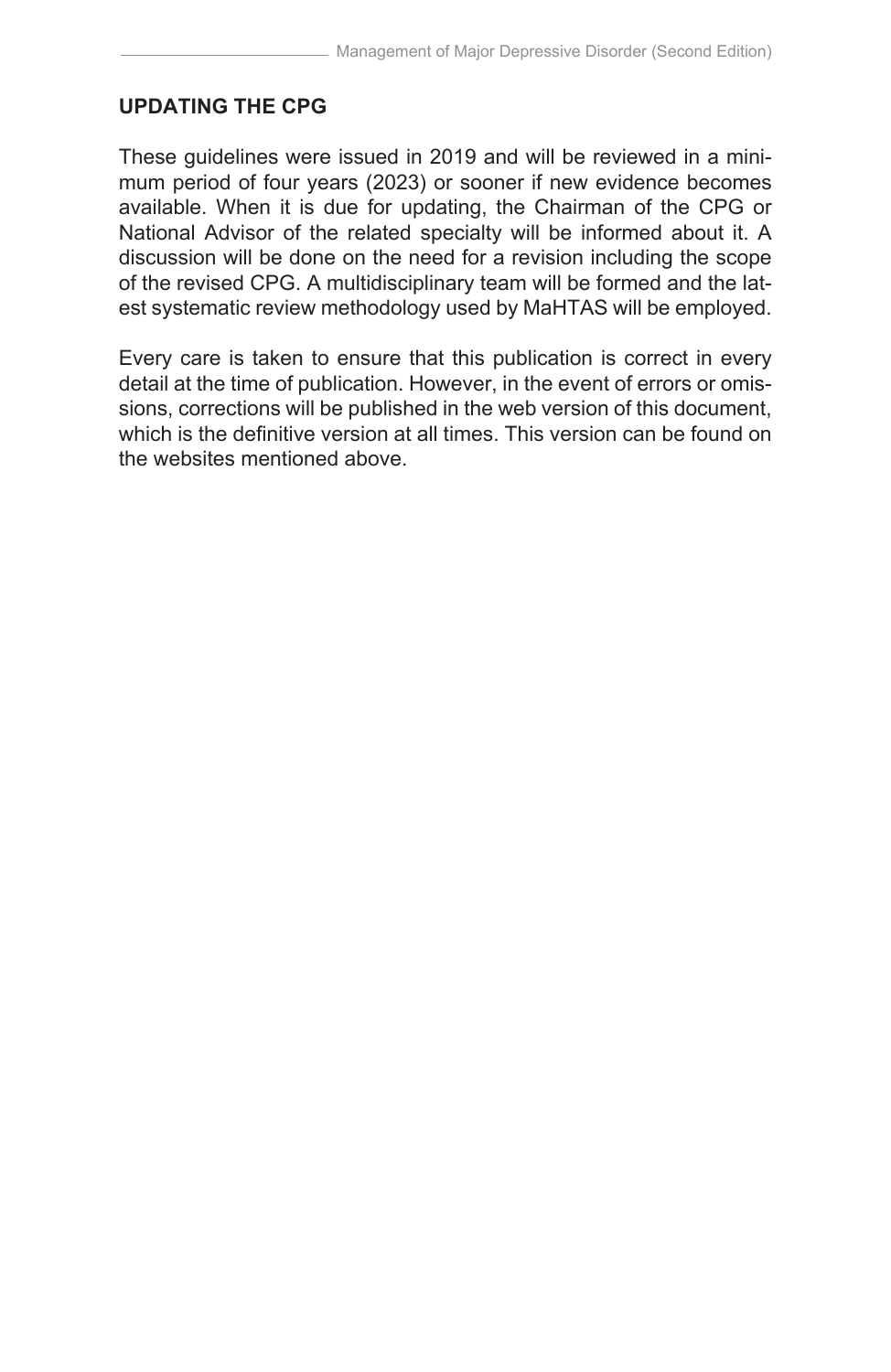## UPDATING THE CPG

These guidelines were issued in 2019 and will be reviewed in a minimum period of four years (2023) or sooner if new evidence becomes available. When it is due for updating, the Chairman of the CPG or National Advisor of the related specialty will be informed about it. A discussion will be done on the need for a revision including the scope of the revised CPG. A multidisciplinary team will be formed and the latest systematic review methodology used by MaHTAS will be employed.

Every care is taken to ensure that this publication is correct in every detail at the time of publication. However, in the event of errors or omissions, corrections will be published in the web version of this document, which is the definitive version at all times. This version can be found on the websites mentioned above.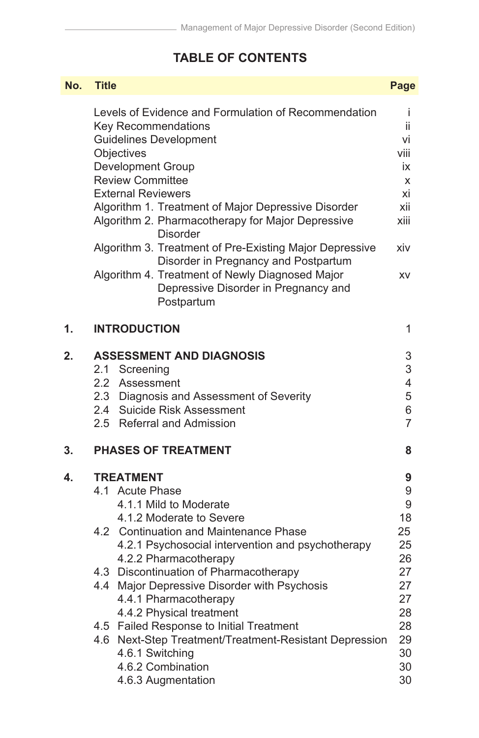# TABLE OF CONTENTS

| No. | Title | Page |
|---|---|---|
| | Levels of Evidence and Formulation of Recommendation | i |
| | Key Recommendations | ii |
| | Guidelines Development | vi |
| | Objectives | viii |
| | Development Group | ix |
| | Review Committee | x |
| | External Reviewers | xi |
| | Algorithm 1. Treatment of Major Depressive Disorder | xii |
| | Algorithm 2. Pharmacotherapy for Major Depressive Disorder | xiii |
| | Algorithm 3. Treatment of Pre-Existing Major Depressive Disorder in Pregnancy and Postpartum | xiv |
| | Algorithm 4. Treatment of Newly Diagnosed Major Depressive Disorder in Pregnancy and Postpartum | xv |
| **1.** | **INTRODUCTION** | 1 |
| **2.** | **ASSESSMENT AND DIAGNOSIS** | 3 |
| | 2.1 Screening | 3 |
| | 2.2 Assessment | 4 |
| | 2.3 Diagnosis and Assessment of Severity | 5 |
| | 2.4 Suicide Risk Assessment | 6 |
| | 2.5 Referral and Admission | 7 |
| **3.** | **PHASES OF TREATMENT** | **8** |
| **4.** | **TREATMENT** | **9** |
| | 4.1 Acute Phase | 9 |
| | 4.1.1 Mild to Moderate | 9 |
| | 4.1.2 Moderate to Severe | 18 |
| | 4.2 Continuation and Maintenance Phase | 25 |
| | 4.2.1 Psychosocial intervention and psychotherapy | 25 |
| | 4.2.2 Pharmacotherapy | 26 |
| | 4.3 Discontinuation of Pharmacotherapy | 27 |
| | 4.4 Major Depressive Disorder with Psychosis | 27 |
| | 4.4.1 Pharmacotherapy | 27 |
| | 4.4.2 Physical treatment | 28 |
| | 4.5 Failed Response to Initial Treatment | 28 |
| | 4.6 Next-Step Treatment/Treatment-Resistant Depression | 29 |
| | 4.6.1 Switching | 30 |
| | 4.6.2 Combination | 30 |
| | 4.6.3 Augmentation | 30 |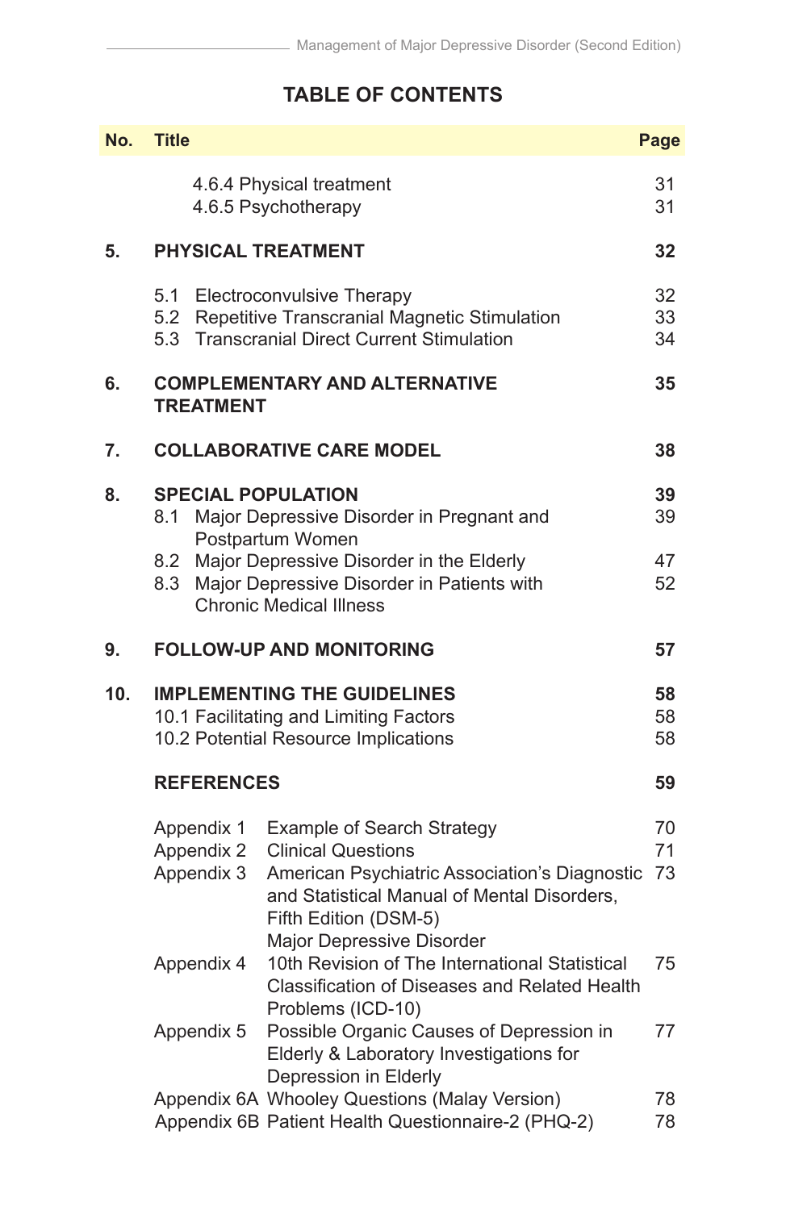## TABLE OF CONTENTS

| No. | Title | Page |
|---|---|---|
| | 4.6.4 Physical treatment | 31 |
| | 4.6.5 Psychotherapy | 31 |
| **5.** | **PHYSICAL TREATMENT** | **32** |
| | 5.1 Electroconvulsive Therapy | 32 |
| | 5.2 Repetitive Transcranial Magnetic Stimulation | 33 |
| | 5.3 Transcranial Direct Current Stimulation | 34 |
| **6.** | **COMPLEMENTARY AND ALTERNATIVE TREATMENT** | **35** |
| **7.** | **COLLABORATIVE CARE MODEL** | **38** |
| **8.** | **SPECIAL POPULATION** | **39** |
| | 8.1 Major Depressive Disorder in Pregnant and Postpartum Women | 39 |
| | 8.2 Major Depressive Disorder in the Elderly | 47 |
| | 8.3 Major Depressive Disorder in Patients with Chronic Medical Illness | 52 |
| **9.** | **FOLLOW-UP AND MONITORING** | **57** |
| **10.** | **IMPLEMENTING THE GUIDELINES** | **58** |
| | 10.1 Facilitating and Limiting Factors | 58 |
| | 10.2 Potential Resource Implications | 58 |
| | **REFERENCES** | **59** |
| | Appendix 1 Example of Search Strategy | 70 |
| | Appendix 2 Clinical Questions | 71 |
| | Appendix 3 American Psychiatric Association's Diagnostic and Statistical Manual of Mental Disorders, Fifth Edition (DSM-5) Major Depressive Disorder | 73 |
| | Appendix 4 10th Revision of The International Statistical Classification of Diseases and Related Health Problems (ICD-10) | 75 |
| | Appendix 5 Possible Organic Causes of Depression in Elderly & Laboratory Investigations for Depression in Elderly | 77 |
| | Appendix 6A Whooley Questions (Malay Version) | 78 |
| | Appendix 6B Patient Health Questionnaire-2 (PHQ-2) | 78 |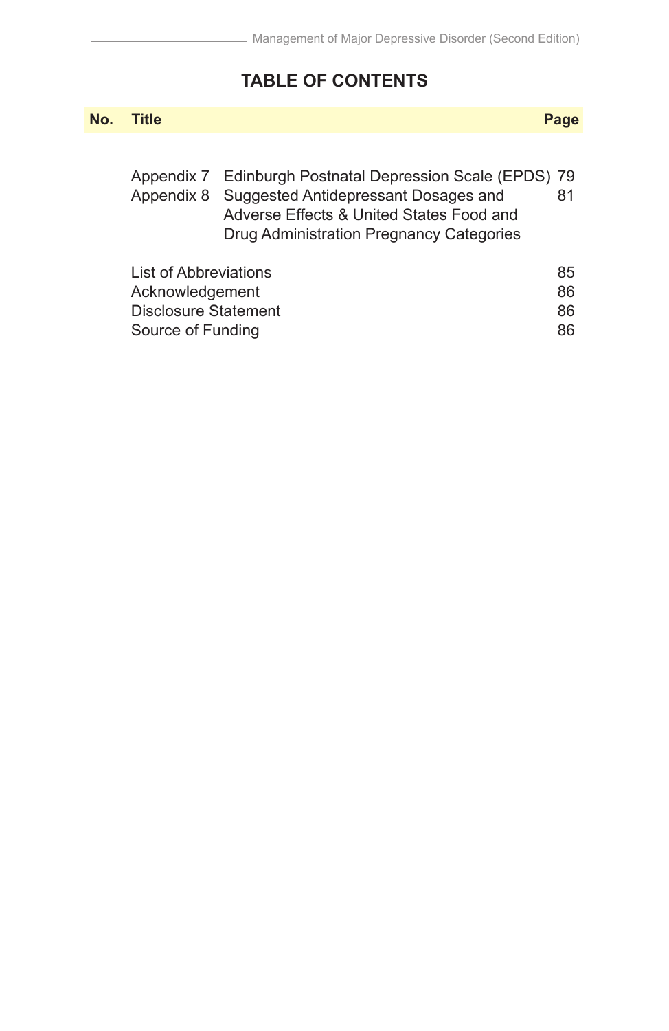## TABLE OF CONTENTS

| No. | Title | Page |
|---|---|---|
| | Appendix 7 Edinburgh Postnatal Depression Scale (EPDS) | 79 |
| | Appendix 8 Suggested Antidepressant Dosages and Adverse Effects & United States Food and Drug Administration Pregnancy Categories | 81 |
| | List of Abbreviations | 85 |
| | Acknowledgement | 86 |
| | Disclosure Statement | 86 |
| | Source of Funding | 86 |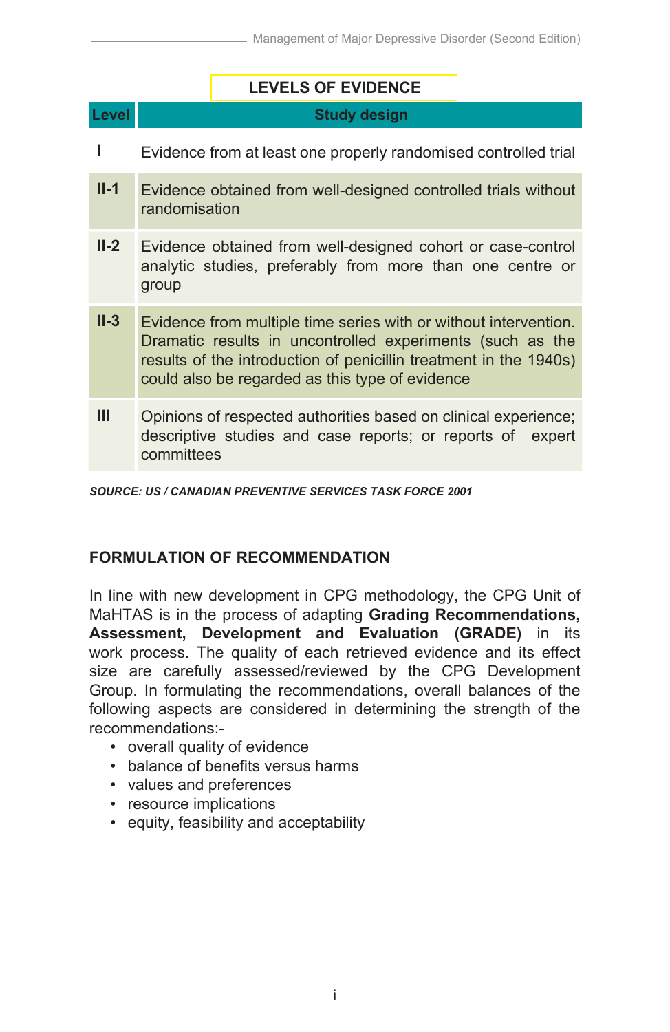## LEVELS OF EVIDENCE

| Level | Study design |
|---|---|
| I | Evidence from at least one properly randomised controlled trial |
| II-1 | Evidence obtained from well-designed controlled trials without randomisation |
| II-2 | Evidence obtained from well-designed cohort or case-control analytic studies, preferably from more than one centre or group |
| II-3 | Evidence from multiple time series with or without intervention. Dramatic results in uncontrolled experiments (such as the results of the introduction of penicillin treatment in the 1940s) could also be regarded as this type of evidence |
| III | Opinions of respected authorities based on clinical experience; descriptive studies and case reports; or reports of expert committees |

***SOURCE: US / CANADIAN PREVENTIVE SERVICES TASK FORCE 2001***

## FORMULATION OF RECOMMENDATION

In line with new development in CPG methodology, the CPG Unit of MaHTAS is in the process of adapting **Grading Recommendations, Assessment, Development and Evaluation (GRADE)** in its work process. The quality of each retrieved evidence and its effect size are carefully assessed/reviewed by the CPG Development Group. In formulating the recommendations, overall balances of the following aspects are considered in determining the strength of the recommendations:-

- overall quality of evidence
- balance of benefits versus harms
- values and preferences
- resource implications
- equity, feasibility and acceptability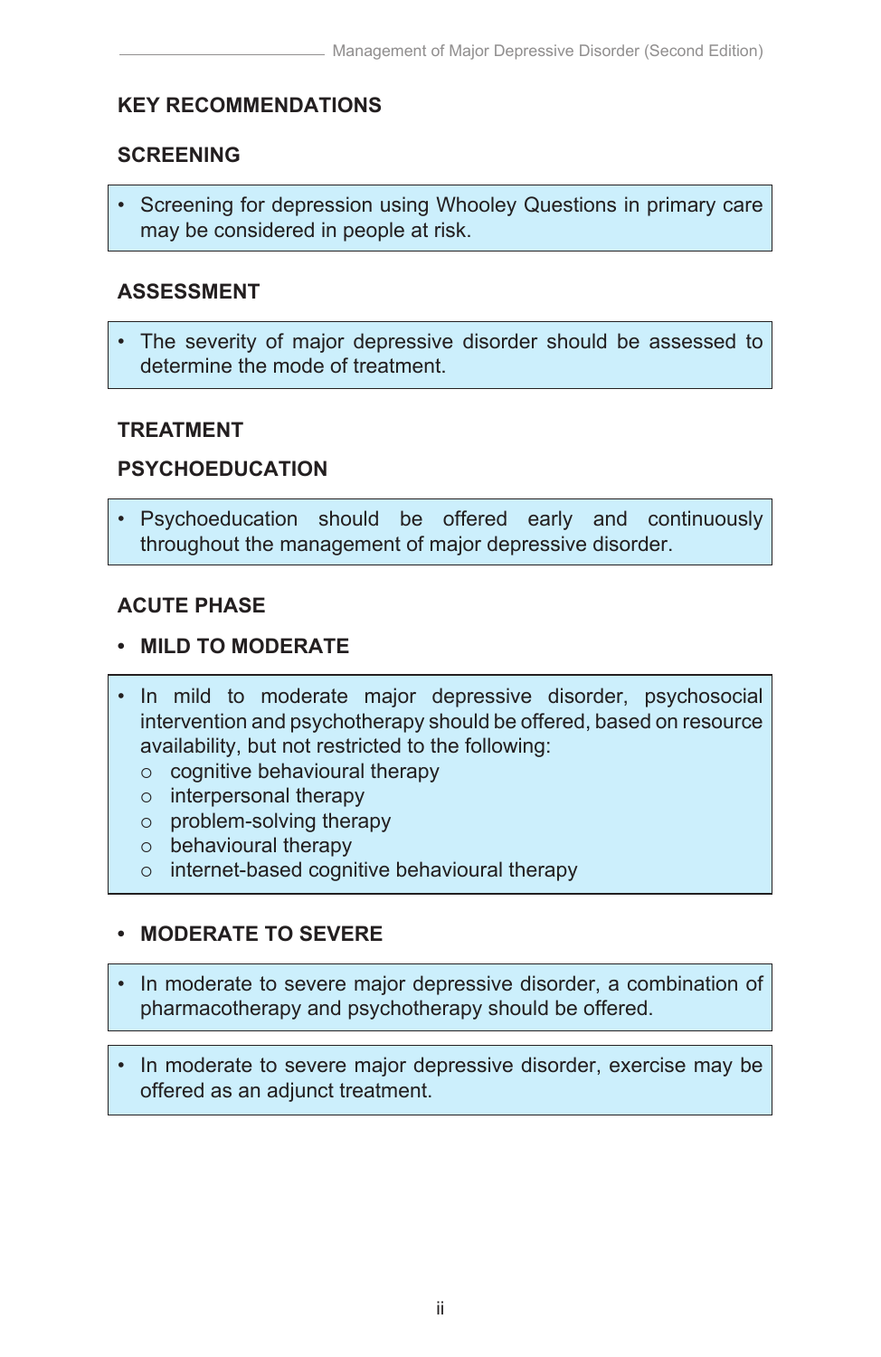## KEY RECOMMENDATIONS

### SCREENING

- Screening for depression using Whooley Questions in primary care may be considered in people at risk.

### ASSESSMENT

- The severity of major depressive disorder should be assessed to determine the mode of treatment.

### TREATMENT

### PSYCHOEDUCATION

- Psychoeducation should be offered early and continuously throughout the management of major depressive disorder.

### ACUTE PHASE

- **MILD TO MODERATE**

- In mild to moderate major depressive disorder, psychosocial intervention and psychotherapy should be offered, based on resource availability, but not restricted to the following:
  - cognitive behavioural therapy
  - interpersonal therapy
  - problem-solving therapy
  - behavioural therapy
  - internet-based cognitive behavioural therapy

- **MODERATE TO SEVERE**

- In moderate to severe major depressive disorder, a combination of pharmacotherapy and psychotherapy should be offered.

- In moderate to severe major depressive disorder, exercise may be offered as an adjunct treatment.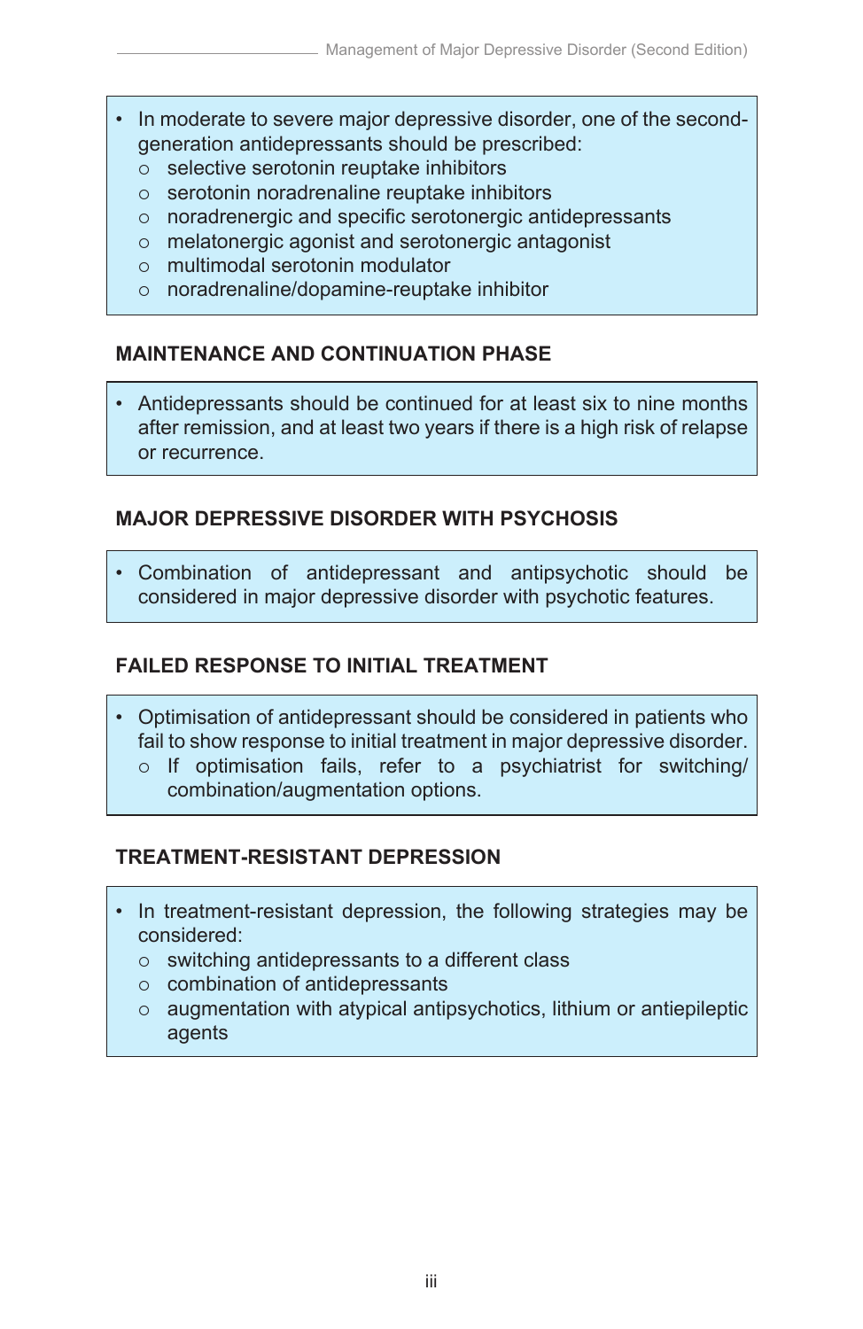- In moderate to severe major depressive disorder, one of the second-generation antidepressants should be prescribed:
  - selective serotonin reuptake inhibitors
  - serotonin noradrenaline reuptake inhibitors
  - noradrenergic and specific serotonergic antidepressants
  - melatonergic agonist and serotonergic antagonist
  - multimodal serotonin modulator
  - noradrenaline/dopamine-reuptake inhibitor

## MAINTENANCE AND CONTINUATION PHASE

- Antidepressants should be continued for at least six to nine months after remission, and at least two years if there is a high risk of relapse or recurrence.

## MAJOR DEPRESSIVE DISORDER WITH PSYCHOSIS

- Combination of antidepressant and antipsychotic should be considered in major depressive disorder with psychotic features.

## FAILED RESPONSE TO INITIAL TREATMENT

- Optimisation of antidepressant should be considered in patients who fail to show response to initial treatment in major depressive disorder.
  - If optimisation fails, refer to a psychiatrist for switching/combination/augmentation options.

## TREATMENT-RESISTANT DEPRESSION

- In treatment-resistant depression, the following strategies may be considered:
  - switching antidepressants to a different class
  - combination of antidepressants
  - augmentation with atypical antipsychotics, lithium or antiepileptic agents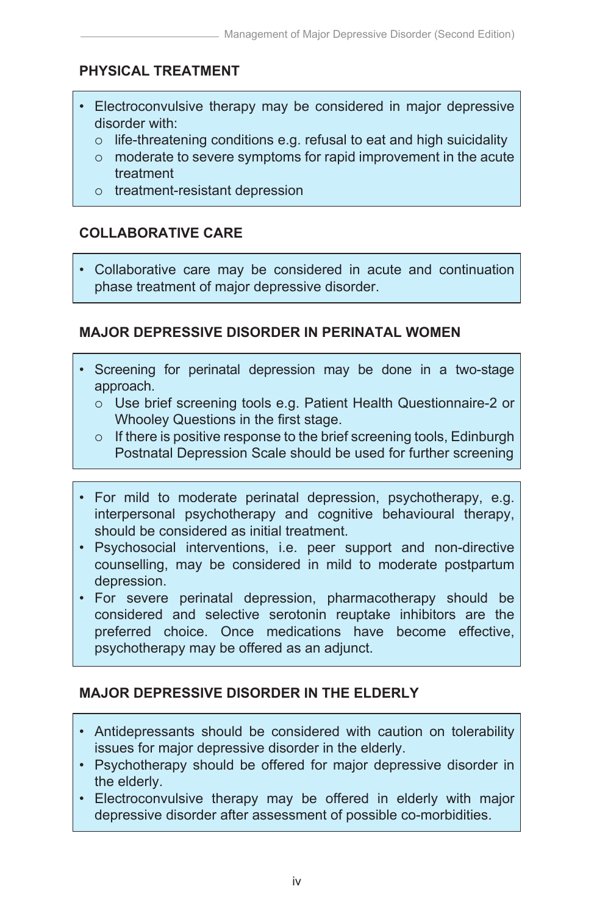## PHYSICAL TREATMENT

- Electroconvulsive therapy may be considered in major depressive disorder with:
  - life-threatening conditions e.g. refusal to eat and high suicidality
  - moderate to severe symptoms for rapid improvement in the acute treatment
  - treatment-resistant depression

## COLLABORATIVE CARE

- Collaborative care may be considered in acute and continuation phase treatment of major depressive disorder.

## MAJOR DEPRESSIVE DISORDER IN PERINATAL WOMEN

- Screening for perinatal depression may be done in a two-stage approach.
  - Use brief screening tools e.g. Patient Health Questionnaire-2 or Whooley Questions in the first stage.
  - If there is positive response to the brief screening tools, Edinburgh Postnatal Depression Scale should be used for further screening

- For mild to moderate perinatal depression, psychotherapy, e.g. interpersonal psychotherapy and cognitive behavioural therapy, should be considered as initial treatment.
- Psychosocial interventions, i.e. peer support and non-directive counselling, may be considered in mild to moderate postpartum depression.
- For severe perinatal depression, pharmacotherapy should be considered and selective serotonin reuptake inhibitors are the preferred choice. Once medications have become effective, psychotherapy may be offered as an adjunct.

## MAJOR DEPRESSIVE DISORDER IN THE ELDERLY

- Antidepressants should be considered with caution on tolerability issues for major depressive disorder in the elderly.
- Psychotherapy should be offered for major depressive disorder in the elderly.
- Electroconvulsive therapy may be offered in elderly with major depressive disorder after assessment of possible co-morbidities.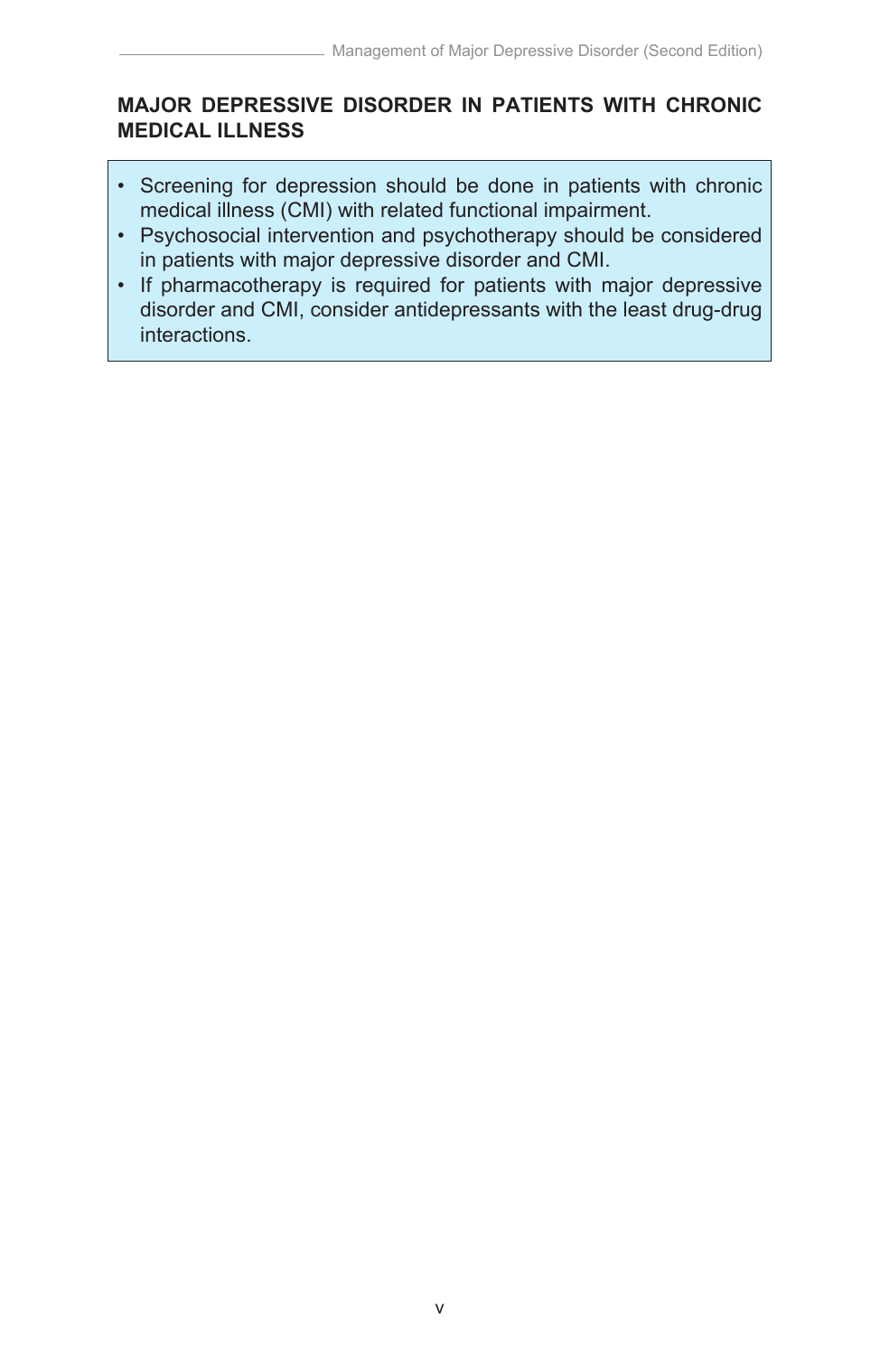## MAJOR DEPRESSIVE DISORDER IN PATIENTS WITH CHRONIC MEDICAL ILLNESS

- Screening for depression should be done in patients with chronic medical illness (CMI) with related functional impairment.
- Psychosocial intervention and psychotherapy should be considered in patients with major depressive disorder and CMI.
- If pharmacotherapy is required for patients with major depressive disorder and CMI, consider antidepressants with the least drug-drug interactions.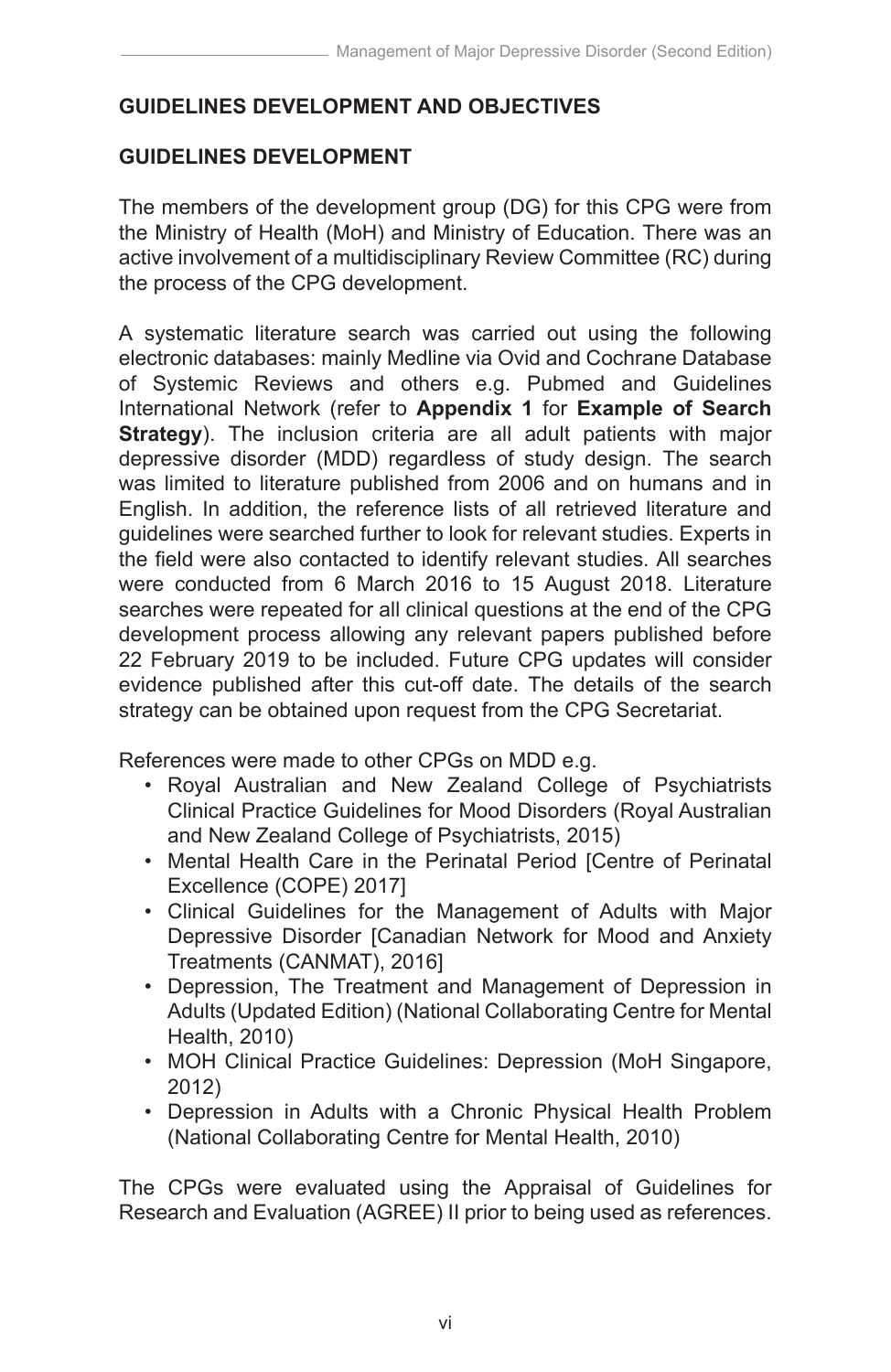## GUIDELINES DEVELOPMENT AND OBJECTIVES

### GUIDELINES DEVELOPMENT

The members of the development group (DG) for this CPG were from the Ministry of Health (MoH) and Ministry of Education. There was an active involvement of a multidisciplinary Review Committee (RC) during the process of the CPG development.

A systematic literature search was carried out using the following electronic databases: mainly Medline via Ovid and Cochrane Database of Systemic Reviews and others e.g. Pubmed and Guidelines International Network (refer to **Appendix 1** for **Example of Search Strategy**). The inclusion criteria are all adult patients with major depressive disorder (MDD) regardless of study design. The search was limited to literature published from 2006 and on humans and in English. In addition, the reference lists of all retrieved literature and guidelines were searched further to look for relevant studies. Experts in the field were also contacted to identify relevant studies. All searches were conducted from 6 March 2016 to 15 August 2018. Literature searches were repeated for all clinical questions at the end of the CPG development process allowing any relevant papers published before 22 February 2019 to be included. Future CPG updates will consider evidence published after this cut-off date. The details of the search strategy can be obtained upon request from the CPG Secretariat.

References were made to other CPGs on MDD e.g.

- Royal Australian and New Zealand College of Psychiatrists Clinical Practice Guidelines for Mood Disorders (Royal Australian and New Zealand College of Psychiatrists, 2015)
- Mental Health Care in the Perinatal Period [Centre of Perinatal Excellence (COPE) 2017]
- Clinical Guidelines for the Management of Adults with Major Depressive Disorder [Canadian Network for Mood and Anxiety Treatments (CANMAT), 2016]
- Depression, The Treatment and Management of Depression in Adults (Updated Edition) (National Collaborating Centre for Mental Health, 2010)
- MOH Clinical Practice Guidelines: Depression (MoH Singapore, 2012)
- Depression in Adults with a Chronic Physical Health Problem (National Collaborating Centre for Mental Health, 2010)

The CPGs were evaluated using the Appraisal of Guidelines for Research and Evaluation (AGREE) II prior to being used as references.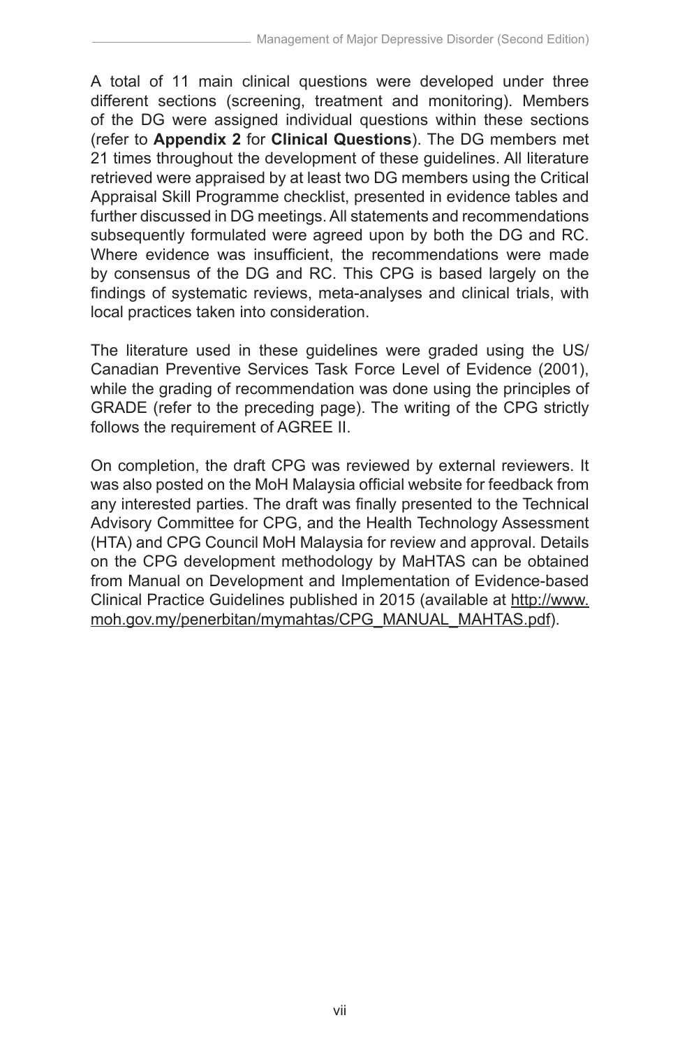A total of 11 main clinical questions were developed under three different sections (screening, treatment and monitoring). Members of the DG were assigned individual questions within these sections (refer to **Appendix 2** for **Clinical Questions**). The DG members met 21 times throughout the development of these guidelines. All literature retrieved were appraised by at least two DG members using the Critical Appraisal Skill Programme checklist, presented in evidence tables and further discussed in DG meetings. All statements and recommendations subsequently formulated were agreed upon by both the DG and RC. Where evidence was insufficient, the recommendations were made by consensus of the DG and RC. This CPG is based largely on the findings of systematic reviews, meta-analyses and clinical trials, with local practices taken into consideration.

The literature used in these guidelines were graded using the US/Canadian Preventive Services Task Force Level of Evidence (2001), while the grading of recommendation was done using the principles of GRADE (refer to the preceding page). The writing of the CPG strictly follows the requirement of AGREE II.

On completion, the draft CPG was reviewed by external reviewers. It was also posted on the MoH Malaysia official website for feedback from any interested parties. The draft was finally presented to the Technical Advisory Committee for CPG, and the Health Technology Assessment (HTA) and CPG Council MoH Malaysia for review and approval. Details on the CPG development methodology by MaHTAS can be obtained from Manual on Development and Implementation of Evidence-based Clinical Practice Guidelines published in 2015 (available at http://www.moh.gov.my/penerbitan/mymahtas/CPG_MANUAL_MAHTAS.pdf).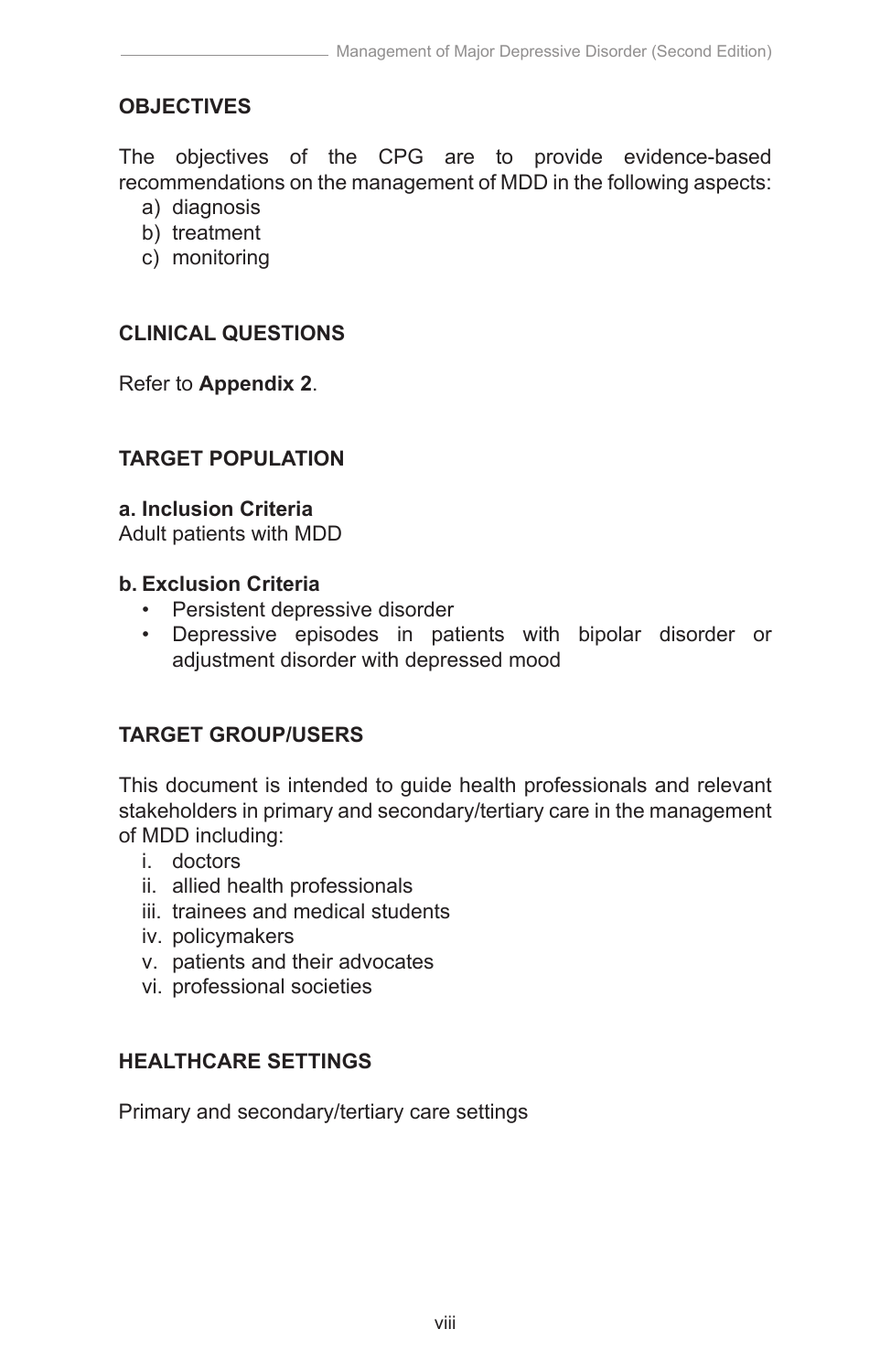## OBJECTIVES

The objectives of the CPG are to provide evidence-based recommendations on the management of MDD in the following aspects:

a) diagnosis
b) treatment
c) monitoring

## CLINICAL QUESTIONS

Refer to **Appendix 2**.

## TARGET POPULATION

**a. Inclusion Criteria**
Adult patients with MDD

**b. Exclusion Criteria**

- Persistent depressive disorder
- Depressive episodes in patients with bipolar disorder or adjustment disorder with depressed mood

## TARGET GROUP/USERS

This document is intended to guide health professionals and relevant stakeholders in primary and secondary/tertiary care in the management of MDD including:

i. doctors
ii. allied health professionals
iii. trainees and medical students
iv. policymakers
v. patients and their advocates
vi. professional societies

## HEALTHCARE SETTINGS

Primary and secondary/tertiary care settings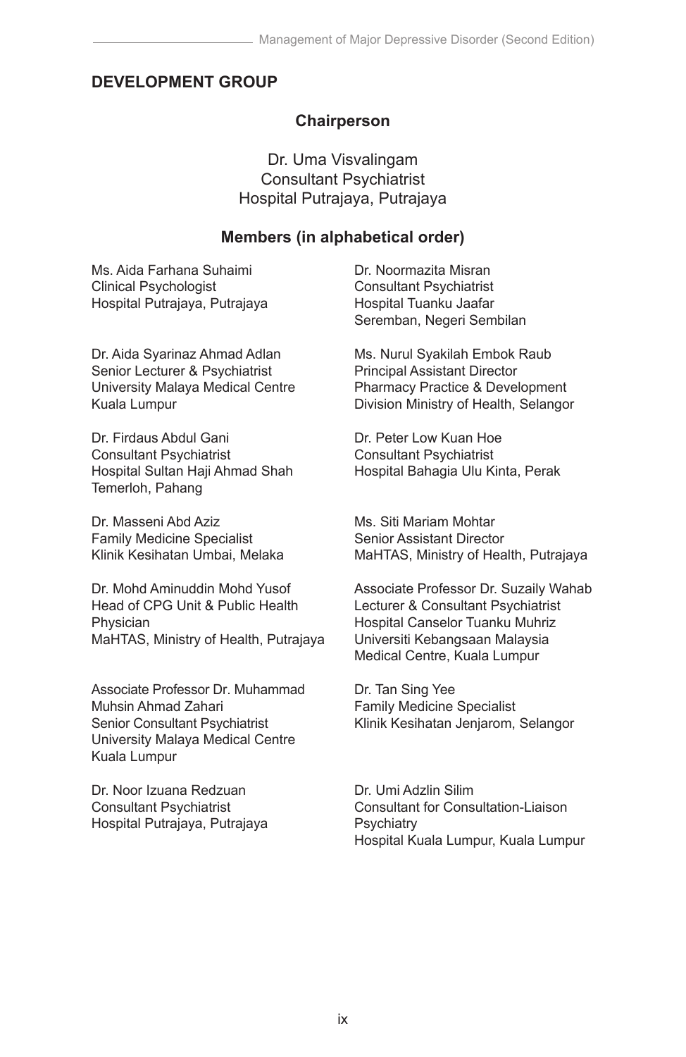## DEVELOPMENT GROUP

**Chairperson**

Dr. Uma Visvalingam
Consultant Psychiatrist
Hospital Putrajaya, Putrajaya

**Members (in alphabetical order)**

Ms. Aida Farhana Suhaimi
Clinical Psychologist
Hospital Putrajaya, Putrajaya

Dr. Aida Syarinaz Ahmad Adlan
Senior Lecturer & Psychiatrist
University Malaya Medical Centre
Kuala Lumpur

Dr. Firdaus Abdul Gani
Consultant Psychiatrist
Hospital Sultan Haji Ahmad Shah
Temerloh, Pahang

Dr. Masseni Abd Aziz
Family Medicine Specialist
Klinik Kesihatan Umbai, Melaka

Dr. Mohd Aminuddin Mohd Yusof
Head of CPG Unit & Public Health Physician
MaHTAS, Ministry of Health, Putrajaya

Associate Professor Dr. Muhammad Muhsin Ahmad Zahari
Senior Consultant Psychiatrist
University Malaya Medical Centre
Kuala Lumpur

Dr. Noor Izuana Redzuan
Consultant Psychiatrist
Hospital Putrajaya, Putrajaya

Dr. Noormazita Misran
Consultant Psychiatrist
Hospital Tuanku Jaafar
Seremban, Negeri Sembilan

Ms. Nurul Syakilah Embok Raub
Principal Assistant Director
Pharmacy Practice & Development
Division Ministry of Health, Selangor

Dr. Peter Low Kuan Hoe
Consultant Psychiatrist
Hospital Bahagia Ulu Kinta, Perak

Ms. Siti Mariam Mohtar
Senior Assistant Director
MaHTAS, Ministry of Health, Putrajaya

Associate Professor Dr. Suzaily Wahab
Lecturer & Consultant Psychiatrist
Hospital Canselor Tuanku Muhriz
Universiti Kebangsaan Malaysia
Medical Centre, Kuala Lumpur

Dr. Tan Sing Yee
Family Medicine Specialist
Klinik Kesihatan Jenjarom, Selangor

Dr. Umi Adzlin Silim
Consultant for Consultation-Liaison Psychiatry
Hospital Kuala Lumpur, Kuala Lumpur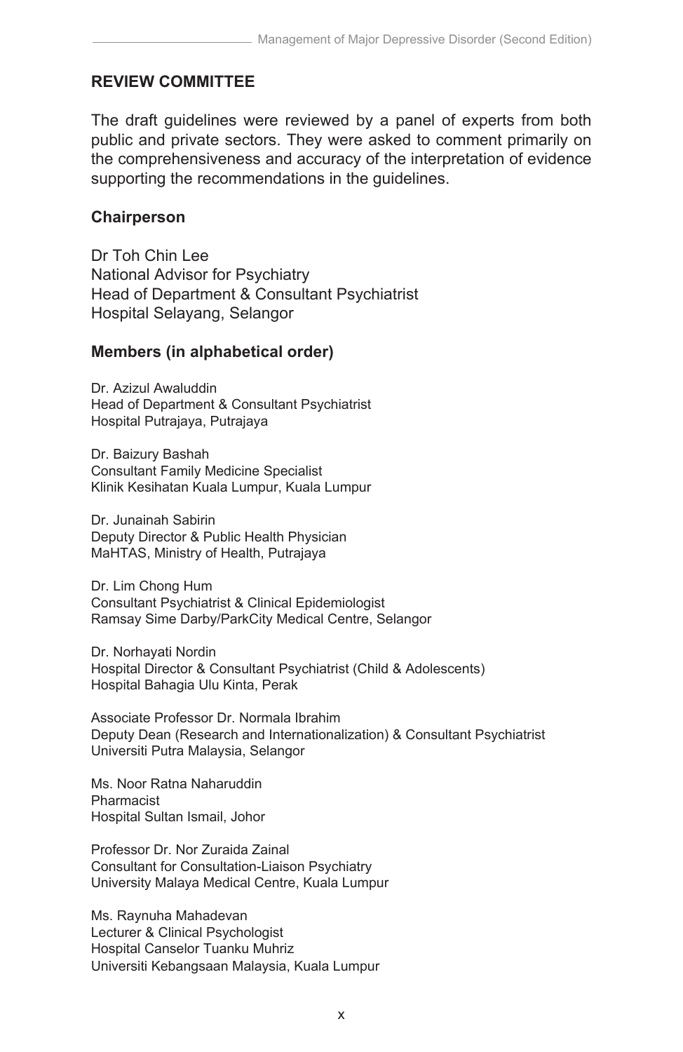## REVIEW COMMITTEE

The draft guidelines were reviewed by a panel of experts from both public and private sectors. They were asked to comment primarily on the comprehensiveness and accuracy of the interpretation of evidence supporting the recommendations in the guidelines.

### Chairperson

Dr Toh Chin Lee
National Advisor for Psychiatry
Head of Department & Consultant Psychiatrist
Hospital Selayang, Selangor

### Members (in alphabetical order)

Dr. Azizul Awaluddin
Head of Department & Consultant Psychiatrist
Hospital Putrajaya, Putrajaya

Dr. Baizury Bashah
Consultant Family Medicine Specialist
Klinik Kesihatan Kuala Lumpur, Kuala Lumpur

Dr. Junainah Sabirin
Deputy Director & Public Health Physician
MaHTAS, Ministry of Health, Putrajaya

Dr. Lim Chong Hum
Consultant Psychiatrist & Clinical Epidemiologist
Ramsay Sime Darby/ParkCity Medical Centre, Selangor

Dr. Norhayati Nordin
Hospital Director & Consultant Psychiatrist (Child & Adolescents)
Hospital Bahagia Ulu Kinta, Perak

Associate Professor Dr. Normala Ibrahim
Deputy Dean (Research and Internationalization) & Consultant Psychiatrist
Universiti Putra Malaysia, Selangor

Ms. Noor Ratna Naharuddin
Pharmacist
Hospital Sultan Ismail, Johor

Professor Dr. Nor Zuraida Zainal
Consultant for Consultation-Liaison Psychiatry
University Malaya Medical Centre, Kuala Lumpur

Ms. Raynuha Mahadevan
Lecturer & Clinical Psychologist
Hospital Canselor Tuanku Muhriz
Universiti Kebangsaan Malaysia, Kuala Lumpur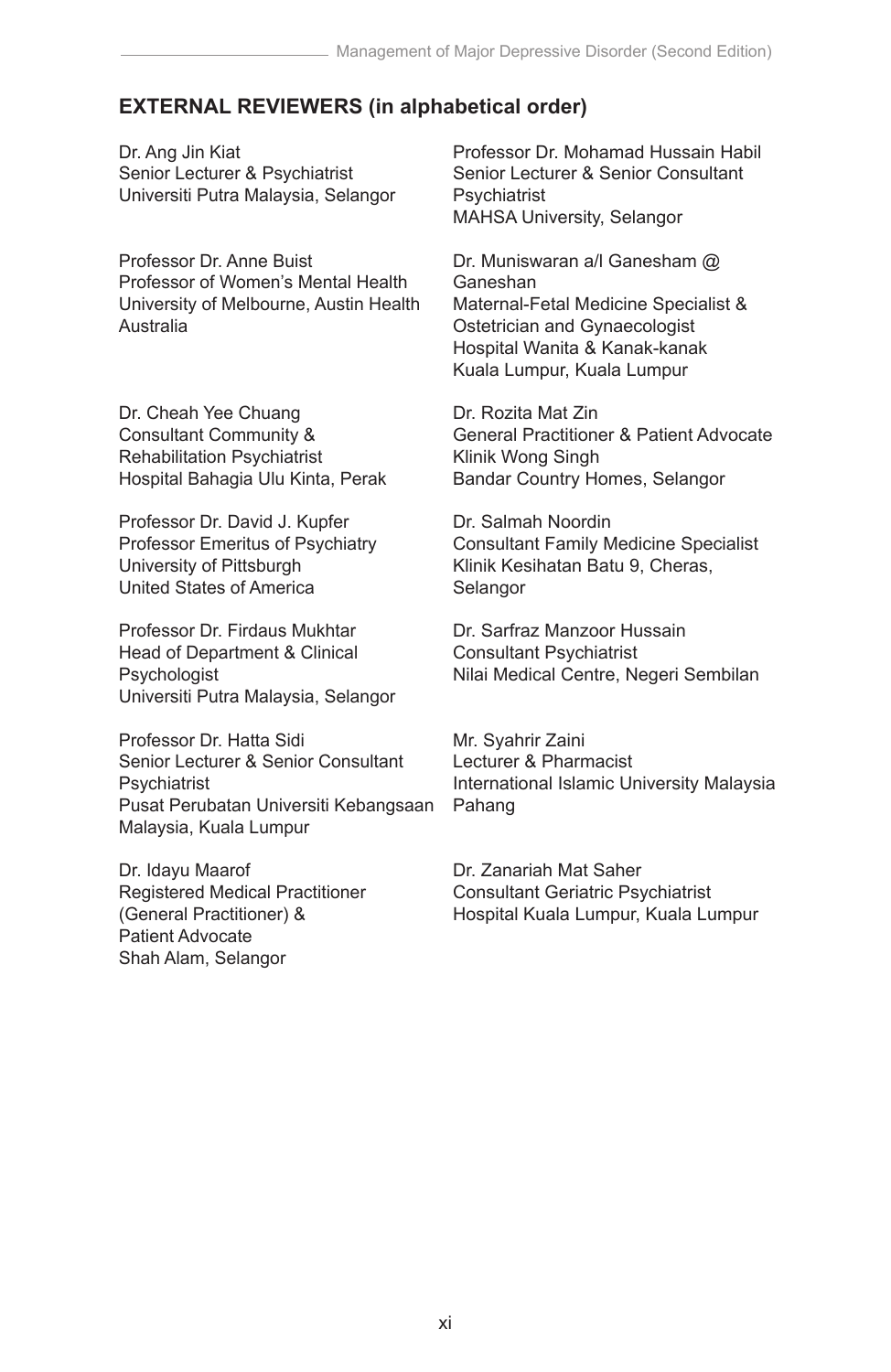## EXTERNAL REVIEWERS (in alphabetical order)

Dr. Ang Jin Kiat
Senior Lecturer & Psychiatrist
Universiti Putra Malaysia, Selangor

Professor Dr. Anne Buist
Professor of Women's Mental Health
University of Melbourne, Austin Health
Australia

Dr. Cheah Yee Chuang
Consultant Community &
Rehabilitation Psychiatrist
Hospital Bahagia Ulu Kinta, Perak

Professor Dr. David J. Kupfer
Professor Emeritus of Psychiatry
University of Pittsburgh
United States of America

Professor Dr. Firdaus Mukhtar
Head of Department & Clinical
Psychologist
Universiti Putra Malaysia, Selangor

Professor Dr. Hatta Sidi
Senior Lecturer & Senior Consultant
Psychiatrist
Pusat Perubatan Universiti Kebangsaan
Malaysia, Kuala Lumpur

Dr. Idayu Maarof
Registered Medical Practitioner
(General Practitioner) &
Patient Advocate
Shah Alam, Selangor

Professor Dr. Mohamad Hussain Habil
Senior Lecturer & Senior Consultant
Psychiatrist
MAHSA University, Selangor

Dr. Muniswaran a/l Ganesham @
Ganeshan
Maternal-Fetal Medicine Specialist &
Ostetrician and Gynaecologist
Hospital Wanita & Kanak-kanak
Kuala Lumpur, Kuala Lumpur

Dr. Rozita Mat Zin
General Practitioner & Patient Advocate
Klinik Wong Singh
Bandar Country Homes, Selangor

Dr. Salmah Noordin
Consultant Family Medicine Specialist
Klinik Kesihatan Batu 9, Cheras,
Selangor

Dr. Sarfraz Manzoor Hussain
Consultant Psychiatrist
Nilai Medical Centre, Negeri Sembilan

Mr. Syahrir Zaini
Lecturer & Pharmacist
International Islamic University Malaysia
Pahang

Dr. Zanariah Mat Saher
Consultant Geriatric Psychiatrist
Hospital Kuala Lumpur, Kuala Lumpur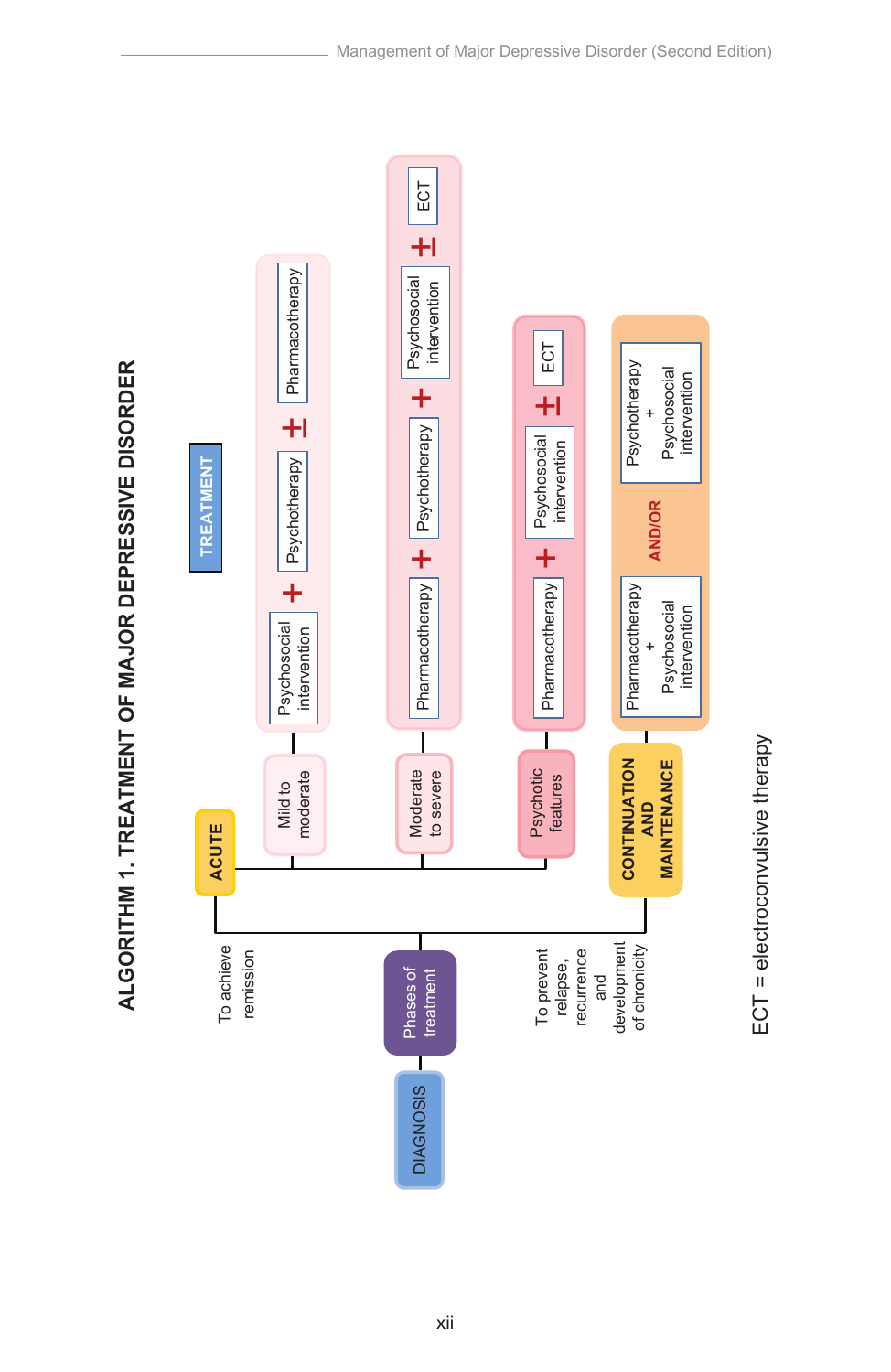# ALGORITHM 1. TREATMENT OF MAJOR DEPRESSIVE DISORDER

**DIAGNOSIS** → **Phases of treatment**

**TREATMENT**

- **ACUTE** (To achieve remission)
  - Mild to moderate: Psychosocial intervention + Psychotherapy ± Pharmacotherapy
  - Moderate to severe: Pharmacotherapy + Psychotherapy + Psychosocial intervention ± ECT
  - Psychotic features: Pharmacotherapy + Psychosocial intervention ± ECT
- **CONTINUATION AND MAINTENANCE** (To prevent relapse, recurrence and development of chronicity)
  - Pharmacotherapy + Psychosocial intervention **AND/OR** Psychotherapy + Psychosocial intervention

ECT = electroconvulsive therapy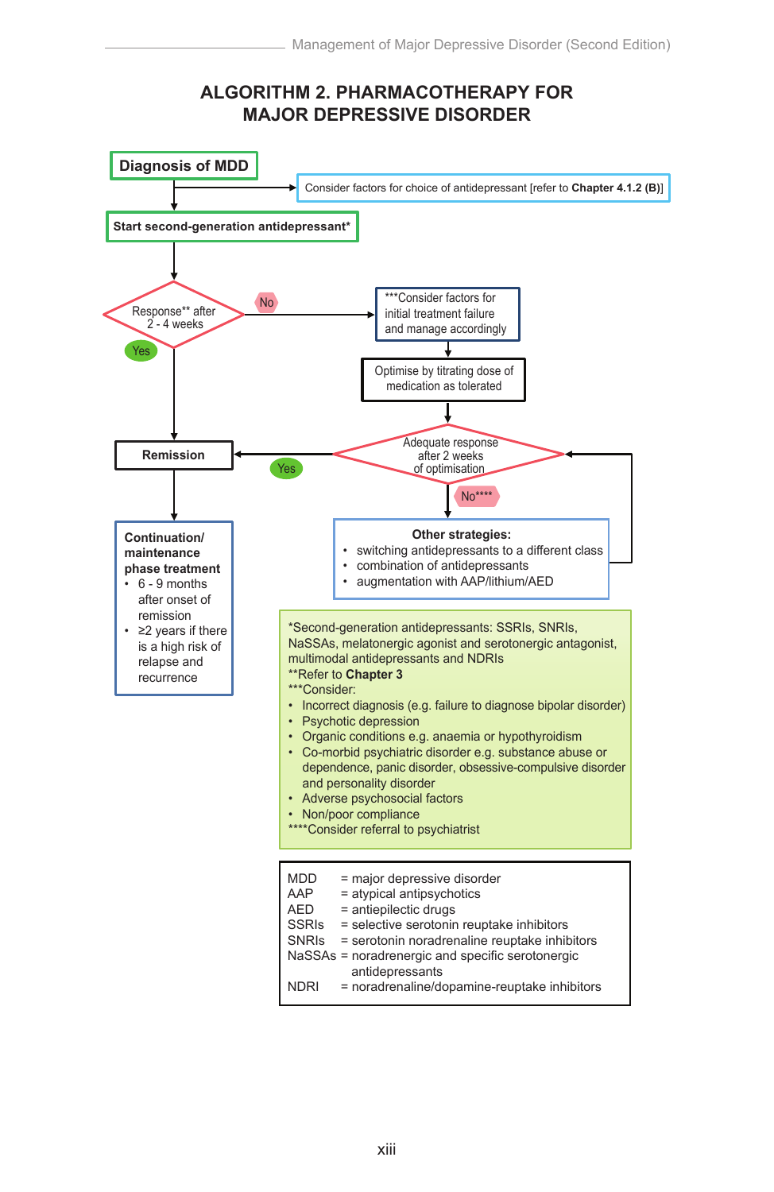# ALGORITHM 2. PHARMACOTHERAPY FOR MAJOR DEPRESSIVE DISORDER

**Diagnosis of MDD**

Consider factors for choice of antidepressant [refer to **Chapter 4.1.2 (B)**]

**Start second-generation antidepressant***

Response** after 2 - 4 weeks

- Yes → Remission
- No → ***Consider factors for initial treatment failure and manage accordingly

Optimise by titrating dose of medication as tolerated

Adequate response after 2 weeks of optimisation

- Yes → Remission
- No**** → Other strategies

**Remission**

**Continuation/ maintenance phase treatment**

- 6 - 9 months after onset of remission
- ≥2 years if there is a high risk of relapse and recurrence

**Other strategies:**

- switching antidepressants to a different class
- combination of antidepressants
- augmentation with AAP/lithium/AED

*Second-generation antidepressants: SSRIs, SNRIs, NaSSAs, melatonergic agonist and serotonergic antagonist, multimodal antidepressants and NDRIs

**Refer to **Chapter 3**

***Consider:

- Incorrect diagnosis (e.g. failure to diagnose bipolar disorder)
- Psychotic depression
- Organic conditions e.g. anaemia or hypothyroidism
- Co-morbid psychiatric disorder e.g. substance abuse or dependence, panic disorder, obsessive-compulsive disorder and personality disorder
- Adverse psychosocial factors
- Non/poor compliance

****Consider referral to psychiatrist

| | |
|---|---|
| MDD | = major depressive disorder |
| AAP | = atypical antipsychotics |
| AED | = antiepilectic drugs |
| SSRIs | = selective serotonin reuptake inhibitors |
| SNRIs | = serotonin noradrenaline reuptake inhibitors |
| NaSSAs | = noradrenergic and specific serotonergic antidepressants |
| NDRI | = noradrenaline/dopamine-reuptake inhibitors |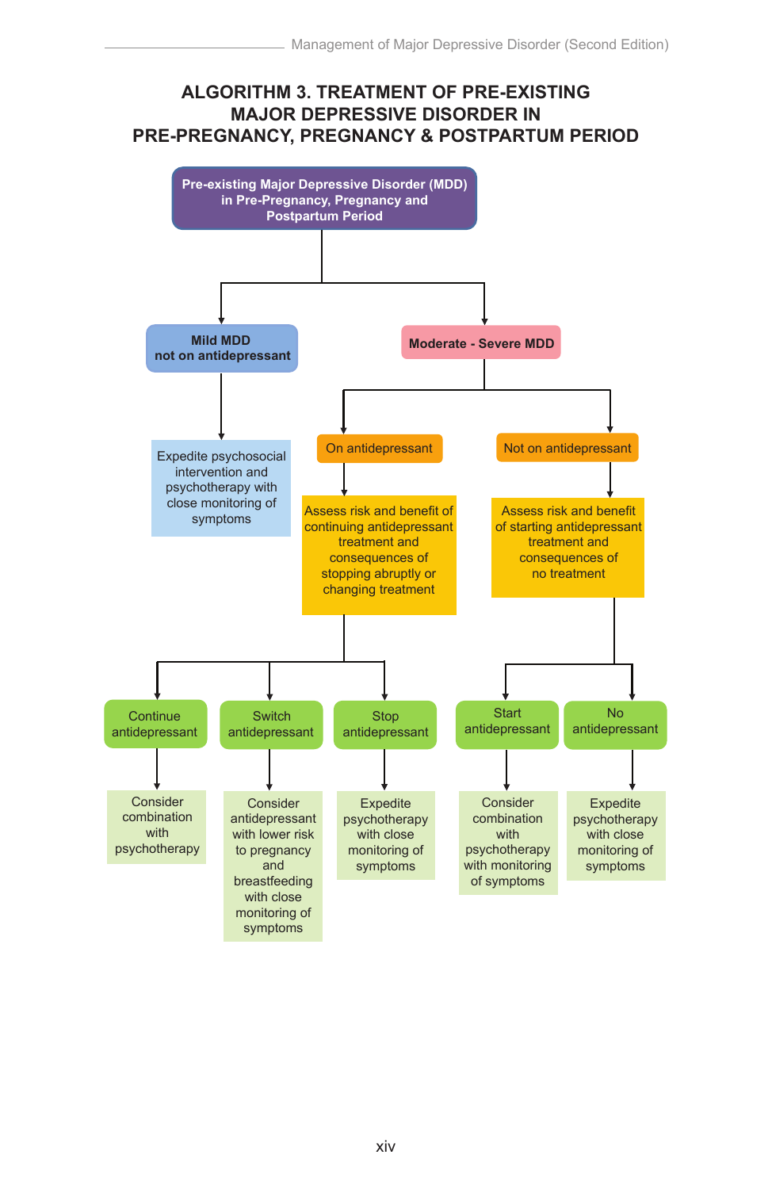# ALGORITHM 3. TREATMENT OF PRE-EXISTING MAJOR DEPRESSIVE DISORDER IN PRE-PREGNANCY, PREGNANCY & POSTPARTUM PERIOD

**Pre-existing Major Depressive Disorder (MDD) in Pre-Pregnancy, Pregnancy and Postpartum Period**

- **Mild MDD not on antidepressant**
  - Expedite psychosocial intervention and psychotherapy with close monitoring of symptoms
- **Moderate - Severe MDD**
  - On antidepressant
    - Assess risk and benefit of continuing antidepressant treatment and consequences of stopping abruptly or changing treatment
      - Continue antidepressant
        - Consider combination with psychotherapy
      - Switch antidepressant
        - Consider antidepressant with lower risk to pregnancy and breastfeeding with close monitoring of symptoms
      - Stop antidepressant
        - Expedite psychotherapy with close monitoring of symptoms
  - Not on antidepressant
    - Assess risk and benefit of starting antidepressant treatment and consequences of no treatment
      - Start antidepressant
        - Consider combination with psychotherapy with monitoring of symptoms
      - No antidepressant
        - Expedite psychotherapy with close monitoring of symptoms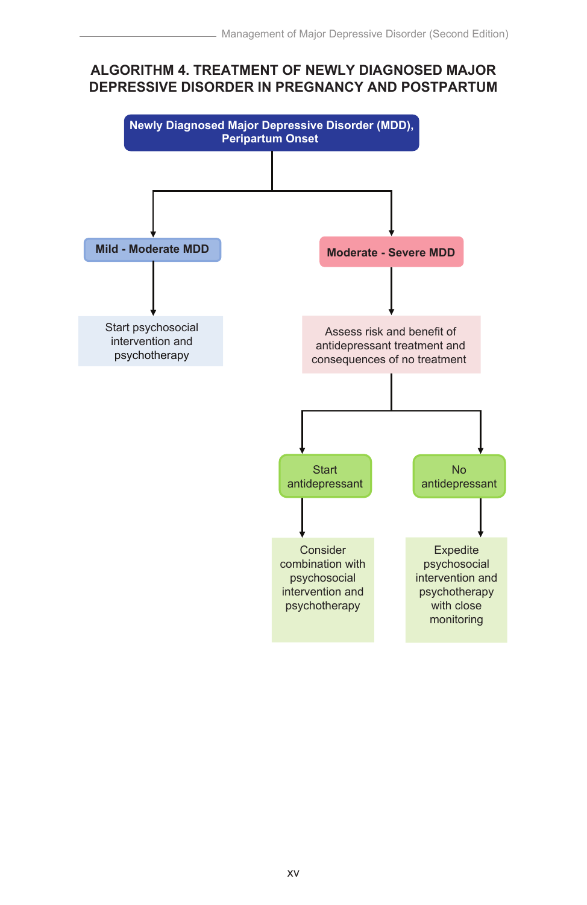## ALGORITHM 4. TREATMENT OF NEWLY DIAGNOSED MAJOR DEPRESSIVE DISORDER IN PREGNANCY AND POSTPARTUM

**Newly Diagnosed Major Depressive Disorder (MDD), Peripartum Onset**

- **Mild - Moderate MDD**
  - Start psychosocial intervention and psychotherapy
- **Moderate - Severe MDD**
  - Assess risk and benefit of antidepressant treatment and consequences of no treatment
    - Start antidepressant
      - Consider combination with psychosocial intervention and psychotherapy
    - No antidepressant
      - Expedite psychosocial intervention and psychotherapy with close monitoring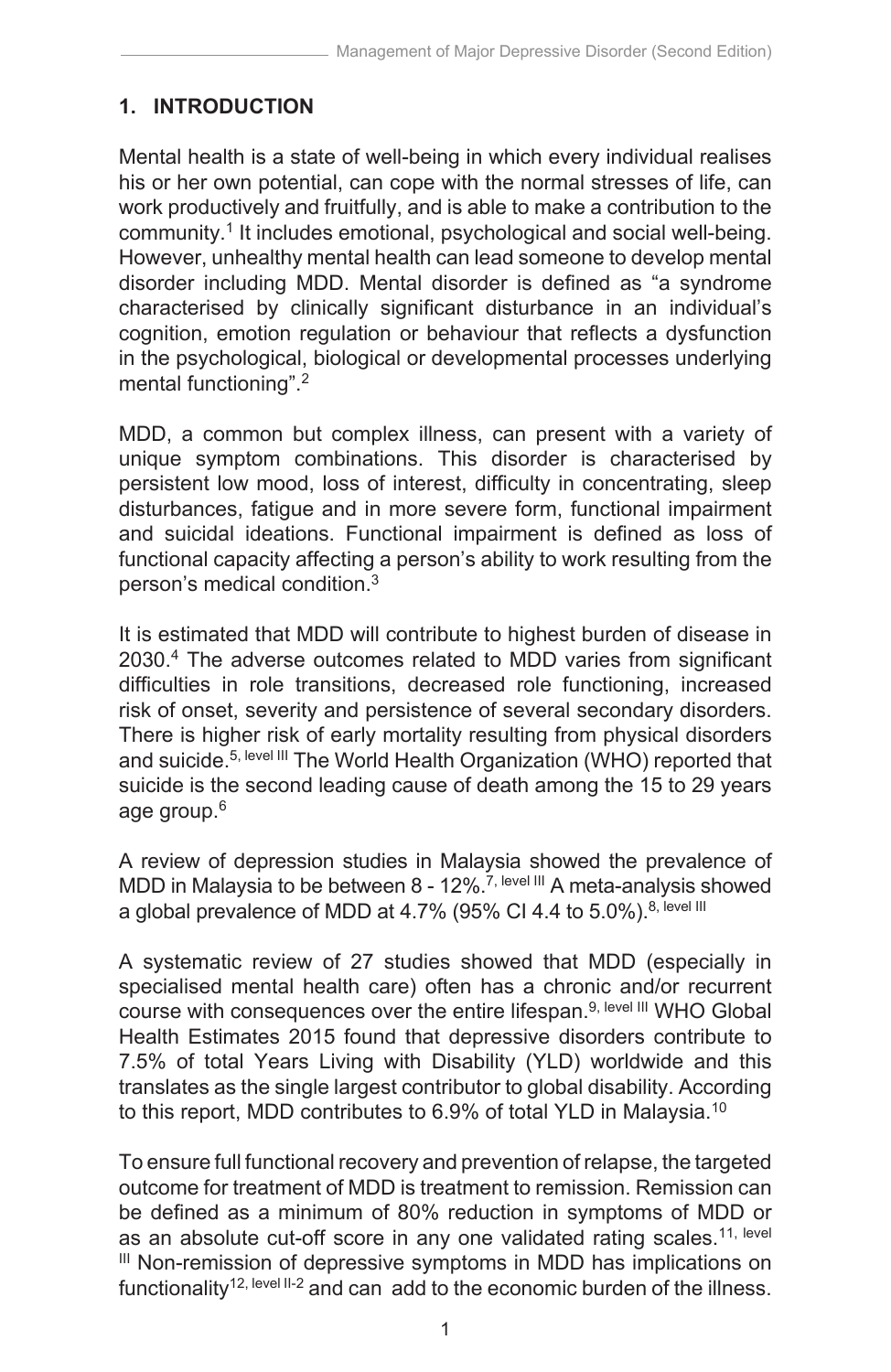# 1. INTRODUCTION

Mental health is a state of well-being in which every individual realises his or her own potential, can cope with the normal stresses of life, can work productively and fruitfully, and is able to make a contribution to the community.[1] It includes emotional, psychological and social well-being. However, unhealthy mental health can lead someone to develop mental disorder including MDD. Mental disorder is defined as "a syndrome characterised by clinically significant disturbance in an individual's cognition, emotion regulation or behaviour that reflects a dysfunction in the psychological, biological or developmental processes underlying mental functioning".[2]

MDD, a common but complex illness, can present with a variety of unique symptom combinations. This disorder is characterised by persistent low mood, loss of interest, difficulty in concentrating, sleep disturbances, fatigue and in more severe form, functional impairment and suicidal ideations. Functional impairment is defined as loss of functional capacity affecting a person's ability to work resulting from the person's medical condition.[3]

It is estimated that MDD will contribute to highest burden of disease in 2030.[4] The adverse outcomes related to MDD varies from significant difficulties in role transitions, decreased role functioning, increased risk of onset, severity and persistence of several secondary disorders. There is higher risk of early mortality resulting from physical disorders and suicide.[5, level III] The World Health Organization (WHO) reported that suicide is the second leading cause of death among the 15 to 29 years age group.[6]

A review of depression studies in Malaysia showed the prevalence of MDD in Malaysia to be between 8 - 12%.[7, level III] A meta-analysis showed a global prevalence of MDD at 4.7% (95% CI 4.4 to 5.0%).[8, level III]

A systematic review of 27 studies showed that MDD (especially in specialised mental health care) often has a chronic and/or recurrent course with consequences over the entire lifespan.[9, level III] WHO Global Health Estimates 2015 found that depressive disorders contribute to 7.5% of total Years Living with Disability (YLD) worldwide and this translates as the single largest contributor to global disability. According to this report, MDD contributes to 6.9% of total YLD in Malaysia.[10]

To ensure full functional recovery and prevention of relapse, the targeted outcome for treatment of MDD is treatment to remission. Remission can be defined as a minimum of 80% reduction in symptoms of MDD or as an absolute cut-off score in any one validated rating scales.[11, level III] Non-remission of depressive symptoms in MDD has implications on functionality[12, level II-2] and can add to the economic burden of the illness.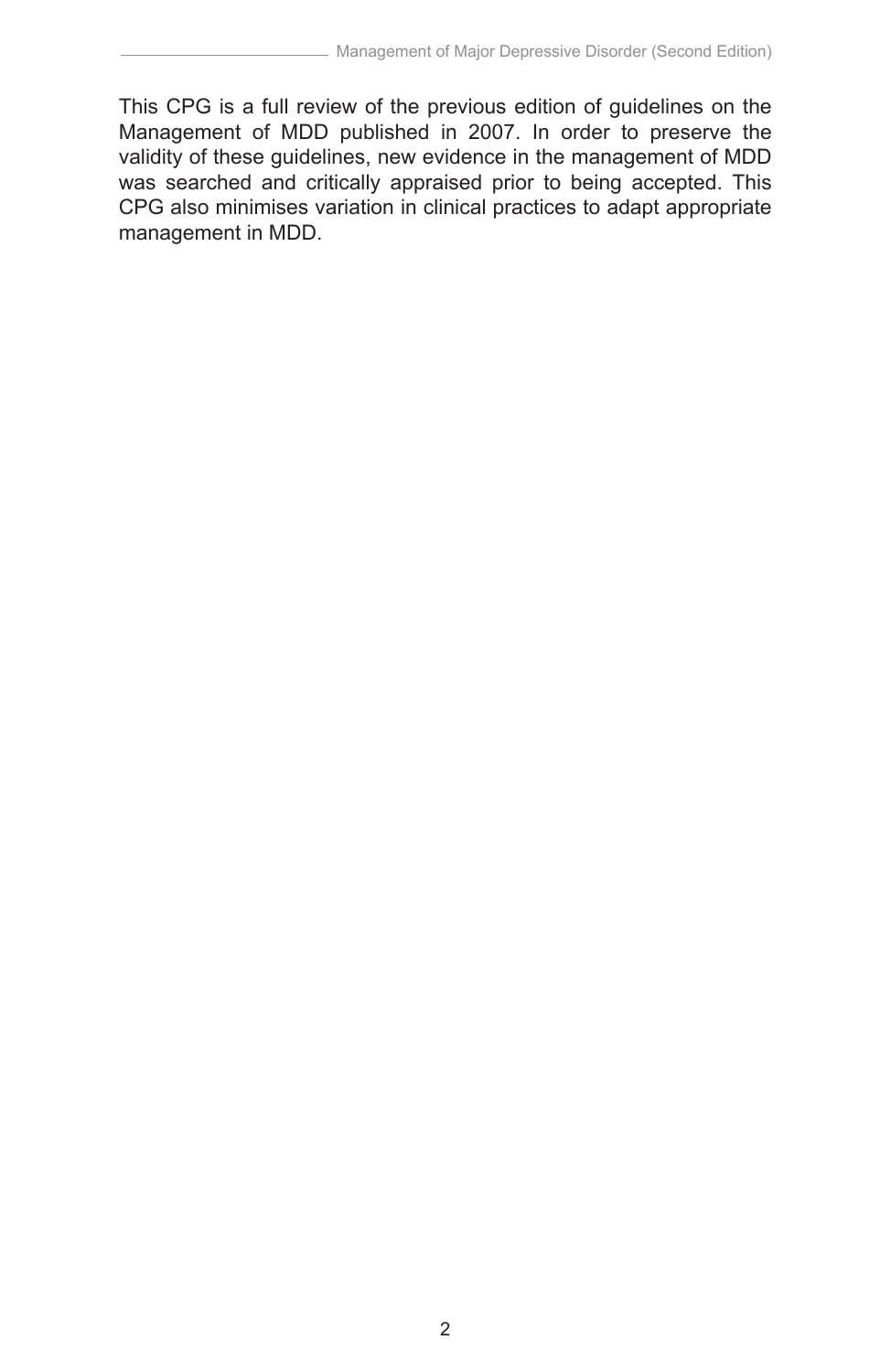This CPG is a full review of the previous edition of guidelines on the Management of MDD published in 2007. In order to preserve the validity of these guidelines, new evidence in the management of MDD was searched and critically appraised prior to being accepted. This CPG also minimises variation in clinical practices to adapt appropriate management in MDD.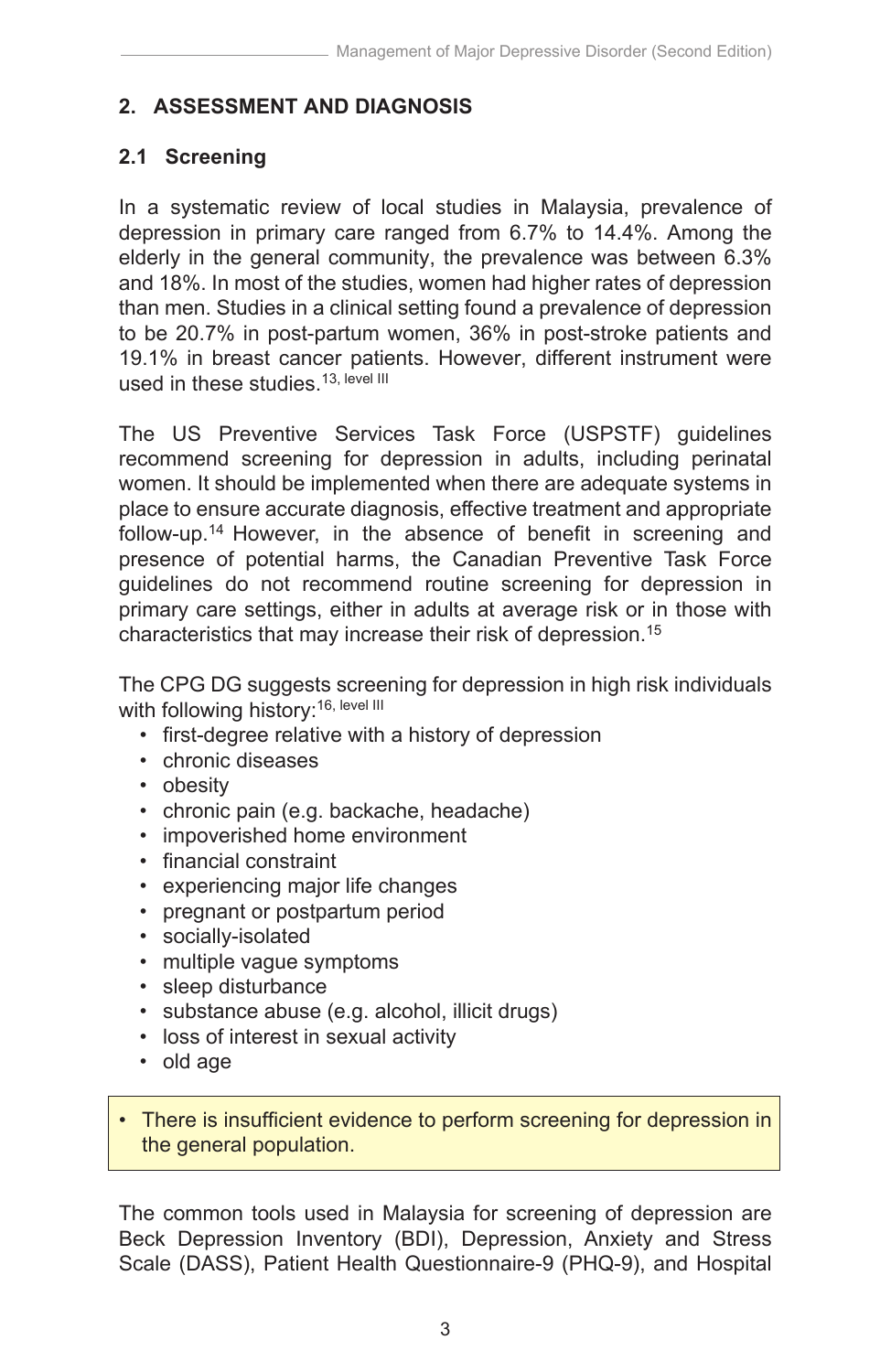## 2. ASSESSMENT AND DIAGNOSIS

### 2.1 Screening

In a systematic review of local studies in Malaysia, prevalence of depression in primary care ranged from 6.7% to 14.4%. Among the elderly in the general community, the prevalence was between 6.3% and 18%. In most of the studies, women had higher rates of depression than men. Studies in a clinical setting found a prevalence of depression to be 20.7% in post-partum women, 36% in post-stroke patients and 19.1% in breast cancer patients. However, different instrument were used in these studies.[13, level III]

The US Preventive Services Task Force (USPSTF) guidelines recommend screening for depression in adults, including perinatal women. It should be implemented when there are adequate systems in place to ensure accurate diagnosis, effective treatment and appropriate follow-up.[14] However, in the absence of benefit in screening and presence of potential harms, the Canadian Preventive Task Force guidelines do not recommend routine screening for depression in primary care settings, either in adults at average risk or in those with characteristics that may increase their risk of depression.[15]

The CPG DG suggests screening for depression in high risk individuals with following history:[16, level III]

- first-degree relative with a history of depression
- chronic diseases
- obesity
- chronic pain (e.g. backache, headache)
- impoverished home environment
- financial constraint
- experiencing major life changes
- pregnant or postpartum period
- socially-isolated
- multiple vague symptoms
- sleep disturbance
- substance abuse (e.g. alcohol, illicit drugs)
- loss of interest in sexual activity
- old age

> - There is insufficient evidence to perform screening for depression in the general population.

The common tools used in Malaysia for screening of depression are Beck Depression Inventory (BDI), Depression, Anxiety and Stress Scale (DASS), Patient Health Questionnaire-9 (PHQ-9), and Hospital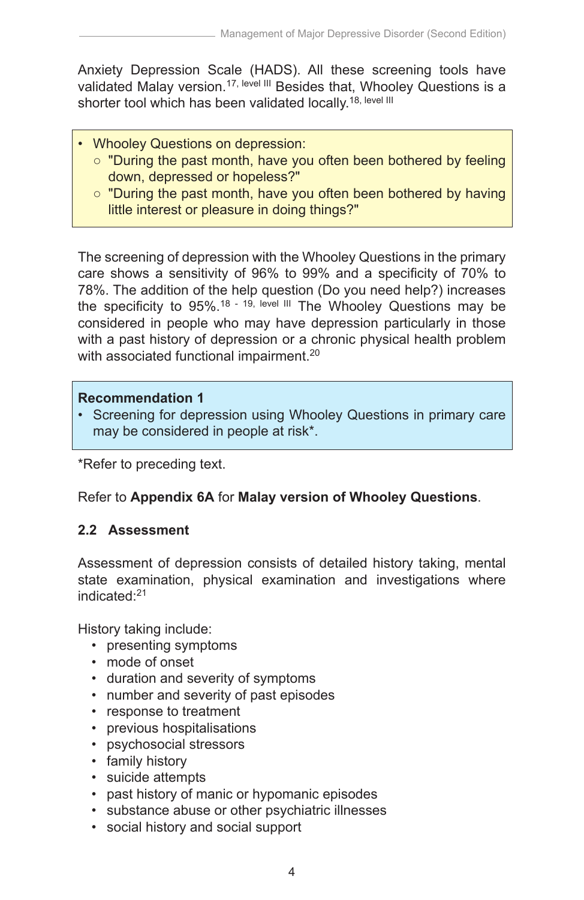Anxiety Depression Scale (HADS). All these screening tools have validated Malay version.[17, level III] Besides that, Whooley Questions is a shorter tool which has been validated locally.[18, level III]

- Whooley Questions on depression:
  - "During the past month, have you often been bothered by feeling down, depressed or hopeless?"
  - "During the past month, have you often been bothered by having little interest or pleasure in doing things?"

The screening of depression with the Whooley Questions in the primary care shows a sensitivity of 96% to 99% and a specificity of 70% to 78%. The addition of the help question (Do you need help?) increases the specificity to 95%.[18 - 19, level III] The Whooley Questions may be considered in people who may have depression particularly in those with a past history of depression or a chronic physical health problem with associated functional impairment.[20]

**Recommendation 1**

- Screening for depression using Whooley Questions in primary care may be considered in people at risk*.

*Refer to preceding text.

Refer to **Appendix 6A** for **Malay version of Whooley Questions**.

## 2.2 Assessment

Assessment of depression consists of detailed history taking, mental state examination, physical examination and investigations where indicated:[21]

History taking include:

- presenting symptoms
- mode of onset
- duration and severity of symptoms
- number and severity of past episodes
- response to treatment
- previous hospitalisations
- psychosocial stressors
- family history
- suicide attempts
- past history of manic or hypomanic episodes
- substance abuse or other psychiatric illnesses
- social history and social support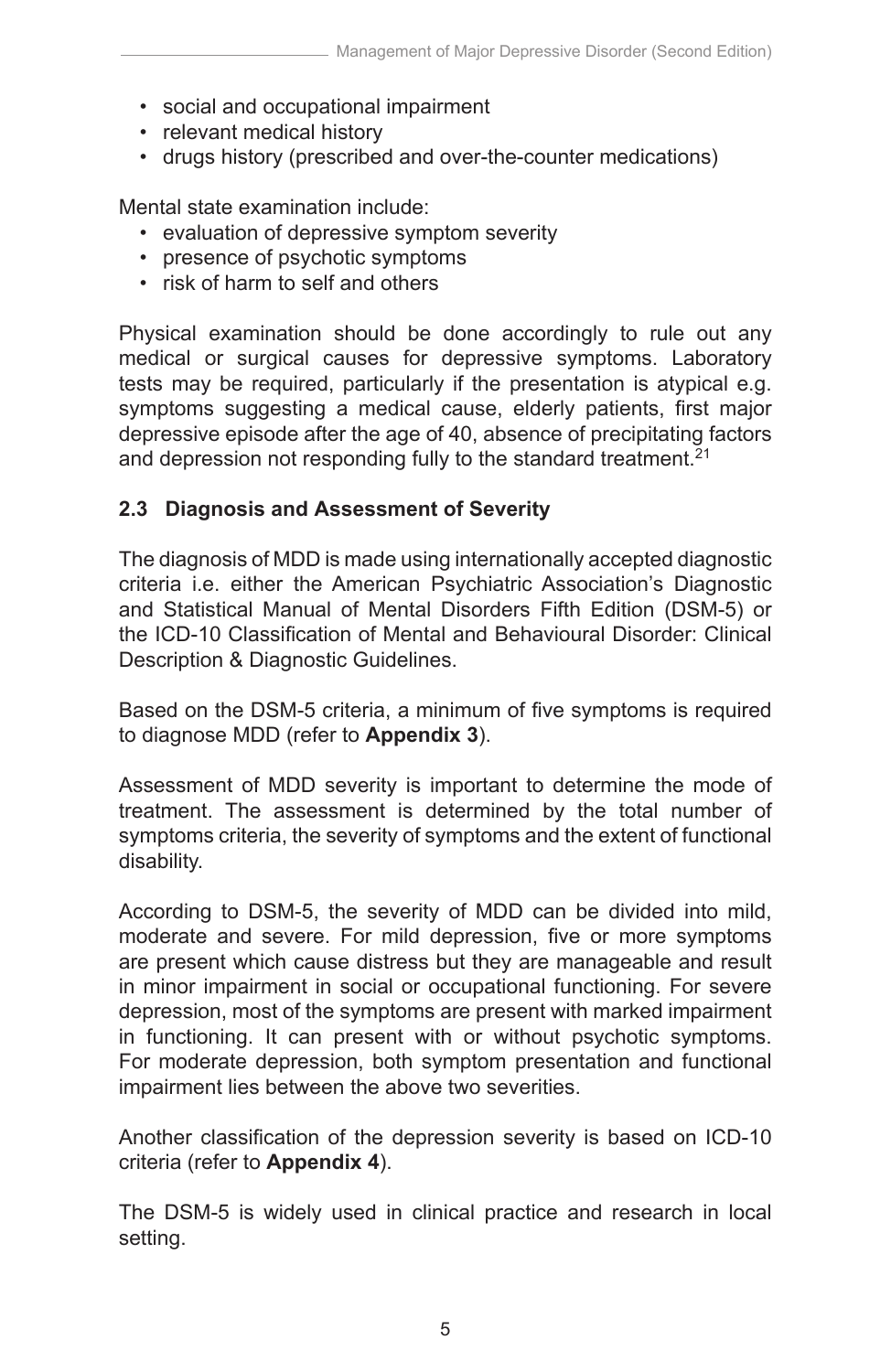- social and occupational impairment
- relevant medical history
- drugs history (prescribed and over-the-counter medications)

Mental state examination include:

- evaluation of depressive symptom severity
- presence of psychotic symptoms
- risk of harm to self and others

Physical examination should be done accordingly to rule out any medical or surgical causes for depressive symptoms. Laboratory tests may be required, particularly if the presentation is atypical e.g. symptoms suggesting a medical cause, elderly patients, first major depressive episode after the age of 40, absence of precipitating factors and depression not responding fully to the standard treatment.[21]

## 2.3 Diagnosis and Assessment of Severity

The diagnosis of MDD is made using internationally accepted diagnostic criteria i.e. either the American Psychiatric Association's Diagnostic and Statistical Manual of Mental Disorders Fifth Edition (DSM-5) or the ICD-10 Classification of Mental and Behavioural Disorder: Clinical Description & Diagnostic Guidelines.

Based on the DSM-5 criteria, a minimum of five symptoms is required to diagnose MDD (refer to **Appendix 3**).

Assessment of MDD severity is important to determine the mode of treatment. The assessment is determined by the total number of symptoms criteria, the severity of symptoms and the extent of functional disability.

According to DSM-5, the severity of MDD can be divided into mild, moderate and severe. For mild depression, five or more symptoms are present which cause distress but they are manageable and result in minor impairment in social or occupational functioning. For severe depression, most of the symptoms are present with marked impairment in functioning. It can present with or without psychotic symptoms. For moderate depression, both symptom presentation and functional impairment lies between the above two severities.

Another classification of the depression severity is based on ICD-10 criteria (refer to **Appendix 4**).

The DSM-5 is widely used in clinical practice and research in local setting.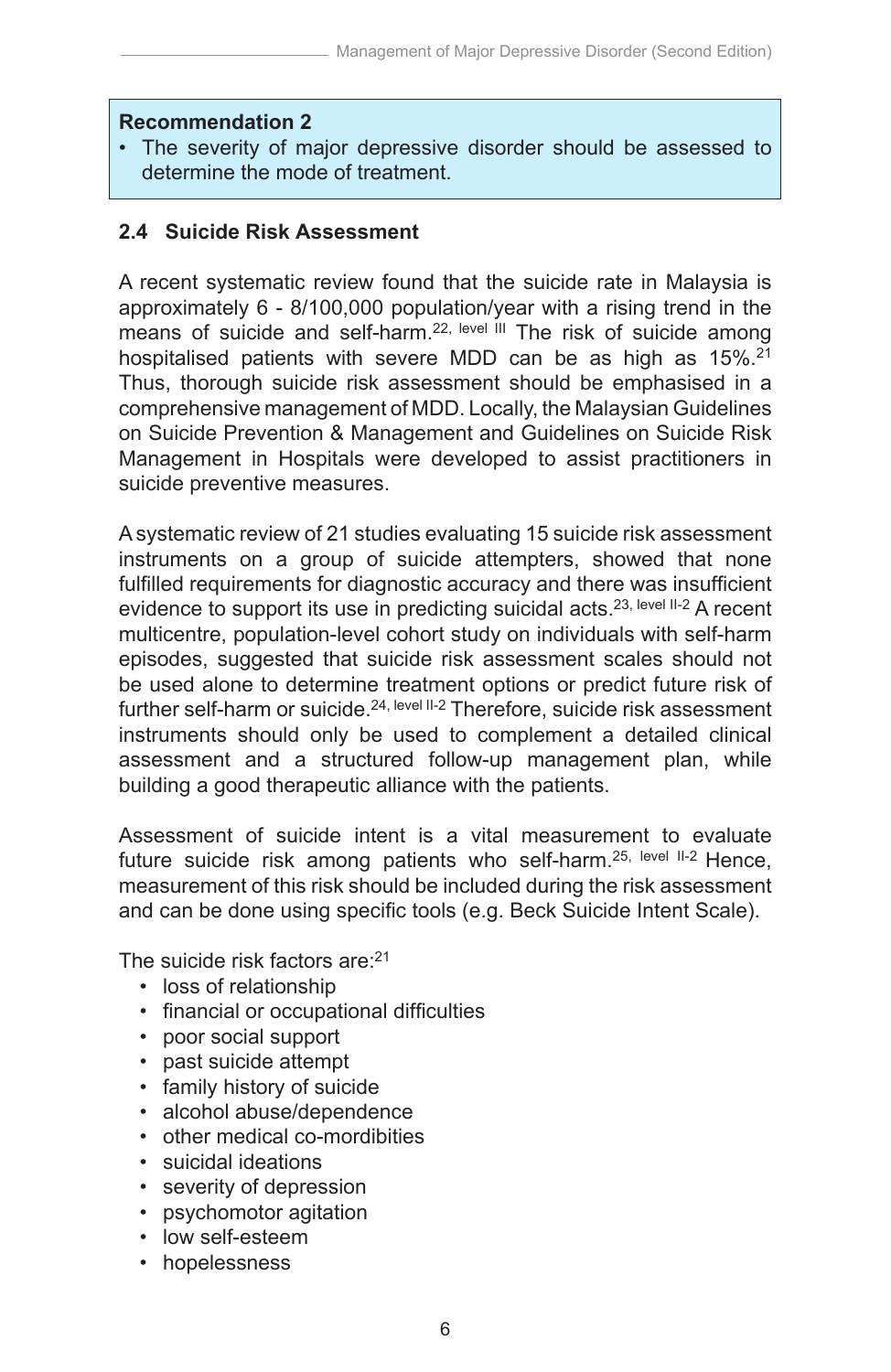**Recommendation 2**

- The severity of major depressive disorder should be assessed to determine the mode of treatment.

## 2.4 Suicide Risk Assessment

A recent systematic review found that the suicide rate in Malaysia is approximately 6 - 8/100,000 population/year with a rising trend in the means of suicide and self-harm.[22, level III] The risk of suicide among hospitalised patients with severe MDD can be as high as 15%.[21] Thus, thorough suicide risk assessment should be emphasised in a comprehensive management of MDD. Locally, the Malaysian Guidelines on Suicide Prevention & Management and Guidelines on Suicide Risk Management in Hospitals were developed to assist practitioners in suicide preventive measures.

A systematic review of 21 studies evaluating 15 suicide risk assessment instruments on a group of suicide attempters, showed that none fulfilled requirements for diagnostic accuracy and there was insufficient evidence to support its use in predicting suicidal acts.[23, level II-2] A recent multicentre, population-level cohort study on individuals with self-harm episodes, suggested that suicide risk assessment scales should not be used alone to determine treatment options or predict future risk of further self-harm or suicide.[24, level II-2] Therefore, suicide risk assessment instruments should only be used to complement a detailed clinical assessment and a structured follow-up management plan, while building a good therapeutic alliance with the patients.

Assessment of suicide intent is a vital measurement to evaluate future suicide risk among patients who self-harm.[25, level II-2] Hence, measurement of this risk should be included during the risk assessment and can be done using specific tools (e.g. Beck Suicide Intent Scale).

The suicide risk factors are:[21]

- loss of relationship
- financial or occupational difficulties
- poor social support
- past suicide attempt
- family history of suicide
- alcohol abuse/dependence
- other medical co-mordibities
- suicidal ideations
- severity of depression
- psychomotor agitation
- low self-esteem
- hopelessness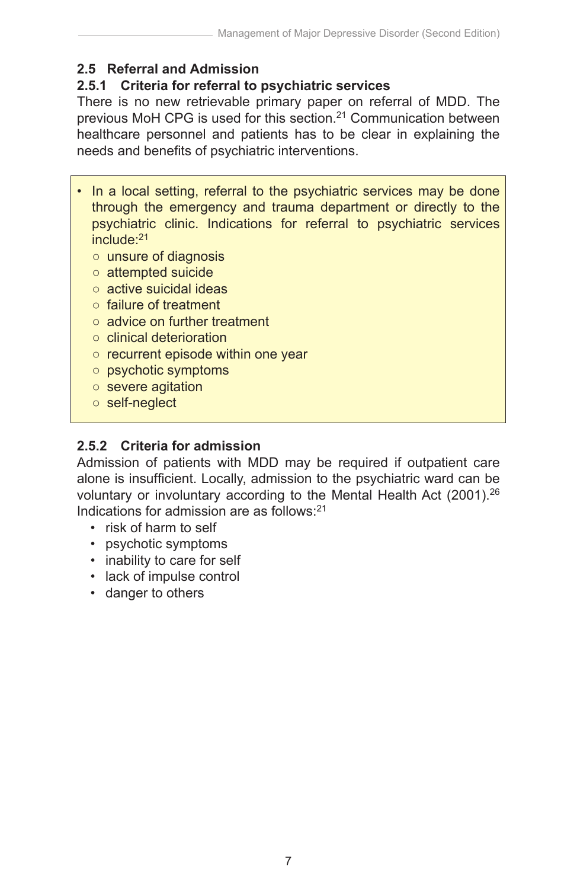## 2.5 Referral and Admission

### 2.5.1 Criteria for referral to psychiatric services

There is no new retrievable primary paper on referral of MDD. The previous MoH CPG is used for this section.[21] Communication between healthcare personnel and patients has to be clear in explaining the needs and benefits of psychiatric interventions.

- In a local setting, referral to the psychiatric services may be done through the emergency and trauma department or directly to the psychiatric clinic. Indications for referral to psychiatric services include:[21]
  - unsure of diagnosis
  - attempted suicide
  - active suicidal ideas
  - failure of treatment
  - advice on further treatment
  - clinical deterioration
  - recurrent episode within one year
  - psychotic symptoms
  - severe agitation
  - self-neglect

### 2.5.2 Criteria for admission

Admission of patients with MDD may be required if outpatient care alone is insufficient. Locally, admission to the psychiatric ward can be voluntary or involuntary according to the Mental Health Act (2001).[26] Indications for admission are as follows:[21]

- risk of harm to self
- psychotic symptoms
- inability to care for self
- lack of impulse control
- danger to others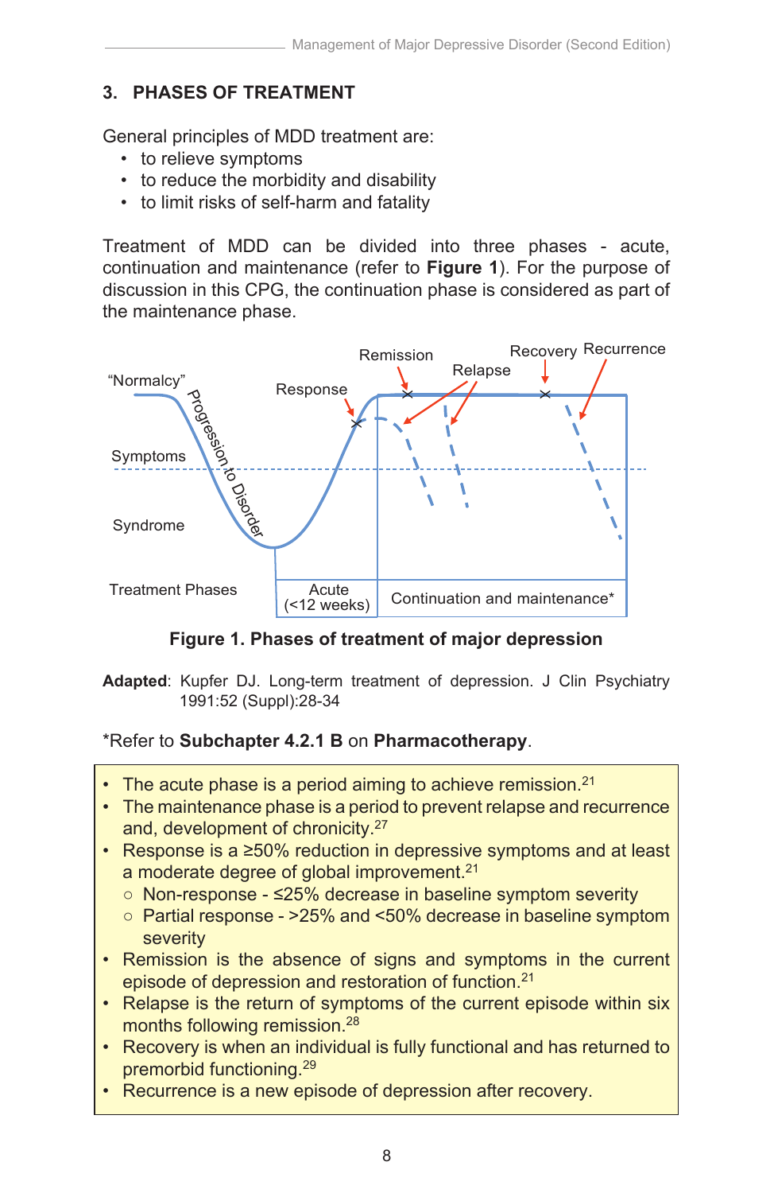## 3. PHASES OF TREATMENT

General principles of MDD treatment are:

- to relieve symptoms
- to reduce the morbidity and disability
- to limit risks of self-harm and fatality

Treatment of MDD can be divided into three phases - acute, continuation and maintenance (refer to **Figure 1**). For the purpose of discussion in this CPG, the continuation phase is considered as part of the maintenance phase.

**Figure 1. Phases of treatment of major depression**

**Adapted**: Kupfer DJ. Long-term treatment of depression. J Clin Psychiatry 1991:52 (Suppl):28-34

*Refer to **Subchapter 4.2.1 B** on **Pharmacotherapy**.

- The acute phase is a period aiming to achieve remission.[21]
- The maintenance phase is a period to prevent relapse and recurrence and, development of chronicity.[27]
- Response is a ≥50% reduction in depressive symptoms and at least a moderate degree of global improvement.[21]
  - Non-response - ≤25% decrease in baseline symptom severity
  - Partial response - >25% and <50% decrease in baseline symptom severity
- Remission is the absence of signs and symptoms in the current episode of depression and restoration of function.[21]
- Relapse is the return of symptoms of the current episode within six months following remission.[28]
- Recovery is when an individual is fully functional and has returned to premorbid functioning.[29]
- Recurrence is a new episode of depression after recovery.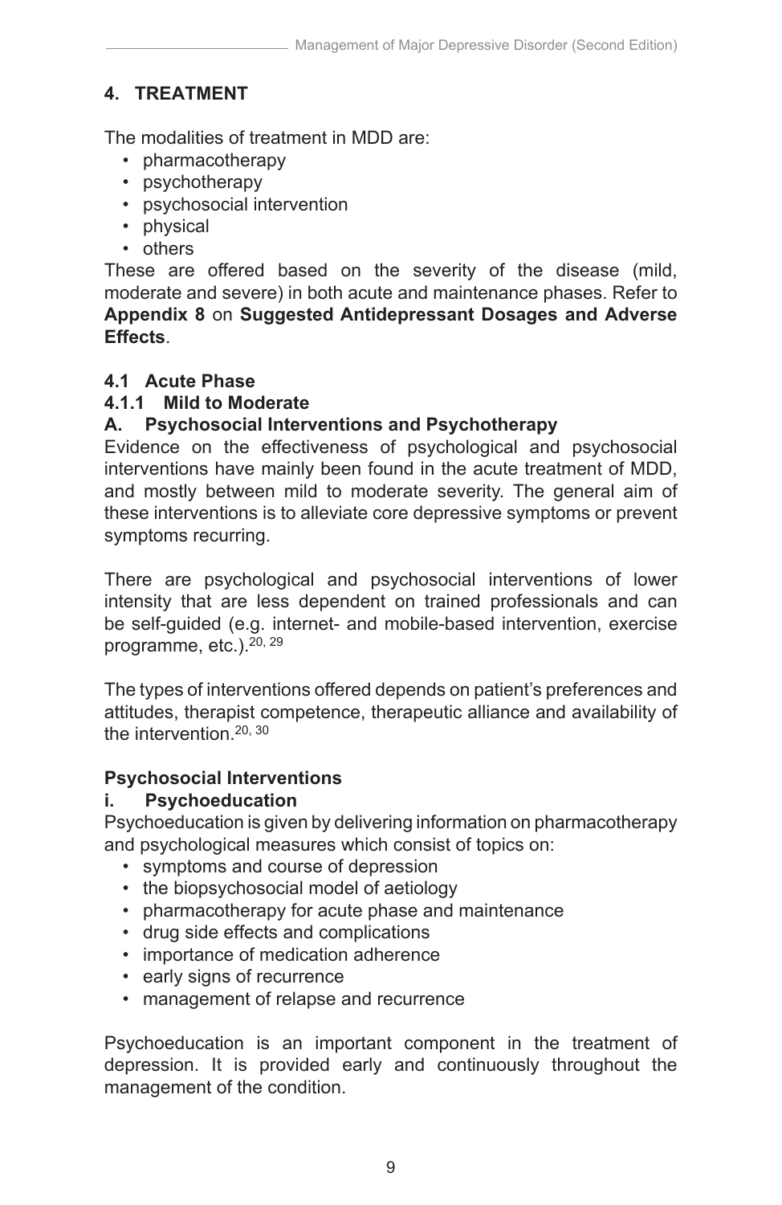## 4. TREATMENT

The modalities of treatment in MDD are:

- pharmacotherapy
- psychotherapy
- psychosocial intervention
- physical
- others

These are offered based on the severity of the disease (mild, moderate and severe) in both acute and maintenance phases. Refer to **Appendix 8** on **Suggested Antidepressant Dosages and Adverse Effects**.

### 4.1 Acute Phase

#### 4.1.1 Mild to Moderate

#### A. Psychosocial Interventions and Psychotherapy

Evidence on the effectiveness of psychological and psychosocial interventions have mainly been found in the acute treatment of MDD, and mostly between mild to moderate severity. The general aim of these interventions is to alleviate core depressive symptoms or prevent symptoms recurring.

There are psychological and psychosocial interventions of lower intensity that are less dependent on trained professionals and can be self-guided (e.g. internet- and mobile-based intervention, exercise programme, etc.).[20, 29]

The types of interventions offered depends on patient's preferences and attitudes, therapist competence, therapeutic alliance and availability of the intervention.[20, 30]

**Psychosocial Interventions**

**i. Psychoeducation**

Psychoeducation is given by delivering information on pharmacotherapy and psychological measures which consist of topics on:

- symptoms and course of depression
- the biopsychosocial model of aetiology
- pharmacotherapy for acute phase and maintenance
- drug side effects and complications
- importance of medication adherence
- early signs of recurrence
- management of relapse and recurrence

Psychoeducation is an important component in the treatment of depression. It is provided early and continuously throughout the management of the condition.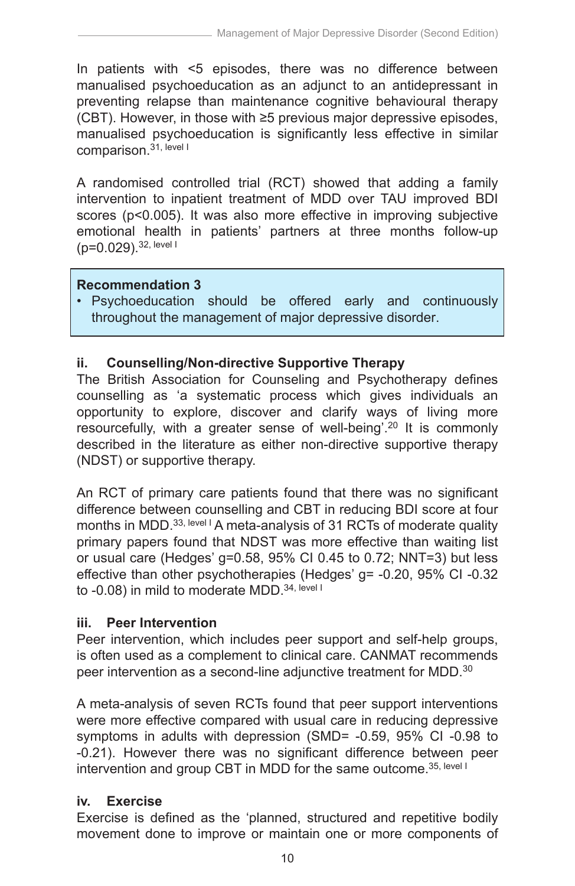In patients with <5 episodes, there was no difference between manualised psychoeducation as an adjunct to an antidepressant in preventing relapse than maintenance cognitive behavioural therapy (CBT). However, in those with ≥5 previous major depressive episodes, manualised psychoeducation is significantly less effective in similar comparison.[31, level I]

A randomised controlled trial (RCT) showed that adding a family intervention to inpatient treatment of MDD over TAU improved BDI scores ($p<0.005$). It was also more effective in improving subjective emotional health in patients' partners at three months follow-up ($p=0.029$).[32, level I]

> **Recommendation 3**
> - Psychoeducation should be offered early and continuously throughout the management of major depressive disorder.

### ii. Counselling/Non-directive Supportive Therapy

The British Association for Counseling and Psychotherapy defines counselling as 'a systematic process which gives individuals an opportunity to explore, discover and clarify ways of living more resourcefully, with a greater sense of well-being'.[20] It is commonly described in the literature as either non-directive supportive therapy (NDST) or supportive therapy.

An RCT of primary care patients found that there was no significant difference between counselling and CBT in reducing BDI score at four months in MDD.[33, level I] A meta-analysis of 31 RCTs of moderate quality primary papers found that NDST was more effective than waiting list or usual care (Hedges' g=0.58, 95% CI 0.45 to 0.72; NNT=3) but less effective than other psychotherapies (Hedges' g= -0.20, 95% CI -0.32 to -0.08) in mild to moderate MDD.[34, level I]

### iii. Peer Intervention

Peer intervention, which includes peer support and self-help groups, is often used as a complement to clinical care. CANMAT recommends peer intervention as a second-line adjunctive treatment for MDD.[30]

A meta-analysis of seven RCTs found that peer support interventions were more effective compared with usual care in reducing depressive symptoms in adults with depression (SMD= -0.59, 95% CI -0.98 to -0.21). However there was no significant difference between peer intervention and group CBT in MDD for the same outcome.[35, level I]

### iv. Exercise

Exercise is defined as the 'planned, structured and repetitive bodily movement done to improve or maintain one or more components of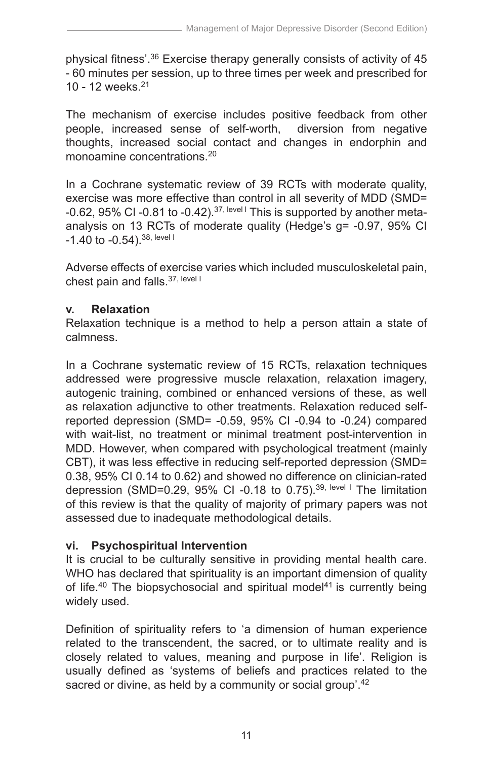physical fitness'.[36] Exercise therapy generally consists of activity of 45 - 60 minutes per session, up to three times per week and prescribed for 10 - 12 weeks.[21]

The mechanism of exercise includes positive feedback from other people, increased sense of self-worth, diversion from negative thoughts, increased social contact and changes in endorphin and monoamine concentrations.[20]

In a Cochrane systematic review of 39 RCTs with moderate quality, exercise was more effective than control in all severity of MDD (SMD= -0.62, 95% CI -0.81 to -0.42).[37, level I] This is supported by another meta-analysis on 13 RCTs of moderate quality (Hedge's g= -0.97, 95% CI -1.40 to -0.54).[38, level I]

Adverse effects of exercise varies which included musculoskeletal pain, chest pain and falls.[37, level I]

**v. Relaxation**

Relaxation technique is a method to help a person attain a state of calmness.

In a Cochrane systematic review of 15 RCTs, relaxation techniques addressed were progressive muscle relaxation, relaxation imagery, autogenic training, combined or enhanced versions of these, as well as relaxation adjunctive to other treatments. Relaxation reduced self-reported depression (SMD= -0.59, 95% CI -0.94 to -0.24) compared with wait-list, no treatment or minimal treatment post-intervention in MDD. However, when compared with psychological treatment (mainly CBT), it was less effective in reducing self-reported depression (SMD= 0.38, 95% CI 0.14 to 0.62) and showed no difference on clinician-rated depression (SMD=0.29, 95% CI -0.18 to 0.75).[39, level I] The limitation of this review is that the quality of majority of primary papers was not assessed due to inadequate methodological details.

**vi. Psychospiritual Intervention**

It is crucial to be culturally sensitive in providing mental health care. WHO has declared that spirituality is an important dimension of quality of life.[40] The biopsychosocial and spiritual model[41] is currently being widely used.

Definition of spirituality refers to 'a dimension of human experience related to the transcendent, the sacred, or to ultimate reality and is closely related to values, meaning and purpose in life'. Religion is usually defined as 'systems of beliefs and practices related to the sacred or divine, as held by a community or social group'.[42]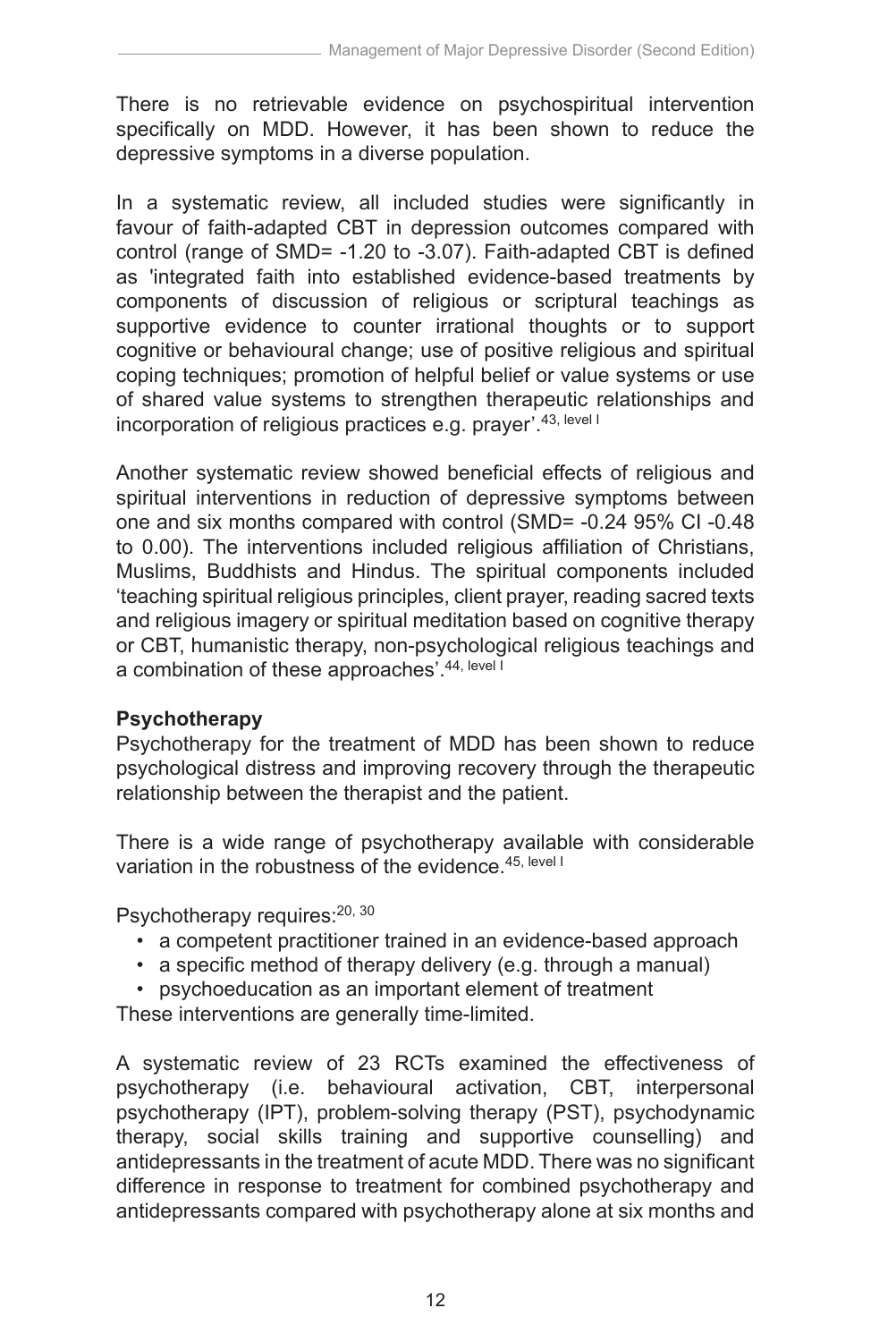There is no retrievable evidence on psychospiritual intervention specifically on MDD. However, it has been shown to reduce the depressive symptoms in a diverse population.

In a systematic review, all included studies were significantly in favour of faith-adapted CBT in depression outcomes compared with control (range of SMD= -1.20 to -3.07). Faith-adapted CBT is defined as 'integrated faith into established evidence-based treatments by components of discussion of religious or scriptural teachings as supportive evidence to counter irrational thoughts or to support cognitive or behavioural change; use of positive religious and spiritual coping techniques; promotion of helpful belief or value systems or use of shared value systems to strengthen therapeutic relationships and incorporation of religious practices e.g. prayer'.[43, level I]

Another systematic review showed beneficial effects of religious and spiritual interventions in reduction of depressive symptoms between one and six months compared with control (SMD= -0.24 95% CI -0.48 to 0.00). The interventions included religious affiliation of Christians, Muslims, Buddhists and Hindus. The spiritual components included 'teaching spiritual religious principles, client prayer, reading sacred texts and religious imagery or spiritual meditation based on cognitive therapy or CBT, humanistic therapy, non-psychological religious teachings and a combination of these approaches'.[44, level I]

**Psychotherapy**

Psychotherapy for the treatment of MDD has been shown to reduce psychological distress and improving recovery through the therapeutic relationship between the therapist and the patient.

There is a wide range of psychotherapy available with considerable variation in the robustness of the evidence.[45, level I]

Psychotherapy requires:[20, 30]

- a competent practitioner trained in an evidence-based approach
- a specific method of therapy delivery (e.g. through a manual)
- psychoeducation as an important element of treatment

These interventions are generally time-limited.

A systematic review of 23 RCTs examined the effectiveness of psychotherapy (i.e. behavioural activation, CBT, interpersonal psychotherapy (IPT), problem-solving therapy (PST), psychodynamic therapy, social skills training and supportive counselling) and antidepressants in the treatment of acute MDD. There was no significant difference in response to treatment for combined psychotherapy and antidepressants compared with psychotherapy alone at six months and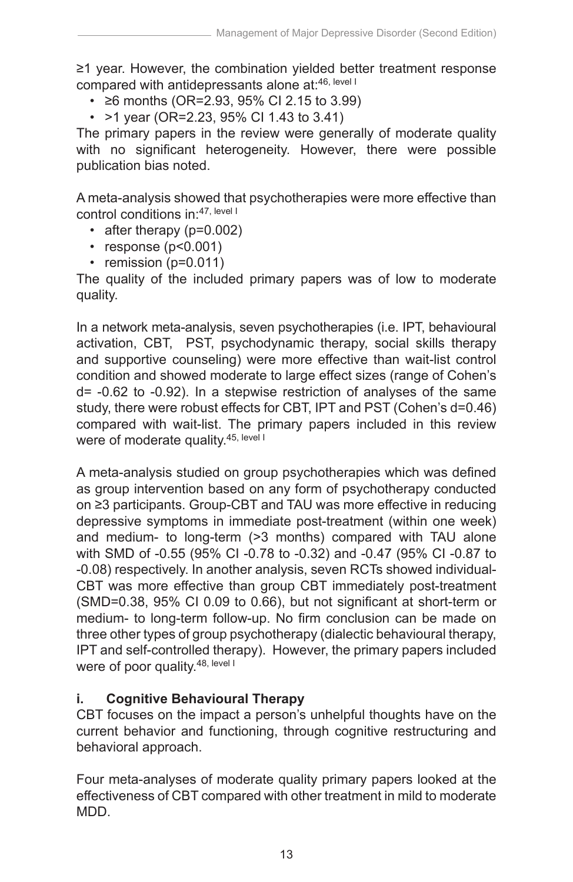≥1 year. However, the combination yielded better treatment response compared with antidepressants alone at:[46, level I]

- ≥6 months (OR=2.93, 95% CI 2.15 to 3.99)
- >1 year (OR=2.23, 95% CI 1.43 to 3.41)

The primary papers in the review were generally of moderate quality with no significant heterogeneity. However, there were possible publication bias noted.

A meta-analysis showed that psychotherapies were more effective than control conditions in:[47, level I]

- after therapy (p=0.002)
- response (p<0.001)
- remission (p=0.011)

The quality of the included primary papers was of low to moderate quality.

In a network meta-analysis, seven psychotherapies (i.e. IPT, behavioural activation, CBT, PST, psychodynamic therapy, social skills therapy and supportive counseling) were more effective than wait-list control condition and showed moderate to large effect sizes (range of Cohen's d= -0.62 to -0.92). In a stepwise restriction of analyses of the same study, there were robust effects for CBT, IPT and PST (Cohen's d=0.46) compared with wait-list. The primary papers included in this review were of moderate quality.[45, level I]

A meta-analysis studied on group psychotherapies which was defined as group intervention based on any form of psychotherapy conducted on ≥3 participants. Group-CBT and TAU was more effective in reducing depressive symptoms in immediate post-treatment (within one week) and medium- to long-term (>3 months) compared with TAU alone with SMD of -0.55 (95% CI -0.78 to -0.32) and -0.47 (95% CI -0.87 to -0.08) respectively. In another analysis, seven RCTs showed individual-CBT was more effective than group CBT immediately post-treatment (SMD=0.38, 95% CI 0.09 to 0.66), but not significant at short-term or medium- to long-term follow-up. No firm conclusion can be made on three other types of group psychotherapy (dialectic behavioural therapy, IPT and self-controlled therapy). However, the primary papers included were of poor quality.[48, level I]

**i. Cognitive Behavioural Therapy**

CBT focuses on the impact a person's unhelpful thoughts have on the current behavior and functioning, through cognitive restructuring and behavioral approach.

Four meta-analyses of moderate quality primary papers looked at the effectiveness of CBT compared with other treatment in mild to moderate MDD.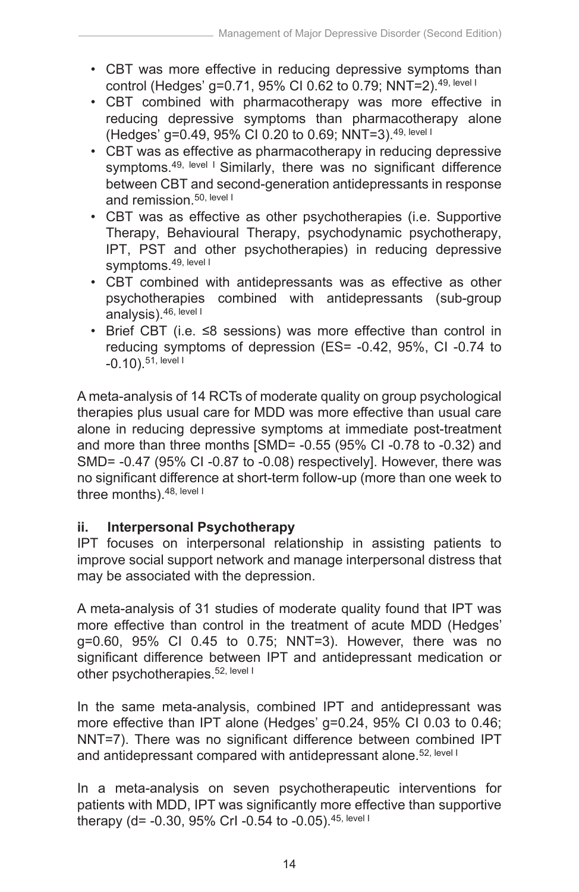- CBT was more effective in reducing depressive symptoms than control (Hedges' g=0.71, 95% CI 0.62 to 0.79; NNT=2).[49, level I]
- CBT combined with pharmacotherapy was more effective in reducing depressive symptoms than pharmacotherapy alone (Hedges' g=0.49, 95% CI 0.20 to 0.69; NNT=3).[49, level I]
- CBT was as effective as pharmacotherapy in reducing depressive symptoms.[49, level I] Similarly, there was no significant difference between CBT and second-generation antidepressants in response and remission.[50, level I]
- CBT was as effective as other psychotherapies (i.e. Supportive Therapy, Behavioural Therapy, psychodynamic psychotherapy, IPT, PST and other psychotherapies) in reducing depressive symptoms.[49, level I]
- CBT combined with antidepressants was as effective as other psychotherapies combined with antidepressants (sub-group analysis).[46, level I]
- Brief CBT (i.e. ≤8 sessions) was more effective than control in reducing symptoms of depression (ES= -0.42, 95%, CI -0.74 to -0.10).[51, level I]

A meta-analysis of 14 RCTs of moderate quality on group psychological therapies plus usual care for MDD was more effective than usual care alone in reducing depressive symptoms at immediate post-treatment and more than three months [SMD= -0.55 (95% CI -0.78 to -0.32) and SMD= -0.47 (95% CI -0.87 to -0.08) respectively]. However, there was no significant difference at short-term follow-up (more than one week to three months).[48, level I]

#### ii. Interpersonal Psychotherapy

IPT focuses on interpersonal relationship in assisting patients to improve social support network and manage interpersonal distress that may be associated with the depression.

A meta-analysis of 31 studies of moderate quality found that IPT was more effective than control in the treatment of acute MDD (Hedges' g=0.60, 95% CI 0.45 to 0.75; NNT=3). However, there was no significant difference between IPT and antidepressant medication or other psychotherapies.[52, level I]

In the same meta-analysis, combined IPT and antidepressant was more effective than IPT alone (Hedges' g=0.24, 95% CI 0.03 to 0.46; NNT=7). There was no significant difference between combined IPT and antidepressant compared with antidepressant alone.[52, level I]

In a meta-analysis on seven psychotherapeutic interventions for patients with MDD, IPT was significantly more effective than supportive therapy (d= -0.30, 95% CrI -0.54 to -0.05).[45, level I]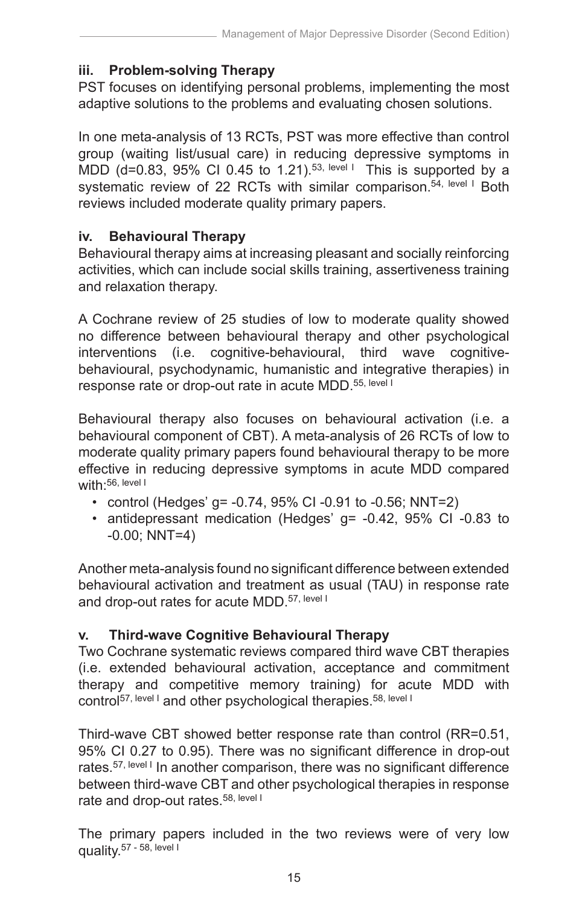### iii. Problem-solving Therapy

PST focuses on identifying personal problems, implementing the most adaptive solutions to the problems and evaluating chosen solutions.

In one meta-analysis of 13 RCTs, PST was more effective than control group (waiting list/usual care) in reducing depressive symptoms in MDD (d=0.83, 95% CI 0.45 to 1.21).[53, level I] This is supported by a systematic review of 22 RCTs with similar comparison.[54, level I] Both reviews included moderate quality primary papers.

### iv. Behavioural Therapy

Behavioural therapy aims at increasing pleasant and socially reinforcing activities, which can include social skills training, assertiveness training and relaxation therapy.

A Cochrane review of 25 studies of low to moderate quality showed no difference between behavioural therapy and other psychological interventions (i.e. cognitive-behavioural, third wave cognitive-behavioural, psychodynamic, humanistic and integrative therapies) in response rate or drop-out rate in acute MDD.[55, level I]

Behavioural therapy also focuses on behavioural activation (i.e. a behavioural component of CBT). A meta-analysis of 26 RCTs of low to moderate quality primary papers found behavioural therapy to be more effective in reducing depressive symptoms in acute MDD compared with:[56, level I]

- control (Hedges' g= -0.74, 95% CI -0.91 to -0.56; NNT=2)
- antidepressant medication (Hedges' g= -0.42, 95% CI -0.83 to -0.00; NNT=4)

Another meta-analysis found no significant difference between extended behavioural activation and treatment as usual (TAU) in response rate and drop-out rates for acute MDD.[57, level I]

### v. Third-wave Cognitive Behavioural Therapy

Two Cochrane systematic reviews compared third wave CBT therapies (i.e. extended behavioural activation, acceptance and commitment therapy and competitive memory training) for acute MDD with control[57, level I] and other psychological therapies.[58, level I]

Third-wave CBT showed better response rate than control (RR=0.51, 95% CI 0.27 to 0.95). There was no significant difference in drop-out rates.[57, level I] In another comparison, there was no significant difference between third-wave CBT and other psychological therapies in response rate and drop-out rates.[58, level I]

The primary papers included in the two reviews were of very low quality.[57 - 58, level I]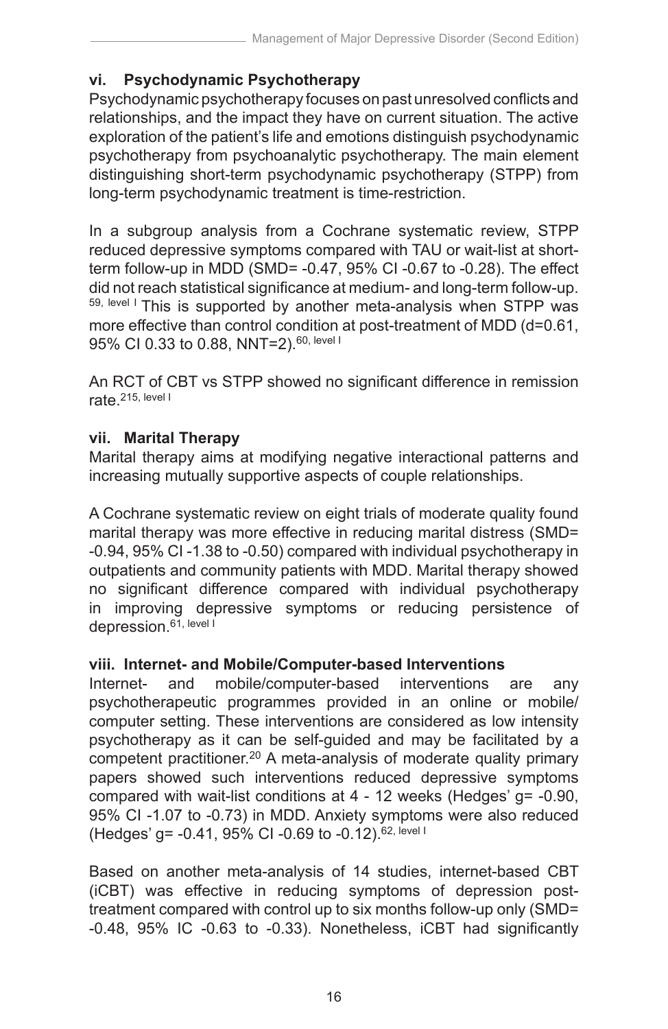### vi. Psychodynamic Psychotherapy

Psychodynamic psychotherapy focuses on past unresolved conflicts and relationships, and the impact they have on current situation. The active exploration of the patient's life and emotions distinguish psychodynamic psychotherapy from psychoanalytic psychotherapy. The main element distinguishing short-term psychodynamic psychotherapy (STPP) from long-term psychodynamic treatment is time-restriction.

In a subgroup analysis from a Cochrane systematic review, STPP reduced depressive symptoms compared with TAU or wait-list at short-term follow-up in MDD (SMD= -0.47, 95% CI -0.67 to -0.28). The effect did not reach statistical significance at medium- and long-term follow-up.[59, level I] This is supported by another meta-analysis when STPP was more effective than control condition at post-treatment of MDD (d=0.61, 95% CI 0.33 to 0.88, NNT=2).[60, level I]

An RCT of CBT vs STPP showed no significant difference in remission rate.[215, level I]

### vii. Marital Therapy

Marital therapy aims at modifying negative interactional patterns and increasing mutually supportive aspects of couple relationships.

A Cochrane systematic review on eight trials of moderate quality found marital therapy was more effective in reducing marital distress (SMD= -0.94, 95% CI -1.38 to -0.50) compared with individual psychotherapy in outpatients and community patients with MDD. Marital therapy showed no significant difference compared with individual psychotherapy in improving depressive symptoms or reducing persistence of depression.[61, level I]

### viii. Internet- and Mobile/Computer-based Interventions

Internet- and mobile/computer-based interventions are any psychotherapeutic programmes provided in an online or mobile/ computer setting. These interventions are considered as low intensity psychotherapy as it can be self-guided and may be facilitated by a competent practitioner.[20] A meta-analysis of moderate quality primary papers showed such interventions reduced depressive symptoms compared with wait-list conditions at 4 - 12 weeks (Hedges' g= -0.90, 95% CI -1.07 to -0.73) in MDD. Anxiety symptoms were also reduced (Hedges' g= -0.41, 95% CI -0.69 to -0.12).[62, level I]

Based on another meta-analysis of 14 studies, internet-based CBT (iCBT) was effective in reducing symptoms of depression post-treatment compared with control up to six months follow-up only (SMD= -0.48, 95% IC -0.63 to -0.33). Nonetheless, iCBT had significantly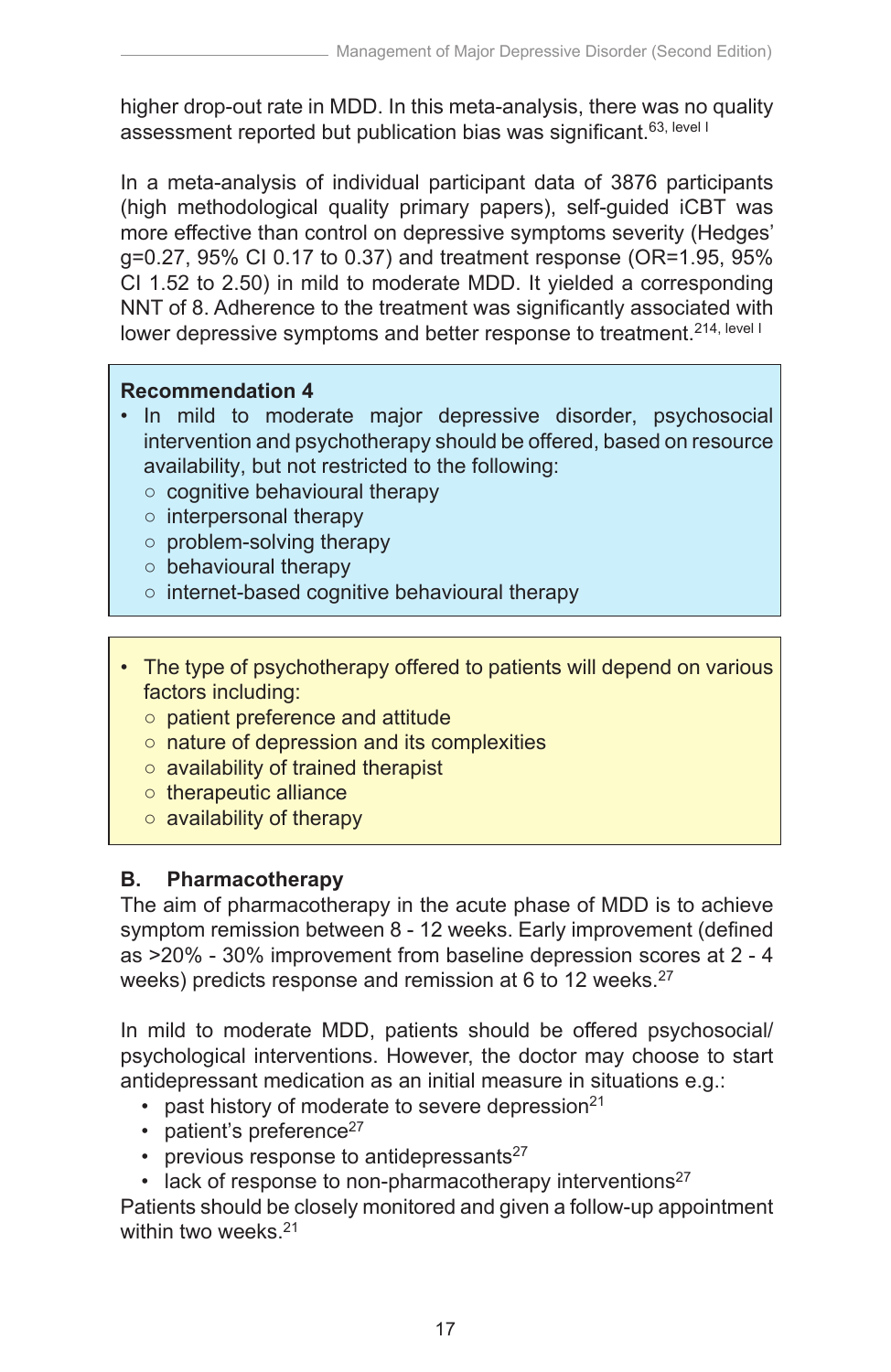higher drop-out rate in MDD. In this meta-analysis, there was no quality assessment reported but publication bias was significant.[63, level I]

In a meta-analysis of individual participant data of 3876 participants (high methodological quality primary papers), self-guided iCBT was more effective than control on depressive symptoms severity (Hedges' g=0.27, 95% CI 0.17 to 0.37) and treatment response (OR=1.95, 95% CI 1.52 to 2.50) in mild to moderate MDD. It yielded a corresponding NNT of 8. Adherence to the treatment was significantly associated with lower depressive symptoms and better response to treatment.[214, level I]

**Recommendation 4**

- In mild to moderate major depressive disorder, psychosocial intervention and psychotherapy should be offered, based on resource availability, but not restricted to the following:
  - cognitive behavioural therapy
  - interpersonal therapy
  - problem-solving therapy
  - behavioural therapy
  - internet-based cognitive behavioural therapy

- The type of psychotherapy offered to patients will depend on various factors including:
  - patient preference and attitude
  - nature of depression and its complexities
  - availability of trained therapist
  - therapeutic alliance
  - availability of therapy

### B. Pharmacotherapy

The aim of pharmacotherapy in the acute phase of MDD is to achieve symptom remission between 8 - 12 weeks. Early improvement (defined as >20% - 30% improvement from baseline depression scores at 2 - 4 weeks) predicts response and remission at 6 to 12 weeks.[27]

In mild to moderate MDD, patients should be offered psychosocial/ psychological interventions. However, the doctor may choose to start antidepressant medication as an initial measure in situations e.g.:

- past history of moderate to severe depression[21]
- patient's preference[27]
- previous response to antidepressants[27]
- lack of response to non-pharmacotherapy interventions[27]

Patients should be closely monitored and given a follow-up appointment within two weeks.[21]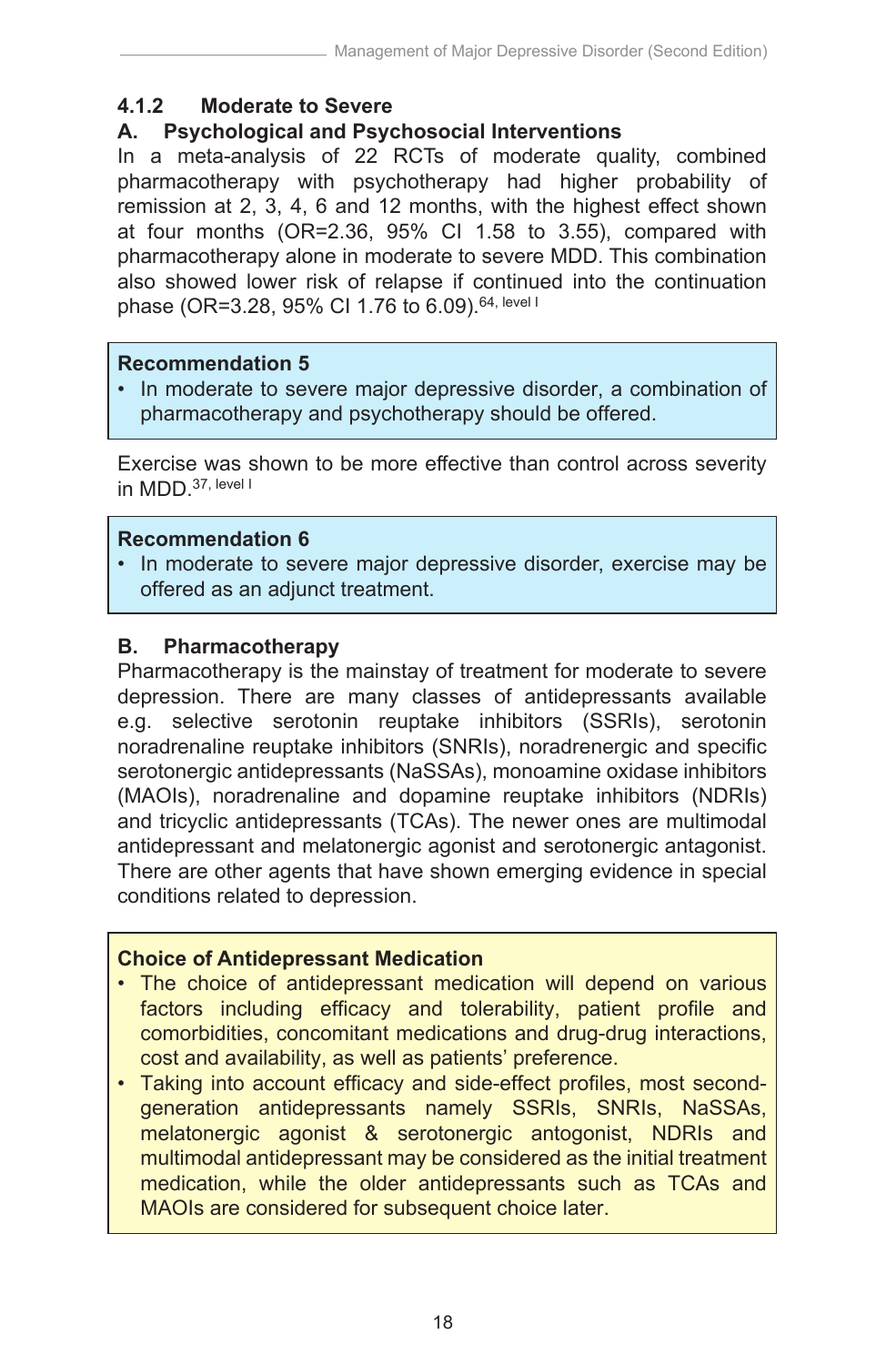### 4.1.2 Moderate to Severe

#### A. Psychological and Psychosocial Interventions

In a meta-analysis of 22 RCTs of moderate quality, combined pharmacotherapy with psychotherapy had higher probability of remission at 2, 3, 4, 6 and 12 months, with the highest effect shown at four months (OR=2.36, 95% CI 1.58 to 3.55), compared with pharmacotherapy alone in moderate to severe MDD. This combination also showed lower risk of relapse if continued into the continuation phase (OR=3.28, 95% CI 1.76 to 6.09).[64, level I]

> **Recommendation 5**
> - In moderate to severe major depressive disorder, a combination of pharmacotherapy and psychotherapy should be offered.

Exercise was shown to be more effective than control across severity in MDD.[37, level I]

> **Recommendation 6**
> - In moderate to severe major depressive disorder, exercise may be offered as an adjunct treatment.

#### B. Pharmacotherapy

Pharmacotherapy is the mainstay of treatment for moderate to severe depression. There are many classes of antidepressants available e.g. selective serotonin reuptake inhibitors (SSRIs), serotonin noradrenaline reuptake inhibitors (SNRIs), noradrenergic and specific serotonergic antidepressants (NaSSAs), monoamine oxidase inhibitors (MAOIs), noradrenaline and dopamine reuptake inhibitors (NDRIs) and tricyclic antidepressants (TCAs). The newer ones are multimodal antidepressant and melatonergic agonist and serotonergic antagonist. There are other agents that have shown emerging evidence in special conditions related to depression.

> **Choice of Antidepressant Medication**
> - The choice of antidepressant medication will depend on various factors including efficacy and tolerability, patient profile and comorbidities, concomitant medications and drug-drug interactions, cost and availability, as well as patients' preference.
> - Taking into account efficacy and side-effect profiles, most second-generation antidepressants namely SSRIs, SNRIs, NaSSAs, melatonergic agonist & serotonergic antogonist, NDRIs and multimodal antidepressant may be considered as the initial treatment medication, while the older antidepressants such as TCAs and MAOIs are considered for subsequent choice later.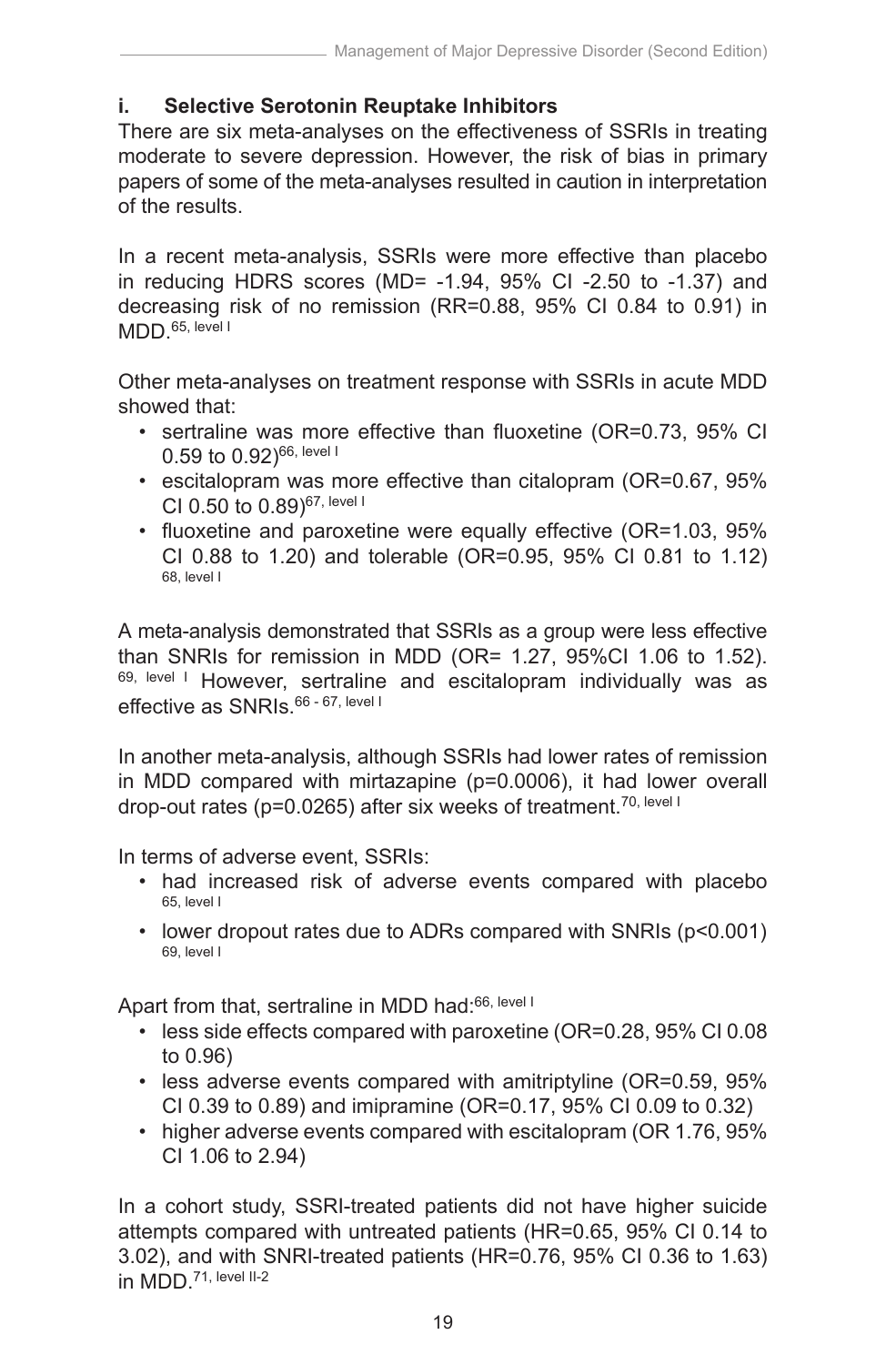### i. Selective Serotonin Reuptake Inhibitors

There are six meta-analyses on the effectiveness of SSRIs in treating moderate to severe depression. However, the risk of bias in primary papers of some of the meta-analyses resulted in caution in interpretation of the results.

In a recent meta-analysis, SSRIs were more effective than placebo in reducing HDRS scores (MD= -1.94, 95% CI -2.50 to -1.37) and decreasing risk of no remission (RR=0.88, 95% CI 0.84 to 0.91) in MDD.[65, level I]

Other meta-analyses on treatment response with SSRIs in acute MDD showed that:

- sertraline was more effective than fluoxetine (OR=0.73, 95% CI 0.59 to 0.92)[66, level I]
- escitalopram was more effective than citalopram (OR=0.67, 95% CI 0.50 to 0.89)[67, level I]
- fluoxetine and paroxetine were equally effective (OR=1.03, 95% CI 0.88 to 1.20) and tolerable (OR=0.95, 95% CI 0.81 to 1.12) [68, level I]

A meta-analysis demonstrated that SSRIs as a group were less effective than SNRIs for remission in MDD (OR= 1.27, 95%CI 1.06 to 1.52). [69, level I] However, sertraline and escitalopram individually was as effective as SNRIs.[66 - 67, level I]

In another meta-analysis, although SSRIs had lower rates of remission in MDD compared with mirtazapine (p=0.0006), it had lower overall drop-out rates (p=0.0265) after six weeks of treatment.[70, level I]

In terms of adverse event, SSRIs:

- had increased risk of adverse events compared with placebo [65, level I]
- lower dropout rates due to ADRs compared with SNRIs (p<0.001) [69, level I]

Apart from that, sertraline in MDD had:[66, level I]

- less side effects compared with paroxetine (OR=0.28, 95% CI 0.08 to 0.96)
- less adverse events compared with amitriptyline (OR=0.59, 95% CI 0.39 to 0.89) and imipramine (OR=0.17, 95% CI 0.09 to 0.32)
- higher adverse events compared with escitalopram (OR 1.76, 95% CI 1.06 to 2.94)

In a cohort study, SSRI-treated patients did not have higher suicide attempts compared with untreated patients (HR=0.65, 95% CI 0.14 to 3.02), and with SNRI-treated patients (HR=0.76, 95% CI 0.36 to 1.63) in MDD.[71, level II-2]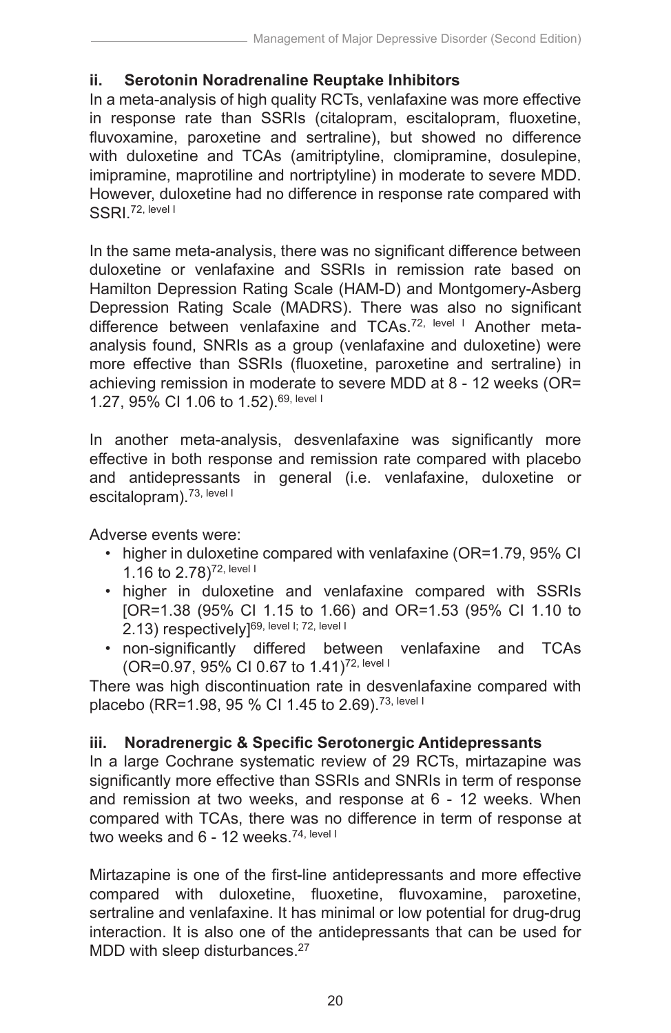### ii. Serotonin Noradrenaline Reuptake Inhibitors

In a meta-analysis of high quality RCTs, venlafaxine was more effective in response rate than SSRIs (citalopram, escitalopram, fluoxetine, fluvoxamine, paroxetine and sertraline), but showed no difference with duloxetine and TCAs (amitriptyline, clomipramine, dosulepine, imipramine, maprotiline and nortriptyline) in moderate to severe MDD. However, duloxetine had no difference in response rate compared with SSRI.[72, level I]

In the same meta-analysis, there was no significant difference between duloxetine or venlafaxine and SSRIs in remission rate based on Hamilton Depression Rating Scale (HAM-D) and Montgomery-Asberg Depression Rating Scale (MADRS). There was also no significant difference between venlafaxine and TCAs.[72, level I] Another meta-analysis found, SNRIs as a group (venlafaxine and duloxetine) were more effective than SSRIs (fluoxetine, paroxetine and sertraline) in achieving remission in moderate to severe MDD at 8 - 12 weeks (OR= 1.27, 95% CI 1.06 to 1.52).[69, level I]

In another meta-analysis, desvenlafaxine was significantly more effective in both response and remission rate compared with placebo and antidepressants in general (i.e. venlafaxine, duloxetine or escitalopram).[73, level I]

Adverse events were:

- higher in duloxetine compared with venlafaxine (OR=1.79, 95% CI 1.16 to 2.78)[72, level I]
- higher in duloxetine and venlafaxine compared with SSRIs [OR=1.38 (95% CI 1.15 to 1.66) and OR=1.53 (95% CI 1.10 to 2.13) respectively][69, level I; 72, level I]
- non-significantly differed between venlafaxine and TCAs (OR=0.97, 95% CI 0.67 to 1.41)[72, level I]

There was high discontinuation rate in desvenlafaxine compared with placebo (RR=1.98, 95 % CI 1.45 to 2.69).[73, level I]

### iii. Noradrenergic & Specific Serotonergic Antidepressants

In a large Cochrane systematic review of 29 RCTs, mirtazapine was significantly more effective than SSRIs and SNRIs in term of response and remission at two weeks, and response at 6 - 12 weeks. When compared with TCAs, there was no difference in term of response at two weeks and 6 - 12 weeks.[74, level I]

Mirtazapine is one of the first-line antidepressants and more effective compared with duloxetine, fluoxetine, fluvoxamine, paroxetine, sertraline and venlafaxine. It has minimal or low potential for drug-drug interaction. It is also one of the antidepressants that can be used for MDD with sleep disturbances.[27]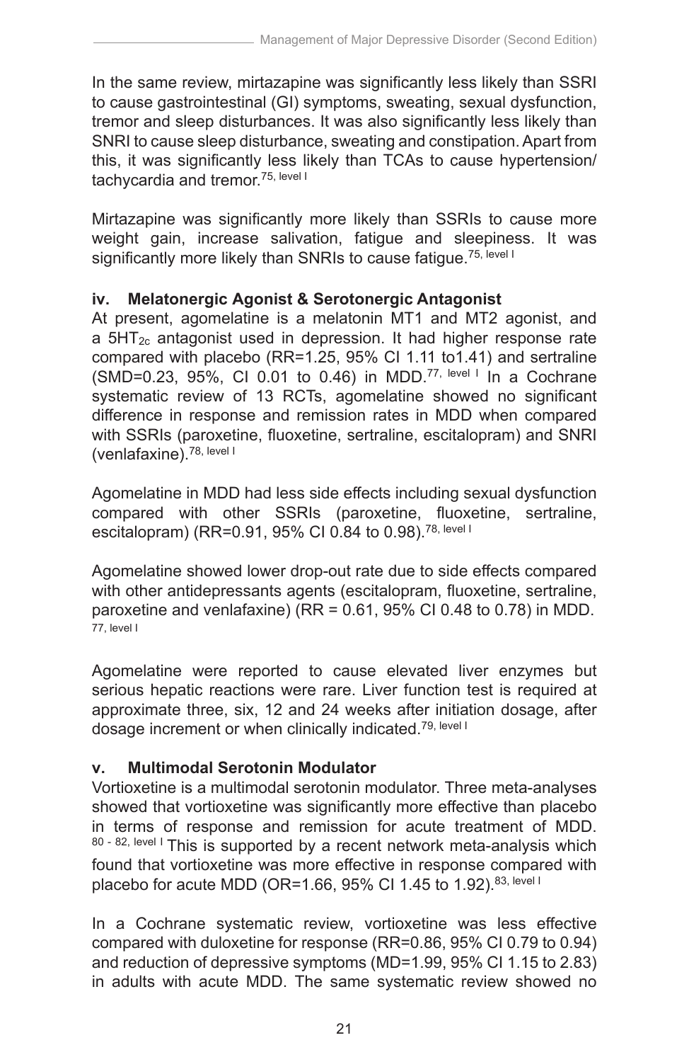In the same review, mirtazapine was significantly less likely than SSRI to cause gastrointestinal (GI) symptoms, sweating, sexual dysfunction, tremor and sleep disturbances. It was also significantly less likely than SNRI to cause sleep disturbance, sweating and constipation. Apart from this, it was significantly less likely than TCAs to cause hypertension/ tachycardia and tremor.[75, level I]

Mirtazapine was significantly more likely than SSRIs to cause more weight gain, increase salivation, fatigue and sleepiness. It was significantly more likely than SNRIs to cause fatigue.[75, level I]

**iv. Melatonergic Agonist & Serotonergic Antagonist**

At present, agomelatine is a melatonin MT1 and MT2 agonist, and a $5HT_{2c}$ antagonist used in depression. It had higher response rate compared with placebo (RR=1.25, 95% CI 1.11 to1.41) and sertraline (SMD=0.23, 95%, CI 0.01 to 0.46) in MDD.[77, level I] In a Cochrane systematic review of 13 RCTs, agomelatine showed no significant difference in response and remission rates in MDD when compared with SSRIs (paroxetine, fluoxetine, sertraline, escitalopram) and SNRI (venlafaxine).[78, level I]

Agomelatine in MDD had less side effects including sexual dysfunction compared with other SSRIs (paroxetine, fluoxetine, sertraline, escitalopram) (RR=0.91, 95% CI 0.84 to 0.98).[78, level I]

Agomelatine showed lower drop-out rate due to side effects compared with other antidepressants agents (escitalopram, fluoxetine, sertraline, paroxetine and venlafaxine) (RR = 0.61, 95% CI 0.48 to 0.78) in MDD.[77, level I]

Agomelatine were reported to cause elevated liver enzymes but serious hepatic reactions were rare. Liver function test is required at approximate three, six, 12 and 24 weeks after initiation dosage, after dosage increment or when clinically indicated.[79, level I]

**v. Multimodal Serotonin Modulator**

Vortioxetine is a multimodal serotonin modulator. Three meta-analyses showed that vortioxetine was significantly more effective than placebo in terms of response and remission for acute treatment of MDD.[80 - 82, level I] This is supported by a recent network meta-analysis which found that vortioxetine was more effective in response compared with placebo for acute MDD (OR=1.66, 95% CI 1.45 to 1.92).[83, level I]

In a Cochrane systematic review, vortioxetine was less effective compared with duloxetine for response (RR=0.86, 95% CI 0.79 to 0.94) and reduction of depressive symptoms (MD=1.99, 95% CI 1.15 to 2.83) in adults with acute MDD. The same systematic review showed no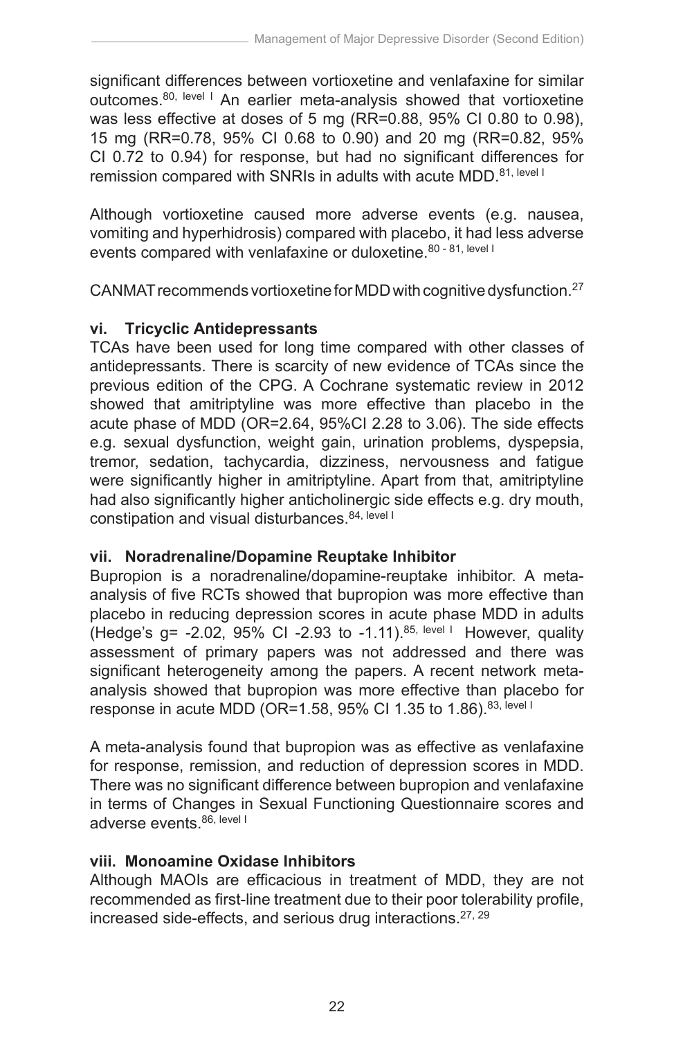significant differences between vortioxetine and venlafaxine for similar outcomes.[80, level I] An earlier meta-analysis showed that vortioxetine was less effective at doses of 5 mg (RR=0.88, 95% CI 0.80 to 0.98), 15 mg (RR=0.78, 95% CI 0.68 to 0.90) and 20 mg (RR=0.82, 95% CI 0.72 to 0.94) for response, but had no significant differences for remission compared with SNRIs in adults with acute MDD.[81, level I]

Although vortioxetine caused more adverse events (e.g. nausea, vomiting and hyperhidrosis) compared with placebo, it had less adverse events compared with venlafaxine or duloxetine.[80 - 81, level I]

CANMAT recommends vortioxetine for MDD with cognitive dysfunction.[27]

### vi. Tricyclic Antidepressants

TCAs have been used for long time compared with other classes of antidepressants. There is scarcity of new evidence of TCAs since the previous edition of the CPG. A Cochrane systematic review in 2012 showed that amitriptyline was more effective than placebo in the acute phase of MDD (OR=2.64, 95%CI 2.28 to 3.06). The side effects e.g. sexual dysfunction, weight gain, urination problems, dyspepsia, tremor, sedation, tachycardia, dizziness, nervousness and fatigue were significantly higher in amitriptyline. Apart from that, amitriptyline had also significantly higher anticholinergic side effects e.g. dry mouth, constipation and visual disturbances.[84, level I]

### vii. Noradrenaline/Dopamine Reuptake Inhibitor

Bupropion is a noradrenaline/dopamine-reuptake inhibitor. A meta-analysis of five RCTs showed that bupropion was more effective than placebo in reducing depression scores in acute phase MDD in adults (Hedge's g= -2.02, 95% CI -2.93 to -1.11).[85, level I] However, quality assessment of primary papers was not addressed and there was significant heterogeneity among the papers. A recent network meta-analysis showed that bupropion was more effective than placebo for response in acute MDD (OR=1.58, 95% CI 1.35 to 1.86).[83, level I]

A meta-analysis found that bupropion was as effective as venlafaxine for response, remission, and reduction of depression scores in MDD. There was no significant difference between bupropion and venlafaxine in terms of Changes in Sexual Functioning Questionnaire scores and adverse events.[86, level I]

### viii. Monoamine Oxidase Inhibitors

Although MAOIs are efficacious in treatment of MDD, they are not recommended as first-line treatment due to their poor tolerability profile, increased side-effects, and serious drug interactions.[27, 29]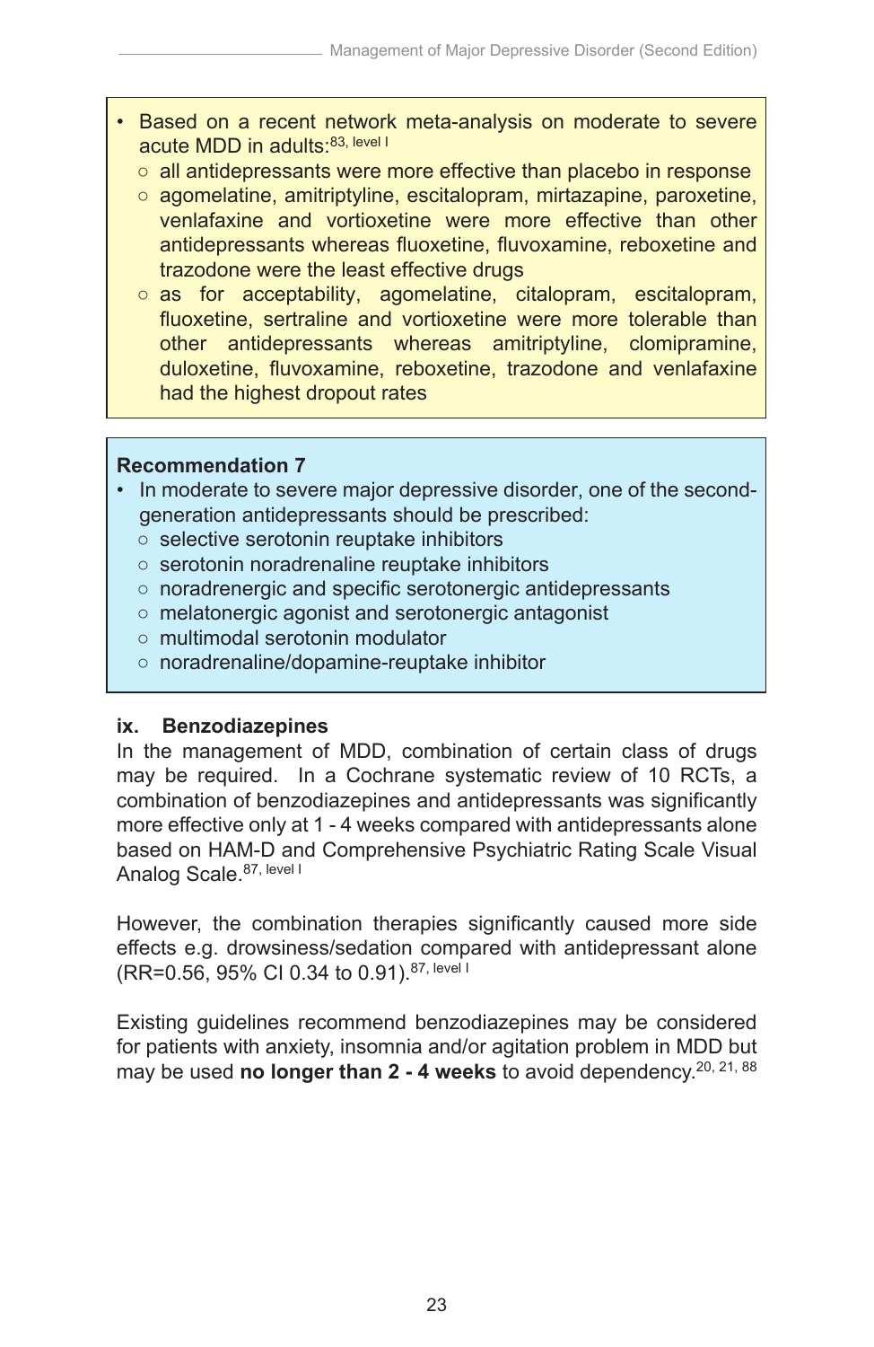- Based on a recent network meta-analysis on moderate to severe acute MDD in adults:[83, level I]
    - all antidepressants were more effective than placebo in response
    - agomelatine, amitriptyline, escitalopram, mirtazapine, paroxetine, venlafaxine and vortioxetine were more effective than other antidepressants whereas fluoxetine, fluvoxamine, reboxetine and trazodone were the least effective drugs
    - as for acceptability, agomelatine, citalopram, escitalopram, fluoxetine, sertraline and vortioxetine were more tolerable than other antidepressants whereas amitriptyline, clomipramine, duloxetine, fluvoxamine, reboxetine, trazodone and venlafaxine had the highest dropout rates

**Recommendation 7**

- In moderate to severe major depressive disorder, one of the second-generation antidepressants should be prescribed:
    - selective serotonin reuptake inhibitors
    - serotonin noradrenaline reuptake inhibitors
    - noradrenergic and specific serotonergic antidepressants
    - melatonergic agonist and serotonergic antagonist
    - multimodal serotonin modulator
    - noradrenaline/dopamine-reuptake inhibitor

**ix. Benzodiazepines**

In the management of MDD, combination of certain class of drugs may be required. In a Cochrane systematic review of 10 RCTs, a combination of benzodiazepines and antidepressants was significantly more effective only at 1 - 4 weeks compared with antidepressants alone based on HAM-D and Comprehensive Psychiatric Rating Scale Visual Analog Scale.[87, level I]

However, the combination therapies significantly caused more side effects e.g. drowsiness/sedation compared with antidepressant alone (RR=0.56, 95% CI 0.34 to 0.91).[87, level I]

Existing guidelines recommend benzodiazepines may be considered for patients with anxiety, insomnia and/or agitation problem in MDD but may be used **no longer than 2 - 4 weeks** to avoid dependency.[20, 21, 88]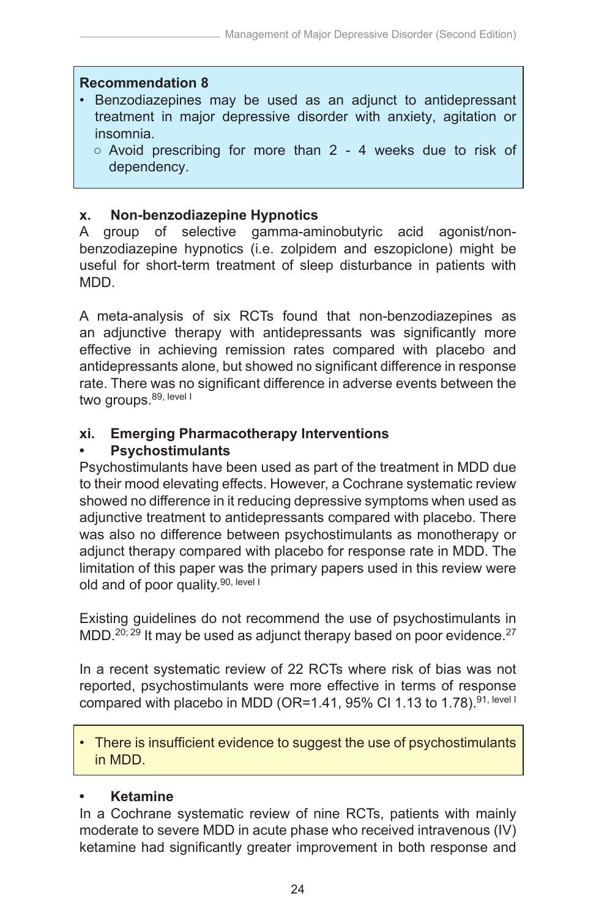**Recommendation 8**

- Benzodiazepines may be used as an adjunct to antidepressant treatment in major depressive disorder with anxiety, agitation or insomnia.
  - Avoid prescribing for more than 2 - 4 weeks due to risk of dependency.

### x. Non-benzodiazepine Hypnotics

A group of selective gamma-aminobutyric acid agonist/non-benzodiazepine hypnotics (i.e. zolpidem and eszopiclone) might be useful for short-term treatment of sleep disturbance in patients with MDD.

A meta-analysis of six RCTs found that non-benzodiazepines as an adjunctive therapy with antidepressants was significantly more effective in achieving remission rates compared with placebo and antidepressants alone, but showed no significant difference in response rate. There was no significant difference in adverse events between the two groups.[89, level I]

### xi. Emerging Pharmacotherapy Interventions

- **Psychostimulants**

Psychostimulants have been used as part of the treatment in MDD due to their mood elevating effects. However, a Cochrane systematic review showed no difference in it reducing depressive symptoms when used as adjunctive treatment to antidepressants compared with placebo. There was also no difference between psychostimulants as monotherapy or adjunct therapy compared with placebo for response rate in MDD. The limitation of this paper was the primary papers used in this review were old and of poor quality.[90, level I]

Existing guidelines do not recommend the use of psychostimulants in MDD.[20; 29] It may be used as adjunct therapy based on poor evidence.[27]

In a recent systematic review of 22 RCTs where risk of bias was not reported, psychostimulants were more effective in terms of response compared with placebo in MDD (OR=1.41, 95% CI 1.13 to 1.78).[91, level I]

- There is insufficient evidence to suggest the use of psychostimulants in MDD.

- **Ketamine**

In a Cochrane systematic review of nine RCTs, patients with mainly moderate to severe MDD in acute phase who received intravenous (IV) ketamine had significantly greater improvement in both response and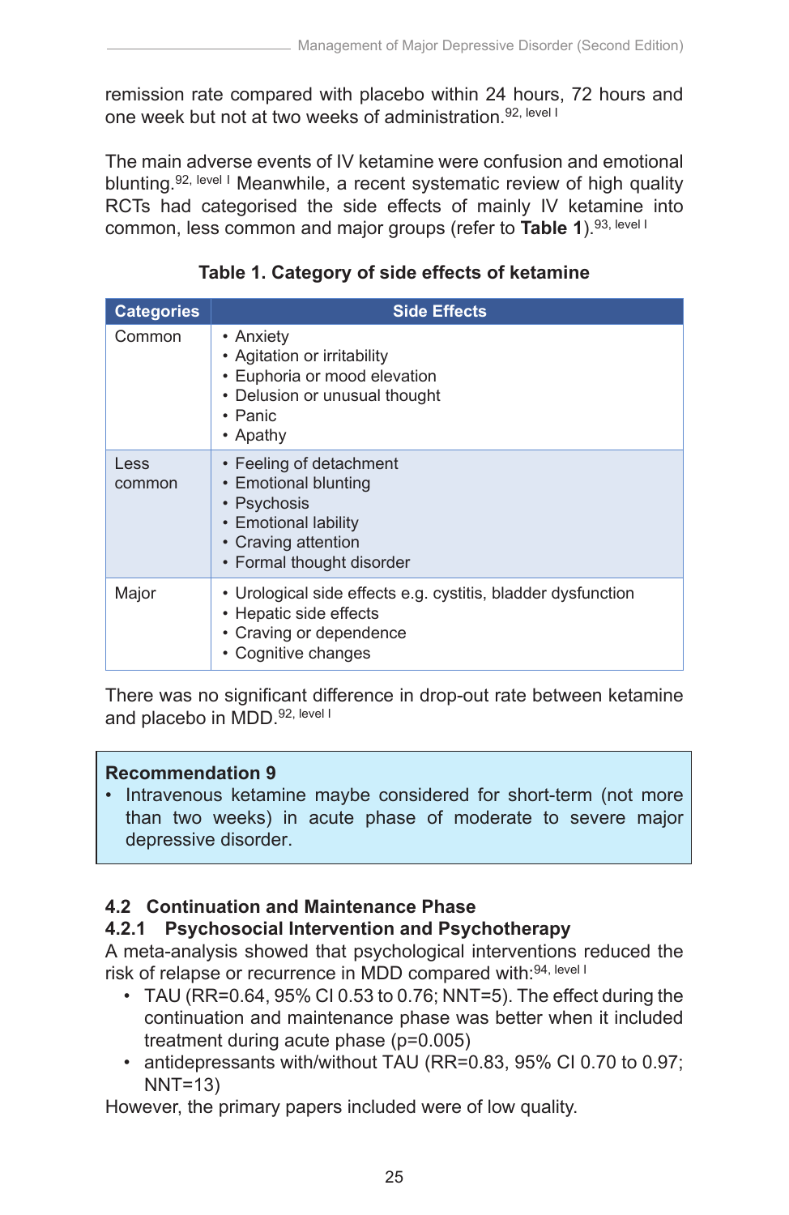remission rate compared with placebo within 24 hours, 72 hours and one week but not at two weeks of administration.[92, level I]

The main adverse events of IV ketamine were confusion and emotional blunting.[92, level I] Meanwhile, a recent systematic review of high quality RCTs had categorised the side effects of mainly IV ketamine into common, less common and major groups (refer to **Table 1**).[93, level I]

**Table 1. Category of side effects of ketamine**

| Categories | Side Effects |
|---|---|
| Common | • Anxiety<br>• Agitation or irritability<br>• Euphoria or mood elevation<br>• Delusion or unusual thought<br>• Panic<br>• Apathy |
| Less common | • Feeling of detachment<br>• Emotional blunting<br>• Psychosis<br>• Emotional lability<br>• Craving attention<br>• Formal thought disorder |
| Major | • Urological side effects e.g. cystitis, bladder dysfunction<br>• Hepatic side effects<br>• Craving or dependence<br>• Cognitive changes |

There was no significant difference in drop-out rate between ketamine and placebo in MDD.[92, level I]

> **Recommendation 9**
> - Intravenous ketamine maybe considered for short-term (not more than two weeks) in acute phase of moderate to severe major depressive disorder.

## 4.2 Continuation and Maintenance Phase

### 4.2.1 Psychosocial Intervention and Psychotherapy

A meta-analysis showed that psychological interventions reduced the risk of relapse or recurrence in MDD compared with:[94, level I]

- TAU (RR=0.64, 95% CI 0.53 to 0.76; NNT=5). The effect during the continuation and maintenance phase was better when it included treatment during acute phase (p=0.005)
- antidepressants with/without TAU (RR=0.83, 95% CI 0.70 to 0.97; NNT=13)

However, the primary papers included were of low quality.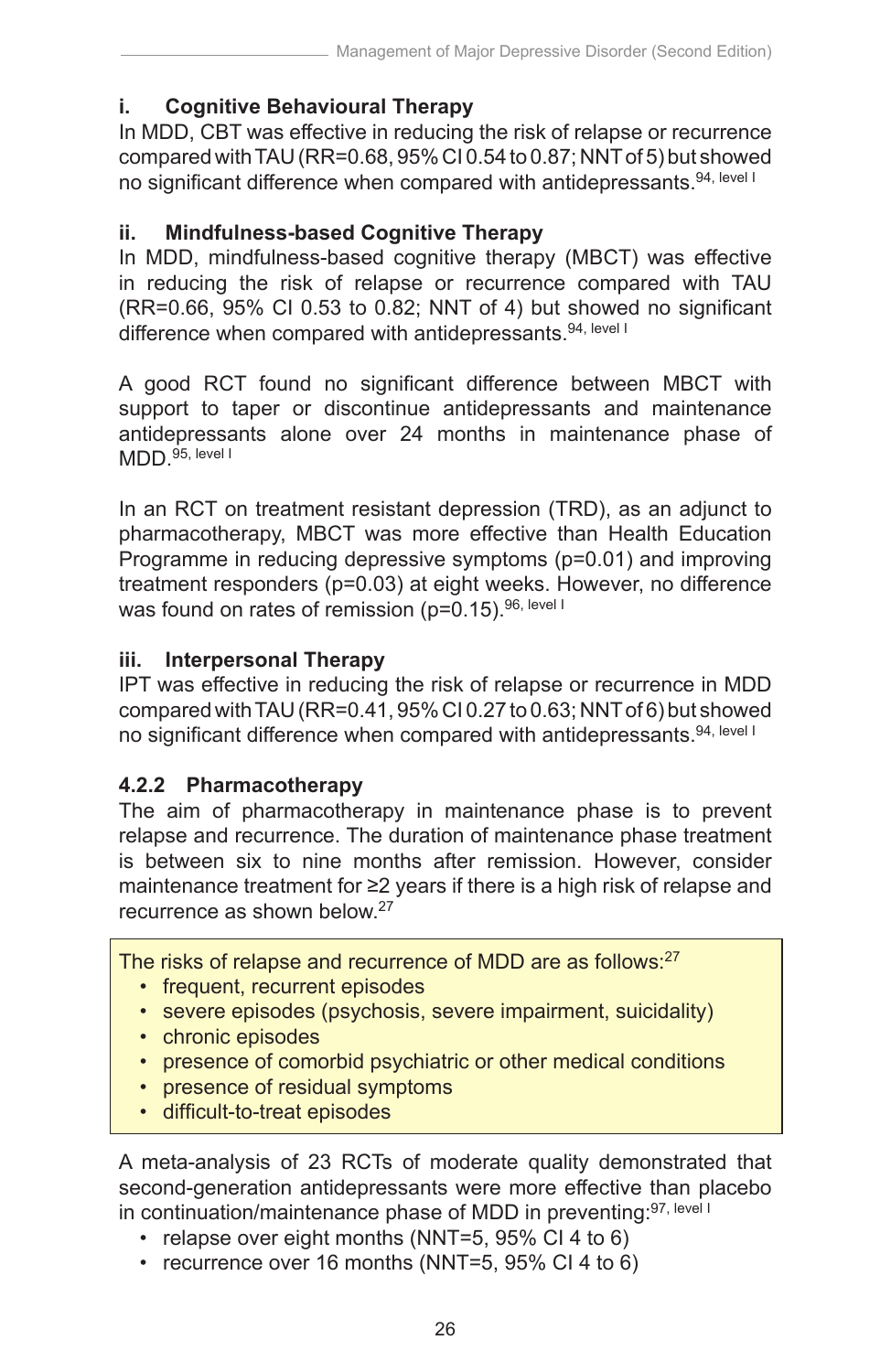### i. Cognitive Behavioural Therapy

In MDD, CBT was effective in reducing the risk of relapse or recurrence compared with TAU (RR=0.68, 95% CI 0.54 to 0.87; NNT of 5) but showed no significant difference when compared with antidepressants.[94, level I]

### ii. Mindfulness-based Cognitive Therapy

In MDD, mindfulness-based cognitive therapy (MBCT) was effective in reducing the risk of relapse or recurrence compared with TAU (RR=0.66, 95% CI 0.53 to 0.82; NNT of 4) but showed no significant difference when compared with antidepressants.[94, level I]

A good RCT found no significant difference between MBCT with support to taper or discontinue antidepressants and maintenance antidepressants alone over 24 months in maintenance phase of MDD.[95, level I]

In an RCT on treatment resistant depression (TRD), as an adjunct to pharmacotherapy, MBCT was more effective than Health Education Programme in reducing depressive symptoms (p=0.01) and improving treatment responders (p=0.03) at eight weeks. However, no difference was found on rates of remission (p=0.15).[96, level I]

### iii. Interpersonal Therapy

IPT was effective in reducing the risk of relapse or recurrence in MDD compared with TAU (RR=0.41, 95% CI 0.27 to 0.63; NNT of 6) but showed no significant difference when compared with antidepressants.[94, level I]

### 4.2.2 Pharmacotherapy

The aim of pharmacotherapy in maintenance phase is to prevent relapse and recurrence. The duration of maintenance phase treatment is between six to nine months after remission. However, consider maintenance treatment for ≥2 years if there is a high risk of relapse and recurrence as shown below.[27]

The risks of relapse and recurrence of MDD are as follows:[27]

- frequent, recurrent episodes
- severe episodes (psychosis, severe impairment, suicidality)
- chronic episodes
- presence of comorbid psychiatric or other medical conditions
- presence of residual symptoms
- difficult-to-treat episodes

A meta-analysis of 23 RCTs of moderate quality demonstrated that second-generation antidepressants were more effective than placebo in continuation/maintenance phase of MDD in preventing:[97, level I]

- relapse over eight months (NNT=5, 95% CI 4 to 6)
- recurrence over 16 months (NNT=5, 95% CI 4 to 6)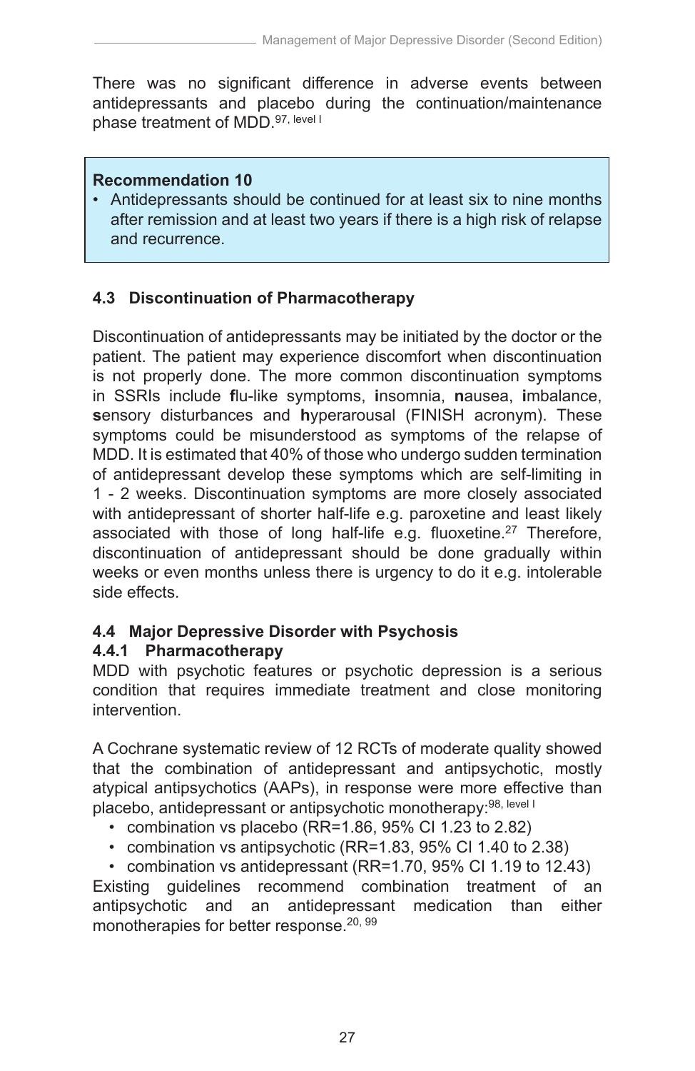There was no significant difference in adverse events between antidepressants and placebo during the continuation/maintenance phase treatment of MDD.[97, level I]

> **Recommendation 10**
> - Antidepressants should be continued for at least six to nine months after remission and at least two years if there is a high risk of relapse and recurrence.

### 4.3 Discontinuation of Pharmacotherapy

Discontinuation of antidepressants may be initiated by the doctor or the patient. The patient may experience discomfort when discontinuation is not properly done. The more common discontinuation symptoms in SSRIs include **f**lu-like symptoms, **i**nsomnia, **n**ausea, **i**mbalance, **s**ensory disturbances and **h**yperarousal (FINISH acronym). These symptoms could be misunderstood as symptoms of the relapse of MDD. It is estimated that 40% of those who undergo sudden termination of antidepressant develop these symptoms which are self-limiting in 1 - 2 weeks. Discontinuation symptoms are more closely associated with antidepressant of shorter half-life e.g. paroxetine and least likely associated with those of long half-life e.g. fluoxetine.[27] Therefore, discontinuation of antidepressant should be done gradually within weeks or even months unless there is urgency to do it e.g. intolerable side effects.

### 4.4 Major Depressive Disorder with Psychosis

#### 4.4.1 Pharmacotherapy

MDD with psychotic features or psychotic depression is a serious condition that requires immediate treatment and close monitoring intervention.

A Cochrane systematic review of 12 RCTs of moderate quality showed that the combination of antidepressant and antipsychotic, mostly atypical antipsychotics (AAPs), in response were more effective than placebo, antidepressant or antipsychotic monotherapy:[98, level I]

- combination vs placebo (RR=1.86, 95% CI 1.23 to 2.82)
- combination vs antipsychotic (RR=1.83, 95% CI 1.40 to 2.38)
- combination vs antidepressant (RR=1.70, 95% CI 1.19 to 12.43)

Existing guidelines recommend combination treatment of an antipsychotic and an antidepressant medication than either monotherapies for better response.[20, 99]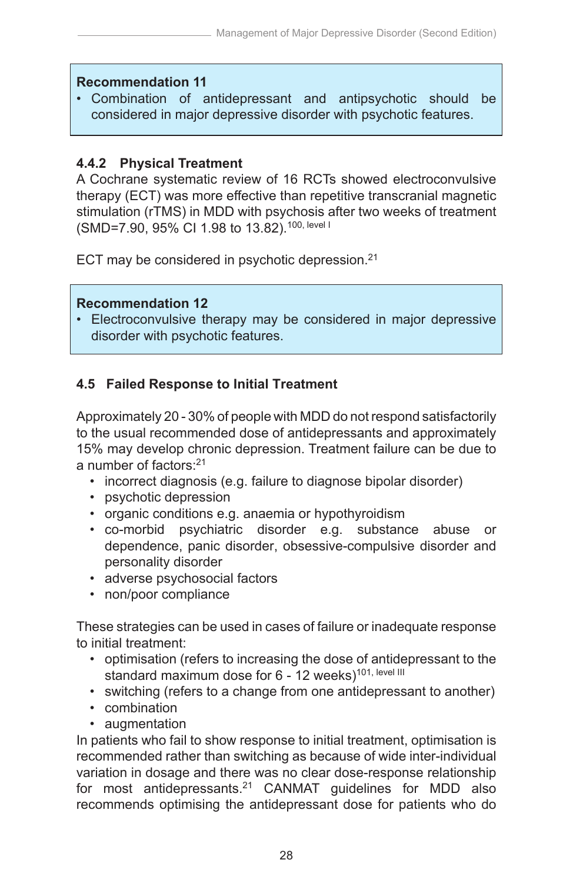> **Recommendation 11**
> - Combination of antidepressant and antipsychotic should be considered in major depressive disorder with psychotic features.

### 4.4.2 Physical Treatment

A Cochrane systematic review of 16 RCTs showed electroconvulsive therapy (ECT) was more effective than repetitive transcranial magnetic stimulation (rTMS) in MDD with psychosis after two weeks of treatment (SMD=7.90, 95% CI 1.98 to 13.82).[100, level I]

ECT may be considered in psychotic depression.[21]

> **Recommendation 12**
> - Electroconvulsive therapy may be considered in major depressive disorder with psychotic features.

## 4.5 Failed Response to Initial Treatment

Approximately 20 - 30% of people with MDD do not respond satisfactorily to the usual recommended dose of antidepressants and approximately 15% may develop chronic depression. Treatment failure can be due to a number of factors:[21]

- incorrect diagnosis (e.g. failure to diagnose bipolar disorder)
- psychotic depression
- organic conditions e.g. anaemia or hypothyroidism
- co-morbid psychiatric disorder e.g. substance abuse or dependence, panic disorder, obsessive-compulsive disorder and personality disorder
- adverse psychosocial factors
- non/poor compliance

These strategies can be used in cases of failure or inadequate response to initial treatment:

- optimisation (refers to increasing the dose of antidepressant to the standard maximum dose for 6 - 12 weeks)[101, level III]
- switching (refers to a change from one antidepressant to another)
- combination
- augmentation

In patients who fail to show response to initial treatment, optimisation is recommended rather than switching as because of wide inter-individual variation in dosage and there was no clear dose-response relationship for most antidepressants.[21] CANMAT guidelines for MDD also recommends optimising the antidepressant dose for patients who do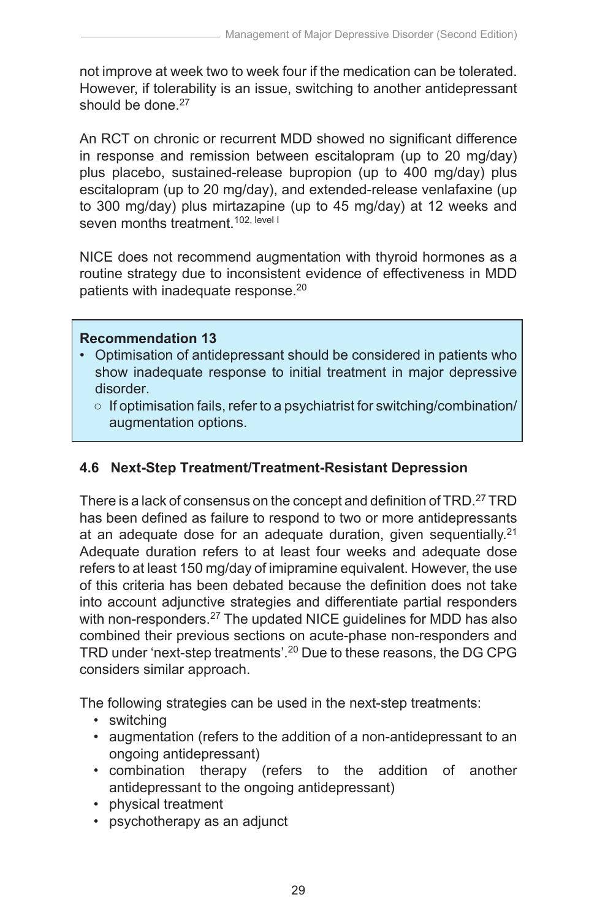not improve at week two to week four if the medication can be tolerated. However, if tolerability is an issue, switching to another antidepressant should be done.[27]

An RCT on chronic or recurrent MDD showed no significant difference in response and remission between escitalopram (up to 20 mg/day) plus placebo, sustained-release bupropion (up to 400 mg/day) plus escitalopram (up to 20 mg/day), and extended-release venlafaxine (up to 300 mg/day) plus mirtazapine (up to 45 mg/day) at 12 weeks and seven months treatment.[102, level I]

NICE does not recommend augmentation with thyroid hormones as a routine strategy due to inconsistent evidence of effectiveness in MDD patients with inadequate response.[20]

> **Recommendation 13**
> - Optimisation of antidepressant should be considered in patients who show inadequate response to initial treatment in major depressive disorder.
>     - If optimisation fails, refer to a psychiatrist for switching/combination/augmentation options.

### 4.6 Next-Step Treatment/Treatment-Resistant Depression

There is a lack of consensus on the concept and definition of TRD.[27] TRD has been defined as failure to respond to two or more antidepressants at an adequate dose for an adequate duration, given sequentially.[21] Adequate duration refers to at least four weeks and adequate dose refers to at least 150 mg/day of imipramine equivalent. However, the use of this criteria has been debated because the definition does not take into account adjunctive strategies and differentiate partial responders with non-responders.[27] The updated NICE guidelines for MDD has also combined their previous sections on acute-phase non-responders and TRD under 'next-step treatments'.[20] Due to these reasons, the DG CPG considers similar approach.

The following strategies can be used in the next-step treatments:

- switching
- augmentation (refers to the addition of a non-antidepressant to an ongoing antidepressant)
- combination therapy (refers to the addition of another antidepressant to the ongoing antidepressant)
- physical treatment
- psychotherapy as an adjunct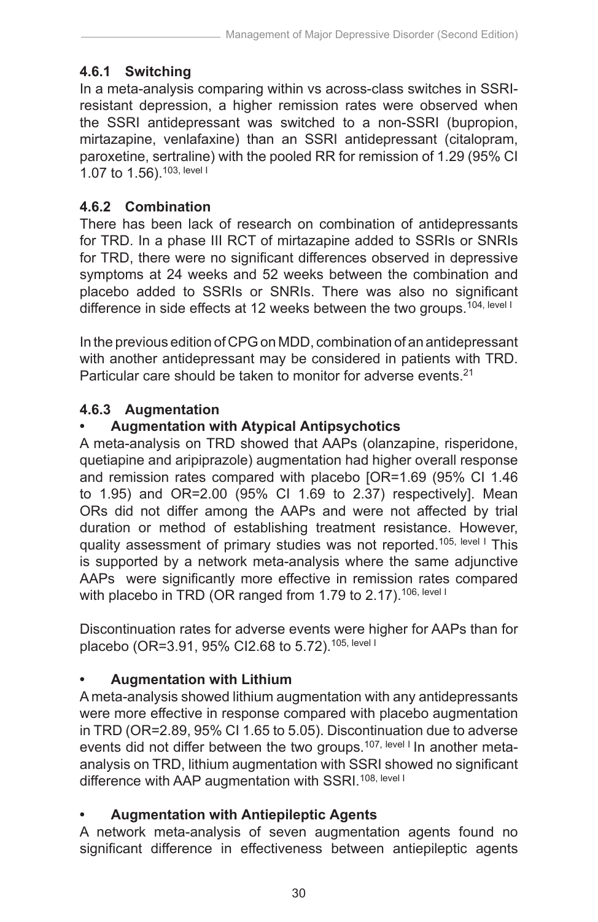### 4.6.1 Switching

In a meta-analysis comparing within vs across-class switches in SSRI-resistant depression, a higher remission rates were observed when the SSRI antidepressant was switched to a non-SSRI (bupropion, mirtazapine, venlafaxine) than an SSRI antidepressant (citalopram, paroxetine, sertraline) with the pooled RR for remission of 1.29 (95% CI 1.07 to 1.56).[103, level I]

### 4.6.2 Combination

There has been lack of research on combination of antidepressants for TRD. In a phase III RCT of mirtazapine added to SSRIs or SNRIs for TRD, there were no significant differences observed in depressive symptoms at 24 weeks and 52 weeks between the combination and placebo added to SSRIs or SNRIs. There was also no significant difference in side effects at 12 weeks between the two groups.[104, level I]

In the previous edition of CPG on MDD, combination of an antidepressant with another antidepressant may be considered in patients with TRD. Particular care should be taken to monitor for adverse events.[21]

### 4.6.3 Augmentation

- **Augmentation with Atypical Antipsychotics**

A meta-analysis on TRD showed that AAPs (olanzapine, risperidone, quetiapine and aripiprazole) augmentation had higher overall response and remission rates compared with placebo [OR=1.69 (95% CI 1.46 to 1.95) and OR=2.00 (95% CI 1.69 to 2.37) respectively]. Mean ORs did not differ among the AAPs and were not affected by trial duration or method of establishing treatment resistance. However, quality assessment of primary studies was not reported.[105, level I] This is supported by a network meta-analysis where the same adjunctive AAPs were significantly more effective in remission rates compared with placebo in TRD (OR ranged from 1.79 to 2.17).[106, level I]

Discontinuation rates for adverse events were higher for AAPs than for placebo (OR=3.91, 95% CI2.68 to 5.72).[105, level I]

- **Augmentation with Lithium**

A meta-analysis showed lithium augmentation with any antidepressants were more effective in response compared with placebo augmentation in TRD (OR=2.89, 95% CI 1.65 to 5.05). Discontinuation due to adverse events did not differ between the two groups.[107, level I] In another meta-analysis on TRD, lithium augmentation with SSRI showed no significant difference with AAP augmentation with SSRI.[108, level I]

- **Augmentation with Antiepileptic Agents**

A network meta-analysis of seven augmentation agents found no significant difference in effectiveness between antiepileptic agents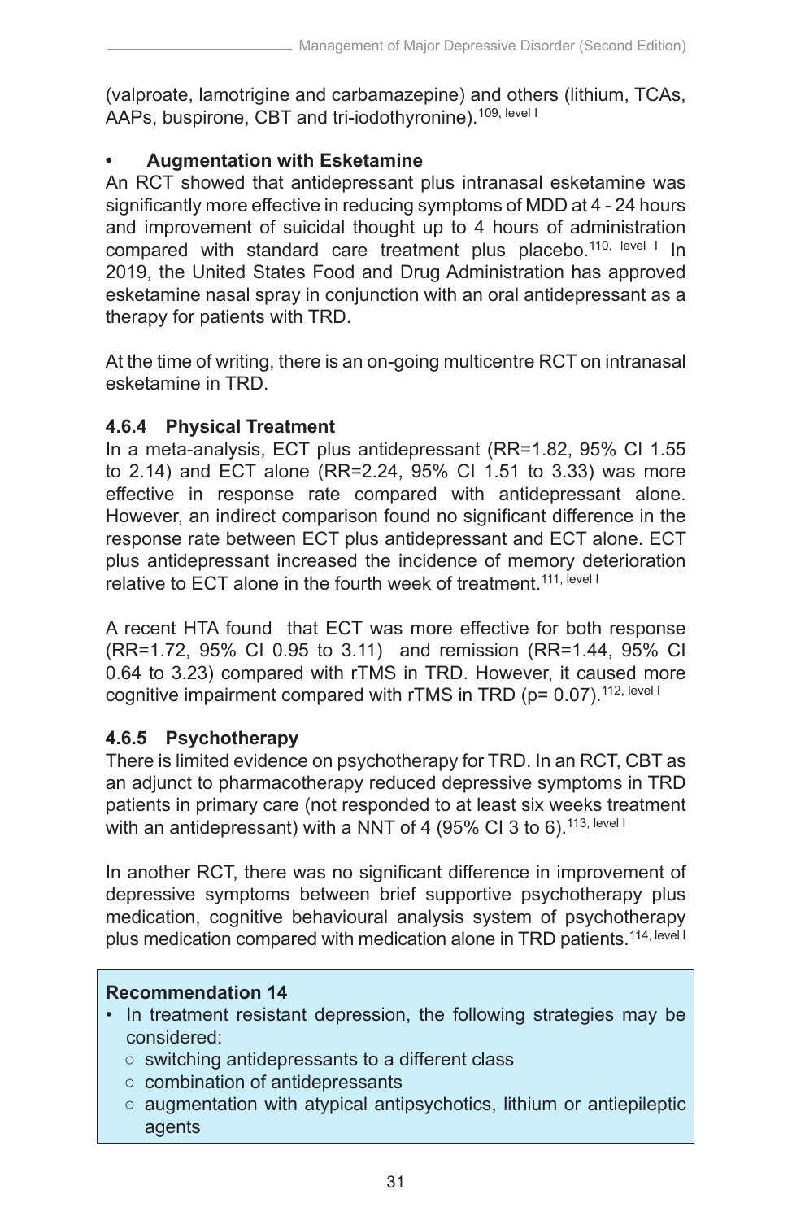(valproate, lamotrigine and carbamazepine) and others (lithium, TCAs, AAPs, buspirone, CBT and tri-iodothyronine).[109, level I]

- **Augmentation with Esketamine**

An RCT showed that antidepressant plus intranasal esketamine was significantly more effective in reducing symptoms of MDD at 4 - 24 hours and improvement of suicidal thought up to 4 hours of administration compared with standard care treatment plus placebo.[110, level I] In 2019, the United States Food and Drug Administration has approved esketamine nasal spray in conjunction with an oral antidepressant as a therapy for patients with TRD.

At the time of writing, there is an on-going multicentre RCT on intranasal esketamine in TRD.

### 4.6.4 Physical Treatment

In a meta-analysis, ECT plus antidepressant (RR=1.82, 95% CI 1.55 to 2.14) and ECT alone (RR=2.24, 95% CI 1.51 to 3.33) was more effective in response rate compared with antidepressant alone. However, an indirect comparison found no significant difference in the response rate between ECT plus antidepressant and ECT alone. ECT plus antidepressant increased the incidence of memory deterioration relative to ECT alone in the fourth week of treatment.[111, level I]

A recent HTA found that ECT was more effective for both response (RR=1.72, 95% CI 0.95 to 3.11) and remission (RR=1.44, 95% CI 0.64 to 3.23) compared with rTMS in TRD. However, it caused more cognitive impairment compared with rTMS in TRD ($p = 0.07$).[112, level I]

### 4.6.5 Psychotherapy

There is limited evidence on psychotherapy for TRD. In an RCT, CBT as an adjunct to pharmacotherapy reduced depressive symptoms in TRD patients in primary care (not responded to at least six weeks treatment with an antidepressant) with a NNT of 4 (95% CI 3 to 6).[113, level I]

In another RCT, there was no significant difference in improvement of depressive symptoms between brief supportive psychotherapy plus medication, cognitive behavioural analysis system of psychotherapy plus medication compared with medication alone in TRD patients.[114, level I]

**Recommendation 14**

- In treatment resistant depression, the following strategies may be considered:
  - switching antidepressants to a different class
  - combination of antidepressants
  - augmentation with atypical antipsychotics, lithium or antiepileptic agents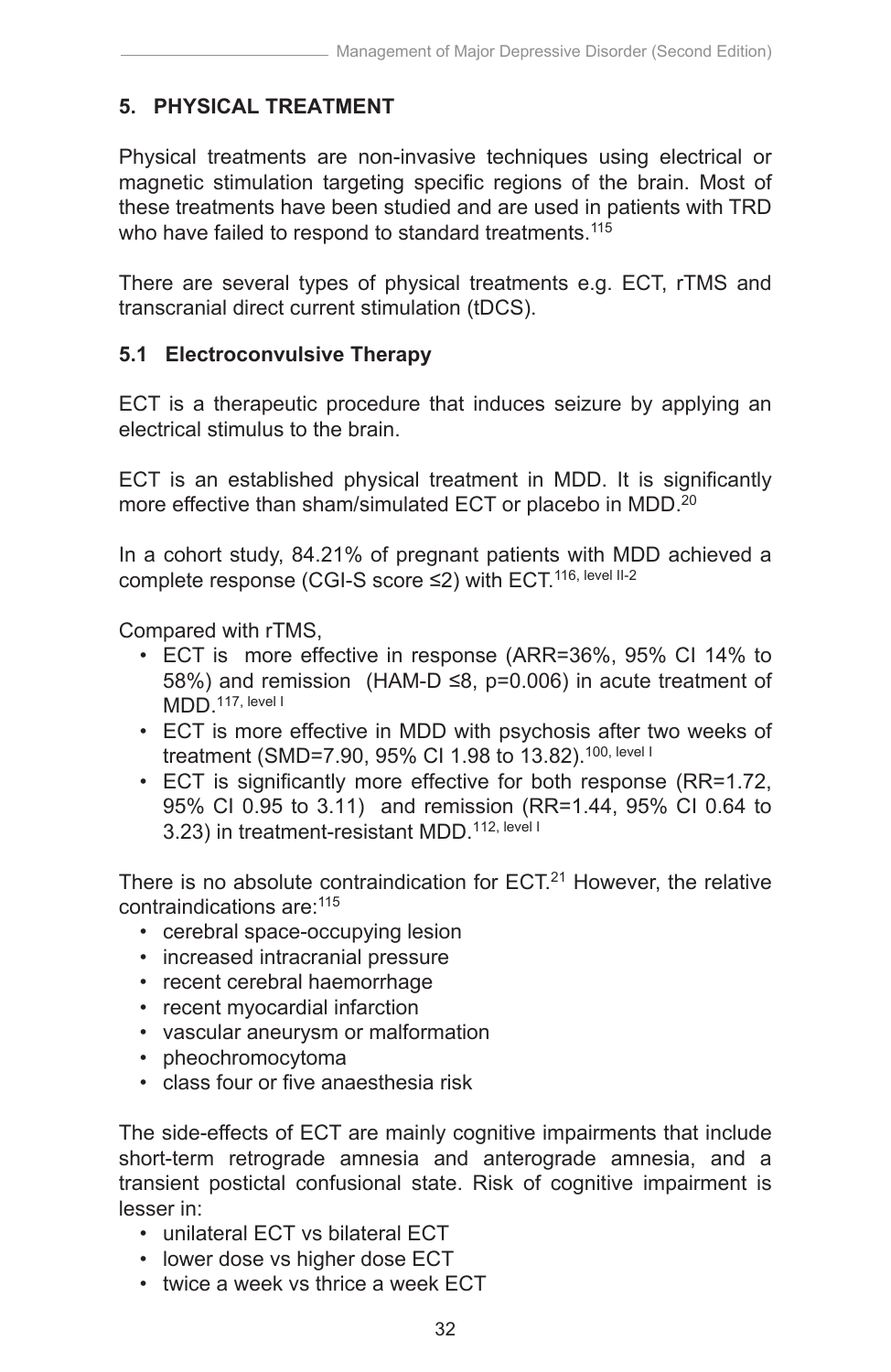## 5. PHYSICAL TREATMENT

Physical treatments are non-invasive techniques using electrical or magnetic stimulation targeting specific regions of the brain. Most of these treatments have been studied and are used in patients with TRD who have failed to respond to standard treatments.[115]

There are several types of physical treatments e.g. ECT, rTMS and transcranial direct current stimulation (tDCS).

### 5.1 Electroconvulsive Therapy

ECT is a therapeutic procedure that induces seizure by applying an electrical stimulus to the brain.

ECT is an established physical treatment in MDD. It is significantly more effective than sham/simulated ECT or placebo in MDD.[20]

In a cohort study, 84.21% of pregnant patients with MDD achieved a complete response (CGI-S score ≤2) with ECT.[116, level II-2]

Compared with rTMS,

- ECT is more effective in response (ARR=36%, 95% CI 14% to 58%) and remission (HAM-D ≤8, p=0.006) in acute treatment of MDD.[117, level I]
- ECT is more effective in MDD with psychosis after two weeks of treatment (SMD=7.90, 95% CI 1.98 to 13.82).[100, level I]
- ECT is significantly more effective for both response (RR=1.72, 95% CI 0.95 to 3.11) and remission (RR=1.44, 95% CI 0.64 to 3.23) in treatment-resistant MDD.[112, level I]

There is no absolute contraindication for ECT.[21] However, the relative contraindications are:[115]

- cerebral space-occupying lesion
- increased intracranial pressure
- recent cerebral haemorrhage
- recent myocardial infarction
- vascular aneurysm or malformation
- pheochromocytoma
- class four or five anaesthesia risk

The side-effects of ECT are mainly cognitive impairments that include short-term retrograde amnesia and anterograde amnesia, and a transient postictal confusional state. Risk of cognitive impairment is lesser in:

- unilateral ECT vs bilateral ECT
- lower dose vs higher dose ECT
- twice a week vs thrice a week ECT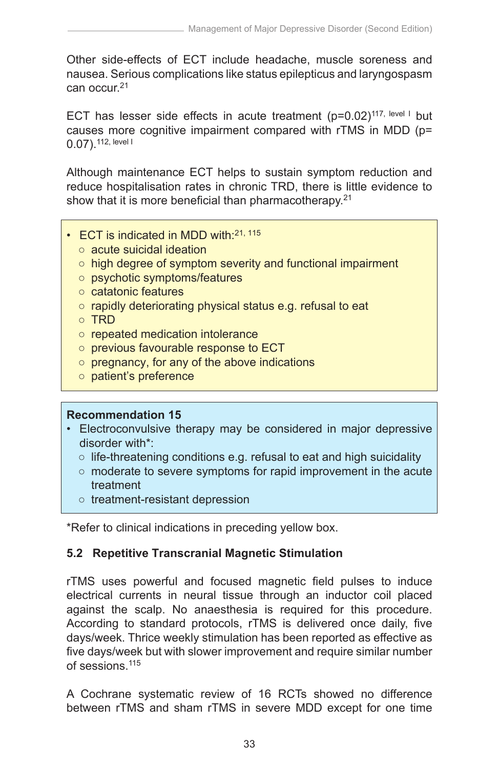Other side-effects of ECT include headache, muscle soreness and nausea. Serious complications like status epilepticus and laryngospasm can occur.[21]

ECT has lesser side effects in acute treatment ($p=0.02$)[117, level I] but causes more cognitive impairment compared with rTMS in MDD ($p=0.07$).[112, level I]

Although maintenance ECT helps to sustain symptom reduction and reduce hospitalisation rates in chronic TRD, there is little evidence to show that it is more beneficial than pharmacotherapy.[21]

- ECT is indicated in MDD with:[21, 115]
  - acute suicidal ideation
  - high degree of symptom severity and functional impairment
  - psychotic symptoms/features
  - catatonic features
  - rapidly deteriorating physical status e.g. refusal to eat
  - TRD
  - repeated medication intolerance
  - previous favourable response to ECT
  - pregnancy, for any of the above indications
  - patient's preference

**Recommendation 15**

- Electroconvulsive therapy may be considered in major depressive disorder with*:
  - life-threatening conditions e.g. refusal to eat and high suicidality
  - moderate to severe symptoms for rapid improvement in the acute treatment
  - treatment-resistant depression

*Refer to clinical indications in preceding yellow box.

### 5.2 Repetitive Transcranial Magnetic Stimulation

rTMS uses powerful and focused magnetic field pulses to induce electrical currents in neural tissue through an inductor coil placed against the scalp. No anaesthesia is required for this procedure. According to standard protocols, rTMS is delivered once daily, five days/week. Thrice weekly stimulation has been reported as effective as five days/week but with slower improvement and require similar number of sessions.[115]

A Cochrane systematic review of 16 RCTs showed no difference between rTMS and sham rTMS in severe MDD except for one time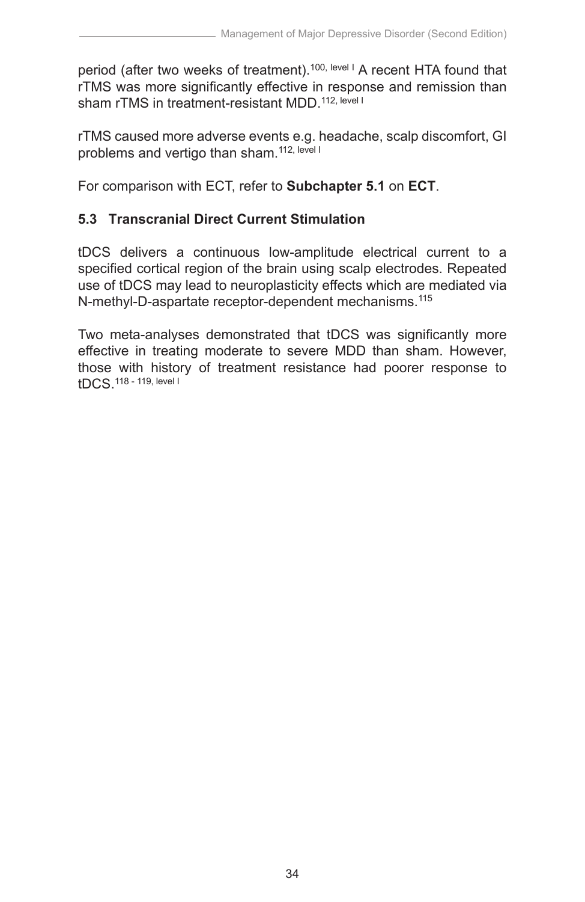period (after two weeks of treatment).[100, level I] A recent HTA found that rTMS was more significantly effective in response and remission than sham rTMS in treatment-resistant MDD.[112, level I]

rTMS caused more adverse events e.g. headache, scalp discomfort, GI problems and vertigo than sham.[112, level I]

For comparison with ECT, refer to **Subchapter 5.1** on **ECT**.

### 5.3 Transcranial Direct Current Stimulation

tDCS delivers a continuous low-amplitude electrical current to a specified cortical region of the brain using scalp electrodes. Repeated use of tDCS may lead to neuroplasticity effects which are mediated via N-methyl-D-aspartate receptor-dependent mechanisms.[115]

Two meta-analyses demonstrated that tDCS was significantly more effective in treating moderate to severe MDD than sham. However, those with history of treatment resistance had poorer response to tDCS.[118 - 119, level I]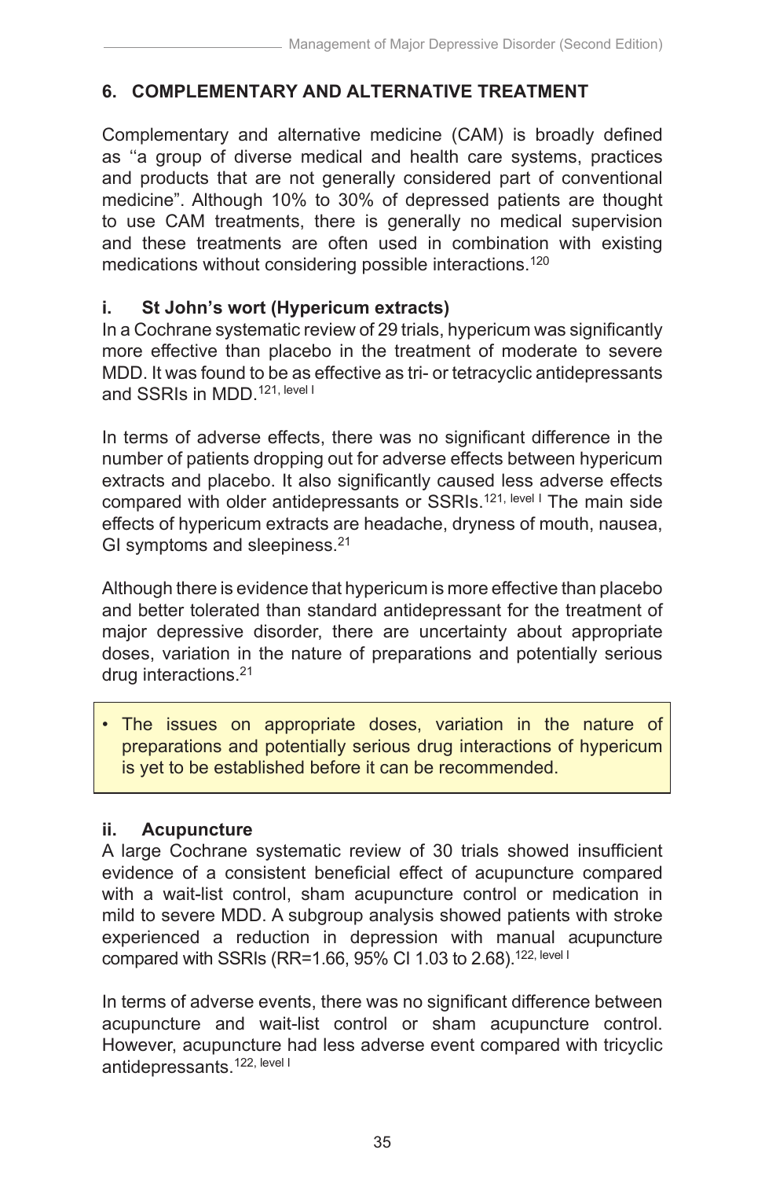## 6. COMPLEMENTARY AND ALTERNATIVE TREATMENT

Complementary and alternative medicine (CAM) is broadly defined as ''a group of diverse medical and health care systems, practices and products that are not generally considered part of conventional medicine". Although 10% to 30% of depressed patients are thought to use CAM treatments, there is generally no medical supervision and these treatments are often used in combination with existing medications without considering possible interactions.[120]

### i. St John's wort (Hypericum extracts)

In a Cochrane systematic review of 29 trials, hypericum was significantly more effective than placebo in the treatment of moderate to severe MDD. It was found to be as effective as tri- or tetracyclic antidepressants and SSRIs in MDD.[121, level I]

In terms of adverse effects, there was no significant difference in the number of patients dropping out for adverse effects between hypericum extracts and placebo. It also significantly caused less adverse effects compared with older antidepressants or SSRIs.[121, level I] The main side effects of hypericum extracts are headache, dryness of mouth, nausea, GI symptoms and sleepiness.[21]

Although there is evidence that hypericum is more effective than placebo and better tolerated than standard antidepressant for the treatment of major depressive disorder, there are uncertainty about appropriate doses, variation in the nature of preparations and potentially serious drug interactions.[21]

- The issues on appropriate doses, variation in the nature of preparations and potentially serious drug interactions of hypericum is yet to be established before it can be recommended.

### ii. Acupuncture

A large Cochrane systematic review of 30 trials showed insufficient evidence of a consistent beneficial effect of acupuncture compared with a wait-list control, sham acupuncture control or medication in mild to severe MDD. A subgroup analysis showed patients with stroke experienced a reduction in depression with manual acupuncture compared with SSRIs (RR=1.66, 95% CI 1.03 to 2.68).[122, level I]

In terms of adverse events, there was no significant difference between acupuncture and wait-list control or sham acupuncture control. However, acupuncture had less adverse event compared with tricyclic antidepressants.[122, level I]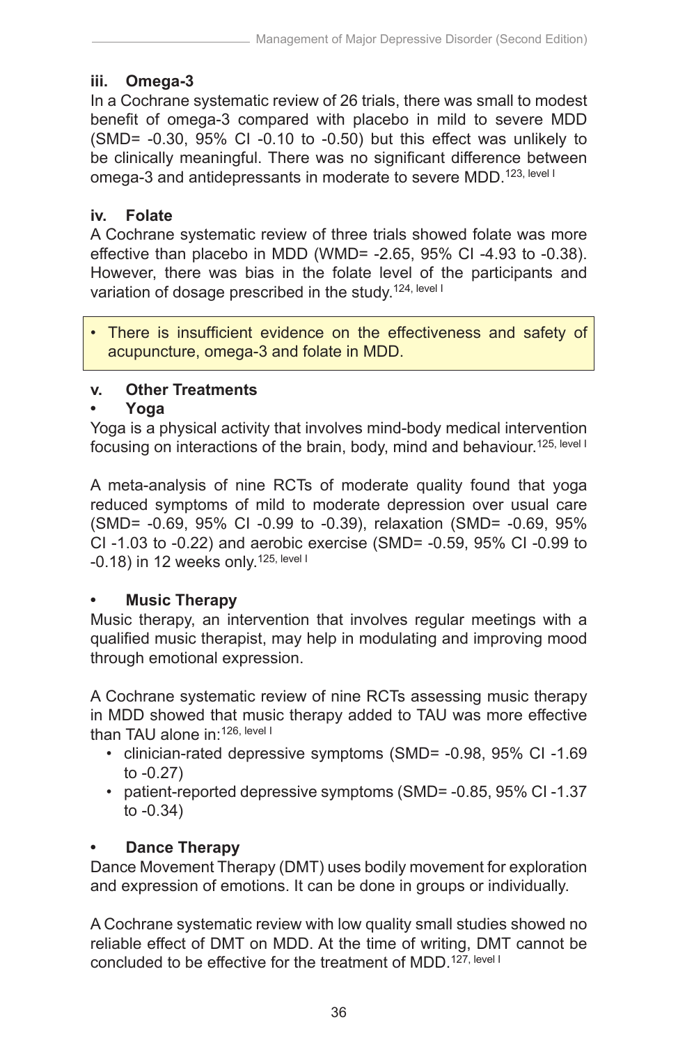### iii. Omega-3

In a Cochrane systematic review of 26 trials, there was small to modest benefit of omega-3 compared with placebo in mild to severe MDD (SMD= -0.30, 95% CI -0.10 to -0.50) but this effect was unlikely to be clinically meaningful. There was no significant difference between omega-3 and antidepressants in moderate to severe MDD.[123, level I]

### iv. Folate

A Cochrane systematic review of three trials showed folate was more effective than placebo in MDD (WMD= -2.65, 95% CI -4.93 to -0.38). However, there was bias in the folate level of the participants and variation of dosage prescribed in the study.[124, level I]

- There is insufficient evidence on the effectiveness and safety of acupuncture, omega-3 and folate in MDD.

### v. Other Treatments

- **Yoga**

Yoga is a physical activity that involves mind-body medical intervention focusing on interactions of the brain, body, mind and behaviour.[125, level I]

A meta-analysis of nine RCTs of moderate quality found that yoga reduced symptoms of mild to moderate depression over usual care (SMD= -0.69, 95% CI -0.99 to -0.39), relaxation (SMD= -0.69, 95% CI -1.03 to -0.22) and aerobic exercise (SMD= -0.59, 95% CI -0.99 to -0.18) in 12 weeks only.[125, level I]

- **Music Therapy**

Music therapy, an intervention that involves regular meetings with a qualified music therapist, may help in modulating and improving mood through emotional expression.

A Cochrane systematic review of nine RCTs assessing music therapy in MDD showed that music therapy added to TAU was more effective than TAU alone in:[126, level I]

- clinician-rated depressive symptoms (SMD= -0.98, 95% CI -1.69 to -0.27)
- patient-reported depressive symptoms (SMD= -0.85, 95% CI -1.37 to -0.34)

- **Dance Therapy**

Dance Movement Therapy (DMT) uses bodily movement for exploration and expression of emotions. It can be done in groups or individually.

A Cochrane systematic review with low quality small studies showed no reliable effect of DMT on MDD. At the time of writing, DMT cannot be concluded to be effective for the treatment of MDD.[127, level I]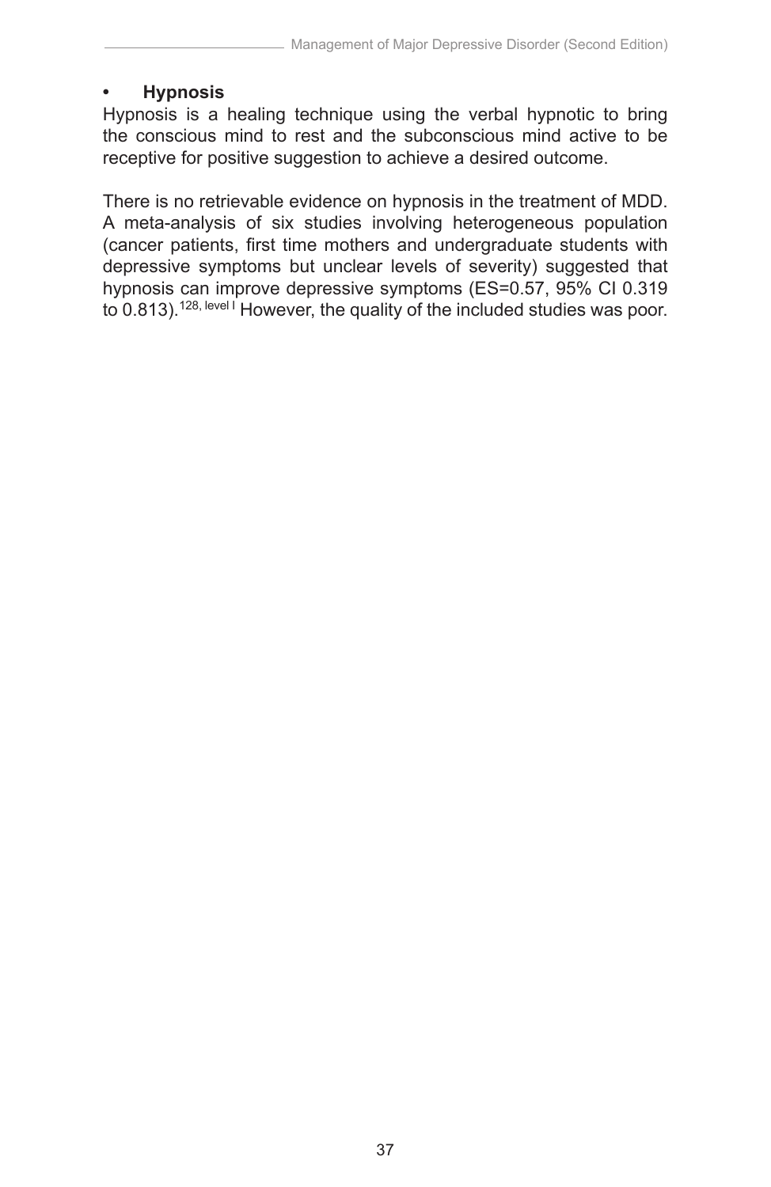- **Hypnosis**

Hypnosis is a healing technique using the verbal hypnotic to bring the conscious mind to rest and the subconscious mind active to be receptive for positive suggestion to achieve a desired outcome.

There is no retrievable evidence on hypnosis in the treatment of MDD. A meta-analysis of six studies involving heterogeneous population (cancer patients, first time mothers and undergraduate students with depressive symptoms but unclear levels of severity) suggested that hypnosis can improve depressive symptoms (ES=0.57, 95% CI 0.319 to 0.813).[128, level I] However, the quality of the included studies was poor.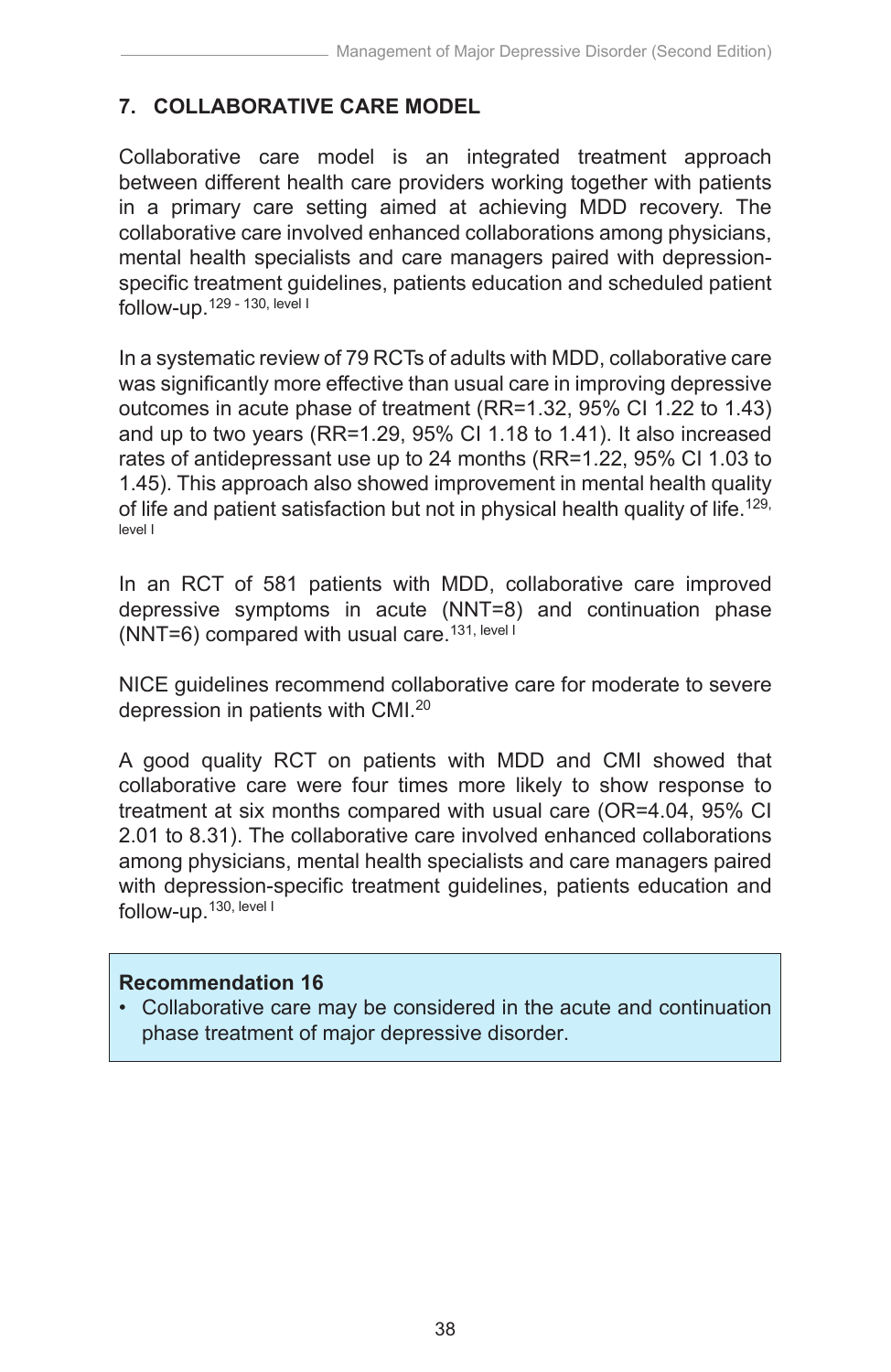## 7. COLLABORATIVE CARE MODEL

Collaborative care model is an integrated treatment approach between different health care providers working together with patients in a primary care setting aimed at achieving MDD recovery. The collaborative care involved enhanced collaborations among physicians, mental health specialists and care managers paired with depression-specific treatment guidelines, patients education and scheduled patient follow-up.[129 - 130, level I]

In a systematic review of 79 RCTs of adults with MDD, collaborative care was significantly more effective than usual care in improving depressive outcomes in acute phase of treatment (RR=1.32, 95% CI 1.22 to 1.43) and up to two years (RR=1.29, 95% CI 1.18 to 1.41). It also increased rates of antidepressant use up to 24 months (RR=1.22, 95% CI 1.03 to 1.45). This approach also showed improvement in mental health quality of life and patient satisfaction but not in physical health quality of life.[129, level I]

In an RCT of 581 patients with MDD, collaborative care improved depressive symptoms in acute (NNT=8) and continuation phase (NNT=6) compared with usual care.[131, level I]

NICE guidelines recommend collaborative care for moderate to severe depression in patients with CMI.[20]

A good quality RCT on patients with MDD and CMI showed that collaborative care were four times more likely to show response to treatment at six months compared with usual care (OR=4.04, 95% CI 2.01 to 8.31). The collaborative care involved enhanced collaborations among physicians, mental health specialists and care managers paired with depression-specific treatment guidelines, patients education and follow-up.[130, level I]

**Recommendation 16**

- Collaborative care may be considered in the acute and continuation phase treatment of major depressive disorder.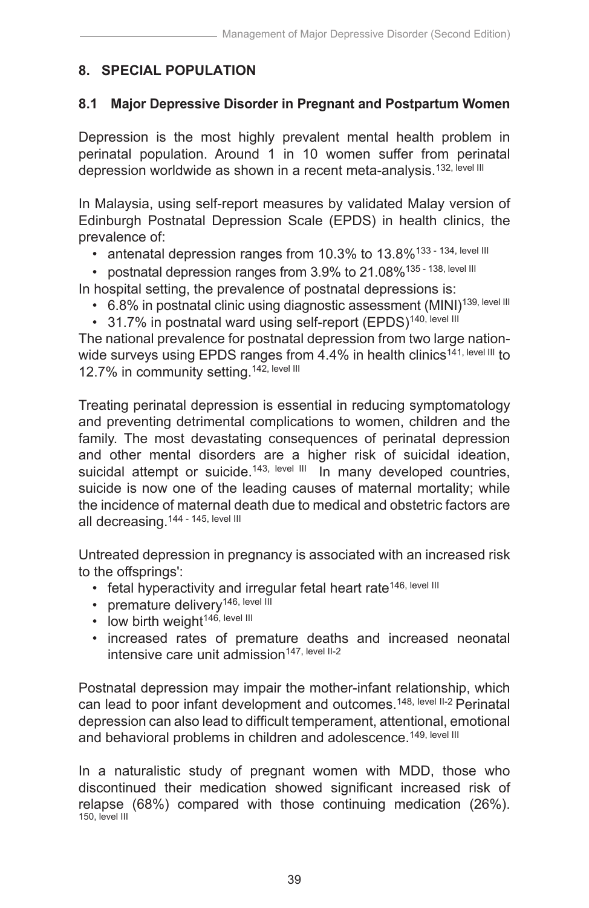## 8. SPECIAL POPULATION

### 8.1 Major Depressive Disorder in Pregnant and Postpartum Women

Depression is the most highly prevalent mental health problem in perinatal population. Around 1 in 10 women suffer from perinatal depression worldwide as shown in a recent meta-analysis.[132, level III]

In Malaysia, using self-report measures by validated Malay version of Edinburgh Postnatal Depression Scale (EPDS) in health clinics, the prevalence of:

- antenatal depression ranges from 10.3% to 13.8%[133 - 134, level III]
- postnatal depression ranges from 3.9% to 21.08%[135 - 138, level III]

In hospital setting, the prevalence of postnatal depressions is:

- 6.8% in postnatal clinic using diagnostic assessment (MINI)[139, level III]
- 31.7% in postnatal ward using self-report (EPDS)[140, level III]

The national prevalence for postnatal depression from two large nation-wide surveys using EPDS ranges from 4.4% in health clinics[141, level III] to 12.7% in community setting.[142, level III]

Treating perinatal depression is essential in reducing symptomatology and preventing detrimental complications to women, children and the family. The most devastating consequences of perinatal depression and other mental disorders are a higher risk of suicidal ideation, suicidal attempt or suicide.[143, level III] In many developed countries, suicide is now one of the leading causes of maternal mortality; while the incidence of maternal death due to medical and obstetric factors are all decreasing.[144 - 145, level III]

Untreated depression in pregnancy is associated with an increased risk to the offsprings':

- fetal hyperactivity and irregular fetal heart rate[146, level III]
- premature delivery[146, level III]
- low birth weight[146, level III]
- increased rates of premature deaths and increased neonatal intensive care unit admission[147, level II-2]

Postnatal depression may impair the mother-infant relationship, which can lead to poor infant development and outcomes.[148, level II-2] Perinatal depression can also lead to difficult temperament, attentional, emotional and behavioral problems in children and adolescence.[149, level III]

In a naturalistic study of pregnant women with MDD, those who discontinued their medication showed significant increased risk of relapse (68%) compared with those continuing medication (26%).[150, level III]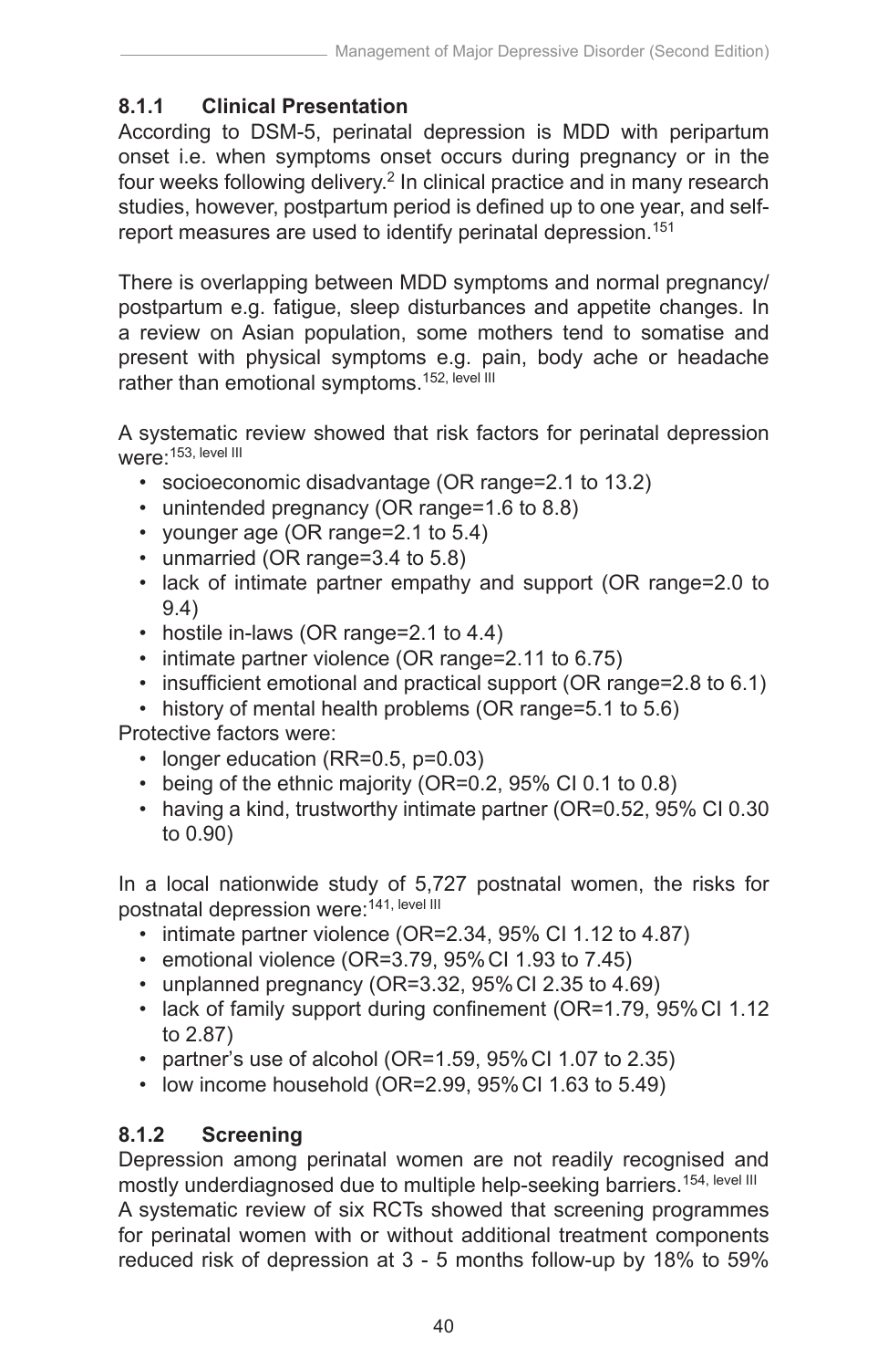### 8.1.1 Clinical Presentation

According to DSM-5, perinatal depression is MDD with peripartum onset i.e. when symptoms onset occurs during pregnancy or in the four weeks following delivery.[2] In clinical practice and in many research studies, however, postpartum period is defined up to one year, and self-report measures are used to identify perinatal depression.[151]

There is overlapping between MDD symptoms and normal pregnancy/postpartum e.g. fatigue, sleep disturbances and appetite changes. In a review on Asian population, some mothers tend to somatise and present with physical symptoms e.g. pain, body ache or headache rather than emotional symptoms.[152, level III]

A systematic review showed that risk factors for perinatal depression were:[153, level III]

- socioeconomic disadvantage (OR range=2.1 to 13.2)
- unintended pregnancy (OR range=1.6 to 8.8)
- younger age (OR range=2.1 to 5.4)
- unmarried (OR range=3.4 to 5.8)
- lack of intimate partner empathy and support (OR range=2.0 to 9.4)
- hostile in-laws (OR range=2.1 to 4.4)
- intimate partner violence (OR range=2.11 to 6.75)
- insufficient emotional and practical support (OR range=2.8 to 6.1)
- history of mental health problems (OR range=5.1 to 5.6)

Protective factors were:

- longer education (RR=0.5, p=0.03)
- being of the ethnic majority (OR=0.2, 95% CI 0.1 to 0.8)
- having a kind, trustworthy intimate partner (OR=0.52, 95% CI 0.30 to 0.90)

In a local nationwide study of 5,727 postnatal women, the risks for postnatal depression were:[141, level III]

- intimate partner violence (OR=2.34, 95% CI 1.12 to 4.87)
- emotional violence (OR=3.79, 95% CI 1.93 to 7.45)
- unplanned pregnancy (OR=3.32, 95% CI 2.35 to 4.69)
- lack of family support during confinement (OR=1.79, 95% CI 1.12 to 2.87)
- partner's use of alcohol (OR=1.59, 95% CI 1.07 to 2.35)
- low income household (OR=2.99, 95% CI 1.63 to 5.49)

### 8.1.2 Screening

Depression among perinatal women are not readily recognised and mostly underdiagnosed due to multiple help-seeking barriers.[154, level III]
A systematic review of six RCTs showed that screening programmes for perinatal women with or without additional treatment components reduced risk of depression at 3 - 5 months follow-up by 18% to 59%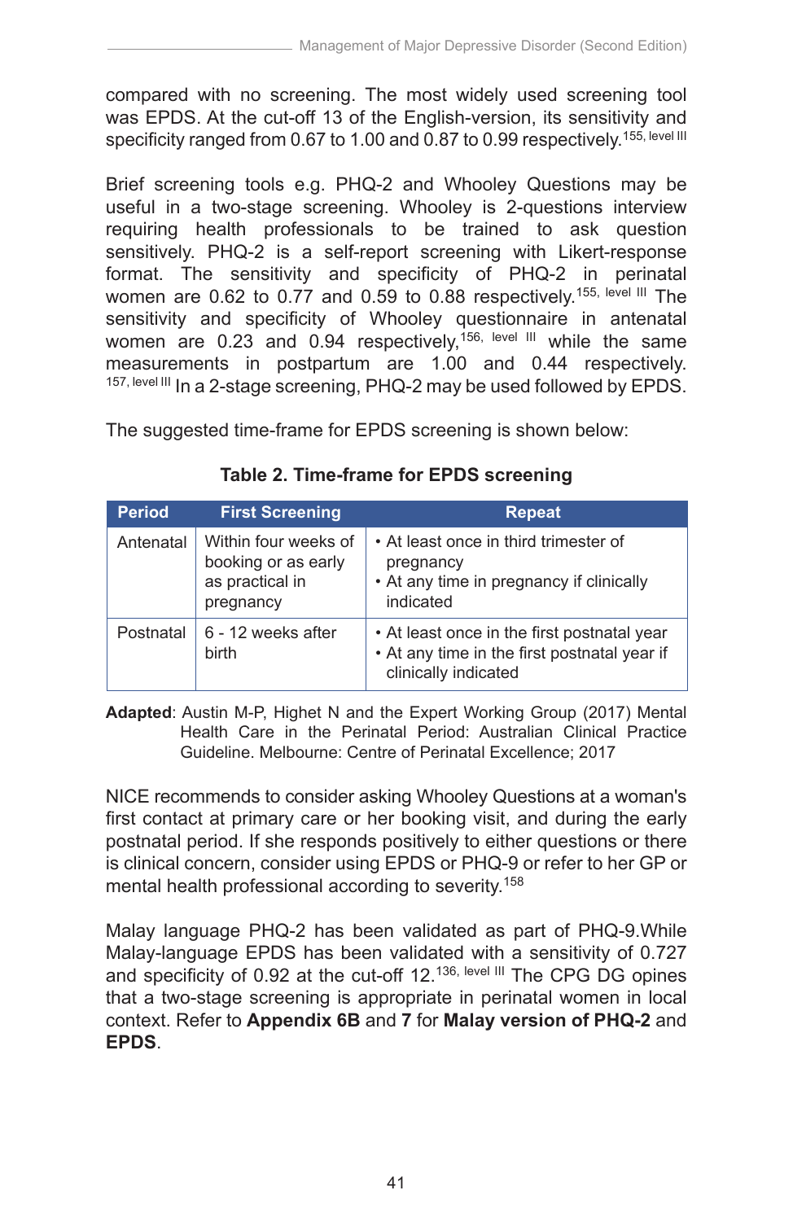compared with no screening. The most widely used screening tool was EPDS. At the cut-off 13 of the English-version, its sensitivity and specificity ranged from 0.67 to 1.00 and 0.87 to 0.99 respectively.[155, level III]

Brief screening tools e.g. PHQ-2 and Whooley Questions may be useful in a two-stage screening. Whooley is 2-questions interview requiring health professionals to be trained to ask question sensitively. PHQ-2 is a self-report screening with Likert-response format. The sensitivity and specificity of PHQ-2 in perinatal women are 0.62 to 0.77 and 0.59 to 0.88 respectively.[155, level III] The sensitivity and specificity of Whooley questionnaire in antenatal women are 0.23 and 0.94 respectively,[156, level III] while the same measurements in postpartum are 1.00 and 0.44 respectively.[157, level III] In a 2-stage screening, PHQ-2 may be used followed by EPDS.

The suggested time-frame for EPDS screening is shown below:

**Table 2. Time-frame for EPDS screening**

| Period | First Screening | Repeat |
|---|---|---|
| Antenatal | Within four weeks of booking or as early as practical in pregnancy | • At least once in third trimester of pregnancy<br>• At any time in pregnancy if clinically indicated |
| Postnatal | 6 - 12 weeks after birth | • At least once in the first postnatal year<br>• At any time in the first postnatal year if clinically indicated |

**Adapted**: Austin M-P, Highet N and the Expert Working Group (2017) Mental Health Care in the Perinatal Period: Australian Clinical Practice Guideline. Melbourne: Centre of Perinatal Excellence; 2017

NICE recommends to consider asking Whooley Questions at a woman's first contact at primary care or her booking visit, and during the early postnatal period. If she responds positively to either questions or there is clinical concern, consider using EPDS or PHQ-9 or refer to her GP or mental health professional according to severity.[158]

Malay language PHQ-2 has been validated as part of PHQ-9.While Malay-language EPDS has been validated with a sensitivity of 0.727 and specificity of 0.92 at the cut-off 12.[136, level III] The CPG DG opines that a two-stage screening is appropriate in perinatal women in local context. Refer to **Appendix 6B** and **7** for **Malay version of PHQ-2** and **EPDS**.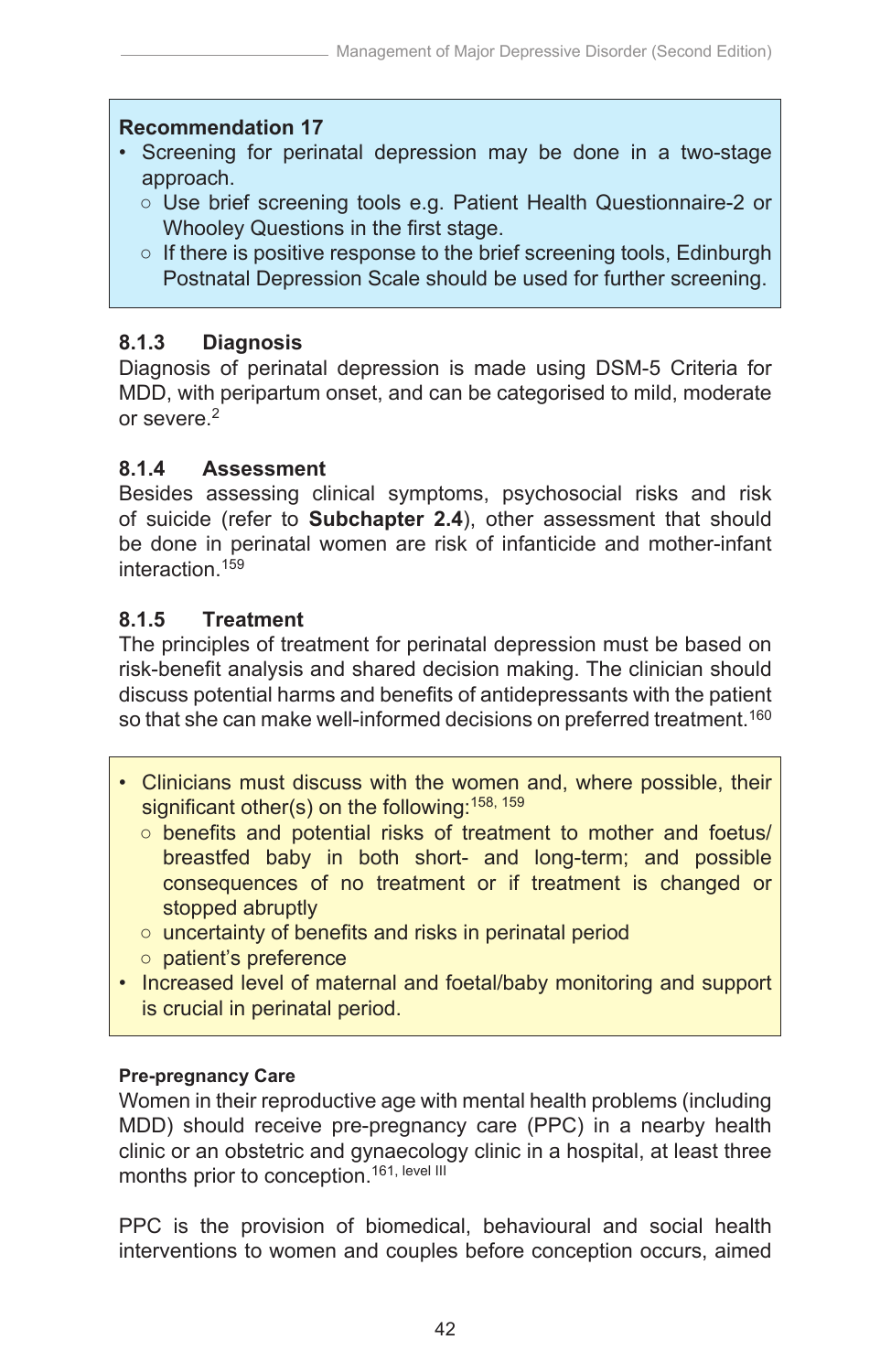**Recommendation 17**

- Screening for perinatal depression may be done in a two-stage approach.
  - Use brief screening tools e.g. Patient Health Questionnaire-2 or Whooley Questions in the first stage.
  - If there is positive response to the brief screening tools, Edinburgh Postnatal Depression Scale should be used for further screening.

### 8.1.3 Diagnosis

Diagnosis of perinatal depression is made using DSM-5 Criteria for MDD, with peripartum onset, and can be categorised to mild, moderate or severe.[2]

### 8.1.4 Assessment

Besides assessing clinical symptoms, psychosocial risks and risk of suicide (refer to **Subchapter 2.4**), other assessment that should be done in perinatal women are risk of infanticide and mother-infant interaction.[159]

### 8.1.5 Treatment

The principles of treatment for perinatal depression must be based on risk-benefit analysis and shared decision making. The clinician should discuss potential harms and benefits of antidepressants with the patient so that she can make well-informed decisions on preferred treatment.[160]

- Clinicians must discuss with the women and, where possible, their significant other(s) on the following:[158, 159]
  - benefits and potential risks of treatment to mother and foetus/ breastfed baby in both short- and long-term; and possible consequences of no treatment or if treatment is changed or stopped abruptly
  - uncertainty of benefits and risks in perinatal period
  - patient's preference
- Increased level of maternal and foetal/baby monitoring and support is crucial in perinatal period.

**Pre-pregnancy Care**

Women in their reproductive age with mental health problems (including MDD) should receive pre-pregnancy care (PPC) in a nearby health clinic or an obstetric and gynaecology clinic in a hospital, at least three months prior to conception.[161, level III]

PPC is the provision of biomedical, behavioural and social health interventions to women and couples before conception occurs, aimed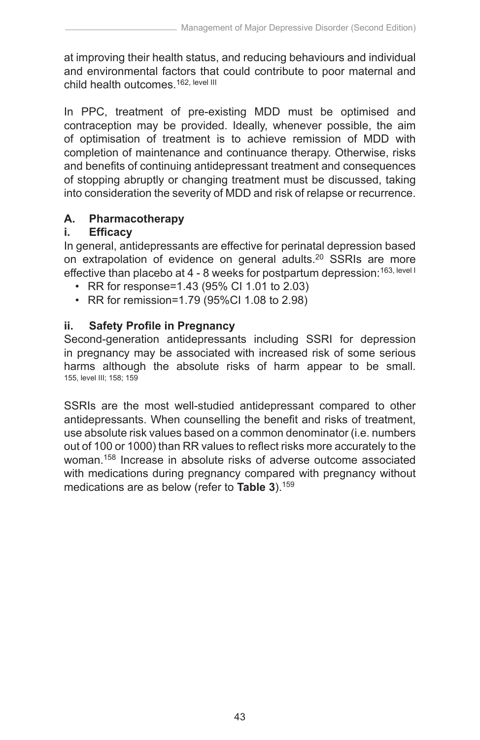at improving their health status, and reducing behaviours and individual and environmental factors that could contribute to poor maternal and child health outcomes.[162, level III]

In PPC, treatment of pre-existing MDD must be optimised and contraception may be provided. Ideally, whenever possible, the aim of optimisation of treatment is to achieve remission of MDD with completion of maintenance and continuance therapy. Otherwise, risks and benefits of continuing antidepressant treatment and consequences of stopping abruptly or changing treatment must be discussed, taking into consideration the severity of MDD and risk of relapse or recurrence.

### A. Pharmacotherapy

#### i. Efficacy

In general, antidepressants are effective for perinatal depression based on extrapolation of evidence on general adults.[20] SSRIs are more effective than placebo at 4 - 8 weeks for postpartum depression:[163, level I]

- RR for response=1.43 (95% CI 1.01 to 2.03)
- RR for remission=1.79 (95%CI 1.08 to 2.98)

#### ii. Safety Profile in Pregnancy

Second-generation antidepressants including SSRI for depression in pregnancy may be associated with increased risk of some serious harms although the absolute risks of harm appear to be small. [155, level III; 158; 159]

SSRIs are the most well-studied antidepressant compared to other antidepressants. When counselling the benefit and risks of treatment, use absolute risk values based on a common denominator (i.e. numbers out of 100 or 1000) than RR values to reflect risks more accurately to the woman.[158] Increase in absolute risks of adverse outcome associated with medications during pregnancy compared with pregnancy without medications are as below (refer to **Table 3**).[159]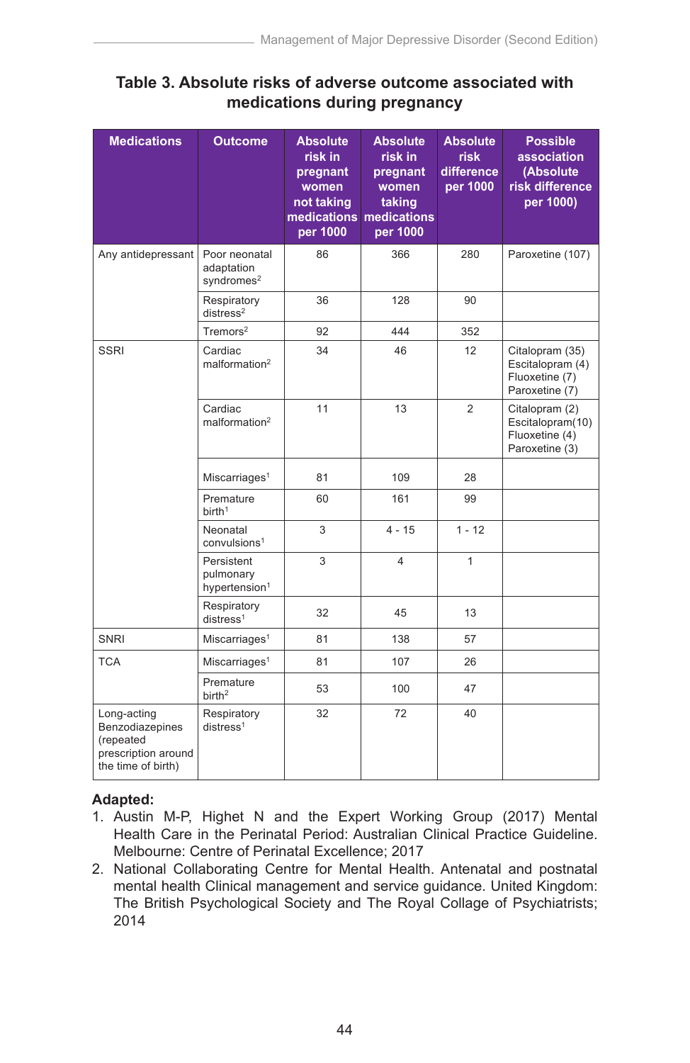## Table 3. Absolute risks of adverse outcome associated with medications during pregnancy

| Medications | Outcome | Absolute risk in pregnant women not taking medications per 1000 | Absolute risk in pregnant women taking medications per 1000 | Absolute risk difference per 1000 | Possible association (Absolute risk difference per 1000) |
|---|---|---|---|---|---|
| Any antidepressant | Poor neonatal adaptation syndromes[2] | 86 | 366 | 280 | Paroxetine (107) |
| | Respiratory distress[2] | 36 | 128 | 90 | |
| | Tremors[2] | 92 | 444 | 352 | |
| SSRI | Cardiac malformation[2] | 34 | 46 | 12 | Citalopram (35) Escitalopram (4) Fluoxetine (7) Paroxetine (7) |
| | Cardiac malformation[2] | 11 | 13 | 2 | Citalopram (2) Escitalopram(10) Fluoxetine (4) Paroxetine (3) |
| | Miscarriages[1] | 81 | 109 | 28 | |
| | Premature birth[1] | 60 | 161 | 99 | |
| | Neonatal convulsions[1] | 3 | 4 - 15 | 1 - 12 | |
| | Persistent pulmonary hypertension[1] | 3 | 4 | 1 | |
| | Respiratory distress[1] | 32 | 45 | 13 | |
| SNRI | Miscarriages[1] | 81 | 138 | 57 | |
| TCA | Miscarriages[1] | 81 | 107 | 26 | |
| | Premature birth[2] | 53 | 100 | 47 | |
| Long-acting Benzodiazepines (repeated prescription around the time of birth) | Respiratory distress[1] | 32 | 72 | 40 | |

**Adapted:**

1. Austin M-P, Highet N and the Expert Working Group (2017) Mental Health Care in the Perinatal Period: Australian Clinical Practice Guideline. Melbourne: Centre of Perinatal Excellence; 2017
2. National Collaborating Centre for Mental Health. Antenatal and postnatal mental health Clinical management and service guidance. United Kingdom: The British Psychological Society and The Royal Collage of Psychiatrists; 2014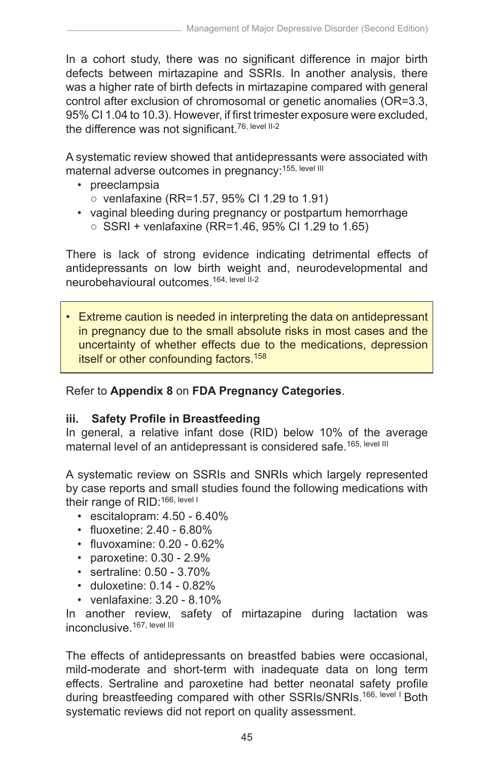In a cohort study, there was no significant difference in major birth defects between mirtazapine and SSRIs. In another analysis, there was a higher rate of birth defects in mirtazapine compared with general control after exclusion of chromosomal or genetic anomalies (OR=3.3, 95% CI 1.04 to 10.3). However, if first trimester exposure were excluded, the difference was not significant.[76, level II-2]

A systematic review showed that antidepressants were associated with maternal adverse outcomes in pregnancy:[155, level III]

- preeclampsia
  - venlafaxine (RR=1.57, 95% CI 1.29 to 1.91)
- vaginal bleeding during pregnancy or postpartum hemorrhage
  - SSRI + venlafaxine (RR=1.46, 95% CI 1.29 to 1.65)

There is lack of strong evidence indicating detrimental effects of antidepressants on low birth weight and, neurodevelopmental and neurobehavioural outcomes.[164, level II-2]

- Extreme caution is needed in interpreting the data on antidepressant in pregnancy due to the small absolute risks in most cases and the uncertainty of whether effects due to the medications, depression itself or other confounding factors.[158]

Refer to **Appendix 8** on **FDA Pregnancy Categories**.

### iii. Safety Profile in Breastfeeding

In general, a relative infant dose (RID) below 10% of the average maternal level of an antidepressant is considered safe.[165, level III]

A systematic review on SSRIs and SNRIs which largely represented by case reports and small studies found the following medications with their range of RID:[166, level I]

- escitalopram: 4.50 - 6.40%
- fluoxetine: 2.40 - 6.80%
- fluvoxamine: 0.20 - 0.62%
- paroxetine: 0.30 - 2.9%
- sertraline: 0.50 - 3.70%
- duloxetine: 0.14 - 0.82%
- venlafaxine: 3.20 - 8.10%

In another review, safety of mirtazapine during lactation was inconclusive.[167, level III]

The effects of antidepressants on breastfed babies were occasional, mild-moderate and short-term with inadequate data on long term effects. Sertraline and paroxetine had better neonatal safety profile during breastfeeding compared with other SSRIs/SNRIs.[166, level I] Both systematic reviews did not report on quality assessment.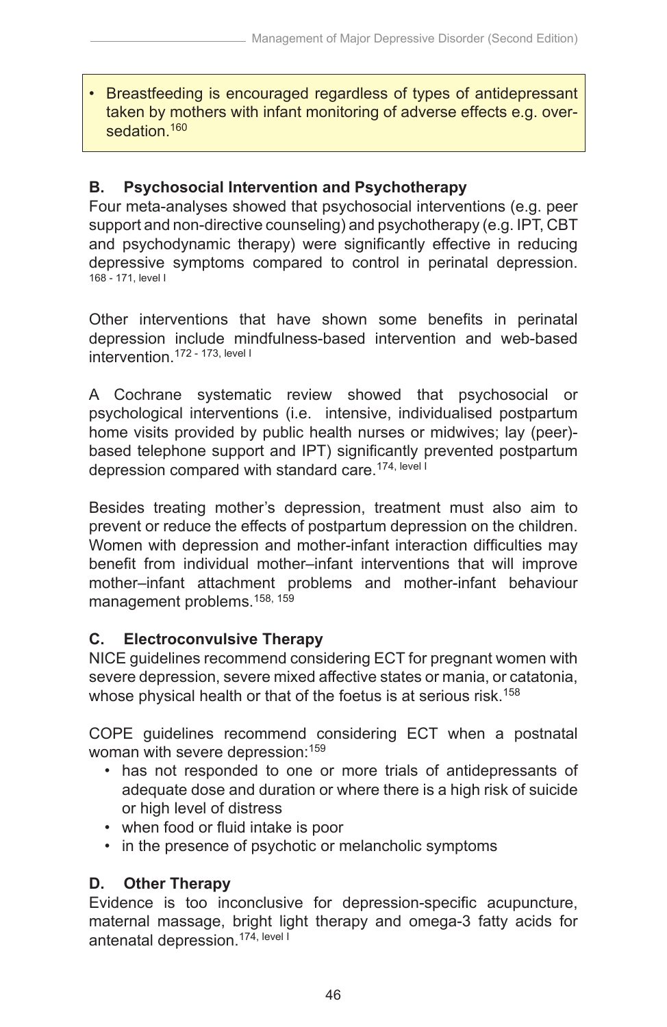- Breastfeeding is encouraged regardless of types of antidepressant taken by mothers with infant monitoring of adverse effects e.g. over-sedation.[160]

### B. Psychosocial Intervention and Psychotherapy

Four meta-analyses showed that psychosocial interventions (e.g. peer support and non-directive counseling) and psychotherapy (e.g. IPT, CBT and psychodynamic therapy) were significantly effective in reducing depressive symptoms compared to control in perinatal depression.[168 - 171, level I]

Other interventions that have shown some benefits in perinatal depression include mindfulness-based intervention and web-based intervention.[172 - 173, level I]

A Cochrane systematic review showed that psychosocial or psychological interventions (i.e. intensive, individualised postpartum home visits provided by public health nurses or midwives; lay (peer)-based telephone support and IPT) significantly prevented postpartum depression compared with standard care.[174, level I]

Besides treating mother's depression, treatment must also aim to prevent or reduce the effects of postpartum depression on the children. Women with depression and mother-infant interaction difficulties may benefit from individual mother–infant interventions that will improve mother–infant attachment problems and mother-infant behaviour management problems.[158, 159]

### C. Electroconvulsive Therapy

NICE guidelines recommend considering ECT for pregnant women with severe depression, severe mixed affective states or mania, or catatonia, whose physical health or that of the foetus is at serious risk.[158]

COPE guidelines recommend considering ECT when a postnatal woman with severe depression:[159]

- has not responded to one or more trials of antidepressants of adequate dose and duration or where there is a high risk of suicide or high level of distress
- when food or fluid intake is poor
- in the presence of psychotic or melancholic symptoms

### D. Other Therapy

Evidence is too inconclusive for depression-specific acupuncture, maternal massage, bright light therapy and omega-3 fatty acids for antenatal depression.[174, level I]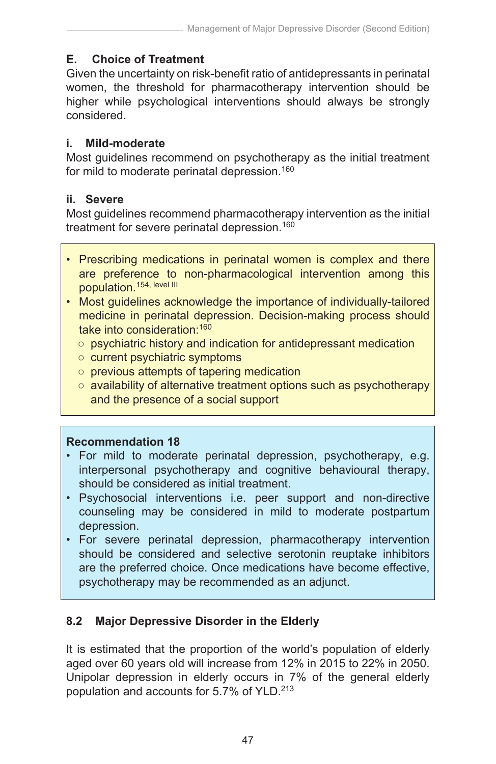## E. Choice of Treatment

Given the uncertainty on risk-benefit ratio of antidepressants in perinatal women, the threshold for pharmacotherapy intervention should be higher while psychological interventions should always be strongly considered.

### i. Mild-moderate

Most guidelines recommend on psychotherapy as the initial treatment for mild to moderate perinatal depression.[160]

### ii. Severe

Most guidelines recommend pharmacotherapy intervention as the initial treatment for severe perinatal depression.[160]

- Prescribing medications in perinatal women is complex and there are preference to non-pharmacological intervention among this population.[154, level III]
- Most guidelines acknowledge the importance of individually-tailored medicine in perinatal depression. Decision-making process should take into consideration:[160]
  - psychiatric history and indication for antidepressant medication
  - current psychiatric symptoms
  - previous attempts of tapering medication
  - availability of alternative treatment options such as psychotherapy and the presence of a social support

**Recommendation 18**

- For mild to moderate perinatal depression, psychotherapy, e.g. interpersonal psychotherapy and cognitive behavioural therapy, should be considered as initial treatment.
- Psychosocial interventions i.e. peer support and non-directive counseling may be considered in mild to moderate postpartum depression.
- For severe perinatal depression, pharmacotherapy intervention should be considered and selective serotonin reuptake inhibitors are the preferred choice. Once medications have become effective, psychotherapy may be recommended as an adjunct.

## 8.2 Major Depressive Disorder in the Elderly

It is estimated that the proportion of the world's population of elderly aged over 60 years old will increase from 12% in 2015 to 22% in 2050. Unipolar depression in elderly occurs in 7% of the general elderly population and accounts for 5.7% of YLD.[213]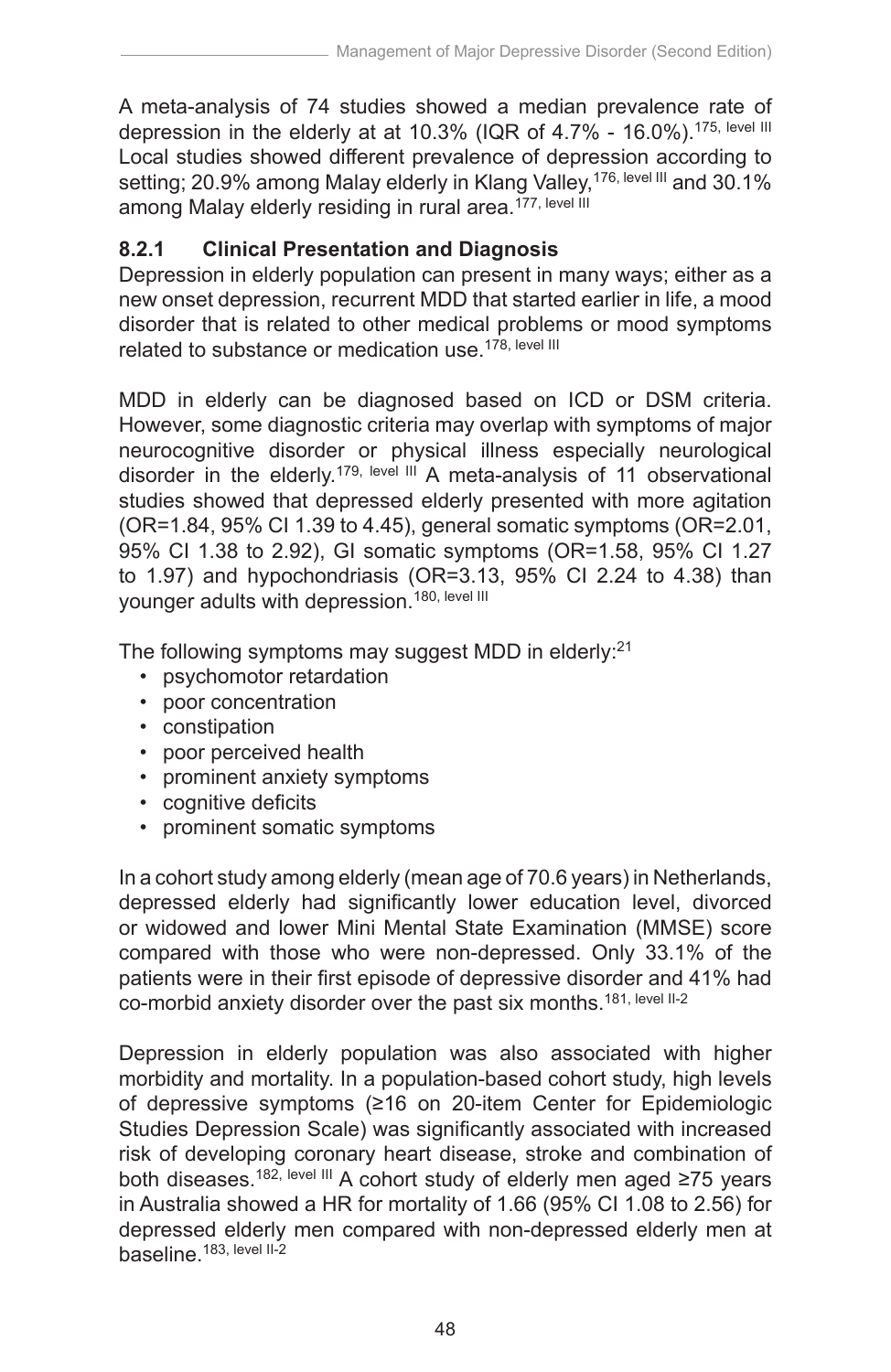A meta-analysis of 74 studies showed a median prevalence rate of depression in the elderly at at 10.3% (IQR of 4.7% - 16.0%).[175, level III] Local studies showed different prevalence of depression according to setting; 20.9% among Malay elderly in Klang Valley,[176, level III] and 30.1% among Malay elderly residing in rural area.[177, level III]

### 8.2.1 Clinical Presentation and Diagnosis

Depression in elderly population can present in many ways; either as a new onset depression, recurrent MDD that started earlier in life, a mood disorder that is related to other medical problems or mood symptoms related to substance or medication use.[178, level III]

MDD in elderly can be diagnosed based on ICD or DSM criteria. However, some diagnostic criteria may overlap with symptoms of major neurocognitive disorder or physical illness especially neurological disorder in the elderly.[179, level III] A meta-analysis of 11 observational studies showed that depressed elderly presented with more agitation (OR=1.84, 95% CI 1.39 to 4.45), general somatic symptoms (OR=2.01, 95% CI 1.38 to 2.92), GI somatic symptoms (OR=1.58, 95% CI 1.27 to 1.97) and hypochondriasis (OR=3.13, 95% CI 2.24 to 4.38) than younger adults with depression.[180, level III]

The following symptoms may suggest MDD in elderly:[21]

- psychomotor retardation
- poor concentration
- constipation
- poor perceived health
- prominent anxiety symptoms
- cognitive deficits
- prominent somatic symptoms

In a cohort study among elderly (mean age of 70.6 years) in Netherlands, depressed elderly had significantly lower education level, divorced or widowed and lower Mini Mental State Examination (MMSE) score compared with those who were non-depressed. Only 33.1% of the patients were in their first episode of depressive disorder and 41% had co-morbid anxiety disorder over the past six months.[181, level II-2]

Depression in elderly population was also associated with higher morbidity and mortality. In a population-based cohort study, high levels of depressive symptoms (≥16 on 20-item Center for Epidemiologic Studies Depression Scale) was significantly associated with increased risk of developing coronary heart disease, stroke and combination of both diseases.[182, level III] A cohort study of elderly men aged ≥75 years in Australia showed a HR for mortality of 1.66 (95% CI 1.08 to 2.56) for depressed elderly men compared with non-depressed elderly men at baseline.[183, level II-2]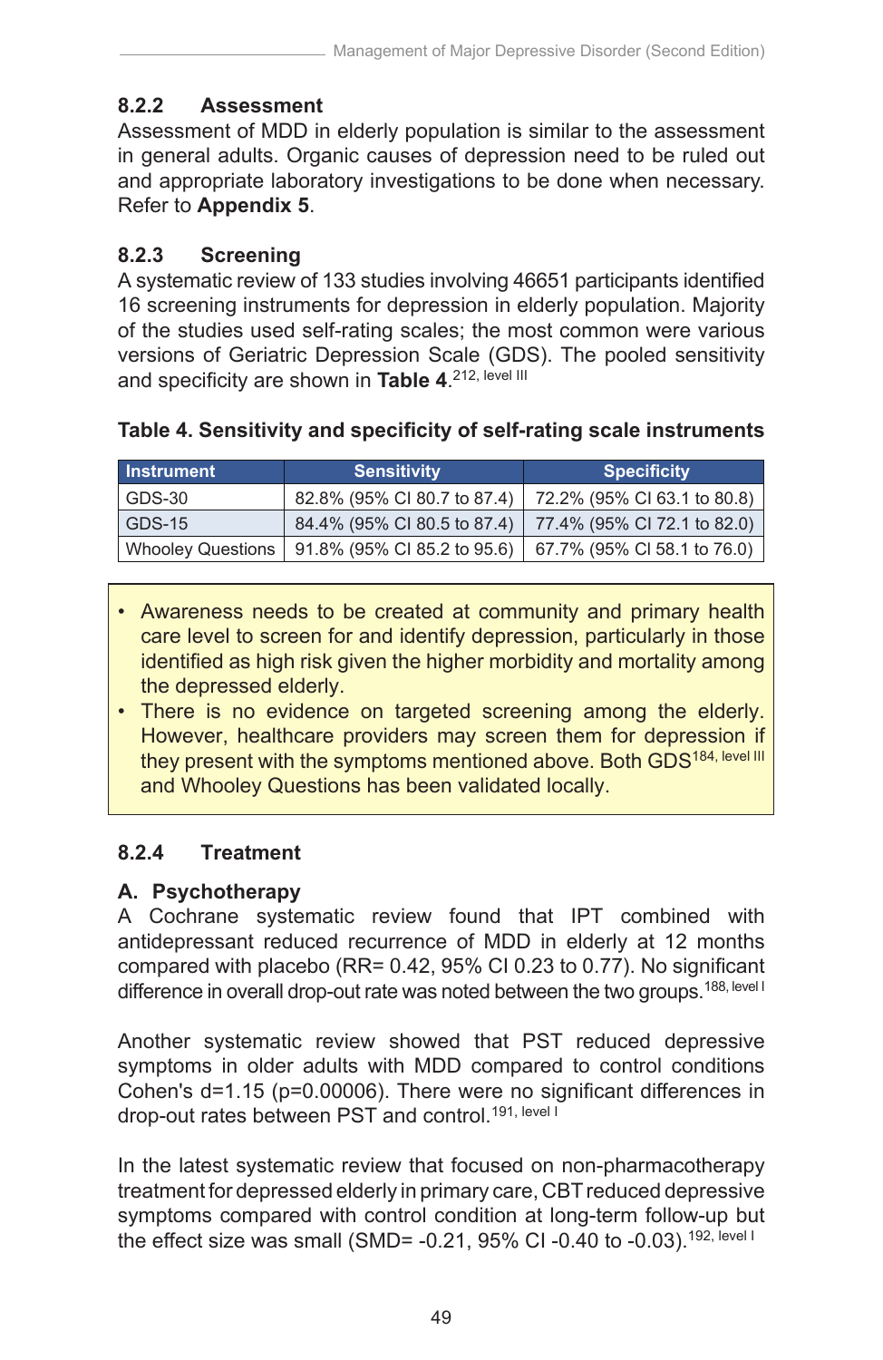### 8.2.2 Assessment

Assessment of MDD in elderly population is similar to the assessment in general adults. Organic causes of depression need to be ruled out and appropriate laboratory investigations to be done when necessary. Refer to **Appendix 5**.

### 8.2.3 Screening

A systematic review of 133 studies involving 46651 participants identified 16 screening instruments for depression in elderly population. Majority of the studies used self-rating scales; the most common were various versions of Geriatric Depression Scale (GDS). The pooled sensitivity and specificity are shown in **Table 4**.[212, level III]

**Table 4. Sensitivity and specificity of self-rating scale instruments**

| Instrument | Sensitivity | Specificity |
|---|---|---|
| GDS-30 | 82.8% (95% CI 80.7 to 87.4) | 72.2% (95% CI 63.1 to 80.8) |
| GDS-15 | 84.4% (95% CI 80.5 to 87.4) | 77.4% (95% CI 72.1 to 82.0) |
| Whooley Questions | 91.8% (95% CI 85.2 to 95.6) | 67.7% (95% CI 58.1 to 76.0) |

- Awareness needs to be created at community and primary health care level to screen for and identify depression, particularly in those identified as high risk given the higher morbidity and mortality among the depressed elderly.
- There is no evidence on targeted screening among the elderly. However, healthcare providers may screen them for depression if they present with the symptoms mentioned above. Both GDS[184, level III] and Whooley Questions has been validated locally.

### 8.2.4 Treatment

#### A. Psychotherapy

A Cochrane systematic review found that IPT combined with antidepressant reduced recurrence of MDD in elderly at 12 months compared with placebo (RR= 0.42, 95% CI 0.23 to 0.77). No significant difference in overall drop-out rate was noted between the two groups.[188, level I]

Another systematic review showed that PST reduced depressive symptoms in older adults with MDD compared to control conditions Cohen's d=1.15 (p=0.00006). There were no significant differences in drop-out rates between PST and control.[191, level I]

In the latest systematic review that focused on non-pharmacotherapy treatment for depressed elderly in primary care, CBT reduced depressive symptoms compared with control condition at long-term follow-up but the effect size was small (SMD= -0.21, 95% CI -0.40 to -0.03).[192, level I]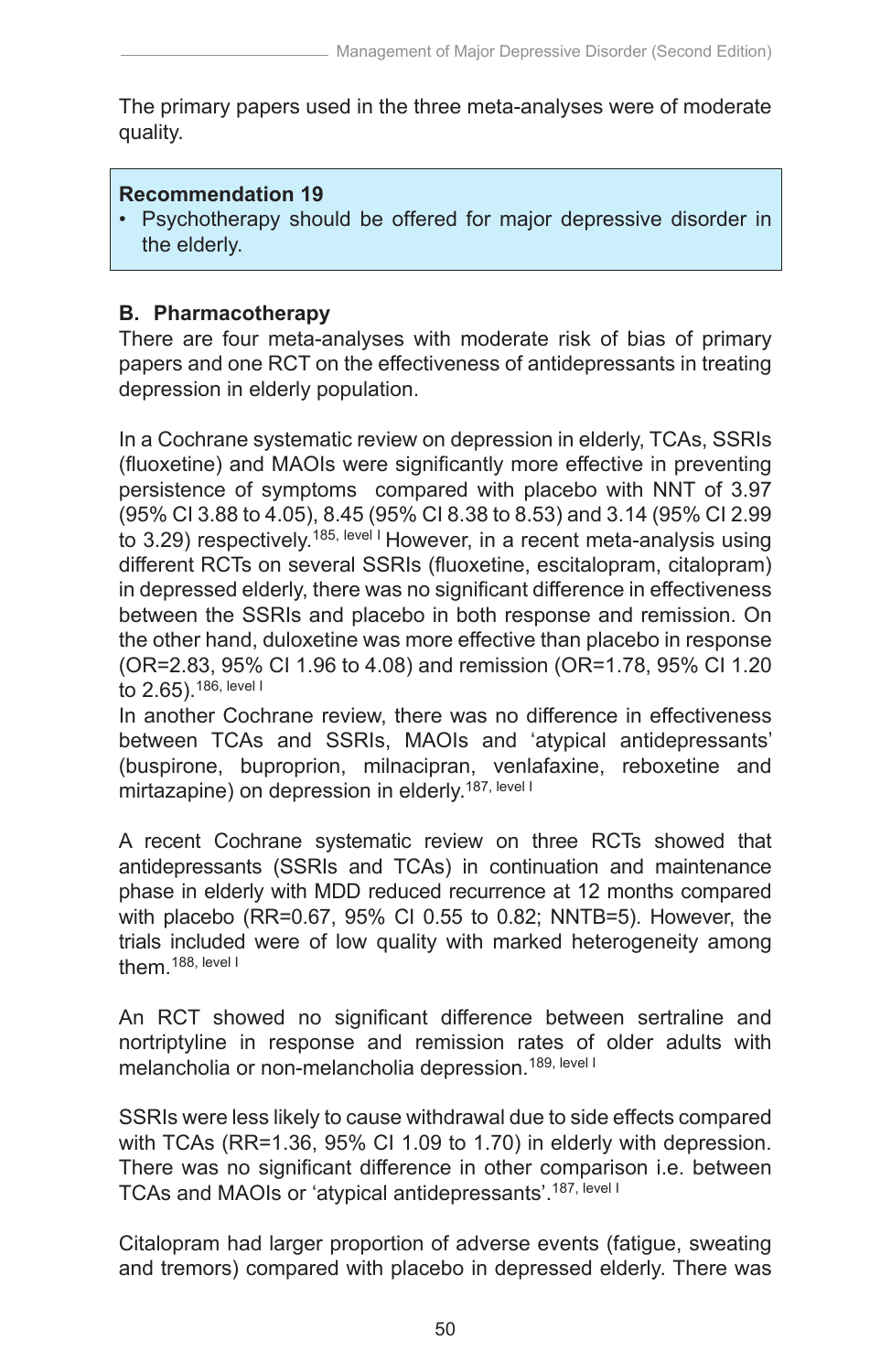The primary papers used in the three meta-analyses were of moderate quality.

> **Recommendation 19**
> - Psychotherapy should be offered for major depressive disorder in the elderly.

**B. Pharmacotherapy**

There are four meta-analyses with moderate risk of bias of primary papers and one RCT on the effectiveness of antidepressants in treating depression in elderly population.

In a Cochrane systematic review on depression in elderly, TCAs, SSRIs (fluoxetine) and MAOIs were significantly more effective in preventing persistence of symptoms compared with placebo with NNT of 3.97 (95% CI 3.88 to 4.05), 8.45 (95% CI 8.38 to 8.53) and 3.14 (95% CI 2.99 to 3.29) respectively.[185, level I] However, in a recent meta-analysis using different RCTs on several SSRIs (fluoxetine, escitalopram, citalopram) in depressed elderly, there was no significant difference in effectiveness between the SSRIs and placebo in both response and remission. On the other hand, duloxetine was more effective than placebo in response (OR=2.83, 95% CI 1.96 to 4.08) and remission (OR=1.78, 95% CI 1.20 to 2.65).[186, level I]

In another Cochrane review, there was no difference in effectiveness between TCAs and SSRIs, MAOIs and 'atypical antidepressants' (buspirone, buproprion, milnacipran, venlafaxine, reboxetine and mirtazapine) on depression in elderly.[187, level I]

A recent Cochrane systematic review on three RCTs showed that antidepressants (SSRIs and TCAs) in continuation and maintenance phase in elderly with MDD reduced recurrence at 12 months compared with placebo (RR=0.67, 95% CI 0.55 to 0.82; NNTB=5). However, the trials included were of low quality with marked heterogeneity among them.[188, level I]

An RCT showed no significant difference between sertraline and nortriptyline in response and remission rates of older adults with melancholia or non-melancholia depression.[189, level I]

SSRIs were less likely to cause withdrawal due to side effects compared with TCAs (RR=1.36, 95% CI 1.09 to 1.70) in elderly with depression. There was no significant difference in other comparison i.e. between TCAs and MAOIs or 'atypical antidepressants'.[187, level I]

Citalopram had larger proportion of adverse events (fatigue, sweating and tremors) compared with placebo in depressed elderly. There was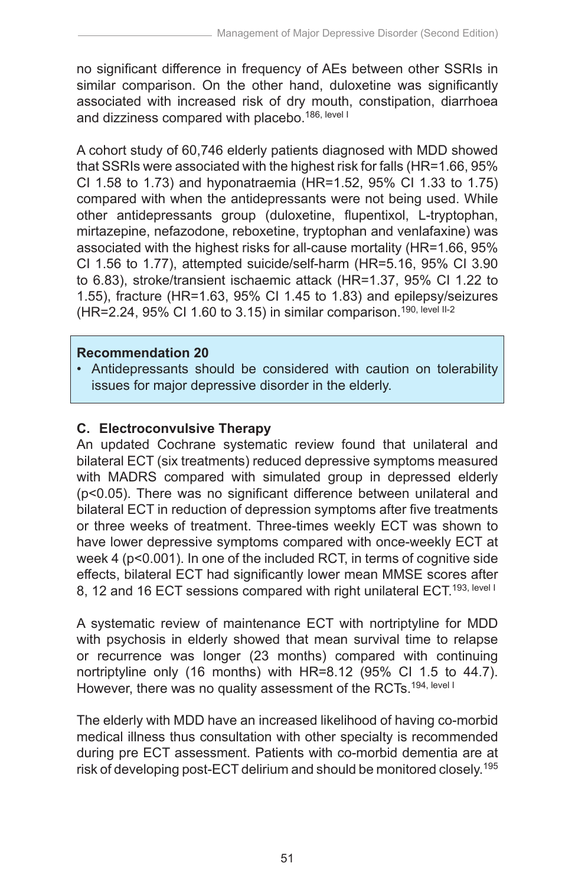no significant difference in frequency of AEs between other SSRIs in similar comparison. On the other hand, duloxetine was significantly associated with increased risk of dry mouth, constipation, diarrhoea and dizziness compared with placebo.[186, level I]

A cohort study of 60,746 elderly patients diagnosed with MDD showed that SSRIs were associated with the highest risk for falls (HR=1.66, 95% CI 1.58 to 1.73) and hyponatraemia (HR=1.52, 95% CI 1.33 to 1.75) compared with when the antidepressants were not being used. While other antidepressants group (duloxetine, flupentixol, L-tryptophan, mirtazepine, nefazodone, reboxetine, tryptophan and venlafaxine) was associated with the highest risks for all-cause mortality (HR=1.66, 95% CI 1.56 to 1.77), attempted suicide/self-harm (HR=5.16, 95% CI 3.90 to 6.83), stroke/transient ischaemic attack (HR=1.37, 95% CI 1.22 to 1.55), fracture (HR=1.63, 95% CI 1.45 to 1.83) and epilepsy/seizures (HR=2.24, 95% CI 1.60 to 3.15) in similar comparison.[190, level II-2]

**Recommendation 20**

- Antidepressants should be considered with caution on tolerability issues for major depressive disorder in the elderly.

### C. Electroconvulsive Therapy

An updated Cochrane systematic review found that unilateral and bilateral ECT (six treatments) reduced depressive symptoms measured with MADRS compared with simulated group in depressed elderly ($p<0.05$). There was no significant difference between unilateral and bilateral ECT in reduction of depression symptoms after five treatments or three weeks of treatment. Three-times weekly ECT was shown to have lower depressive symptoms compared with once-weekly ECT at week 4 ($p<0.001$). In one of the included RCT, in terms of cognitive side effects, bilateral ECT had significantly lower mean MMSE scores after 8, 12 and 16 ECT sessions compared with right unilateral ECT.[193, level I]

A systematic review of maintenance ECT with nortriptyline for MDD with psychosis in elderly showed that mean survival time to relapse or recurrence was longer (23 months) compared with continuing nortriptyline only (16 months) with HR=8.12 (95% CI 1.5 to 44.7). However, there was no quality assessment of the RCTs.[194, level I]

The elderly with MDD have an increased likelihood of having co-morbid medical illness thus consultation with other specialty is recommended during pre ECT assessment. Patients with co-morbid dementia are at risk of developing post-ECT delirium and should be monitored closely.[195]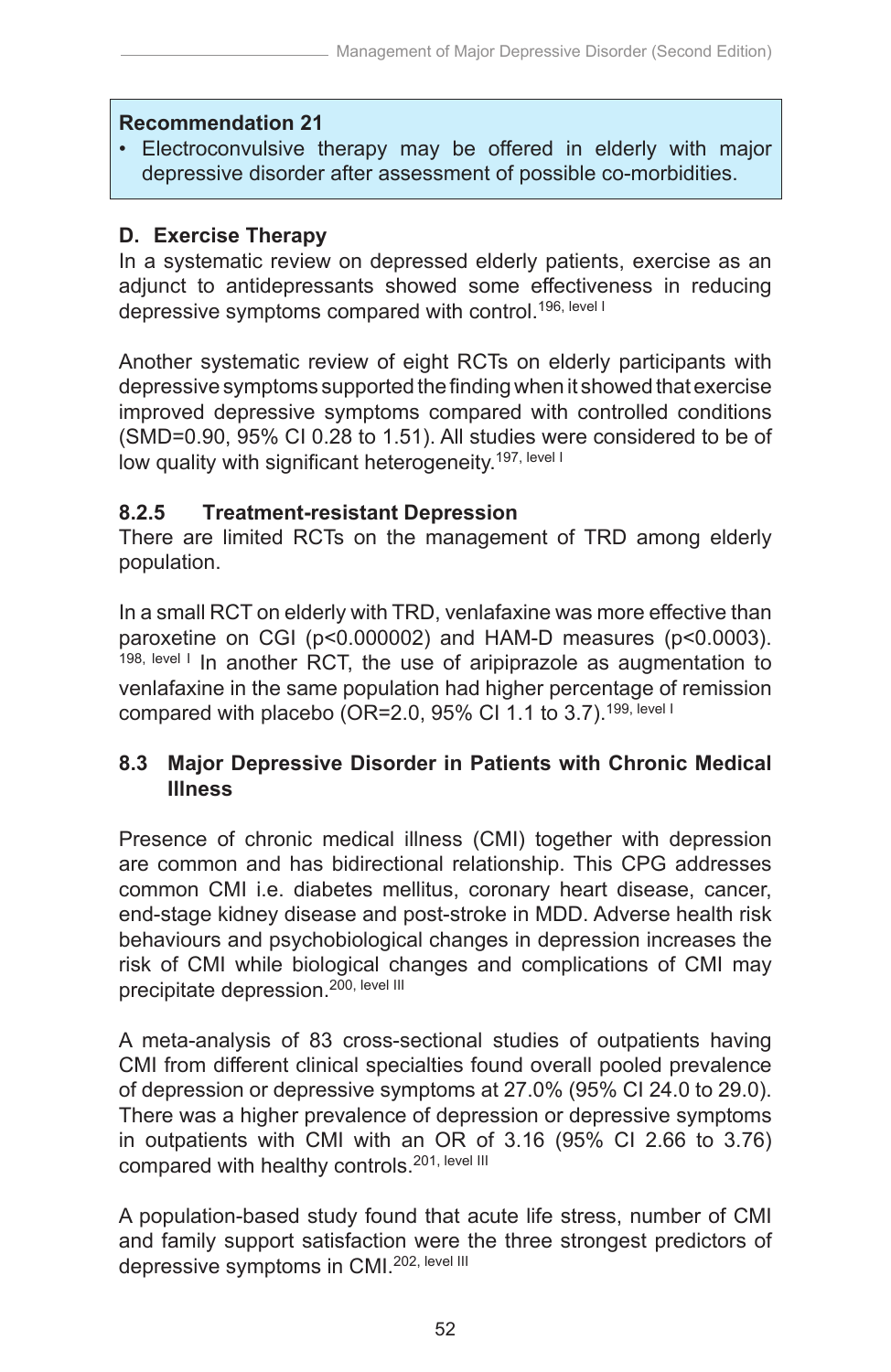> **Recommendation 21**
> - Electroconvulsive therapy may be offered in elderly with major depressive disorder after assessment of possible co-morbidities.

**D. Exercise Therapy**

In a systematic review on depressed elderly patients, exercise as an adjunct to antidepressants showed some effectiveness in reducing depressive symptoms compared with control.[196, level I]

Another systematic review of eight RCTs on elderly participants with depressive symptoms supported the finding when it showed that exercise improved depressive symptoms compared with controlled conditions (SMD=0.90, 95% CI 0.28 to 1.51). All studies were considered to be of low quality with significant heterogeneity.[197, level I]

### 8.2.5 Treatment-resistant Depression

There are limited RCTs on the management of TRD among elderly population.

In a small RCT on elderly with TRD, venlafaxine was more effective than paroxetine on CGI ($p<0.000002$) and HAM-D measures ($p<0.0003$).[198, level I] In another RCT, the use of aripiprazole as augmentation to venlafaxine in the same population had higher percentage of remission compared with placebo (OR=2.0, 95% CI 1.1 to 3.7).[199, level I]

## 8.3 Major Depressive Disorder in Patients with Chronic Medical Illness

Presence of chronic medical illness (CMI) together with depression are common and has bidirectional relationship. This CPG addresses common CMI i.e. diabetes mellitus, coronary heart disease, cancer, end-stage kidney disease and post-stroke in MDD. Adverse health risk behaviours and psychobiological changes in depression increases the risk of CMI while biological changes and complications of CMI may precipitate depression.[200, level III]

A meta-analysis of 83 cross-sectional studies of outpatients having CMI from different clinical specialties found overall pooled prevalence of depression or depressive symptoms at 27.0% (95% CI 24.0 to 29.0). There was a higher prevalence of depression or depressive symptoms in outpatients with CMI with an OR of 3.16 (95% CI 2.66 to 3.76) compared with healthy controls.[201, level III]

A population-based study found that acute life stress, number of CMI and family support satisfaction were the three strongest predictors of depressive symptoms in CMI.[202, level III]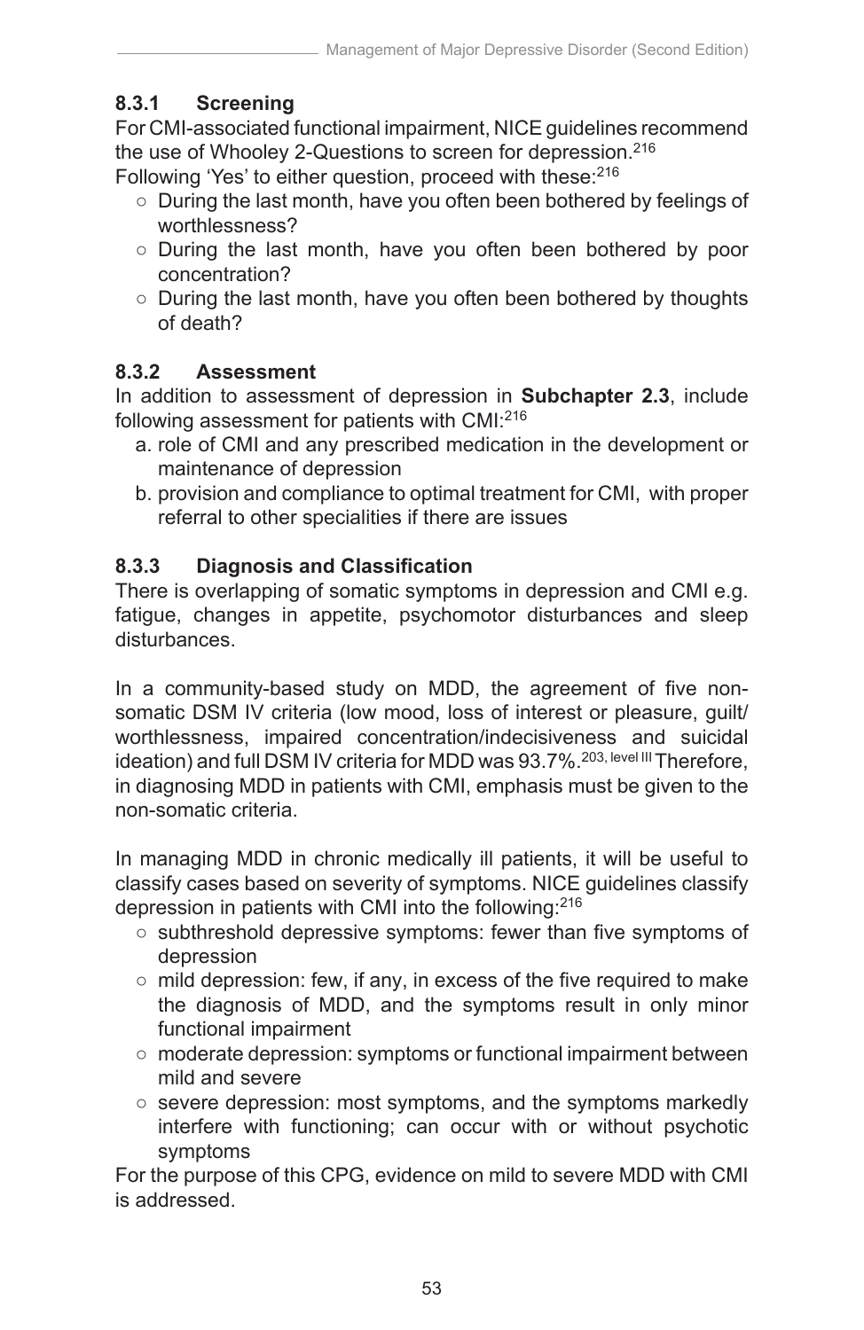### 8.3.1 Screening

For CMI-associated functional impairment, NICE guidelines recommend the use of Whooley 2-Questions to screen for depression.[216]

Following 'Yes' to either question, proceed with these:[216]

- During the last month, have you often been bothered by feelings of worthlessness?
- During the last month, have you often been bothered by poor concentration?
- During the last month, have you often been bothered by thoughts of death?

### 8.3.2 Assessment

In addition to assessment of depression in **Subchapter 2.3**, include following assessment for patients with CMI:[216]

a. role of CMI and any prescribed medication in the development or maintenance of depression
b. provision and compliance to optimal treatment for CMI, with proper referral to other specialities if there are issues

### 8.3.3 Diagnosis and Classification

There is overlapping of somatic symptoms in depression and CMI e.g. fatigue, changes in appetite, psychomotor disturbances and sleep disturbances.

In a community-based study on MDD, the agreement of five non-somatic DSM IV criteria (low mood, loss of interest or pleasure, guilt/worthlessness, impaired concentration/indecisiveness and suicidal ideation) and full DSM IV criteria for MDD was 93.7%.[203, level III] Therefore, in diagnosing MDD in patients with CMI, emphasis must be given to the non-somatic criteria.

In managing MDD in chronic medically ill patients, it will be useful to classify cases based on severity of symptoms. NICE guidelines classify depression in patients with CMI into the following:[216]

- subthreshold depressive symptoms: fewer than five symptoms of depression
- mild depression: few, if any, in excess of the five required to make the diagnosis of MDD, and the symptoms result in only minor functional impairment
- moderate depression: symptoms or functional impairment between mild and severe
- severe depression: most symptoms, and the symptoms markedly interfere with functioning; can occur with or without psychotic symptoms

For the purpose of this CPG, evidence on mild to severe MDD with CMI is addressed.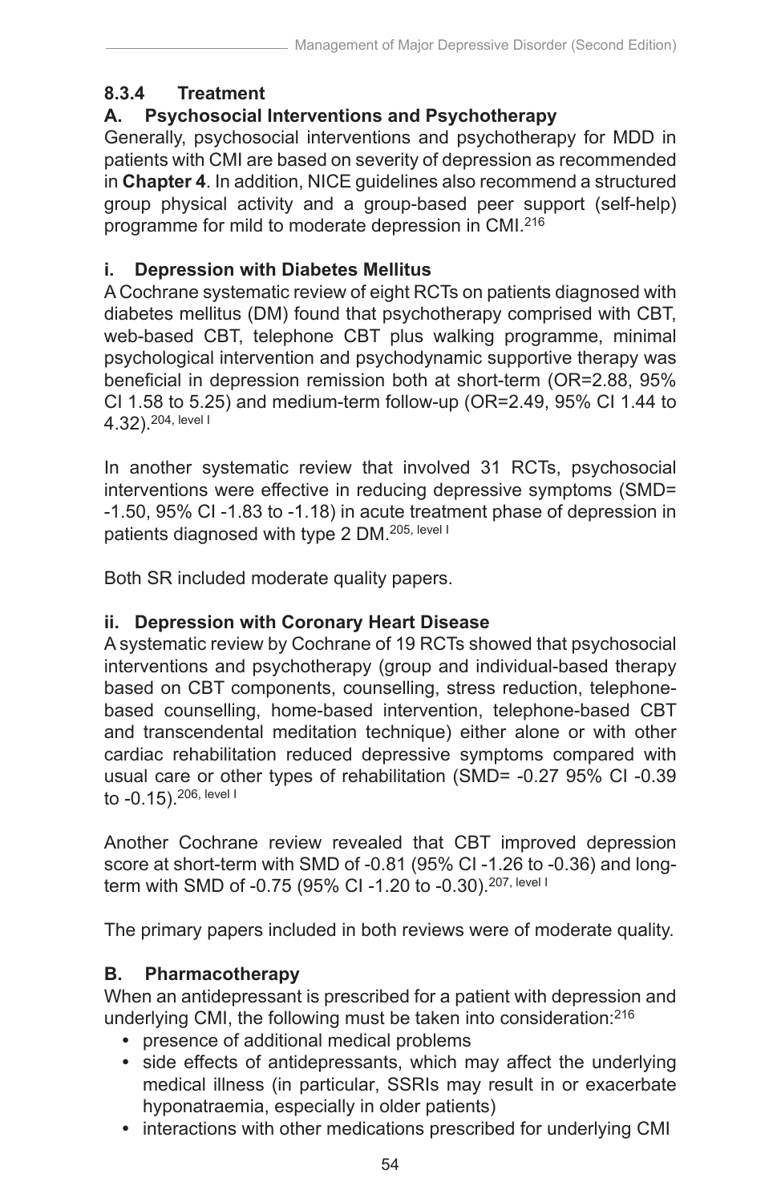### 8.3.4 Treatment

#### A. Psychosocial Interventions and Psychotherapy

Generally, psychosocial interventions and psychotherapy for MDD in patients with CMI are based on severity of depression as recommended in **Chapter 4**. In addition, NICE guidelines also recommend a structured group physical activity and a group-based peer support (self-help) programme for mild to moderate depression in CMI.[216]

#### i. Depression with Diabetes Mellitus

A Cochrane systematic review of eight RCTs on patients diagnosed with diabetes mellitus (DM) found that psychotherapy comprised with CBT, web-based CBT, telephone CBT plus walking programme, minimal psychological intervention and psychodynamic supportive therapy was beneficial in depression remission both at short-term (OR=2.88, 95% CI 1.58 to 5.25) and medium-term follow-up (OR=2.49, 95% CI 1.44 to 4.32).[204, level I]

In another systematic review that involved 31 RCTs, psychosocial interventions were effective in reducing depressive symptoms (SMD= -1.50, 95% CI -1.83 to -1.18) in acute treatment phase of depression in patients diagnosed with type 2 DM.[205, level I]

Both SR included moderate quality papers.

#### ii. Depression with Coronary Heart Disease

A systematic review by Cochrane of 19 RCTs showed that psychosocial interventions and psychotherapy (group and individual-based therapy based on CBT components, counselling, stress reduction, telephone-based counselling, home-based intervention, telephone-based CBT and transcendental meditation technique) either alone or with other cardiac rehabilitation reduced depressive symptoms compared with usual care or other types of rehabilitation (SMD= -0.27 95% CI -0.39 to -0.15).[206, level I]

Another Cochrane review revealed that CBT improved depression score at short-term with SMD of -0.81 (95% CI -1.26 to -0.36) and long-term with SMD of -0.75 (95% CI -1.20 to -0.30).[207, level I]

The primary papers included in both reviews were of moderate quality.

#### B. Pharmacotherapy

When an antidepressant is prescribed for a patient with depression and underlying CMI, the following must be taken into consideration:[216]

- presence of additional medical problems
- side effects of antidepressants, which may affect the underlying medical illness (in particular, SSRIs may result in or exacerbate hyponatraemia, especially in older patients)
- interactions with other medications prescribed for underlying CMI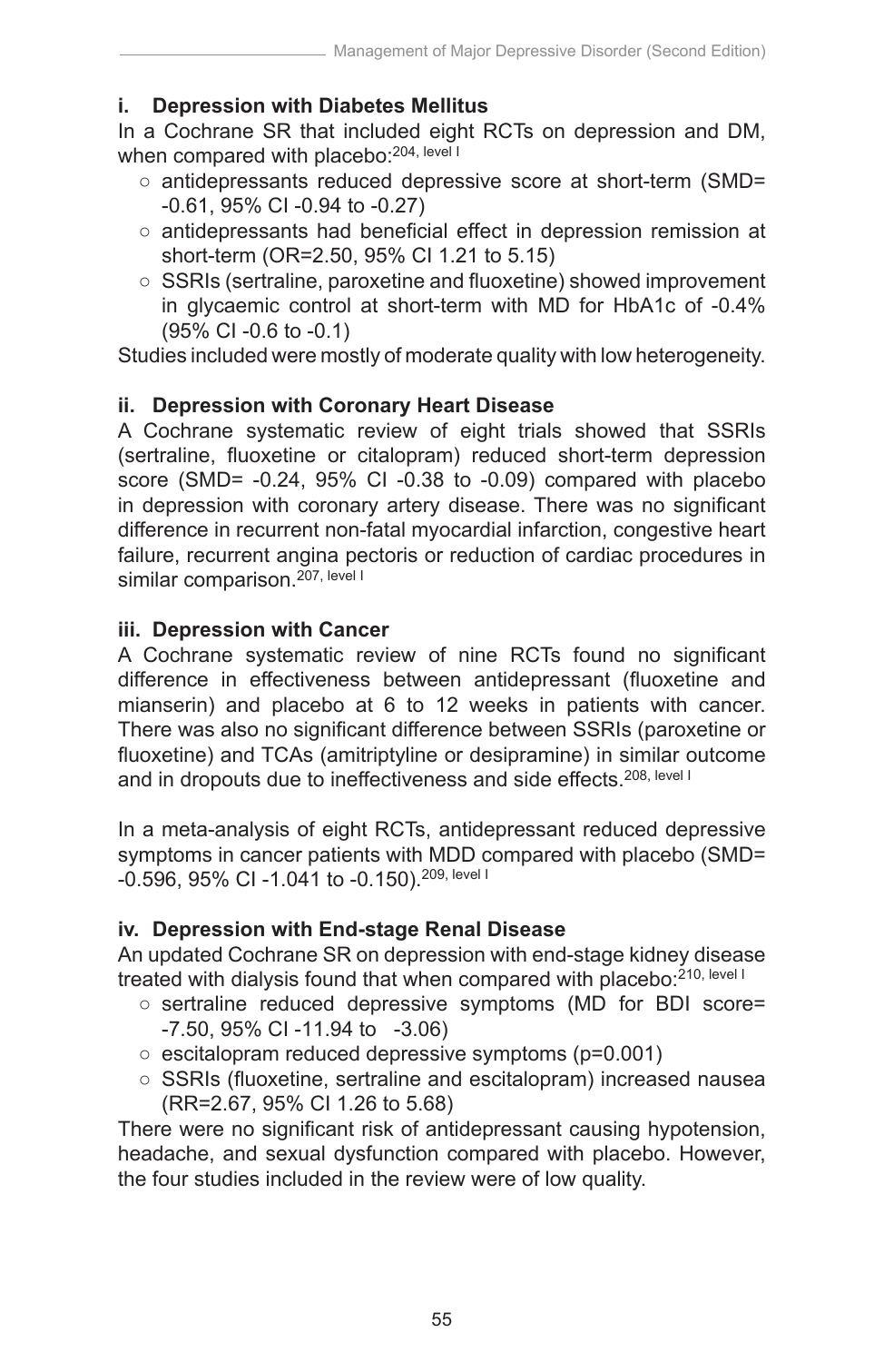**i. Depression with Diabetes Mellitus**

In a Cochrane SR that included eight RCTs on depression and DM, when compared with placebo:[204, level I]

- antidepressants reduced depressive score at short-term (SMD= -0.61, 95% CI -0.94 to -0.27)
- antidepressants had beneficial effect in depression remission at short-term (OR=2.50, 95% CI 1.21 to 5.15)
- SSRIs (sertraline, paroxetine and fluoxetine) showed improvement in glycaemic control at short-term with MD for HbA1c of -0.4% (95% CI -0.6 to -0.1)

Studies included were mostly of moderate quality with low heterogeneity.

**ii. Depression with Coronary Heart Disease**

A Cochrane systematic review of eight trials showed that SSRIs (sertraline, fluoxetine or citalopram) reduced short-term depression score (SMD= -0.24, 95% CI -0.38 to -0.09) compared with placebo in depression with coronary artery disease. There was no significant difference in recurrent non-fatal myocardial infarction, congestive heart failure, recurrent angina pectoris or reduction of cardiac procedures in similar comparison.[207, level I]

**iii. Depression with Cancer**

A Cochrane systematic review of nine RCTs found no significant difference in effectiveness between antidepressant (fluoxetine and mianserin) and placebo at 6 to 12 weeks in patients with cancer. There was also no significant difference between SSRIs (paroxetine or fluoxetine) and TCAs (amitriptyline or desipramine) in similar outcome and in dropouts due to ineffectiveness and side effects.[208, level I]

In a meta-analysis of eight RCTs, antidepressant reduced depressive symptoms in cancer patients with MDD compared with placebo (SMD= -0.596, 95% CI -1.041 to -0.150).[209, level I]

**iv. Depression with End-stage Renal Disease**

An updated Cochrane SR on depression with end-stage kidney disease treated with dialysis found that when compared with placebo:[210, level I]

- sertraline reduced depressive symptoms (MD for BDI score= -7.50, 95% CI -11.94 to -3.06)
- escitalopram reduced depressive symptoms (p=0.001)
- SSRIs (fluoxetine, sertraline and escitalopram) increased nausea (RR=2.67, 95% CI 1.26 to 5.68)

There were no significant risk of antidepressant causing hypotension, headache, and sexual dysfunction compared with placebo. However, the four studies included in the review were of low quality.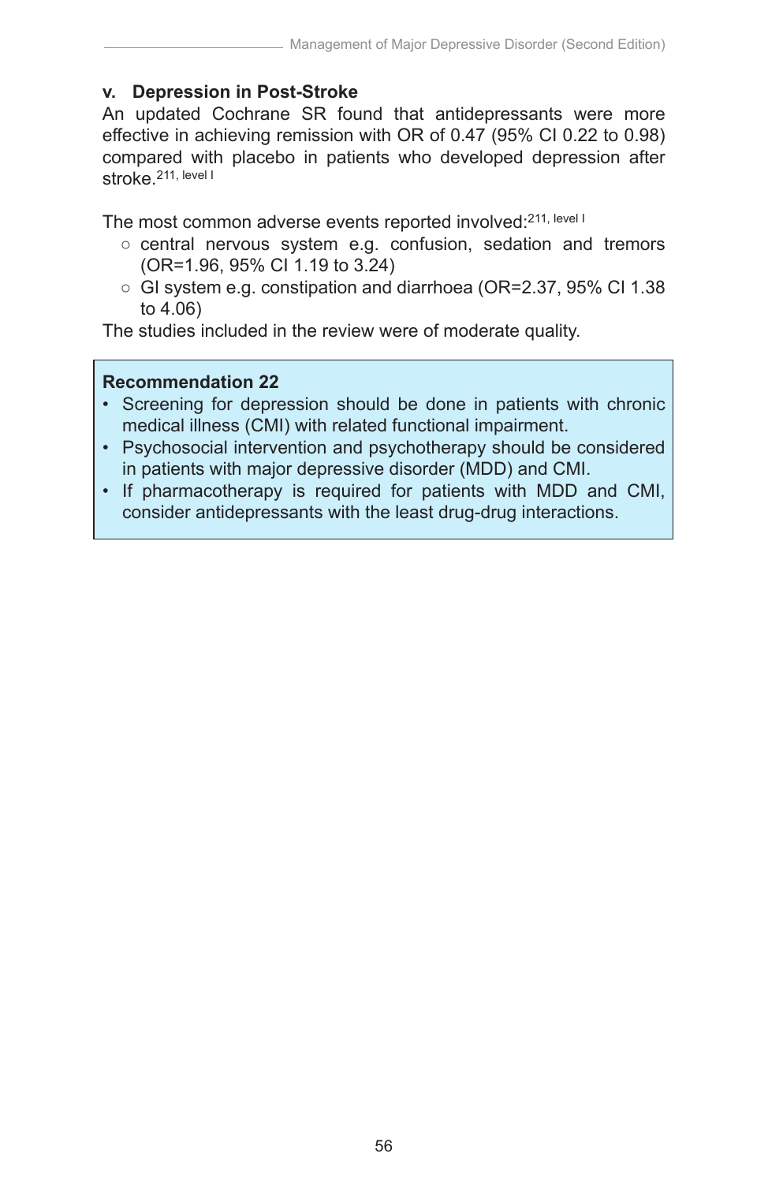### v. Depression in Post-Stroke

An updated Cochrane SR found that antidepressants were more effective in achieving remission with OR of 0.47 (95% CI 0.22 to 0.98) compared with placebo in patients who developed depression after stroke.[211, level I]

The most common adverse events reported involved:[211, level I]

- central nervous system e.g. confusion, sedation and tremors (OR=1.96, 95% CI 1.19 to 3.24)
- GI system e.g. constipation and diarrhoea (OR=2.37, 95% CI 1.38 to 4.06)

The studies included in the review were of moderate quality.

**Recommendation 22**

- Screening for depression should be done in patients with chronic medical illness (CMI) with related functional impairment.
- Psychosocial intervention and psychotherapy should be considered in patients with major depressive disorder (MDD) and CMI.
- If pharmacotherapy is required for patients with MDD and CMI, consider antidepressants with the least drug-drug interactions.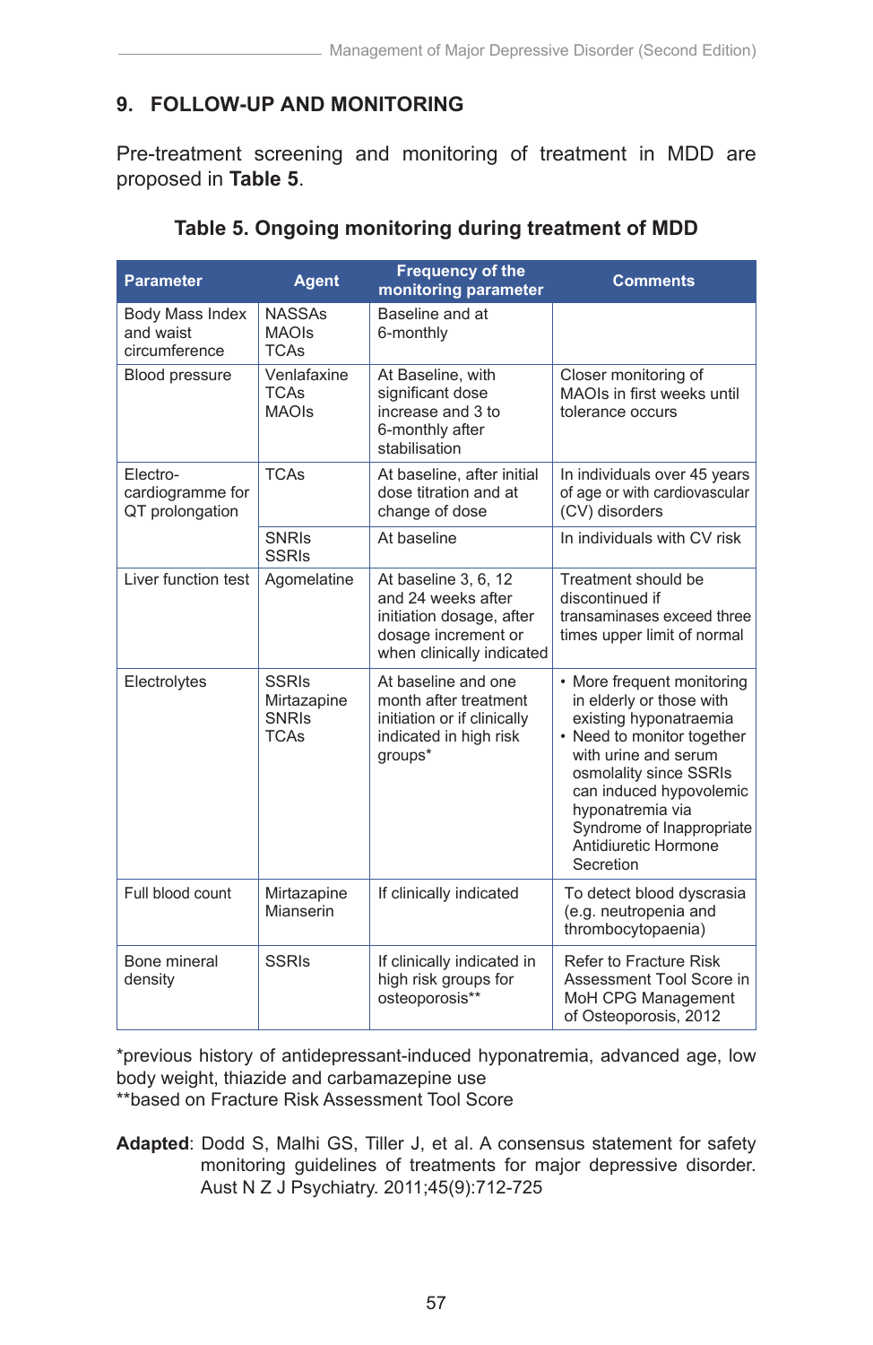## 9. FOLLOW-UP AND MONITORING

Pre-treatment screening and monitoring of treatment in MDD are proposed in **Table 5**.

**Table 5. Ongoing monitoring during treatment of MDD**

| Parameter | Agent | Frequency of the monitoring parameter | Comments |
|---|---|---|---|
| Body Mass Index and waist circumference | NASSAs<br>MAOIs<br>TCAs | Baseline and at 6-monthly | |
| Blood pressure | Venlafaxine<br>TCAs<br>MAOIs | At Baseline, with significant dose increase and 3 to 6-monthly after stabilisation | Closer monitoring of MAOIs in first weeks until tolerance occurs |
| Electro-cardiogramme for QT prolongation | TCAs | At baseline, after initial dose titration and at change of dose | In individuals over 45 years of age or with cardiovascular (CV) disorders |
| | SNRIs<br>SSRIs | At baseline | In individuals with CV risk |
| Liver function test | Agomelatine | At baseline 3, 6, 12 and 24 weeks after initiation dosage, after dosage increment or when clinically indicated | Treatment should be discontinued if transaminases exceed three times upper limit of normal |
| Electrolytes | SSRIs<br>Mirtazapine<br>SNRIs<br>TCAs | At baseline and one month after treatment initiation or if clinically indicated in high risk groups* | • More frequent monitoring in elderly or those with existing hyponatraemia<br>• Need to monitor together with urine and serum osmolality since SSRIs can induced hypovolemic hyponatremia via Syndrome of Inappropriate Antidiuretic Hormone Secretion |
| Full blood count | Mirtazapine<br>Mianserin | If clinically indicated | To detect blood dyscrasia (e.g. neutropenia and thrombocytopaenia) |
| Bone mineral density | SSRIs | If clinically indicated in high risk groups for osteoporosis** | Refer to Fracture Risk Assessment Tool Score in MoH CPG Management of Osteoporosis, 2012 |

*previous history of antidepressant-induced hyponatremia, advanced age, low body weight, thiazide and carbamazepine use
**based on Fracture Risk Assessment Tool Score

**Adapted**: Dodd S, Malhi GS, Tiller J, et al. A consensus statement for safety monitoring guidelines of treatments for major depressive disorder. Aust N Z J Psychiatry. 2011;45(9):712-725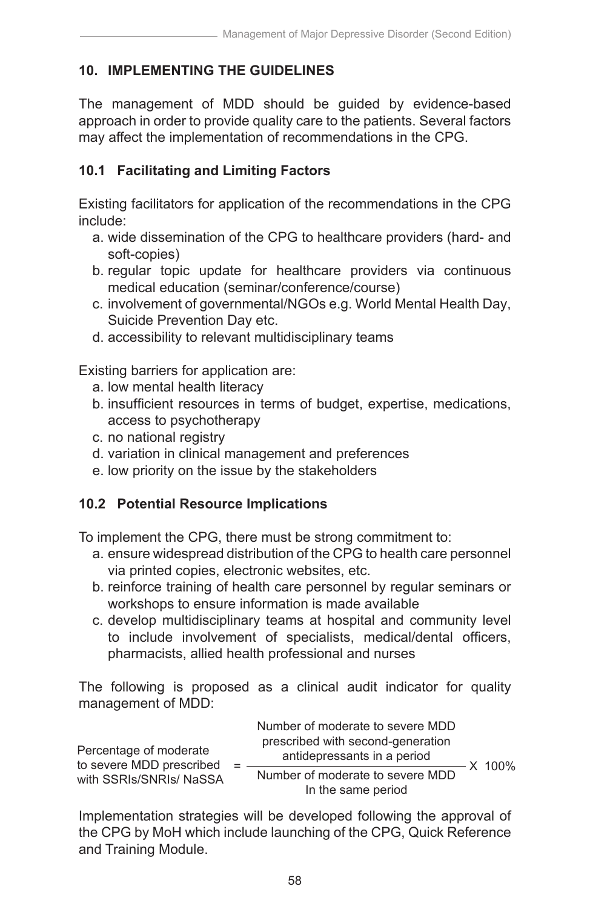## 10. IMPLEMENTING THE GUIDELINES

The management of MDD should be guided by evidence-based approach in order to provide quality care to the patients. Several factors may affect the implementation of recommendations in the CPG.

### 10.1 Facilitating and Limiting Factors

Existing facilitators for application of the recommendations in the CPG include:

a. wide dissemination of the CPG to healthcare providers (hard- and soft-copies)
b. regular topic update for healthcare providers via continuous medical education (seminar/conference/course)
c. involvement of governmental/NGOs e.g. World Mental Health Day, Suicide Prevention Day etc.
d. accessibility to relevant multidisciplinary teams

Existing barriers for application are:

a. low mental health literacy
b. insufficient resources in terms of budget, expertise, medications, access to psychotherapy
c. no national registry
d. variation in clinical management and preferences
e. low priority on the issue by the stakeholders

### 10.2 Potential Resource Implications

To implement the CPG, there must be strong commitment to:

a. ensure widespread distribution of the CPG to health care personnel via printed copies, electronic websites, etc.
b. reinforce training of health care personnel by regular seminars or workshops to ensure information is made available
c. develop multidisciplinary teams at hospital and community level to include involvement of specialists, medical/dental officers, pharmacists, allied health professional and nurses

The following is proposed as a clinical audit indicator for quality management of MDD:

$$\text{Percentage of moderate to severe MDD prescribed with SSRIs/SNRIs/ NaSSA} = \frac{\text{Number of moderate to severe MDD prescribed with second-generation antidepressants in a period}}{\text{Number of moderate to severe MDD In the same period}} \times 100\%$$

Implementation strategies will be developed following the approval of the CPG by MoH which include launching of the CPG, Quick Reference and Training Module.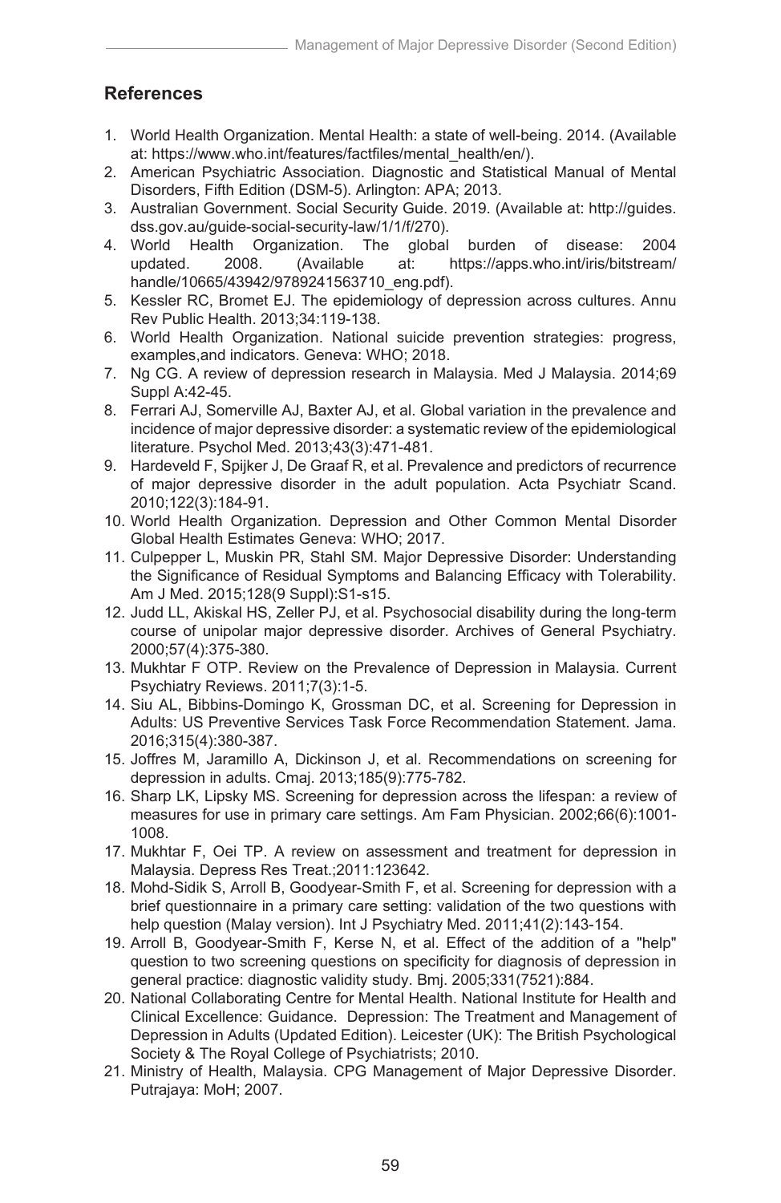## References

1. World Health Organization. Mental Health: a state of well-being. 2014. (Available at: https://www.who.int/features/factfiles/mental_health/en/).
2. American Psychiatric Association. Diagnostic and Statistical Manual of Mental Disorders, Fifth Edition (DSM-5). Arlington: APA; 2013.
3. Australian Government. Social Security Guide. 2019. (Available at: http://guides.dss.gov.au/guide-social-security-law/1/1/f/270).
4. World Health Organization. The global burden of disease: 2004 updated. 2008. (Available at: https://apps.who.int/iris/bitstream/handle/10665/43942/9789241563710_eng.pdf).
5. Kessler RC, Bromet EJ. The epidemiology of depression across cultures. Annu Rev Public Health. 2013;34:119-138.
6. World Health Organization. National suicide prevention strategies: progress, examples,and indicators. Geneva: WHO; 2018.
7. Ng CG. A review of depression research in Malaysia. Med J Malaysia. 2014;69 Suppl A:42-45.
8. Ferrari AJ, Somerville AJ, Baxter AJ, et al. Global variation in the prevalence and incidence of major depressive disorder: a systematic review of the epidemiological literature. Psychol Med. 2013;43(3):471-481.
9. Hardeveld F, Spijker J, De Graaf R, et al. Prevalence and predictors of recurrence of major depressive disorder in the adult population. Acta Psychiatr Scand. 2010;122(3):184-91.
10. World Health Organization. Depression and Other Common Mental Disorder Global Health Estimates Geneva: WHO; 2017.
11. Culpepper L, Muskin PR, Stahl SM. Major Depressive Disorder: Understanding the Significance of Residual Symptoms and Balancing Efficacy with Tolerability. Am J Med. 2015;128(9 Suppl):S1-s15.
12. Judd LL, Akiskal HS, Zeller PJ, et al. Psychosocial disability during the long-term course of unipolar major depressive disorder. Archives of General Psychiatry. 2000;57(4):375-380.
13. Mukhtar F OTP. Review on the Prevalence of Depression in Malaysia. Current Psychiatry Reviews. 2011;7(3):1-5.
14. Siu AL, Bibbins-Domingo K, Grossman DC, et al. Screening for Depression in Adults: US Preventive Services Task Force Recommendation Statement. Jama. 2016;315(4):380-387.
15. Joffres M, Jaramillo A, Dickinson J, et al. Recommendations on screening for depression in adults. Cmaj. 2013;185(9):775-782.
16. Sharp LK, Lipsky MS. Screening for depression across the lifespan: a review of measures for use in primary care settings. Am Fam Physician. 2002;66(6):1001-1008.
17. Mukhtar F, Oei TP. A review on assessment and treatment for depression in Malaysia. Depress Res Treat.;2011:123642.
18. Mohd-Sidik S, Arroll B, Goodyear-Smith F, et al. Screening for depression with a brief questionnaire in a primary care setting: validation of the two questions with help question (Malay version). Int J Psychiatry Med. 2011;41(2):143-154.
19. Arroll B, Goodyear-Smith F, Kerse N, et al. Effect of the addition of a "help" question to two screening questions on specificity for diagnosis of depression in general practice: diagnostic validity study. Bmj. 2005;331(7521):884.
20. National Collaborating Centre for Mental Health. National Institute for Health and Clinical Excellence: Guidance. Depression: The Treatment and Management of Depression in Adults (Updated Edition). Leicester (UK): The British Psychological Society & The Royal College of Psychiatrists; 2010.
21. Ministry of Health, Malaysia. CPG Management of Major Depressive Disorder. Putrajaya: MoH; 2007.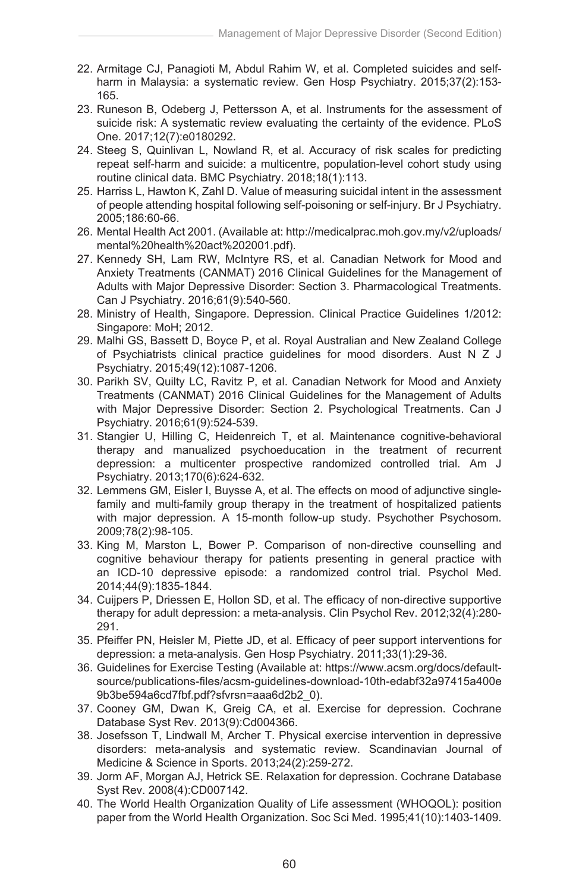22. Armitage CJ, Panagioti M, Abdul Rahim W, et al. Completed suicides and self-harm in Malaysia: a systematic review. Gen Hosp Psychiatry. 2015;37(2):153-165.
23. Runeson B, Odeberg J, Pettersson A, et al. Instruments for the assessment of suicide risk: A systematic review evaluating the certainty of the evidence. PLoS One. 2017;12(7):e0180292.
24. Steeg S, Quinlivan L, Nowland R, et al. Accuracy of risk scales for predicting repeat self-harm and suicide: a multicentre, population-level cohort study using routine clinical data. BMC Psychiatry. 2018;18(1):113.
25. Harriss L, Hawton K, Zahl D. Value of measuring suicidal intent in the assessment of people attending hospital following self-poisoning or self-injury. Br J Psychiatry. 2005;186:60-66.
26. Mental Health Act 2001. (Available at: http://medicalprac.moh.gov.my/v2/uploads/mental%20health%20act%202001.pdf).
27. Kennedy SH, Lam RW, McIntyre RS, et al. Canadian Network for Mood and Anxiety Treatments (CANMAT) 2016 Clinical Guidelines for the Management of Adults with Major Depressive Disorder: Section 3. Pharmacological Treatments. Can J Psychiatry. 2016;61(9):540-560.
28. Ministry of Health, Singapore. Depression. Clinical Practice Guidelines 1/2012: Singapore: MoH; 2012.
29. Malhi GS, Bassett D, Boyce P, et al. Royal Australian and New Zealand College of Psychiatrists clinical practice guidelines for mood disorders. Aust N Z J Psychiatry. 2015;49(12):1087-1206.
30. Parikh SV, Quilty LC, Ravitz P, et al. Canadian Network for Mood and Anxiety Treatments (CANMAT) 2016 Clinical Guidelines for the Management of Adults with Major Depressive Disorder: Section 2. Psychological Treatments. Can J Psychiatry. 2016;61(9):524-539.
31. Stangier U, Hilling C, Heidenreich T, et al. Maintenance cognitive-behavioral therapy and manualized psychoeducation in the treatment of recurrent depression: a multicenter prospective randomized controlled trial. Am J Psychiatry. 2013;170(6):624-632.
32. Lemmens GM, Eisler I, Buysse A, et al. The effects on mood of adjunctive single-family and multi-family group therapy in the treatment of hospitalized patients with major depression. A 15-month follow-up study. Psychother Psychosom. 2009;78(2):98-105.
33. King M, Marston L, Bower P. Comparison of non-directive counselling and cognitive behaviour therapy for patients presenting in general practice with an ICD-10 depressive episode: a randomized control trial. Psychol Med. 2014;44(9):1835-1844.
34. Cuijpers P, Driessen E, Hollon SD, et al. The efficacy of non-directive supportive therapy for adult depression: a meta-analysis. Clin Psychol Rev. 2012;32(4):280-291.
35. Pfeiffer PN, Heisler M, Piette JD, et al. Efficacy of peer support interventions for depression: a meta-analysis. Gen Hosp Psychiatry. 2011;33(1):29-36.
36. Guidelines for Exercise Testing (Available at: https://www.acsm.org/docs/default-source/publications-files/acsm-guidelines-download-10th-edabf32a97415a400e9b3be594a6cd7fbf.pdf?sfvrsn=aaa6d2b2_0).
37. Cooney GM, Dwan K, Greig CA, et al. Exercise for depression. Cochrane Database Syst Rev. 2013(9):Cd004366.
38. Josefsson T, Lindwall M, Archer T. Physical exercise intervention in depressive disorders: meta-analysis and systematic review. Scandinavian Journal of Medicine & Science in Sports. 2013;24(2):259-272.
39. Jorm AF, Morgan AJ, Hetrick SE. Relaxation for depression. Cochrane Database Syst Rev. 2008(4):CD007142.
40. The World Health Organization Quality of Life assessment (WHOQOL): position paper from the World Health Organization. Soc Sci Med. 1995;41(10):1403-1409.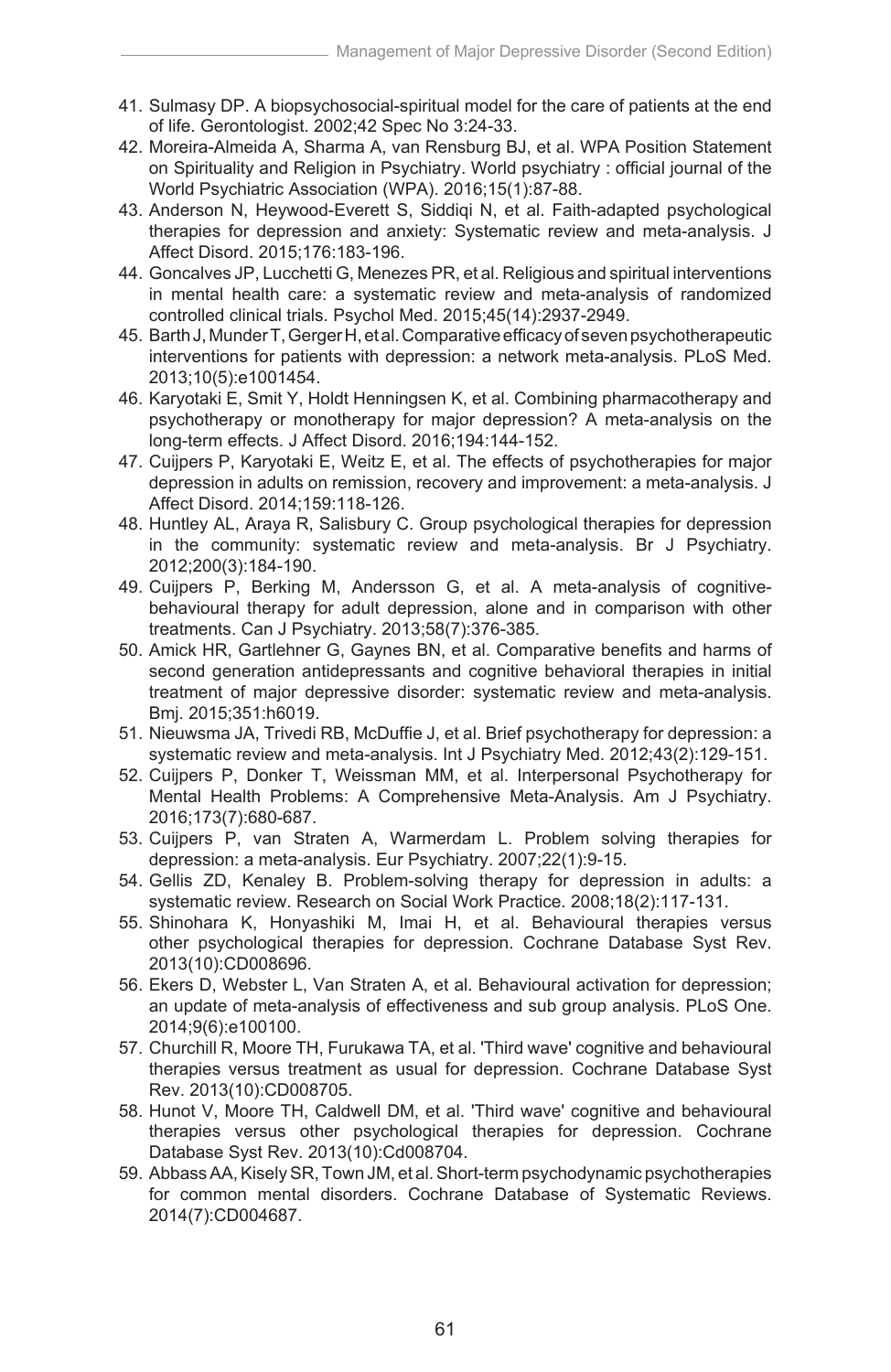41. Sulmasy DP. A biopsychosocial-spiritual model for the care of patients at the end of life. Gerontologist. 2002;42 Spec No 3:24-33.
42. Moreira-Almeida A, Sharma A, van Rensburg BJ, et al. WPA Position Statement on Spirituality and Religion in Psychiatry. World psychiatry : official journal of the World Psychiatric Association (WPA). 2016;15(1):87-88.
43. Anderson N, Heywood-Everett S, Siddiqi N, et al. Faith-adapted psychological therapies for depression and anxiety: Systematic review and meta-analysis. J Affect Disord. 2015;176:183-196.
44. Goncalves JP, Lucchetti G, Menezes PR, et al. Religious and spiritual interventions in mental health care: a systematic review and meta-analysis of randomized controlled clinical trials. Psychol Med. 2015;45(14):2937-2949.
45. Barth J, Munder T, Gerger H, et al. Comparative efficacy of seven psychotherapeutic interventions for patients with depression: a network meta-analysis. PLoS Med. 2013;10(5):e1001454.
46. Karyotaki E, Smit Y, Holdt Henningsen K, et al. Combining pharmacotherapy and psychotherapy or monotherapy for major depression? A meta-analysis on the long-term effects. J Affect Disord. 2016;194:144-152.
47. Cuijpers P, Karyotaki E, Weitz E, et al. The effects of psychotherapies for major depression in adults on remission, recovery and improvement: a meta-analysis. J Affect Disord. 2014;159:118-126.
48. Huntley AL, Araya R, Salisbury C. Group psychological therapies for depression in the community: systematic review and meta-analysis. Br J Psychiatry. 2012;200(3):184-190.
49. Cuijpers P, Berking M, Andersson G, et al. A meta-analysis of cognitive-behavioural therapy for adult depression, alone and in comparison with other treatments. Can J Psychiatry. 2013;58(7):376-385.
50. Amick HR, Gartlehner G, Gaynes BN, et al. Comparative benefits and harms of second generation antidepressants and cognitive behavioral therapies in initial treatment of major depressive disorder: systematic review and meta-analysis. Bmj. 2015;351:h6019.
51. Nieuwsma JA, Trivedi RB, McDuffie J, et al. Brief psychotherapy for depression: a systematic review and meta-analysis. Int J Psychiatry Med. 2012;43(2):129-151.
52. Cuijpers P, Donker T, Weissman MM, et al. Interpersonal Psychotherapy for Mental Health Problems: A Comprehensive Meta-Analysis. Am J Psychiatry. 2016;173(7):680-687.
53. Cuijpers P, van Straten A, Warmerdam L. Problem solving therapies for depression: a meta-analysis. Eur Psychiatry. 2007;22(1):9-15.
54. Gellis ZD, Kenaley B. Problem-solving therapy for depression in adults: a systematic review. Research on Social Work Practice. 2008;18(2):117-131.
55. Shinohara K, Honyashiki M, Imai H, et al. Behavioural therapies versus other psychological therapies for depression. Cochrane Database Syst Rev. 2013(10):CD008696.
56. Ekers D, Webster L, Van Straten A, et al. Behavioural activation for depression; an update of meta-analysis of effectiveness and sub group analysis. PLoS One. 2014;9(6):e100100.
57. Churchill R, Moore TH, Furukawa TA, et al. 'Third wave' cognitive and behavioural therapies versus treatment as usual for depression. Cochrane Database Syst Rev. 2013(10):CD008705.
58. Hunot V, Moore TH, Caldwell DM, et al. 'Third wave' cognitive and behavioural therapies versus other psychological therapies for depression. Cochrane Database Syst Rev. 2013(10):Cd008704.
59. Abbass AA, Kisely SR, Town JM, et al. Short-term psychodynamic psychotherapies for common mental disorders. Cochrane Database of Systematic Reviews. 2014(7):CD004687.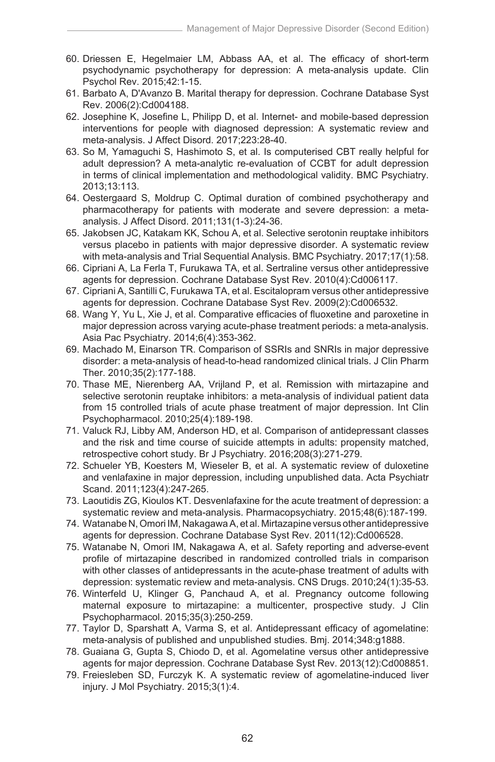60. Driessen E, Hegelmaier LM, Abbass AA, et al. The efficacy of short-term psychodynamic psychotherapy for depression: A meta-analysis update. Clin Psychol Rev. 2015;42:1-15.
61. Barbato A, D'Avanzo B. Marital therapy for depression. Cochrane Database Syst Rev. 2006(2):Cd004188.
62. Josephine K, Josefine L, Philipp D, et al. Internet- and mobile-based depression interventions for people with diagnosed depression: A systematic review and meta-analysis. J Affect Disord. 2017;223:28-40.
63. So M, Yamaguchi S, Hashimoto S, et al. Is computerised CBT really helpful for adult depression? A meta-analytic re-evaluation of CCBT for adult depression in terms of clinical implementation and methodological validity. BMC Psychiatry. 2013;13:113.
64. Oestergaard S, Moldrup C. Optimal duration of combined psychotherapy and pharmacotherapy for patients with moderate and severe depression: a meta-analysis. J Affect Disord. 2011;131(1-3):24-36.
65. Jakobsen JC, Katakam KK, Schou A, et al. Selective serotonin reuptake inhibitors versus placebo in patients with major depressive disorder. A systematic review with meta-analysis and Trial Sequential Analysis. BMC Psychiatry. 2017;17(1):58.
66. Cipriani A, La Ferla T, Furukawa TA, et al. Sertraline versus other antidepressive agents for depression. Cochrane Database Syst Rev. 2010(4):Cd006117.
67. Cipriani A, Santilli C, Furukawa TA, et al. Escitalopram versus other antidepressive agents for depression. Cochrane Database Syst Rev. 2009(2):Cd006532.
68. Wang Y, Yu L, Xie J, et al. Comparative efficacies of fluoxetine and paroxetine in major depression across varying acute-phase treatment periods: a meta-analysis. Asia Pac Psychiatry. 2014;6(4):353-362.
69. Machado M, Einarson TR. Comparison of SSRIs and SNRIs in major depressive disorder: a meta-analysis of head-to-head randomized clinical trials. J Clin Pharm Ther. 2010;35(2):177-188.
70. Thase ME, Nierenberg AA, Vrijland P, et al. Remission with mirtazapine and selective serotonin reuptake inhibitors: a meta-analysis of individual patient data from 15 controlled trials of acute phase treatment of major depression. Int Clin Psychopharmacol. 2010;25(4):189-198.
71. Valuck RJ, Libby AM, Anderson HD, et al. Comparison of antidepressant classes and the risk and time course of suicide attempts in adults: propensity matched, retrospective cohort study. Br J Psychiatry. 2016;208(3):271-279.
72. Schueler YB, Koesters M, Wieseler B, et al. A systematic review of duloxetine and venlafaxine in major depression, including unpublished data. Acta Psychiatr Scand. 2011;123(4):247-265.
73. Laoutidis ZG, Kioulos KT. Desvenlafaxine for the acute treatment of depression: a systematic review and meta-analysis. Pharmacopsychiatry. 2015;48(6):187-199.
74. Watanabe N, Omori IM, Nakagawa A, et al. Mirtazapine versus other antidepressive agents for depression. Cochrane Database Syst Rev. 2011(12):Cd006528.
75. Watanabe N, Omori IM, Nakagawa A, et al. Safety reporting and adverse-event profile of mirtazapine described in randomized controlled trials in comparison with other classes of antidepressants in the acute-phase treatment of adults with depression: systematic review and meta-analysis. CNS Drugs. 2010;24(1):35-53.
76. Winterfeld U, Klinger G, Panchaud A, et al. Pregnancy outcome following maternal exposure to mirtazapine: a multicenter, prospective study. J Clin Psychopharmacol. 2015;35(3):250-259.
77. Taylor D, Sparshatt A, Varma S, et al. Antidepressant efficacy of agomelatine: meta-analysis of published and unpublished studies. Bmj. 2014;348:g1888.
78. Guaiana G, Gupta S, Chiodo D, et al. Agomelatine versus other antidepressive agents for major depression. Cochrane Database Syst Rev. 2013(12):Cd008851.
79. Freiesleben SD, Furczyk K. A systematic review of agomelatine-induced liver injury. J Mol Psychiatry. 2015;3(1):4.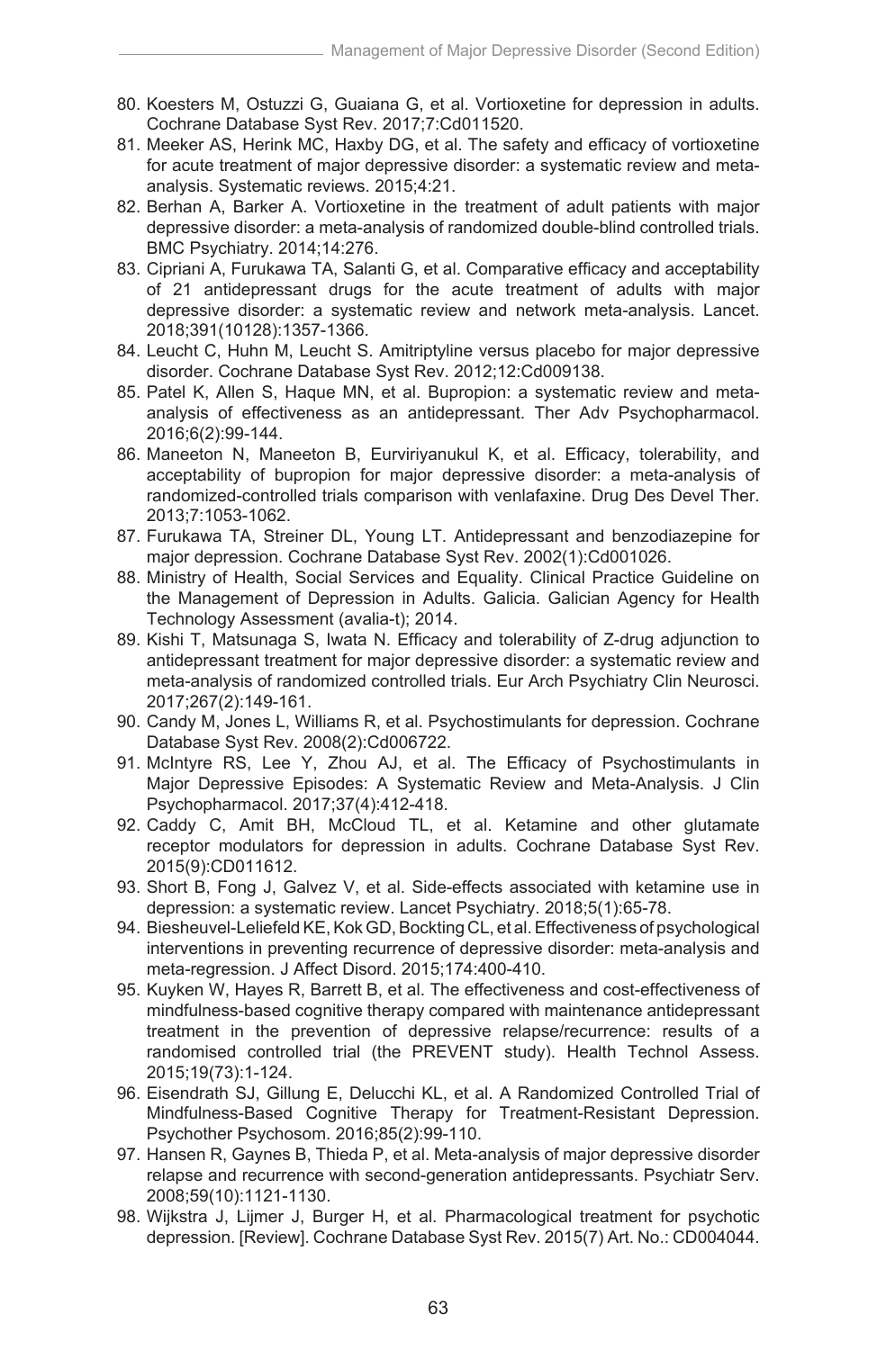80. Koesters M, Ostuzzi G, Guaiana G, et al. Vortioxetine for depression in adults. Cochrane Database Syst Rev. 2017;7:Cd011520.
81. Meeker AS, Herink MC, Haxby DG, et al. The safety and efficacy of vortioxetine for acute treatment of major depressive disorder: a systematic review and meta-analysis. Systematic reviews. 2015;4:21.
82. Berhan A, Barker A. Vortioxetine in the treatment of adult patients with major depressive disorder: a meta-analysis of randomized double-blind controlled trials. BMC Psychiatry. 2014;14:276.
83. Cipriani A, Furukawa TA, Salanti G, et al. Comparative efficacy and acceptability of 21 antidepressant drugs for the acute treatment of adults with major depressive disorder: a systematic review and network meta-analysis. Lancet. 2018;391(10128):1357-1366.
84. Leucht C, Huhn M, Leucht S. Amitriptyline versus placebo for major depressive disorder. Cochrane Database Syst Rev. 2012;12:Cd009138.
85. Patel K, Allen S, Haque MN, et al. Bupropion: a systematic review and meta-analysis of effectiveness as an antidepressant. Ther Adv Psychopharmacol. 2016;6(2):99-144.
86. Maneeton N, Maneeton B, Eurviriyanukul K, et al. Efficacy, tolerability, and acceptability of bupropion for major depressive disorder: a meta-analysis of randomized-controlled trials comparison with venlafaxine. Drug Des Devel Ther. 2013;7:1053-1062.
87. Furukawa TA, Streiner DL, Young LT. Antidepressant and benzodiazepine for major depression. Cochrane Database Syst Rev. 2002(1):Cd001026.
88. Ministry of Health, Social Services and Equality. Clinical Practice Guideline on the Management of Depression in Adults. Galicia. Galician Agency for Health Technology Assessment (avalia-t); 2014.
89. Kishi T, Matsunaga S, Iwata N. Efficacy and tolerability of Z-drug adjunction to antidepressant treatment for major depressive disorder: a systematic review and meta-analysis of randomized controlled trials. Eur Arch Psychiatry Clin Neurosci. 2017;267(2):149-161.
90. Candy M, Jones L, Williams R, et al. Psychostimulants for depression. Cochrane Database Syst Rev. 2008(2):Cd006722.
91. McIntyre RS, Lee Y, Zhou AJ, et al. The Efficacy of Psychostimulants in Major Depressive Episodes: A Systematic Review and Meta-Analysis. J Clin Psychopharmacol. 2017;37(4):412-418.
92. Caddy C, Amit BH, McCloud TL, et al. Ketamine and other glutamate receptor modulators for depression in adults. Cochrane Database Syst Rev. 2015(9):CD011612.
93. Short B, Fong J, Galvez V, et al. Side-effects associated with ketamine use in depression: a systematic review. Lancet Psychiatry. 2018;5(1):65-78.
94. Biesheuvel-Leliefeld KE, Kok GD, Bockting CL, et al. Effectiveness of psychological interventions in preventing recurrence of depressive disorder: meta-analysis and meta-regression. J Affect Disord. 2015;174:400-410.
95. Kuyken W, Hayes R, Barrett B, et al. The effectiveness and cost-effectiveness of mindfulness-based cognitive therapy compared with maintenance antidepressant treatment in the prevention of depressive relapse/recurrence: results of a randomised controlled trial (the PREVENT study). Health Technol Assess. 2015;19(73):1-124.
96. Eisendrath SJ, Gillung E, Delucchi KL, et al. A Randomized Controlled Trial of Mindfulness-Based Cognitive Therapy for Treatment-Resistant Depression. Psychother Psychosom. 2016;85(2):99-110.
97. Hansen R, Gaynes B, Thieda P, et al. Meta-analysis of major depressive disorder relapse and recurrence with second-generation antidepressants. Psychiatr Serv. 2008;59(10):1121-1130.
98. Wijkstra J, Lijmer J, Burger H, et al. Pharmacological treatment for psychotic depression. [Review]. Cochrane Database Syst Rev. 2015(7) Art. No.: CD004044.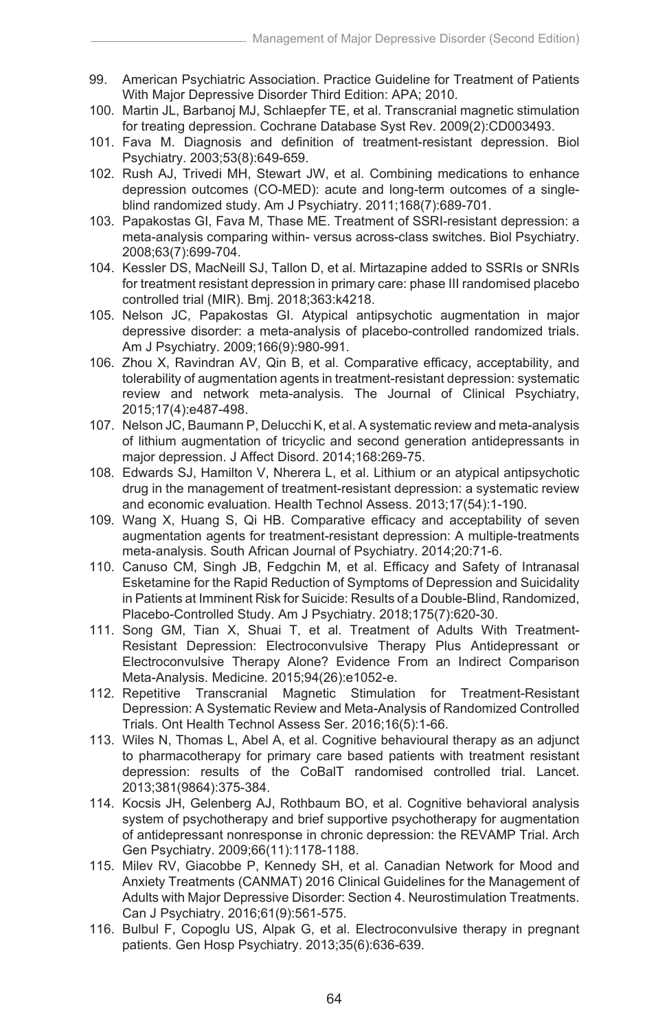99. American Psychiatric Association. Practice Guideline for Treatment of Patients With Major Depressive Disorder Third Edition: APA; 2010.
100. Martin JL, Barbanoj MJ, Schlaepfer TE, et al. Transcranial magnetic stimulation for treating depression. Cochrane Database Syst Rev. 2009(2):CD003493.
101. Fava M. Diagnosis and definition of treatment-resistant depression. Biol Psychiatry. 2003;53(8):649-659.
102. Rush AJ, Trivedi MH, Stewart JW, et al. Combining medications to enhance depression outcomes (CO-MED): acute and long-term outcomes of a single-blind randomized study. Am J Psychiatry. 2011;168(7):689-701.
103. Papakostas GI, Fava M, Thase ME. Treatment of SSRI-resistant depression: a meta-analysis comparing within- versus across-class switches. Biol Psychiatry. 2008;63(7):699-704.
104. Kessler DS, MacNeill SJ, Tallon D, et al. Mirtazapine added to SSRIs or SNRIs for treatment resistant depression in primary care: phase III randomised placebo controlled trial (MIR). Bmj. 2018;363:k4218.
105. Nelson JC, Papakostas GI. Atypical antipsychotic augmentation in major depressive disorder: a meta-analysis of placebo-controlled randomized trials. Am J Psychiatry. 2009;166(9):980-991.
106. Zhou X, Ravindran AV, Qin B, et al. Comparative efficacy, acceptability, and tolerability of augmentation agents in treatment-resistant depression: systematic review and network meta-analysis. The Journal of Clinical Psychiatry, 2015;17(4):e487-498.
107. Nelson JC, Baumann P, Delucchi K, et al. A systematic review and meta-analysis of lithium augmentation of tricyclic and second generation antidepressants in major depression. J Affect Disord. 2014;168:269-75.
108. Edwards SJ, Hamilton V, Nherera L, et al. Lithium or an atypical antipsychotic drug in the management of treatment-resistant depression: a systematic review and economic evaluation. Health Technol Assess. 2013;17(54):1-190.
109. Wang X, Huang S, Qi HB. Comparative efficacy and acceptability of seven augmentation agents for treatment-resistant depression: A multiple-treatments meta-analysis. South African Journal of Psychiatry. 2014;20:71-6.
110. Canuso CM, Singh JB, Fedgchin M, et al. Efficacy and Safety of Intranasal Esketamine for the Rapid Reduction of Symptoms of Depression and Suicidality in Patients at Imminent Risk for Suicide: Results of a Double-Blind, Randomized, Placebo-Controlled Study. Am J Psychiatry. 2018;175(7):620-30.
111. Song GM, Tian X, Shuai T, et al. Treatment of Adults With Treatment-Resistant Depression: Electroconvulsive Therapy Plus Antidepressant or Electroconvulsive Therapy Alone? Evidence From an Indirect Comparison Meta-Analysis. Medicine. 2015;94(26):e1052-e.
112. Repetitive Transcranial Magnetic Stimulation for Treatment-Resistant Depression: A Systematic Review and Meta-Analysis of Randomized Controlled Trials. Ont Health Technol Assess Ser. 2016;16(5):1-66.
113. Wiles N, Thomas L, Abel A, et al. Cognitive behavioural therapy as an adjunct to pharmacotherapy for primary care based patients with treatment resistant depression: results of the CoBalT randomised controlled trial. Lancet. 2013;381(9864):375-384.
114. Kocsis JH, Gelenberg AJ, Rothbaum BO, et al. Cognitive behavioral analysis system of psychotherapy and brief supportive psychotherapy for augmentation of antidepressant nonresponse in chronic depression: the REVAMP Trial. Arch Gen Psychiatry. 2009;66(11):1178-1188.
115. Milev RV, Giacobbe P, Kennedy SH, et al. Canadian Network for Mood and Anxiety Treatments (CANMAT) 2016 Clinical Guidelines for the Management of Adults with Major Depressive Disorder: Section 4. Neurostimulation Treatments. Can J Psychiatry. 2016;61(9):561-575.
116. Bulbul F, Copoglu US, Alpak G, et al. Electroconvulsive therapy in pregnant patients. Gen Hosp Psychiatry. 2013;35(6):636-639.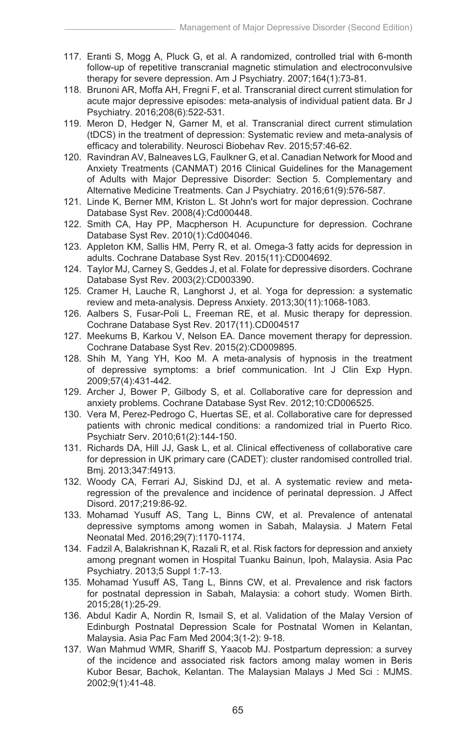117. Eranti S, Mogg A, Pluck G, et al. A randomized, controlled trial with 6-month follow-up of repetitive transcranial magnetic stimulation and electroconvulsive therapy for severe depression. Am J Psychiatry. 2007;164(1):73-81.
118. Brunoni AR, Moffa AH, Fregni F, et al. Transcranial direct current stimulation for acute major depressive episodes: meta-analysis of individual patient data. Br J Psychiatry. 2016;208(6):522-531.
119. Meron D, Hedger N, Garner M, et al. Transcranial direct current stimulation (tDCS) in the treatment of depression: Systematic review and meta-analysis of efficacy and tolerability. Neurosci Biobehav Rev. 2015;57:46-62.
120. Ravindran AV, Balneaves LG, Faulkner G, et al. Canadian Network for Mood and Anxiety Treatments (CANMAT) 2016 Clinical Guidelines for the Management of Adults with Major Depressive Disorder: Section 5. Complementary and Alternative Medicine Treatments. Can J Psychiatry. 2016;61(9):576-587.
121. Linde K, Berner MM, Kriston L. St John's wort for major depression. Cochrane Database Syst Rev. 2008(4):Cd000448.
122. Smith CA, Hay PP, Macpherson H. Acupuncture for depression. Cochrane Database Syst Rev. 2010(1):Cd004046.
123. Appleton KM, Sallis HM, Perry R, et al. Omega-3 fatty acids for depression in adults. Cochrane Database Syst Rev. 2015(11):CD004692.
124. Taylor MJ, Carney S, Geddes J, et al. Folate for depressive disorders. Cochrane Database Syst Rev. 2003(2):CD003390.
125. Cramer H, Lauche R, Langhorst J, et al. Yoga for depression: a systematic review and meta-analysis. Depress Anxiety. 2013;30(11):1068-1083.
126. Aalbers S, Fusar-Poli L, Freeman RE, et al. Music therapy for depression. Cochrane Database Syst Rev. 2017(11).CD004517
127. Meekums B, Karkou V, Nelson EA. Dance movement therapy for depression. Cochrane Database Syst Rev. 2015(2):CD009895.
128. Shih M, Yang YH, Koo M. A meta-analysis of hypnosis in the treatment of depressive symptoms: a brief communication. Int J Clin Exp Hypn. 2009;57(4):431-442.
129. Archer J, Bower P, Gilbody S, et al. Collaborative care for depression and anxiety problems. Cochrane Database Syst Rev. 2012;10:CD006525.
130. Vera M, Perez-Pedrogo C, Huertas SE, et al. Collaborative care for depressed patients with chronic medical conditions: a randomized trial in Puerto Rico. Psychiatr Serv. 2010;61(2):144-150.
131. Richards DA, Hill JJ, Gask L, et al. Clinical effectiveness of collaborative care for depression in UK primary care (CADET): cluster randomised controlled trial. Bmj. 2013;347:f4913.
132. Woody CA, Ferrari AJ, Siskind DJ, et al. A systematic review and meta-regression of the prevalence and incidence of perinatal depression. J Affect Disord. 2017;219:86-92.
133. Mohamad Yusuff AS, Tang L, Binns CW, et al. Prevalence of antenatal depressive symptoms among women in Sabah, Malaysia. J Matern Fetal Neonatal Med. 2016;29(7):1170-1174.
134. Fadzil A, Balakrishnan K, Razali R, et al. Risk factors for depression and anxiety among pregnant women in Hospital Tuanku Bainun, Ipoh, Malaysia. Asia Pac Psychiatry. 2013;5 Suppl 1:7-13.
135. Mohamad Yusuff AS, Tang L, Binns CW, et al. Prevalence and risk factors for postnatal depression in Sabah, Malaysia: a cohort study. Women Birth. 2015;28(1):25-29.
136. Abdul Kadir A, Nordin R, Ismail S, et al. Validation of the Malay Version of Edinburgh Postnatal Depression Scale for Postnatal Women in Kelantan, Malaysia. Asia Pac Fam Med 2004;3(1-2): 9-18.
137. Wan Mahmud WMR, Shariff S, Yaacob MJ. Postpartum depression: a survey of the incidence and associated risk factors among malay women in Beris Kubor Besar, Bachok, Kelantan. The Malaysian Malays J Med Sci : MJMS. 2002;9(1):41-48.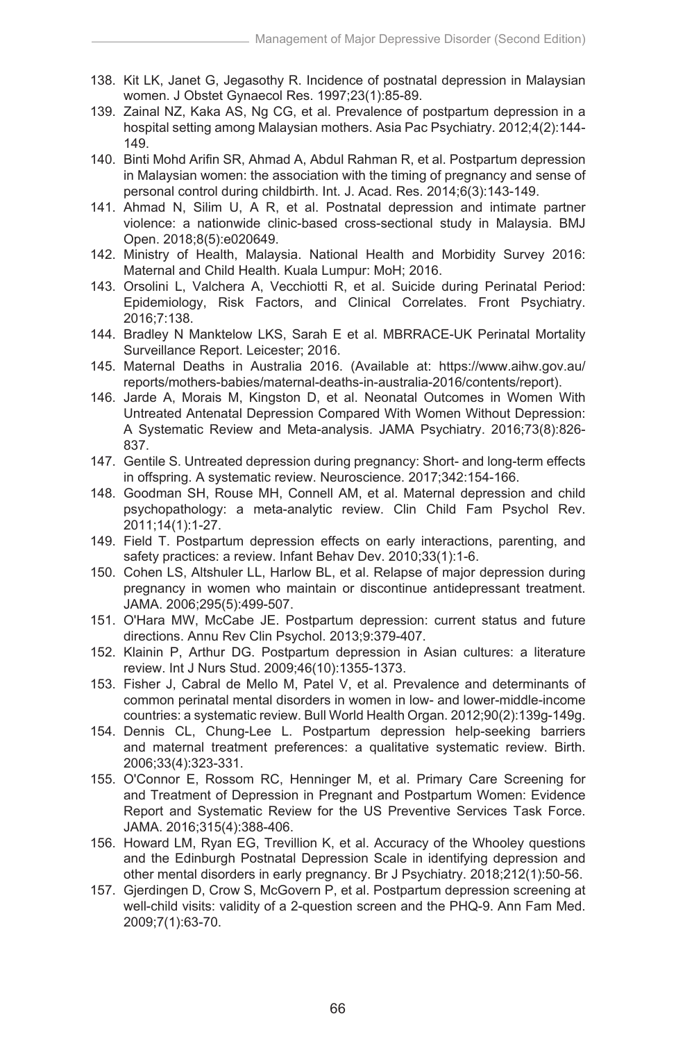138. Kit LK, Janet G, Jegasothy R. Incidence of postnatal depression in Malaysian women. J Obstet Gynaecol Res. 1997;23(1):85-89.
139. Zainal NZ, Kaka AS, Ng CG, et al. Prevalence of postpartum depression in a hospital setting among Malaysian mothers. Asia Pac Psychiatry. 2012;4(2):144-149.
140. Binti Mohd Arifin SR, Ahmad A, Abdul Rahman R, et al. Postpartum depression in Malaysian women: the association with the timing of pregnancy and sense of personal control during childbirth. Int. J. Acad. Res. 2014;6(3):143-149.
141. Ahmad N, Silim U, A R, et al. Postnatal depression and intimate partner violence: a nationwide clinic-based cross-sectional study in Malaysia. BMJ Open. 2018;8(5):e020649.
142. Ministry of Health, Malaysia. National Health and Morbidity Survey 2016: Maternal and Child Health. Kuala Lumpur: MoH; 2016.
143. Orsolini L, Valchera A, Vecchiotti R, et al. Suicide during Perinatal Period: Epidemiology, Risk Factors, and Clinical Correlates. Front Psychiatry. 2016;7:138.
144. Bradley N Manktelow LKS, Sarah E et al. MBRRACE-UK Perinatal Mortality Surveillance Report. Leicester; 2016.
145. Maternal Deaths in Australia 2016. (Available at: https://www.aihw.gov.au/reports/mothers-babies/maternal-deaths-in-australia-2016/contents/report).
146. Jarde A, Morais M, Kingston D, et al. Neonatal Outcomes in Women With Untreated Antenatal Depression Compared With Women Without Depression: A Systematic Review and Meta-analysis. JAMA Psychiatry. 2016;73(8):826-837.
147. Gentile S. Untreated depression during pregnancy: Short- and long-term effects in offspring. A systematic review. Neuroscience. 2017;342:154-166.
148. Goodman SH, Rouse MH, Connell AM, et al. Maternal depression and child psychopathology: a meta-analytic review. Clin Child Fam Psychol Rev. 2011;14(1):1-27.
149. Field T. Postpartum depression effects on early interactions, parenting, and safety practices: a review. Infant Behav Dev. 2010;33(1):1-6.
150. Cohen LS, Altshuler LL, Harlow BL, et al. Relapse of major depression during pregnancy in women who maintain or discontinue antidepressant treatment. JAMA. 2006;295(5):499-507.
151. O'Hara MW, McCabe JE. Postpartum depression: current status and future directions. Annu Rev Clin Psychol. 2013;9:379-407.
152. Klainin P, Arthur DG. Postpartum depression in Asian cultures: a literature review. Int J Nurs Stud. 2009;46(10):1355-1373.
153. Fisher J, Cabral de Mello M, Patel V, et al. Prevalence and determinants of common perinatal mental disorders in women in low- and lower-middle-income countries: a systematic review. Bull World Health Organ. 2012;90(2):139g-149g.
154. Dennis CL, Chung-Lee L. Postpartum depression help-seeking barriers and maternal treatment preferences: a qualitative systematic review. Birth. 2006;33(4):323-331.
155. O'Connor E, Rossom RC, Henninger M, et al. Primary Care Screening for and Treatment of Depression in Pregnant and Postpartum Women: Evidence Report and Systematic Review for the US Preventive Services Task Force. JAMA. 2016;315(4):388-406.
156. Howard LM, Ryan EG, Trevillion K, et al. Accuracy of the Whooley questions and the Edinburgh Postnatal Depression Scale in identifying depression and other mental disorders in early pregnancy. Br J Psychiatry. 2018;212(1):50-56.
157. Gjerdingen D, Crow S, McGovern P, et al. Postpartum depression screening at well-child visits: validity of a 2-question screen and the PHQ-9. Ann Fam Med. 2009;7(1):63-70.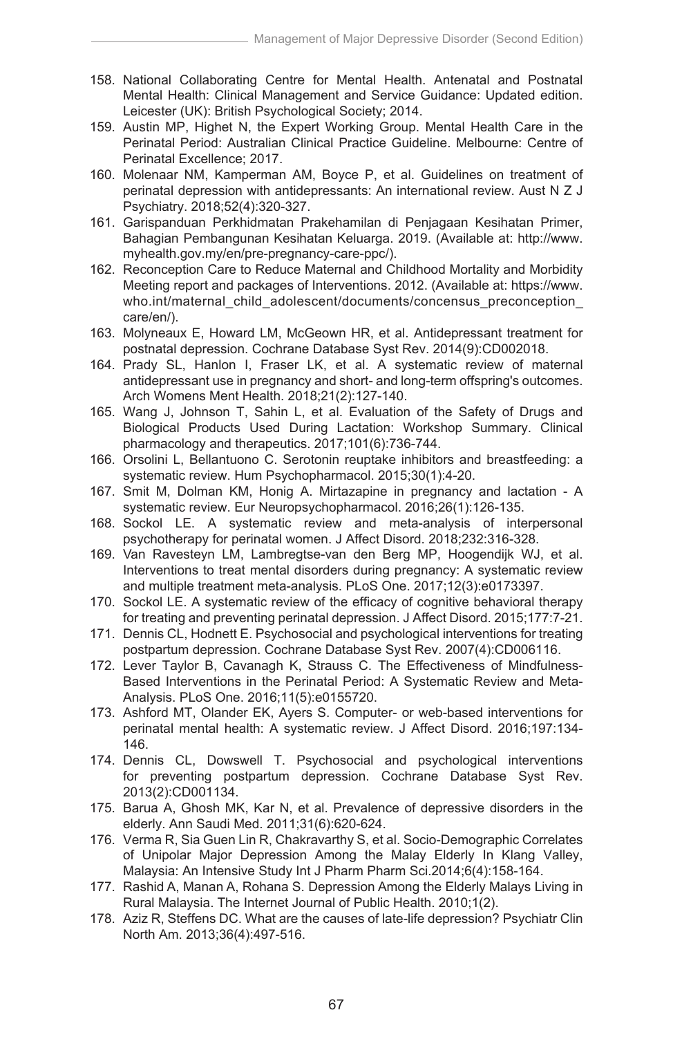158. National Collaborating Centre for Mental Health. Antenatal and Postnatal Mental Health: Clinical Management and Service Guidance: Updated edition. Leicester (UK): British Psychological Society; 2014.
159. Austin MP, Highet N, the Expert Working Group. Mental Health Care in the Perinatal Period: Australian Clinical Practice Guideline. Melbourne: Centre of Perinatal Excellence; 2017.
160. Molenaar NM, Kamperman AM, Boyce P, et al. Guidelines on treatment of perinatal depression with antidepressants: An international review. Aust N Z J Psychiatry. 2018;52(4):320-327.
161. Garispanduan Perkhidmatan Prakehamilan di Penjagaan Kesihatan Primer, Bahagian Pembangunan Kesihatan Keluarga. 2019. (Available at: http://www.myhealth.gov.my/en/pre-pregnancy-care-ppc/).
162. Reconception Care to Reduce Maternal and Childhood Mortality and Morbidity Meeting report and packages of Interventions. 2012. (Available at: https://www.who.int/maternal_child_adolescent/documents/concensus_preconception_care/en/).
163. Molyneaux E, Howard LM, McGeown HR, et al. Antidepressant treatment for postnatal depression. Cochrane Database Syst Rev. 2014(9):CD002018.
164. Prady SL, Hanlon I, Fraser LK, et al. A systematic review of maternal antidepressant use in pregnancy and short- and long-term offspring's outcomes. Arch Womens Ment Health. 2018;21(2):127-140.
165. Wang J, Johnson T, Sahin L, et al. Evaluation of the Safety of Drugs and Biological Products Used During Lactation: Workshop Summary. Clinical pharmacology and therapeutics. 2017;101(6):736-744.
166. Orsolini L, Bellantuono C. Serotonin reuptake inhibitors and breastfeeding: a systematic review. Hum Psychopharmacol. 2015;30(1):4-20.
167. Smit M, Dolman KM, Honig A. Mirtazapine in pregnancy and lactation - A systematic review. Eur Neuropsychopharmacol. 2016;26(1):126-135.
168. Sockol LE. A systematic review and meta-analysis of interpersonal psychotherapy for perinatal women. J Affect Disord. 2018;232:316-328.
169. Van Ravesteyn LM, Lambregtse-van den Berg MP, Hoogendijk WJ, et al. Interventions to treat mental disorders during pregnancy: A systematic review and multiple treatment meta-analysis. PLoS One. 2017;12(3):e0173397.
170. Sockol LE. A systematic review of the efficacy of cognitive behavioral therapy for treating and preventing perinatal depression. J Affect Disord. 2015;177:7-21.
171. Dennis CL, Hodnett E. Psychosocial and psychological interventions for treating postpartum depression. Cochrane Database Syst Rev. 2007(4):CD006116.
172. Lever Taylor B, Cavanagh K, Strauss C. The Effectiveness of Mindfulness-Based Interventions in the Perinatal Period: A Systematic Review and Meta-Analysis. PLoS One. 2016;11(5):e0155720.
173. Ashford MT, Olander EK, Ayers S. Computer- or web-based interventions for perinatal mental health: A systematic review. J Affect Disord. 2016;197:134-146.
174. Dennis CL, Dowswell T. Psychosocial and psychological interventions for preventing postpartum depression. Cochrane Database Syst Rev. 2013(2):CD001134.
175. Barua A, Ghosh MK, Kar N, et al. Prevalence of depressive disorders in the elderly. Ann Saudi Med. 2011;31(6):620-624.
176. Verma R, Sia Guen Lin R, Chakravarthy S, et al. Socio-Demographic Correlates of Unipolar Major Depression Among the Malay Elderly In Klang Valley, Malaysia: An Intensive Study Int J Pharm Pharm Sci.2014;6(4):158-164.
177. Rashid A, Manan A, Rohana S. Depression Among the Elderly Malays Living in Rural Malaysia. The Internet Journal of Public Health. 2010;1(2).
178. Aziz R, Steffens DC. What are the causes of late-life depression? Psychiatr Clin North Am. 2013;36(4):497-516.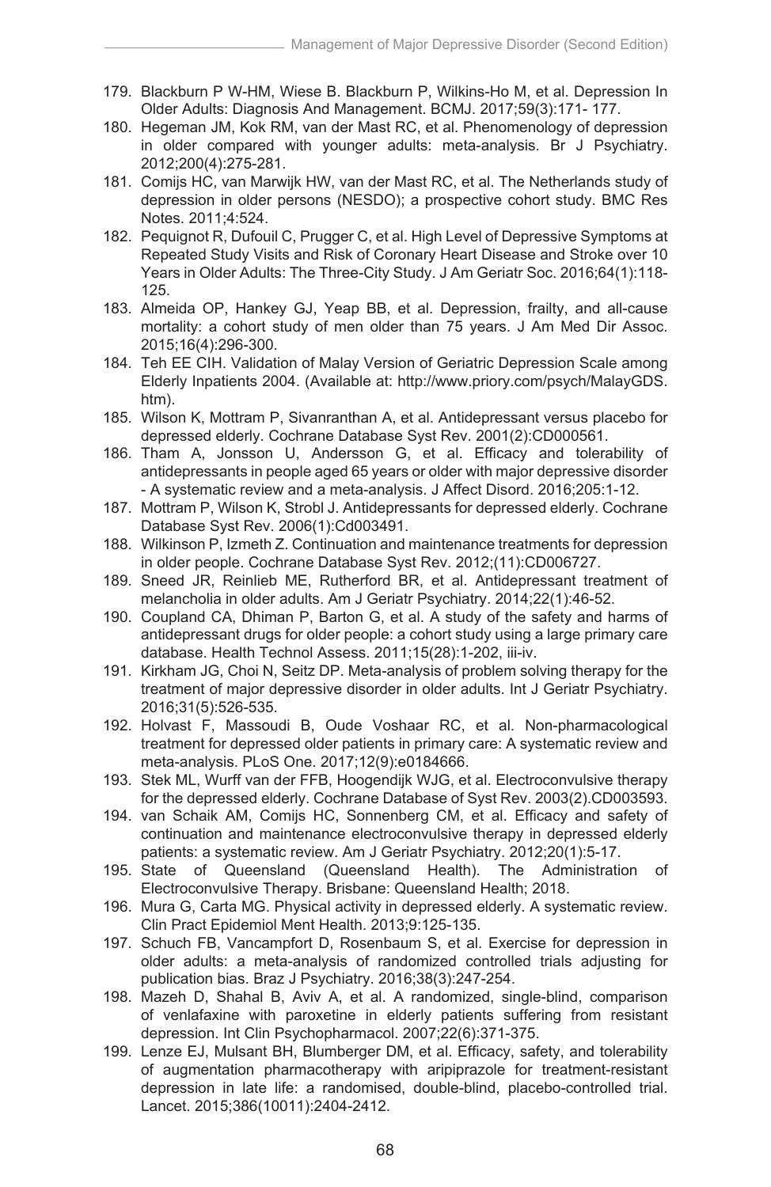179. Blackburn P W-HM, Wiese B. Blackburn P, Wilkins-Ho M, et al. Depression In Older Adults: Diagnosis And Management. BCMJ. 2017;59(3):171- 177.
180. Hegeman JM, Kok RM, van der Mast RC, et al. Phenomenology of depression in older compared with younger adults: meta-analysis. Br J Psychiatry. 2012;200(4):275-281.
181. Comijs HC, van Marwijk HW, van der Mast RC, et al. The Netherlands study of depression in older persons (NESDO); a prospective cohort study. BMC Res Notes. 2011;4:524.
182. Pequignot R, Dufouil C, Prugger C, et al. High Level of Depressive Symptoms at Repeated Study Visits and Risk of Coronary Heart Disease and Stroke over 10 Years in Older Adults: The Three-City Study. J Am Geriatr Soc. 2016;64(1):118-125.
183. Almeida OP, Hankey GJ, Yeap BB, et al. Depression, frailty, and all-cause mortality: a cohort study of men older than 75 years. J Am Med Dir Assoc. 2015;16(4):296-300.
184. Teh EE CIH. Validation of Malay Version of Geriatric Depression Scale among Elderly Inpatients 2004. (Available at: http://www.priory.com/psych/MalayGDS.htm).
185. Wilson K, Mottram P, Sivanranthan A, et al. Antidepressant versus placebo for depressed elderly. Cochrane Database Syst Rev. 2001(2):CD000561.
186. Tham A, Jonsson U, Andersson G, et al. Efficacy and tolerability of antidepressants in people aged 65 years or older with major depressive disorder - A systematic review and a meta-analysis. J Affect Disord. 2016;205:1-12.
187. Mottram P, Wilson K, Strobl J. Antidepressants for depressed elderly. Cochrane Database Syst Rev. 2006(1):Cd003491.
188. Wilkinson P, Izmeth Z. Continuation and maintenance treatments for depression in older people. Cochrane Database Syst Rev. 2012;(11):CD006727.
189. Sneed JR, Reinlieb ME, Rutherford BR, et al. Antidepressant treatment of melancholia in older adults. Am J Geriatr Psychiatry. 2014;22(1):46-52.
190. Coupland CA, Dhiman P, Barton G, et al. A study of the safety and harms of antidepressant drugs for older people: a cohort study using a large primary care database. Health Technol Assess. 2011;15(28):1-202, iii-iv.
191. Kirkham JG, Choi N, Seitz DP. Meta-analysis of problem solving therapy for the treatment of major depressive disorder in older adults. Int J Geriatr Psychiatry. 2016;31(5):526-535.
192. Holvast F, Massoudi B, Oude Voshaar RC, et al. Non-pharmacological treatment for depressed older patients in primary care: A systematic review and meta-analysis. PLoS One. 2017;12(9):e0184666.
193. Stek ML, Wurff van der FFB, Hoogendijk WJG, et al. Electroconvulsive therapy for the depressed elderly. Cochrane Database of Syst Rev. 2003(2).CD003593.
194. van Schaik AM, Comijs HC, Sonnenberg CM, et al. Efficacy and safety of continuation and maintenance electroconvulsive therapy in depressed elderly patients: a systematic review. Am J Geriatr Psychiatry. 2012;20(1):5-17.
195. State of Queensland (Queensland Health). The Administration of Electroconvulsive Therapy. Brisbane: Queensland Health; 2018.
196. Mura G, Carta MG. Physical activity in depressed elderly. A systematic review. Clin Pract Epidemiol Ment Health. 2013;9:125-135.
197. Schuch FB, Vancampfort D, Rosenbaum S, et al. Exercise for depression in older adults: a meta-analysis of randomized controlled trials adjusting for publication bias. Braz J Psychiatry. 2016;38(3):247-254.
198. Mazeh D, Shahal B, Aviv A, et al. A randomized, single-blind, comparison of venlafaxine with paroxetine in elderly patients suffering from resistant depression. Int Clin Psychopharmacol. 2007;22(6):371-375.
199. Lenze EJ, Mulsant BH, Blumberger DM, et al. Efficacy, safety, and tolerability of augmentation pharmacotherapy with aripiprazole for treatment-resistant depression in late life: a randomised, double-blind, placebo-controlled trial. Lancet. 2015;386(10011):2404-2412.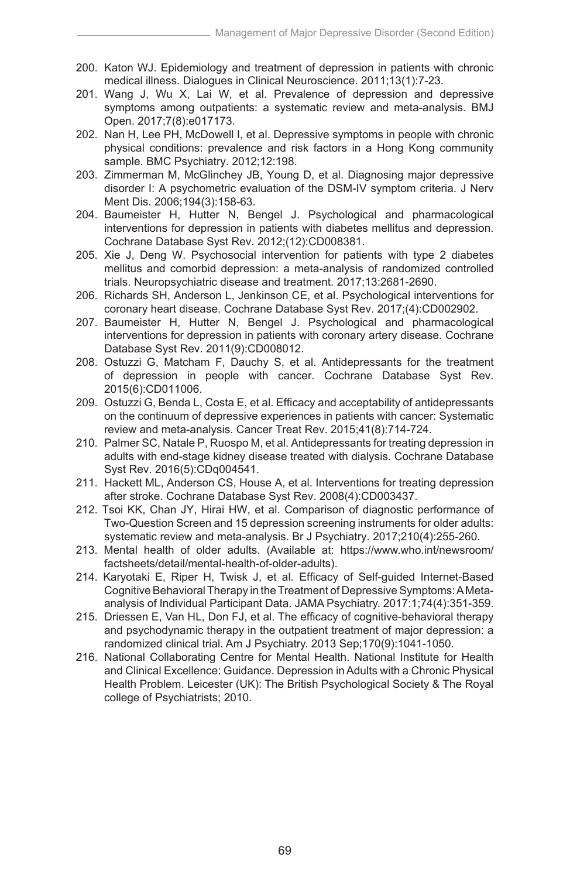200. Katon WJ. Epidemiology and treatment of depression in patients with chronic medical illness. Dialogues in Clinical Neuroscience. 2011;13(1):7-23.
201. Wang J, Wu X, Lai W, et al. Prevalence of depression and depressive symptoms among outpatients: a systematic review and meta-analysis. BMJ Open. 2017;7(8):e017173.
202. Nan H, Lee PH, McDowell I, et al. Depressive symptoms in people with chronic physical conditions: prevalence and risk factors in a Hong Kong community sample. BMC Psychiatry. 2012;12:198.
203. Zimmerman M, McGlinchey JB, Young D, et al. Diagnosing major depressive disorder I: A psychometric evaluation of the DSM-IV symptom criteria. J Nerv Ment Dis. 2006;194(3):158-63.
204. Baumeister H, Hutter N, Bengel J. Psychological and pharmacological interventions for depression in patients with diabetes mellitus and depression. Cochrane Database Syst Rev. 2012;(12):CD008381.
205. Xie J, Deng W. Psychosocial intervention for patients with type 2 diabetes mellitus and comorbid depression: a meta-analysis of randomized controlled trials. Neuropsychiatric disease and treatment. 2017;13:2681-2690.
206. Richards SH, Anderson L, Jenkinson CE, et al. Psychological interventions for coronary heart disease. Cochrane Database Syst Rev. 2017;(4):CD002902.
207. Baumeister H, Hutter N, Bengel J. Psychological and pharmacological interventions for depression in patients with coronary artery disease. Cochrane Database Syst Rev. 2011(9):CD008012.
208. Ostuzzi G, Matcham F, Dauchy S, et al. Antidepressants for the treatment of depression in people with cancer. Cochrane Database Syst Rev. 2015(6):CD011006.
209. Ostuzzi G, Benda L, Costa E, et al. Efficacy and acceptability of antidepressants on the continuum of depressive experiences in patients with cancer: Systematic review and meta-analysis. Cancer Treat Rev. 2015;41(8):714-724.
210. Palmer SC, Natale P, Ruospo M, et al. Antidepressants for treating depression in adults with end-stage kidney disease treated with dialysis. Cochrane Database Syst Rev. 2016(5):CDq004541.
211. Hackett ML, Anderson CS, House A, et al. Interventions for treating depression after stroke. Cochrane Database Syst Rev. 2008(4):CD003437.
212. Tsoi KK, Chan JY, Hirai HW, et al. Comparison of diagnostic performance of Two-Question Screen and 15 depression screening instruments for older adults: systematic review and meta-analysis. Br J Psychiatry. 2017;210(4):255-260.
213. Mental health of older adults. (Available at: https://www.who.int/newsroom/factsheets/detail/mental-health-of-older-adults).
214. Karyotaki E, Riper H, Twisk J, et al. Efficacy of Self-guided Internet-Based Cognitive Behavioral Therapy in the Treatment of Depressive Symptoms: A Meta-analysis of Individual Participant Data. JAMA Psychiatry. 2017:1;74(4):351-359.
215. Driessen E, Van HL, Don FJ, et al. The efficacy of cognitive-behavioral therapy and psychodynamic therapy in the outpatient treatment of major depression: a randomized clinical trial. Am J Psychiatry. 2013 Sep;170(9):1041-1050.
216. National Collaborating Centre for Mental Health. National Institute for Health and Clinical Excellence: Guidance. Depression in Adults with a Chronic Physical Health Problem. Leicester (UK): The British Psychological Society & The Royal college of Psychiatrists; 2010.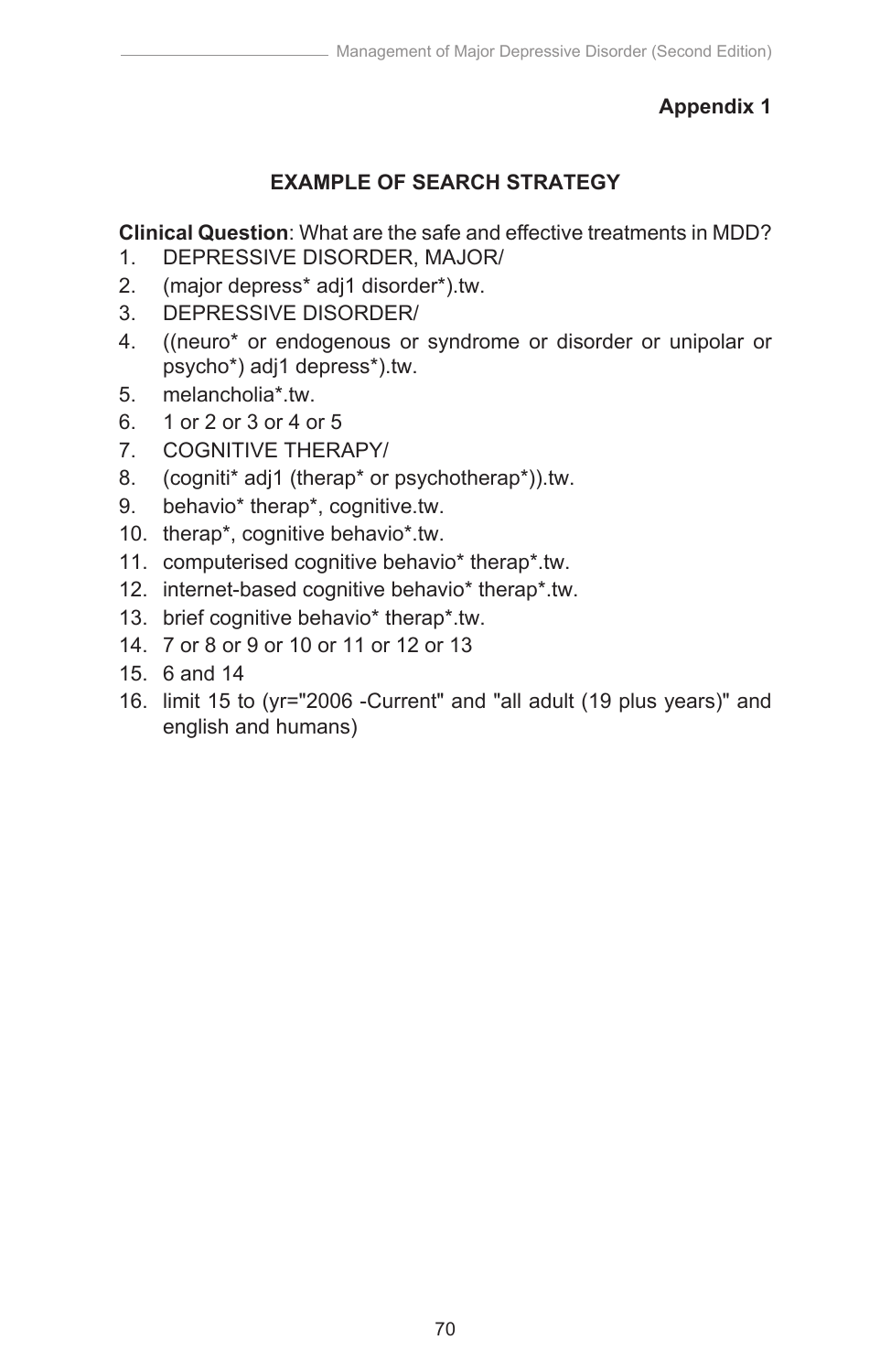**Appendix 1**

## EXAMPLE OF SEARCH STRATEGY

**Clinical Question**: What are the safe and effective treatments in MDD?

1. DEPRESSIVE DISORDER, MAJOR/
2. (major depress* adj1 disorder*).tw.
3. DEPRESSIVE DISORDER/
4. ((neuro* or endogenous or syndrome or disorder or unipolar or psycho*) adj1 depress*).tw.
5. melancholia*.tw.
6. 1 or 2 or 3 or 4 or 5
7. COGNITIVE THERAPY/
8. (cogniti* adj1 (therap* or psychotherap*)).tw.
9. behavio* therap*, cognitive.tw.
10. therap*, cognitive behavio*.tw.
11. computerised cognitive behavio* therap*.tw.
12. internet-based cognitive behavio* therap*.tw.
13. brief cognitive behavio* therap*.tw.
14. 7 or 8 or 9 or 10 or 11 or 12 or 13
15. 6 and 14
16. limit 15 to (yr="2006 -Current" and "all adult (19 plus years)" and english and humans)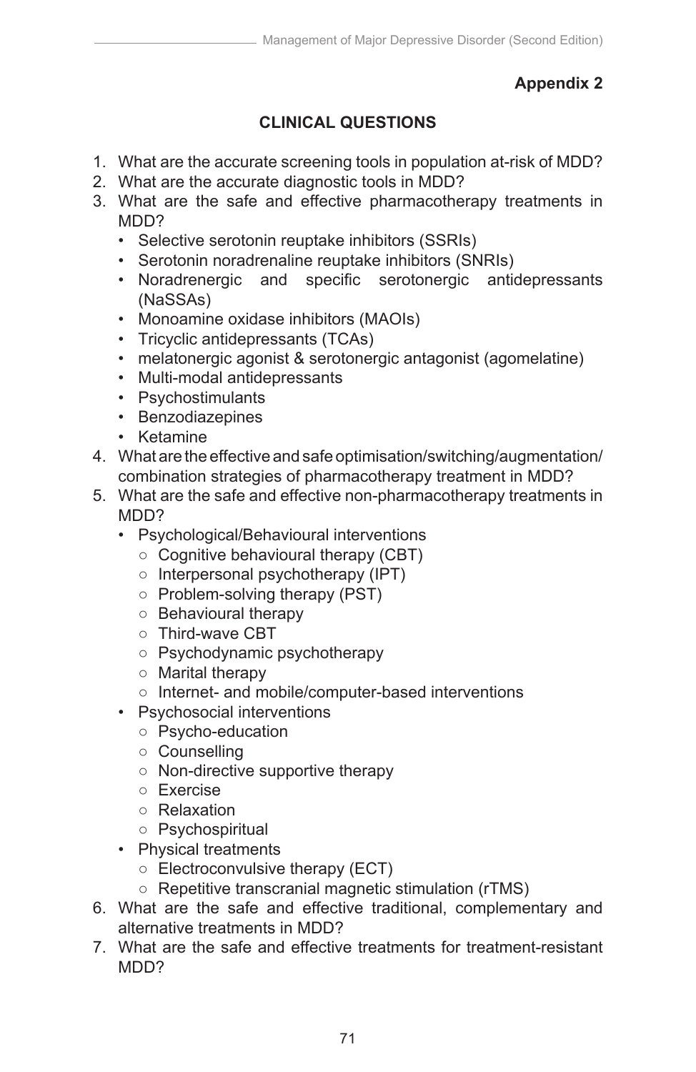**Appendix 2**

## CLINICAL QUESTIONS

1. What are the accurate screening tools in population at-risk of MDD?
2. What are the accurate diagnostic tools in MDD?
3. What are the safe and effective pharmacotherapy treatments in MDD?
   - Selective serotonin reuptake inhibitors (SSRIs)
   - Serotonin noradrenaline reuptake inhibitors (SNRIs)
   - Noradrenergic and specific serotonergic antidepressants (NaSSAs)
   - Monoamine oxidase inhibitors (MAOIs)
   - Tricyclic antidepressants (TCAs)
   - melatonergic agonist & serotonergic antagonist (agomelatine)
   - Multi-modal antidepressants
   - Psychostimulants
   - Benzodiazepines
   - Ketamine
4. What are the effective and safe optimisation/switching/augmentation/combination strategies of pharmacotherapy treatment in MDD?
5. What are the safe and effective non-pharmacotherapy treatments in MDD?
   - Psychological/Behavioural interventions
     - Cognitive behavioural therapy (CBT)
     - Interpersonal psychotherapy (IPT)
     - Problem-solving therapy (PST)
     - Behavioural therapy
     - Third-wave CBT
     - Psychodynamic psychotherapy
     - Marital therapy
     - Internet- and mobile/computer-based interventions
   - Psychosocial interventions
     - Psycho-education
     - Counselling
     - Non-directive supportive therapy
     - Exercise
     - Relaxation
     - Psychospiritual
   - Physical treatments
     - Electroconvulsive therapy (ECT)
     - Repetitive transcranial magnetic stimulation (rTMS)
6. What are the safe and effective traditional, complementary and alternative treatments in MDD?
7. What are the safe and effective treatments for treatment-resistant MDD?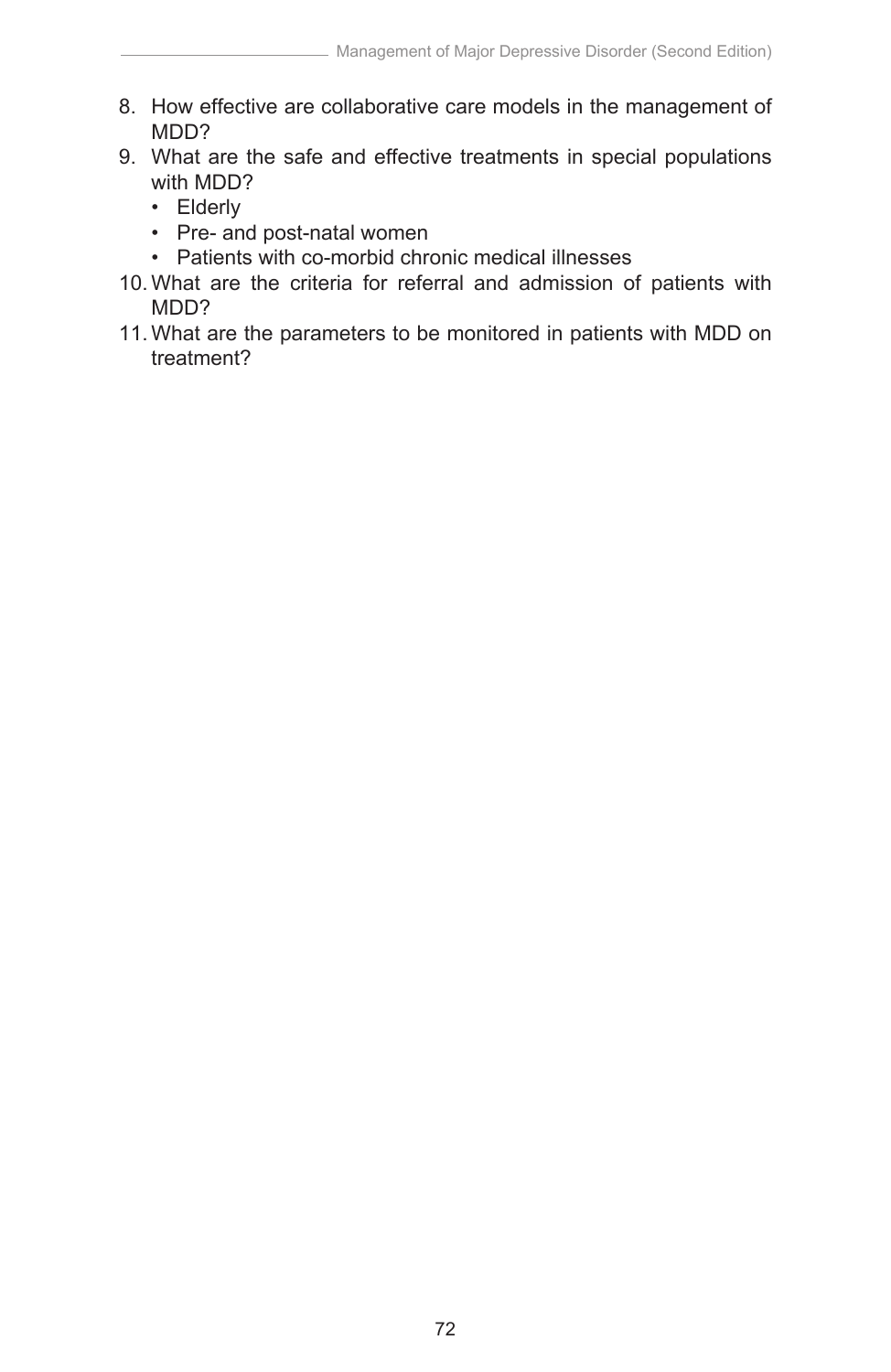8. How effective are collaborative care models in the management of MDD?
9. What are the safe and effective treatments in special populations with MDD?
   - Elderly
   - Pre- and post-natal women
   - Patients with co-morbid chronic medical illnesses
10. What are the criteria for referral and admission of patients with MDD?
11. What are the parameters to be monitored in patients with MDD on treatment?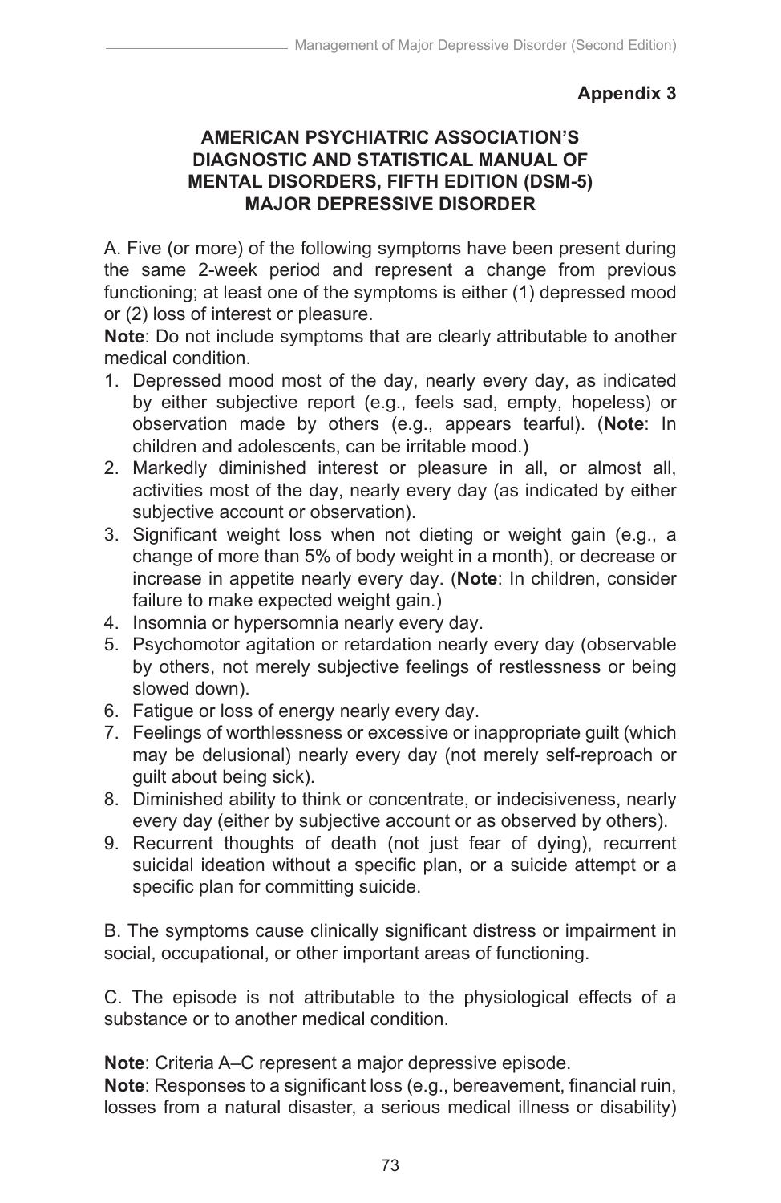**Appendix 3**

## AMERICAN PSYCHIATRIC ASSOCIATION'S DIAGNOSTIC AND STATISTICAL MANUAL OF MENTAL DISORDERS, FIFTH EDITION (DSM-5) MAJOR DEPRESSIVE DISORDER

A. Five (or more) of the following symptoms have been present during the same 2-week period and represent a change from previous functioning; at least one of the symptoms is either (1) depressed mood or (2) loss of interest or pleasure.

**Note**: Do not include symptoms that are clearly attributable to another medical condition.

1. Depressed mood most of the day, nearly every day, as indicated by either subjective report (e.g., feels sad, empty, hopeless) or observation made by others (e.g., appears tearful). (**Note**: In children and adolescents, can be irritable mood.)
2. Markedly diminished interest or pleasure in all, or almost all, activities most of the day, nearly every day (as indicated by either subjective account or observation).
3. Significant weight loss when not dieting or weight gain (e.g., a change of more than 5% of body weight in a month), or decrease or increase in appetite nearly every day. (**Note**: In children, consider failure to make expected weight gain.)
4. Insomnia or hypersomnia nearly every day.
5. Psychomotor agitation or retardation nearly every day (observable by others, not merely subjective feelings of restlessness or being slowed down).
6. Fatigue or loss of energy nearly every day.
7. Feelings of worthlessness or excessive or inappropriate guilt (which may be delusional) nearly every day (not merely self-reproach or guilt about being sick).
8. Diminished ability to think or concentrate, or indecisiveness, nearly every day (either by subjective account or as observed by others).
9. Recurrent thoughts of death (not just fear of dying), recurrent suicidal ideation without a specific plan, or a suicide attempt or a specific plan for committing suicide.

B. The symptoms cause clinically significant distress or impairment in social, occupational, or other important areas of functioning.

C. The episode is not attributable to the physiological effects of a substance or to another medical condition.

**Note**: Criteria A–C represent a major depressive episode.

**Note**: Responses to a significant loss (e.g., bereavement, financial ruin, losses from a natural disaster, a serious medical illness or disability)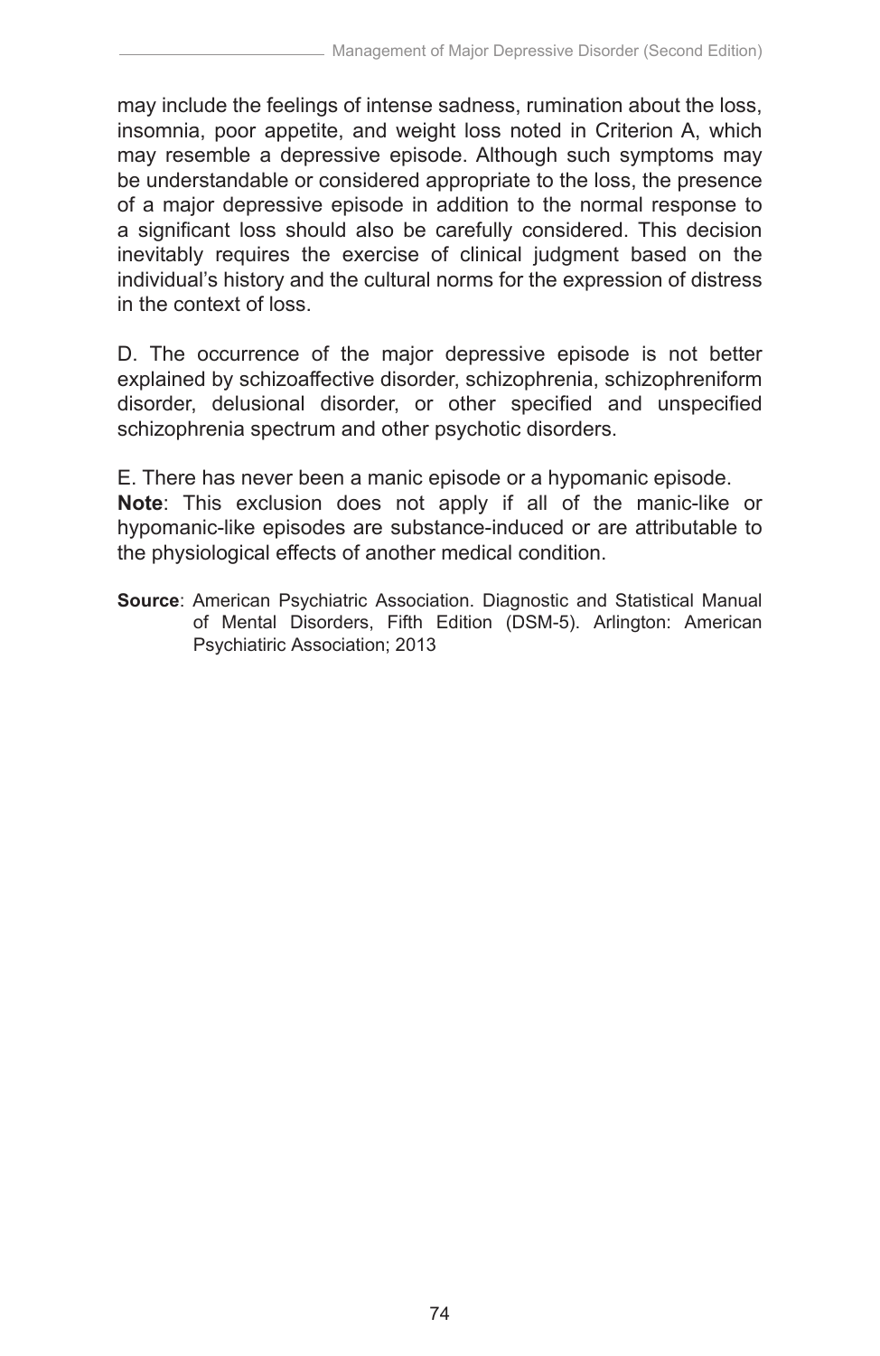may include the feelings of intense sadness, rumination about the loss, insomnia, poor appetite, and weight loss noted in Criterion A, which may resemble a depressive episode. Although such symptoms may be understandable or considered appropriate to the loss, the presence of a major depressive episode in addition to the normal response to a significant loss should also be carefully considered. This decision inevitably requires the exercise of clinical judgment based on the individual's history and the cultural norms for the expression of distress in the context of loss.

D. The occurrence of the major depressive episode is not better explained by schizoaffective disorder, schizophrenia, schizophreniform disorder, delusional disorder, or other specified and unspecified schizophrenia spectrum and other psychotic disorders.

E. There has never been a manic episode or a hypomanic episode.
**Note**: This exclusion does not apply if all of the manic-like or hypomanic-like episodes are substance-induced or are attributable to the physiological effects of another medical condition.

**Source**: American Psychiatric Association. Diagnostic and Statistical Manual of Mental Disorders, Fifth Edition (DSM-5). Arlington: American Psychiatiric Association; 2013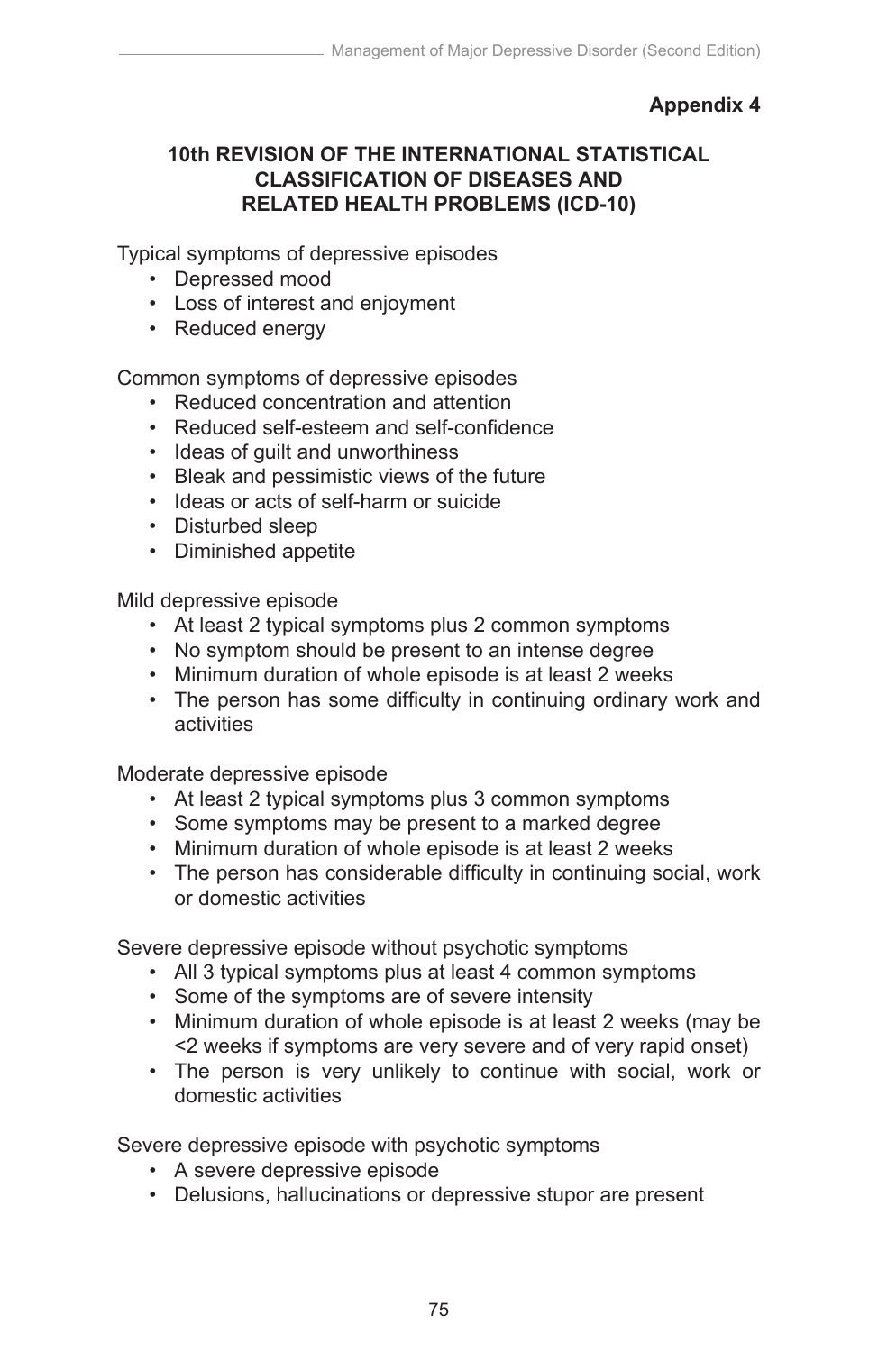**Appendix 4**

## 10th REVISION OF THE INTERNATIONAL STATISTICAL CLASSIFICATION OF DISEASES AND RELATED HEALTH PROBLEMS (ICD-10)

Typical symptoms of depressive episodes

- Depressed mood
- Loss of interest and enjoyment
- Reduced energy

Common symptoms of depressive episodes

- Reduced concentration and attention
- Reduced self-esteem and self-confidence
- Ideas of guilt and unworthiness
- Bleak and pessimistic views of the future
- Ideas or acts of self-harm or suicide
- Disturbed sleep
- Diminished appetite

Mild depressive episode

- At least 2 typical symptoms plus 2 common symptoms
- No symptom should be present to an intense degree
- Minimum duration of whole episode is at least 2 weeks
- The person has some difficulty in continuing ordinary work and activities

Moderate depressive episode

- At least 2 typical symptoms plus 3 common symptoms
- Some symptoms may be present to a marked degree
- Minimum duration of whole episode is at least 2 weeks
- The person has considerable difficulty in continuing social, work or domestic activities

Severe depressive episode without psychotic symptoms

- All 3 typical symptoms plus at least 4 common symptoms
- Some of the symptoms are of severe intensity
- Minimum duration of whole episode is at least 2 weeks (may be <2 weeks if symptoms are very severe and of very rapid onset)
- The person is very unlikely to continue with social, work or domestic activities

Severe depressive episode with psychotic symptoms

- A severe depressive episode
- Delusions, hallucinations or depressive stupor are present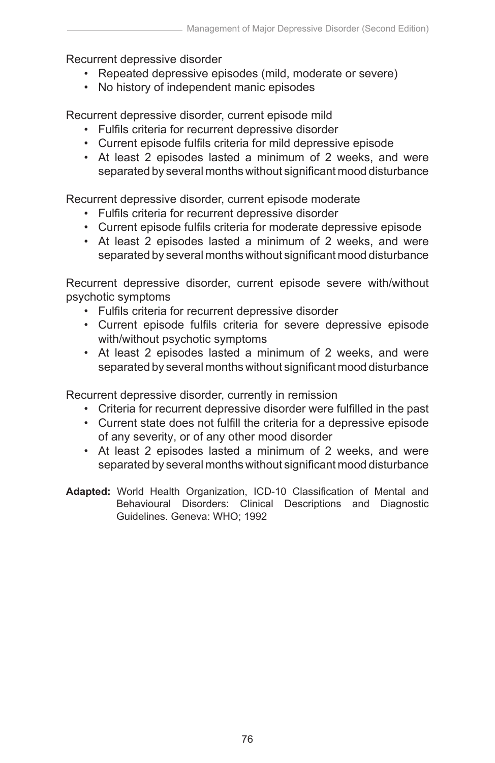Recurrent depressive disorder

- Repeated depressive episodes (mild, moderate or severe)
- No history of independent manic episodes

Recurrent depressive disorder, current episode mild

- Fulfils criteria for recurrent depressive disorder
- Current episode fulfils criteria for mild depressive episode
- At least 2 episodes lasted a minimum of 2 weeks, and were separated by several months without significant mood disturbance

Recurrent depressive disorder, current episode moderate

- Fulfils criteria for recurrent depressive disorder
- Current episode fulfils criteria for moderate depressive episode
- At least 2 episodes lasted a minimum of 2 weeks, and were separated by several months without significant mood disturbance

Recurrent depressive disorder, current episode severe with/without psychotic symptoms

- Fulfils criteria for recurrent depressive disorder
- Current episode fulfils criteria for severe depressive episode with/without psychotic symptoms
- At least 2 episodes lasted a minimum of 2 weeks, and were separated by several months without significant mood disturbance

Recurrent depressive disorder, currently in remission

- Criteria for recurrent depressive disorder were fulfilled in the past
- Current state does not fulfill the criteria for a depressive episode of any severity, or of any other mood disorder
- At least 2 episodes lasted a minimum of 2 weeks, and were separated by several months without significant mood disturbance

**Adapted:** World Health Organization, ICD-10 Classification of Mental and Behavioural Disorders: Clinical Descriptions and Diagnostic Guidelines. Geneva: WHO; 1992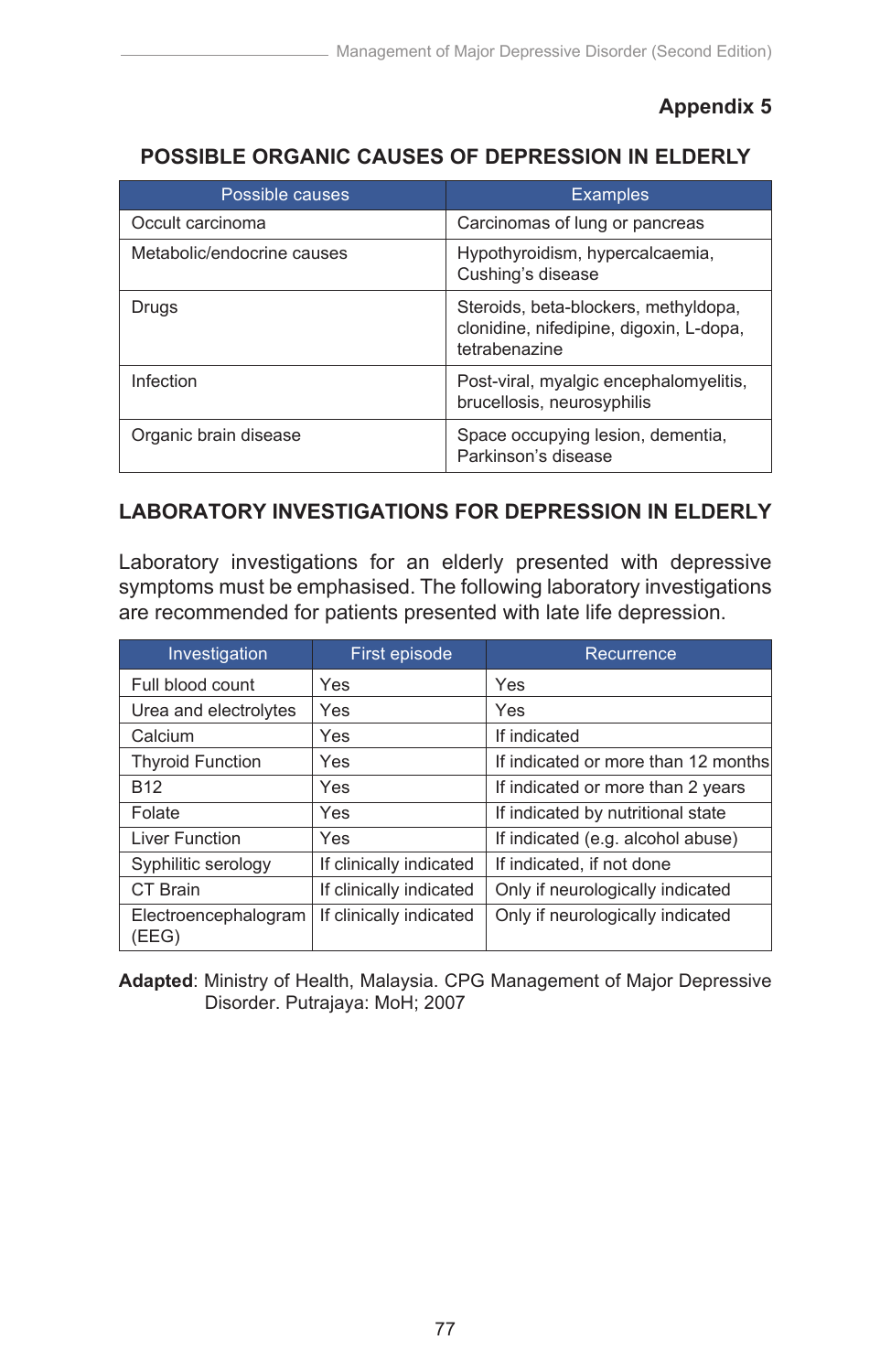## Appendix 5

### POSSIBLE ORGANIC CAUSES OF DEPRESSION IN ELDERLY

| Possible causes | Examples |
|---|---|
| Occult carcinoma | Carcinomas of lung or pancreas |
| Metabolic/endocrine causes | Hypothyroidism, hypercalcaemia, Cushing's disease |
| Drugs | Steroids, beta-blockers, methyldopa, clonidine, nifedipine, digoxin, L-dopa, tetrabenazine |
| Infection | Post-viral, myalgic encephalomyelitis, brucellosis, neurosyphilis |
| Organic brain disease | Space occupying lesion, dementia, Parkinson's disease |

### LABORATORY INVESTIGATIONS FOR DEPRESSION IN ELDERLY

Laboratory investigations for an elderly presented with depressive symptoms must be emphasised. The following laboratory investigations are recommended for patients presented with late life depression.

| Investigation | First episode | Recurrence |
|---|---|---|
| Full blood count | Yes | Yes |
| Urea and electrolytes | Yes | Yes |
| Calcium | Yes | If indicated |
| Thyroid Function | Yes | If indicated or more than 12 months |
| B12 | Yes | If indicated or more than 2 years |
| Folate | Yes | If indicated by nutritional state |
| Liver Function | Yes | If indicated (e.g. alcohol abuse) |
| Syphilitic serology | If clinically indicated | If indicated, if not done |
| CT Brain | If clinically indicated | Only if neurologically indicated |
| Electroencephalogram (EEG) | If clinically indicated | Only if neurologically indicated |

**Adapted**: Ministry of Health, Malaysia. CPG Management of Major Depressive Disorder. Putrajaya: MoH; 2007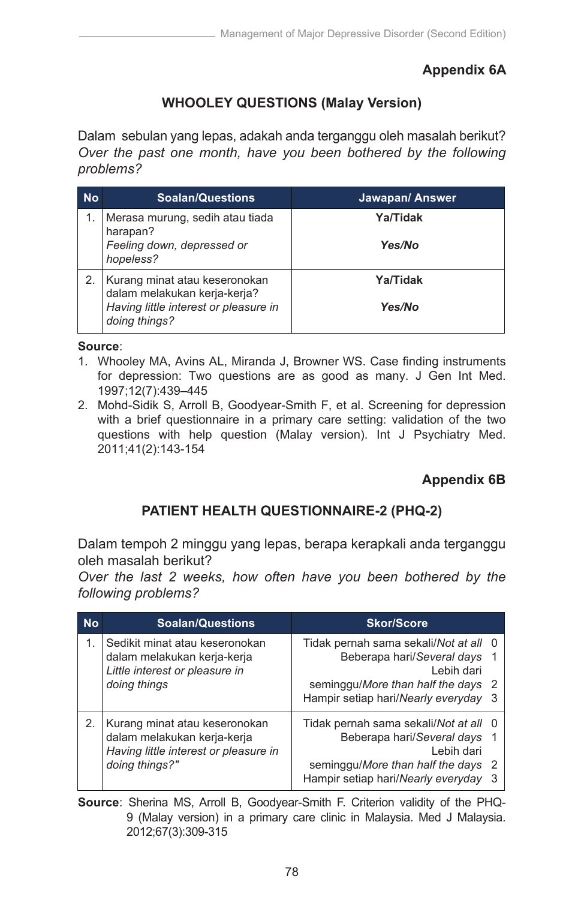**Appendix 6A**

## WHOOLEY QUESTIONS (Malay Version)

Dalam sebulan yang lepas, adakah anda terganggu oleh masalah berikut?
*Over the past one month, have you been bothered by the following problems?*

| No | Soalan/Questions | Jawapan/ Answer |
|---|---|---|
| 1. | Merasa murung, sedih atau tiada harapan?<br>*Feeling down, depressed or hopeless?* | **Ya/Tidak**<br><br>***Yes/No*** |
| 2. | Kurang minat atau keseronokan dalam melakukan kerja-kerja?<br>*Having little interest or pleasure in doing things?* | **Ya/Tidak**<br><br>***Yes/No*** |

**Source**:
1. Whooley MA, Avins AL, Miranda J, Browner WS. Case finding instruments for depression: Two questions are as good as many. J Gen Int Med. 1997;12(7):439–445
2. Mohd-Sidik S, Arroll B, Goodyear-Smith F, et al. Screening for depression with a brief questionnaire in a primary care setting: validation of the two questions with help question (Malay version). Int J Psychiatry Med. 2011;41(2):143-154

**Appendix 6B**

## PATIENT HEALTH QUESTIONNAIRE-2 (PHQ-2)

Dalam tempoh 2 minggu yang lepas, berapa kerapkali anda terganggu oleh masalah berikut?
*Over the last 2 weeks, how often have you been bothered by the following problems?*

| No | Soalan/Questions | Skor/Score |
|---|---|---|
| 1. | Sedikit minat atau keseronokan dalam melakukan kerja-kerja<br>*Little interest or pleasure in doing things* | Tidak pernah sama sekali/*Not at all* 0<br>Beberapa hari/*Several days* 1<br>Lebih dari seminggu/*More than half the days* 2<br>Hampir setiap hari/*Nearly everyday* 3 |
| 2. | Kurang minat atau keseronokan dalam melakukan kerja-kerja<br>*Having little interest or pleasure in doing things?"* | Tidak pernah sama sekali/*Not at all* 0<br>Beberapa hari/*Several days* 1<br>Lebih dari seminggu/*More than half the days* 2<br>Hampir setiap hari/*Nearly everyday* 3 |

**Source**: Sherina MS, Arroll B, Goodyear-Smith F. Criterion validity of the PHQ-9 (Malay version) in a primary care clinic in Malaysia. Med J Malaysia. 2012;67(3):309-315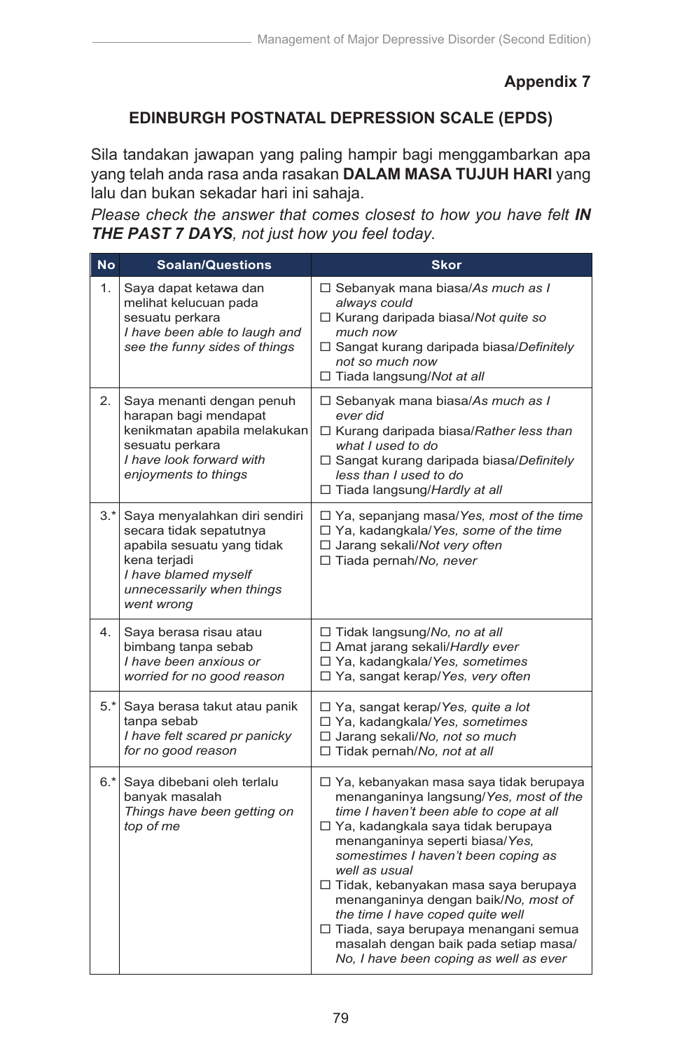**Appendix 7**

## EDINBURGH POSTNATAL DEPRESSION SCALE (EPDS)

Sila tandakan jawapan yang paling hampir bagi menggambarkan apa yang telah anda rasa anda rasakan **DALAM MASA TUJUH HARI** yang lalu dan bukan sekadar hari ini sahaja.

*Please check the answer that comes closest to how you have felt **IN THE PAST 7 DAYS**, not just how you feel today.*

| No | Soalan/Questions | Skor |
|---|---|---|
| 1. | Saya dapat ketawa dan melihat kelucuan pada sesuatu perkara<br>*I have been able to laugh and see the funny sides of things* | ☐ Sebanyak mana biasa/*As much as I always could*<br>☐ Kurang daripada biasa/*Not quite so much now*<br>☐ Sangat kurang daripada biasa/*Definitely not so much now*<br>☐ Tiada langsung/*Not at all* |
| 2. | Saya menanti dengan penuh harapan bagi mendapat kenikmatan apabila melakukan sesuatu perkara<br>*I have look forward with enjoyments to things* | ☐ Sebanyak mana biasa/*As much as I ever did*<br>☐ Kurang daripada biasa/*Rather less than what I used to do*<br>☐ Sangat kurang daripada biasa/*Definitely less than I used to do*<br>☐ Tiada langsung/*Hardly at all* |
| 3.* | Saya menyalahkan diri sendiri secara tidak sepatutnya apabila sesuatu yang tidak kena terjadi<br>*I have blamed myself unnecessarily when things went wrong* | ☐ Ya, sepanjang masa/*Yes, most of the time*<br>☐ Ya, kadangkala/*Yes, some of the time*<br>☐ Jarang sekali/*Not very often*<br>☐ Tiada pernah/*No, never* |
| 4. | Saya berasa risau atau bimbang tanpa sebab<br>*I have been anxious or worried for no good reason* | ☐ Tidak langsung/*No, no at all*<br>☐ Amat jarang sekali/*Hardly ever*<br>☐ Ya, kadangkala/*Yes, sometimes*<br>☐ Ya, sangat kerap/*Yes, very often* |
| 5.* | Saya berasa takut atau panik tanpa sebab<br>*I have felt scared pr panicky for no good reason* | ☐ Ya, sangat kerap/*Yes, quite a lot*<br>☐ Ya, kadangkala/*Yes, sometimes*<br>☐ Jarang sekali/*No, not so much*<br>☐ Tidak pernah/*No, not at all* |
| 6.* | Saya dibebani oleh terlalu banyak masalah<br>*Things have been getting on top of me* | ☐ Ya, kebanyakan masa saya tidak berupaya menanganinya langsung/*Yes, most of the time I haven't been able to cope at all*<br>☐ Ya, kadangkala saya tidak berupaya menanganinya seperti biasa/*Yes, somestimes I haven't been coping as well as usual*<br>☐ Tidak, kebanyakan masa saya berupaya menanganinya dengan baik/*No, most of the time I have coped quite well*<br>☐ Tiada, saya berupaya menangani semua masalah dengan baik pada setiap masa/*No, I have been coping as well as ever* |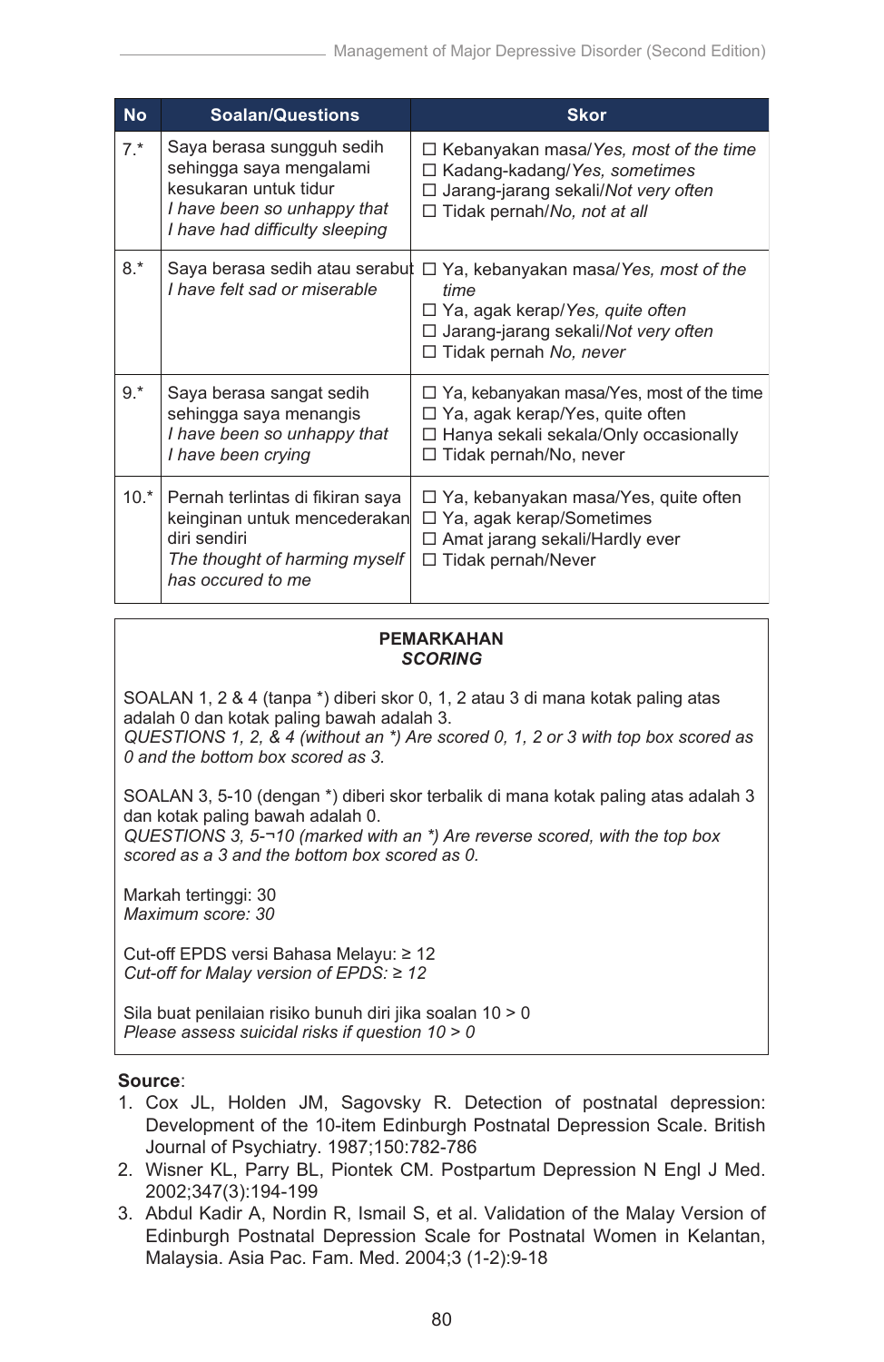| No | Soalan/Questions | Skor |
|---|---|---|
| 7.* | Saya berasa sungguh sedih sehingga saya mengalami kesukaran untuk tidur<br>*I have been so unhappy that I have had difficulty sleeping* | ☐ Kebanyakan masa/*Yes, most of the time*<br>☐ Kadang-kadang/*Yes, sometimes*<br>☐ Jarang-jarang sekali/*Not very often*<br>☐ Tidak pernah/*No, not at all* |
| 8.* | Saya berasa sedih atau serabut<br>*I have felt sad or miserable* | ☐ Ya, kebanyakan masa/*Yes, most of the time*<br>☐ Ya, agak kerap/*Yes, quite often*<br>☐ Jarang-jarang sekali/*Not very often*<br>☐ Tidak pernah *No, never* |
| 9.* | Saya berasa sangat sedih sehingga saya menangis<br>*I have been so unhappy that I have been crying* | ☐ Ya, kebanyakan masa/Yes, most of the time<br>☐ Ya, agak kerap/Yes, quite often<br>☐ Hanya sekali sekala/Only occasionally<br>☐ Tidak pernah/No, never |
| 10.* | Pernah terlintas di fikiran saya keinginan untuk mencederakan diri sendiri<br>*The thought of harming myself has occured to me* | ☐ Ya, kebanyakan masa/Yes, quite often<br>☐ Ya, agak kerap/Sometimes<br>☐ Amat jarang sekali/Hardly ever<br>☐ Tidak pernah/Never |

**PEMARKAHAN**
***SCORING***

SOALAN 1, 2 & 4 (tanpa *) diberi skor 0, 1, 2 atau 3 di mana kotak paling atas adalah 0 dan kotak paling bawah adalah 3.
*QUESTIONS 1, 2, & 4 (without an *) Are scored 0, 1, 2 or 3 with top box scored as 0 and the bottom box scored as 3.*

SOALAN 3, 5-10 (dengan *) diberi skor terbalik di mana kotak paling atas adalah 3 dan kotak paling bawah adalah 0.
*QUESTIONS 3, 5-¬10 (marked with an *) Are reverse scored, with the top box scored as a 3 and the bottom box scored as 0.*

Markah tertinggi: 30
*Maximum score: 30*

Cut-off EPDS versi Bahasa Melayu: ≥ 12
*Cut-off for Malay version of EPDS: ≥ 12*

Sila buat penilaian risiko bunuh diri jika soalan 10 > 0
*Please assess suicidal risks if question 10 > 0*

**Source**:

1. Cox JL, Holden JM, Sagovsky R. Detection of postnatal depression: Development of the 10-item Edinburgh Postnatal Depression Scale. British Journal of Psychiatry. 1987;150:782-786
2. Wisner KL, Parry BL, Piontek CM. Postpartum Depression N Engl J Med. 2002;347(3):194-199
3. Abdul Kadir A, Nordin R, Ismail S, et al. Validation of the Malay Version of Edinburgh Postnatal Depression Scale for Postnatal Women in Kelantan, Malaysia. Asia Pac. Fam. Med. 2004;3 (1-2):9-18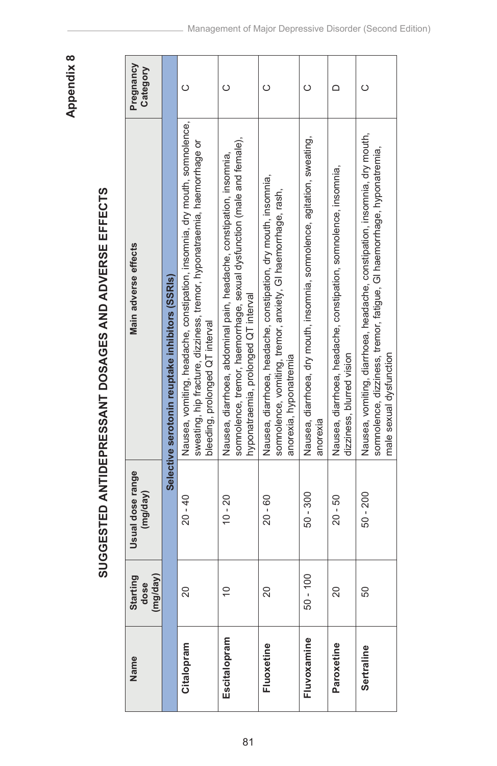# Appendix 8

## SUGGESTED ANTIDEPRESSANT DOSAGES AND ADVERSE EFFECTS

| Name | Starting dose (mg/day) | Usual dose range (mg/day) | Main adverse effects | Pregnancy Category |
|---|---|---|---|---|
| **Selective serotonin reuptake inhibitors (SSRIs)** | | | | |
| **Citalopram** | 20 | 20 - 40 | Nausea, vomiting, headache, constipation, insomnia, dry mouth, somnolence, sweating, hip fracture, dizziness, tremor, hyponatraemia, haemorrhage or bleeding, prolonged QT interval | C |
| **Escitalopram** | 10 | 10 - 20 | Nausea, diarrhoea, abdominal pain, headache, constipation, insomnia, somnolence, tremor, haemorrhage, sexual dysfunction (male and female), hyponatraemia, prolonged QT interval | C |
| **Fluoxetine** | 20 | 20 - 60 | Nausea, diarrhoea, headache, constipation, dry mouth, insomnia, somnolence, vomiting, tremor, anxiety, GI haemorrhage, rash, anorexia, hyponatremia | C |
| **Fluvoxamine** | 50 - 100 | 50 - 300 | Nausea, diarrhoea, dry mouth, insomnia, somnolence, agitation, sweating, anorexia | C |
| **Paroxetine** | 20 | 20 - 50 | Nausea, diarrhoea, headache, constipation, somnolence, insomnia, dizziness, blurred vision | D |
| **Sertraline** | 50 | 50 - 200 | Nausea, vomiting, diarrhoea, headache, constipation, insomnia, dry mouth, somnolence, dizziness, tremor, fatigue, GI haemorrhage, hyponatremia, male sexual dysfunction | C |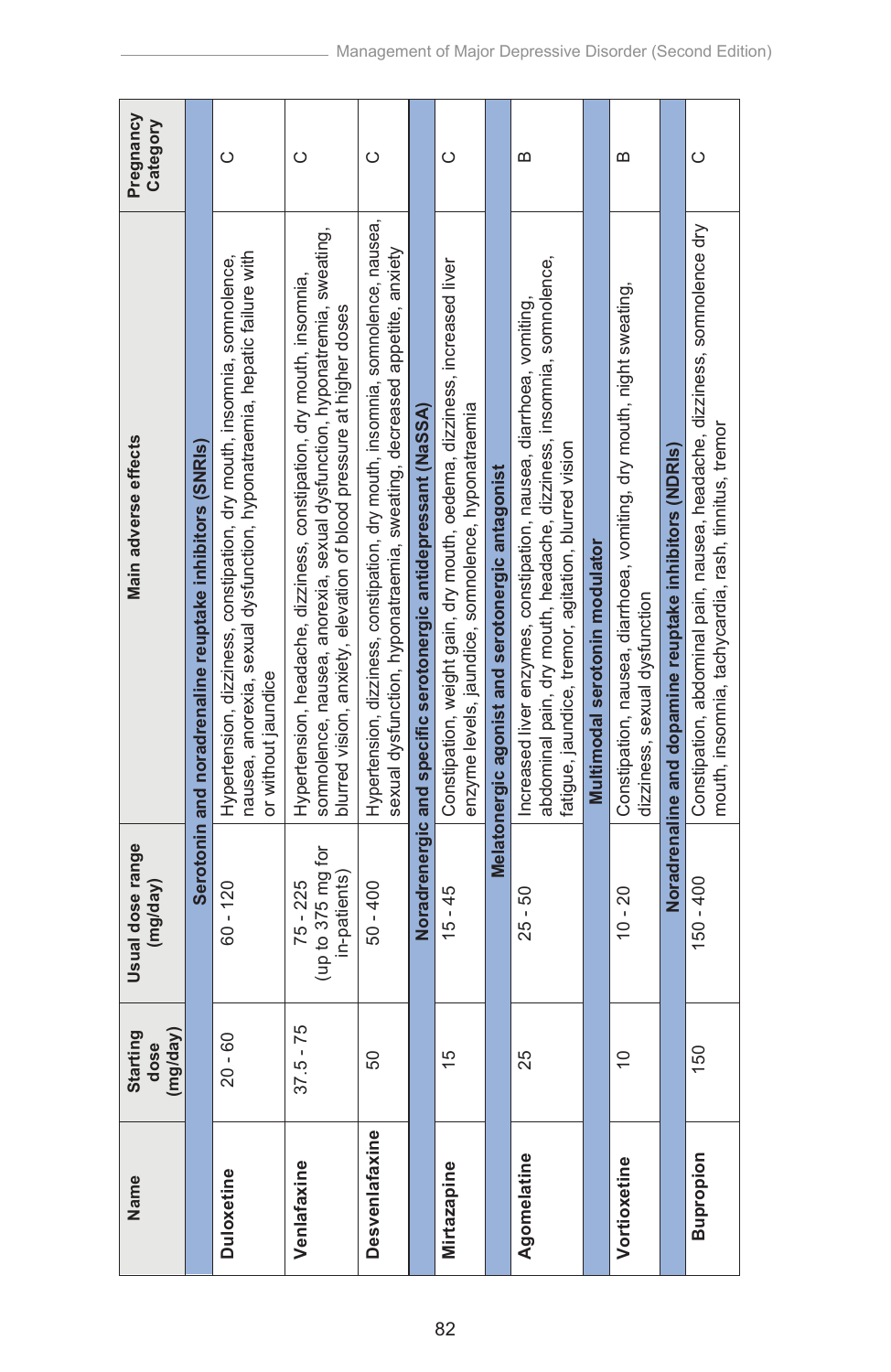| Name | Starting dose (mg/day) | Usual dose range (mg/day) | Main adverse effects | Pregnancy Category |
|---|---|---|---|---|
| **Serotonin and noradrenaline reuptake inhibitors (SNRIs)** | | | | |
| **Duloxetine** | 20 - 60 | 60 - 120 | Hypertension, dizziness, constipation, dry mouth, insomnia, somnolence, nausea, anorexia, sexual dysfunction, hyponatraemia, hepatic failure with or without jaundice | C |
| **Venlafaxine** | 37.5 - 75 | 75 - 225 (up to 375 mg for in-patients) | Hypertension, headache, dizziness, constipation, dry mouth, insomnia, somnolence, nausea, anorexia, sexual dysfunction, hyponatremia, sweating, blurred vision, anxiety, elevation of blood pressure at higher doses | C |
| **Desvenlafaxine** | 50 | 50 - 400 | Hypertension, dizziness, constipation, dry mouth, insomnia, somnolence, nausea, sexual dysfunction, hyponatraemia, sweating, decreased appetite, anxiety | C |
| **Noradrenergic and specific serotonergic antidepressant (NaSSA)** | | | | |
| **Mirtazapine** | 15 | 15 - 45 | Constipation, weight gain, dry mouth, oedema, dizziness, increased liver enzyme levels, jaundice, somnolence, hyponatraemia | C |
| **Melatonergic agonist and serotonergic antagonist** | | | | |
| **Agomelatine** | 25 | 25 - 50 | Increased liver enzymes, constipation, nausea, diarrhoea, vomiting, abdominal pain, dry mouth, headache, dizziness, insomnia, somnolence, fatigue, jaundice, tremor, agitation, blurred vision | B |
| **Multimodal serotonin modulator** | | | | |
| **Vortioxetine** | 10 | 10 - 20 | Constipation, nausea, diarrhoea, vomiting, dry mouth, night sweating, dizziness, sexual dysfunction | B |
| **Noradrenaline and dopamine reuptake inhibitors (NDRIs)** | | | | |
| **Bupropion** | 150 | 150 - 400 | Constipation, abdominal pain, nausea, headache, dizziness, somnolence dry mouth, insomnia, tachycardia, rash, tinnitus, tremor | C |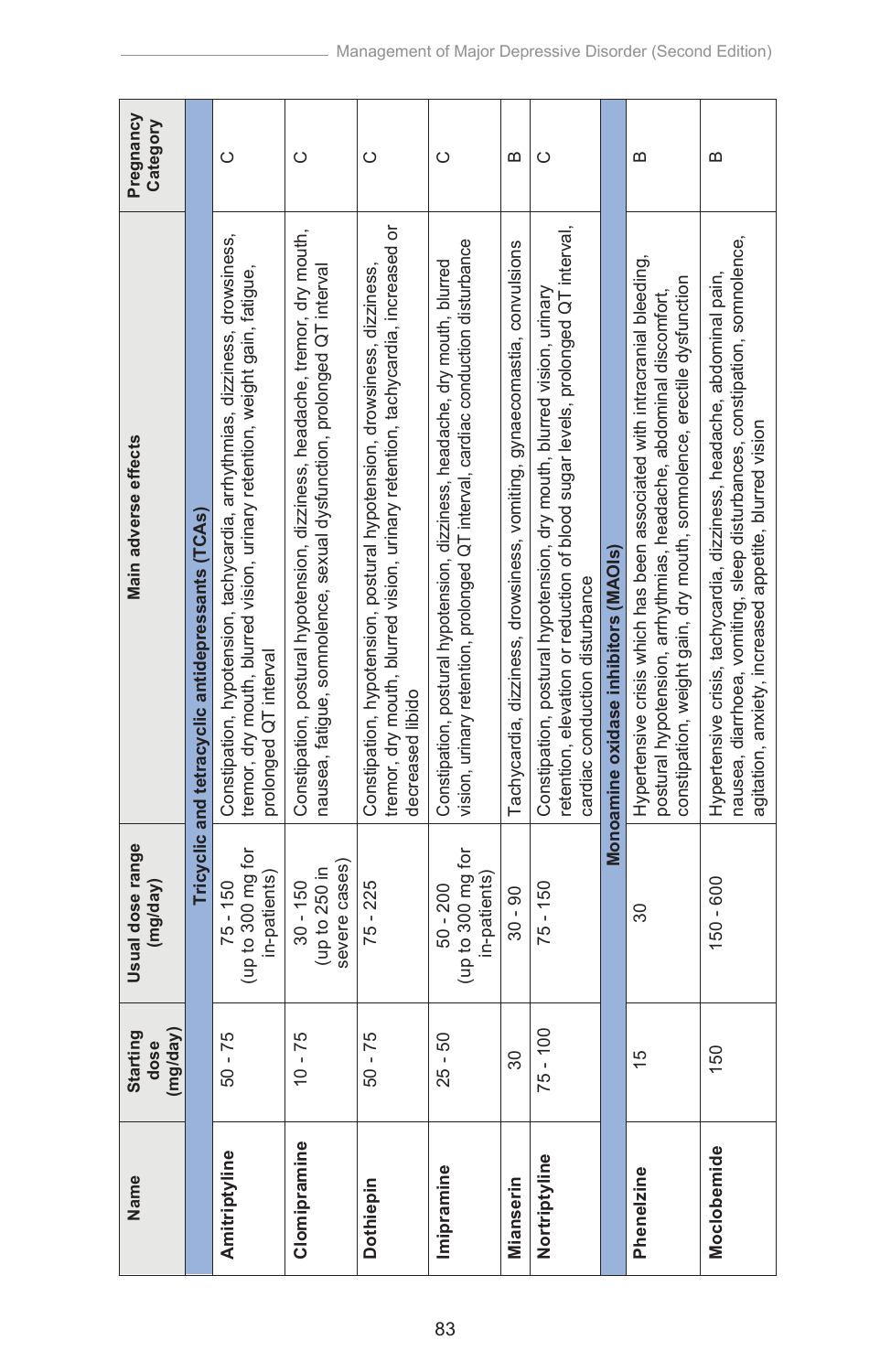| Name | Starting dose (mg/day) | Usual dose range (mg/day) | Main adverse effects | Pregnancy Category |
|---|---|---|---|---|
| **Tricyclic and tetracyclic antidepressants (TCAs)** | | | | |
| **Amitriptyline** | 50 - 75 | 75 - 150 (up to 300 mg for in-patients) | Constipation, hypotension, tachycardia, arrhythmias, dizziness, drowsiness, tremor, dry mouth, blurred vision, urinary retention, weight gain, fatigue, prolonged QT interval | C |
| **Clomipramine** | 10 - 75 | 30 - 150 (up to 250 in severe cases) | Constipation, postural hypotension, dizziness, headache, tremor, dry mouth, nausea, fatigue, somnolence, sexual dysfunction, prolonged QT interval | C |
| **Dothiepin** | 50 - 75 | 75 - 225 | Constipation, hypotension, postural hypotension, drowsiness, dizziness, tremor, dry mouth, blurred vision, urinary retention, tachycardia, increased or decreased libido | C |
| **Imipramine** | 25 - 50 | 50 - 200 (up to 300 mg for in-patients) | Constipation, postural hypotension, dizziness, headache, dry mouth, blurred vision, urinary retention, prolonged QT interval, cardiac conduction disturbance | C |
| **Mianserin** | 30 | 30 - 90 | Tachycardia, dizziness, drowsiness, vomiting, gynaecomastia, convulsions | B |
| **Nortriptyline** | 75 - 100 | 75 - 150 | Constipation, postural hypotension, dry mouth, blurred vision, urinary retention, elevation or reduction of blood sugar levels, prolonged QT interval, cardiac conduction disturbance | C |
| **Monoamine oxidase inhibitors (MAOIs)** | | | | |
| **Phenelzine** | 15 | 30 | Hypertensive crisis which has been associated with intracranial bleeding, postural hypotension, arrhythmias, headache, abdominal discomfort, constipation, weight gain, dry mouth, somnolence, erectile dysfunction | B |
| **Moclobemide** | 150 | 150 - 600 | Hypertensive crisis, tachycardia, dizziness, headache, abdominal pain, nausea, diarrhoea, vomiting, sleep disturbances, constipation, somnolence, agitation, anxiety, increased appetite, blurred vision | B |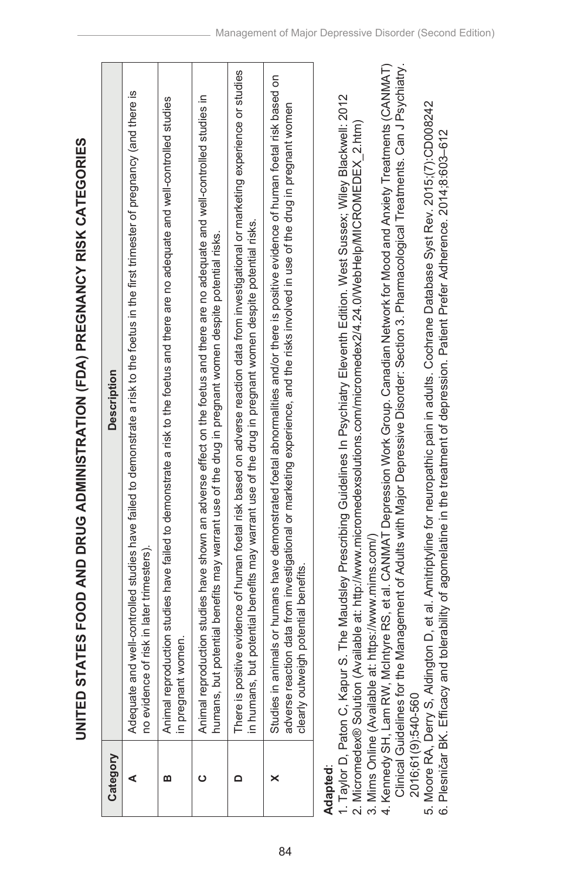## UNITED STATES FOOD AND DRUG ADMINISTRATION (FDA) PREGNANCY RISK CATEGORIES

| Category | Description |
|---|---|
| A | Adequate and well-controlled studies have failed to demonstrate a risk to the foetus in the first trimester of pregnancy (and there is no evidence of risk in later trimesters). |
| B | Animal reproduction studies have failed to demonstrate a risk to the foetus and there are no adequate and well-controlled studies in pregnant women. |
| C | Animal reproduction studies have shown an adverse effect on the foetus and there are no adequate and well-controlled studies in humans, but potential benefits may warrant use of the drug in pregnant women despite potential risks. |
| D | There is positive evidence of human foetal risk based on adverse reaction data from investigational or marketing experience or studies in humans, but potential benefits may warrant use of the drug in pregnant women despite potential risks. |
| X | Studies in animals or humans have demonstrated foetal abnormalities and/or there is positive evidence of human foetal risk based on adverse reaction data from investigational or marketing experience, and the risks involved in use of the drug in pregnant women clearly outweigh potential benefits. |

**Adapted**:

1. Taylor D, Paton C, Kapur S. The Maudsley Prescribing Guidelines In Psychiatry Eleventh Edition. West Sussex; Wiley Blackwell: 2012
2. Micromedex® Solution (Available at: http://www.micromedexsolutions.com/micromedex2/4.24.0/WebHelp/MICROMEDEX_2.htm)
3. Mims Online (Available at: https://www.mims.com/)
4. Kennedy SH, Lam RW, McIntyre RS, et al. CANMAT Depression Work Group. Canadian Network for Mood and Anxiety Treatments (CANMAT) Clinical Guidelines for the Management of Adults with Major Depressive Disorder: Section 3. Pharmacological Treatments. Can J Psychiatry. 2016;61(9):540-560
5. Moore RA, Derry S, Aldington D, et al. Amitriptyline for neuropathic pain in adults. Cochrane Database Syst Rev. 2015;(7):CD008242
6. Plesničar BK. Efficacy and tolerability of agomelatine in the treatment of depression. Patient Prefer Adherence. 2014;8:603–612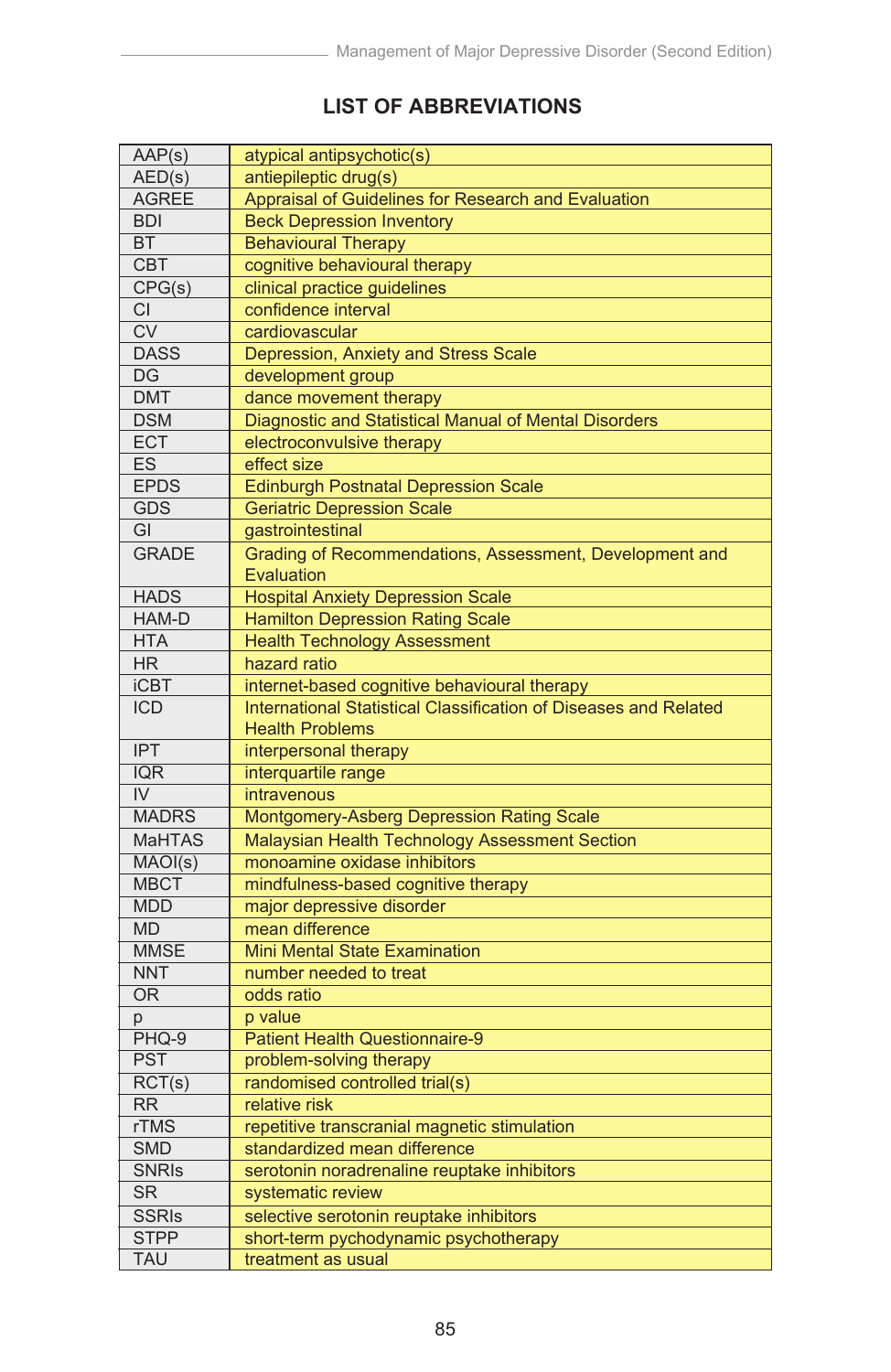# LIST OF ABBREVIATIONS

| | |
|---|---|
| AAP(s) | atypical antipsychotic(s) |
| AED(s) | antiepileptic drug(s) |
| AGREE | Appraisal of Guidelines for Research and Evaluation |
| BDI | Beck Depression Inventory |
| BT | Behavioural Therapy |
| CBT | cognitive behavioural therapy |
| CPG(s) | clinical practice guidelines |
| CI | confidence interval |
| CV | cardiovascular |
| DASS | Depression, Anxiety and Stress Scale |
| DG | development group |
| DMT | dance movement therapy |
| DSM | Diagnostic and Statistical Manual of Mental Disorders |
| ECT | electroconvulsive therapy |
| ES | effect size |
| EPDS | Edinburgh Postnatal Depression Scale |
| GDS | Geriatric Depression Scale |
| GI | gastrointestinal |
| GRADE | Grading of Recommendations, Assessment, Development and Evaluation |
| HADS | Hospital Anxiety Depression Scale |
| HAM-D | Hamilton Depression Rating Scale |
| HTA | Health Technology Assessment |
| HR | hazard ratio |
| iCBT | internet-based cognitive behavioural therapy |
| ICD | International Statistical Classification of Diseases and Related Health Problems |
| IPT | interpersonal therapy |
| IQR | interquartile range |
| IV | intravenous |
| MADRS | Montgomery-Asberg Depression Rating Scale |
| MaHTAS | Malaysian Health Technology Assessment Section |
| MAOI(s) | monoamine oxidase inhibitors |
| MBCT | mindfulness-based cognitive therapy |
| MDD | major depressive disorder |
| MD | mean difference |
| MMSE | Mini Mental State Examination |
| NNT | number needed to treat |
| OR | odds ratio |
| p | p value |
| PHQ-9 | Patient Health Questionnaire-9 |
| PST | problem-solving therapy |
| RCT(s) | randomised controlled trial(s) |
| RR | relative risk |
| rTMS | repetitive transcranial magnetic stimulation |
| SMD | standardized mean difference |
| SNRIs | serotonin noradrenaline reuptake inhibitors |
| SR | systematic review |
| SSRIs | selective serotonin reuptake inhibitors |
| STPP | short-term pychodynamic psychotherapy |
| TAU | treatment as usual |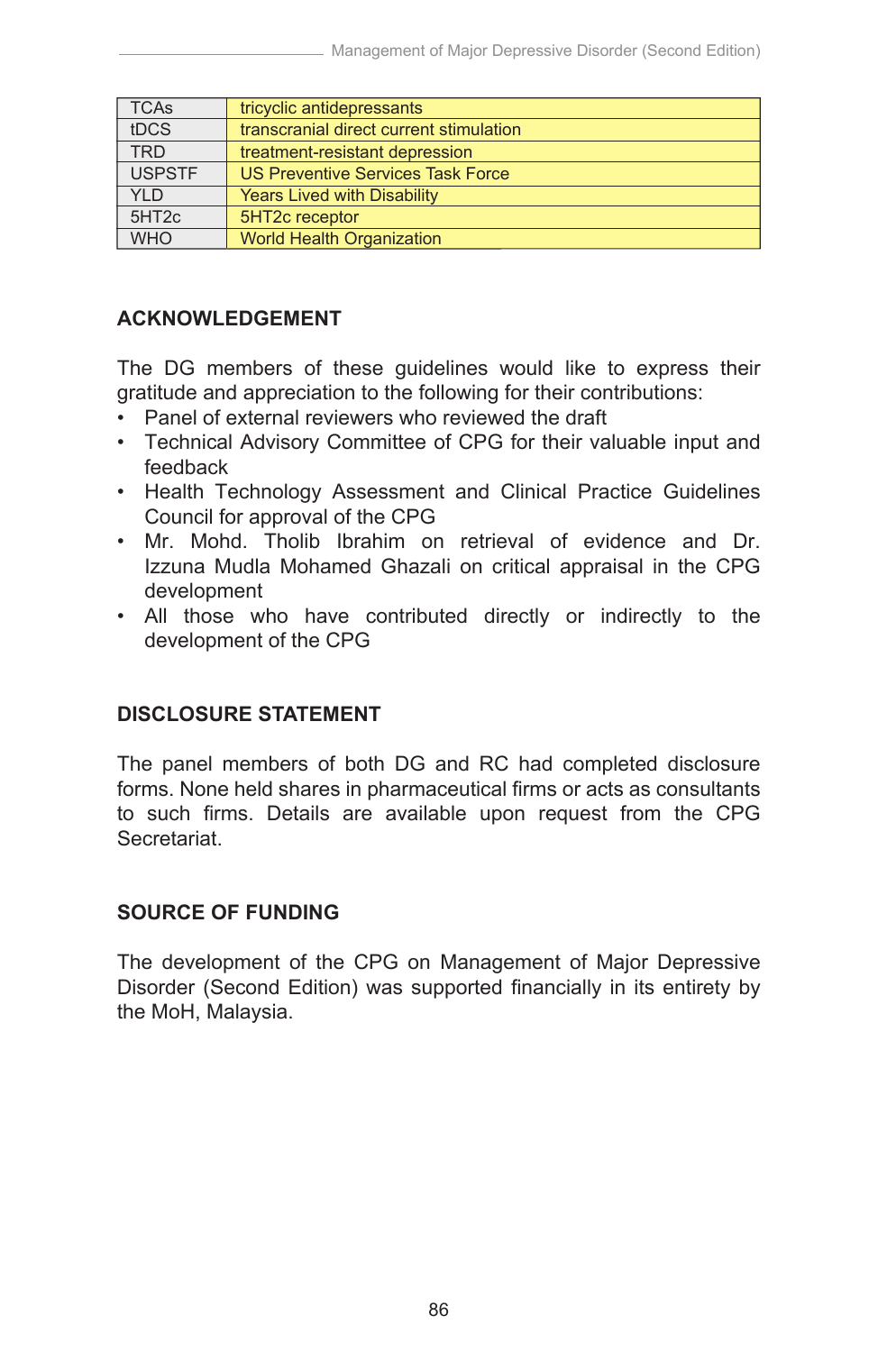| | |
|---|---|
| TCAs | tricyclic antidepressants |
| tDCS | transcranial direct current stimulation |
| TRD | treatment-resistant depression |
| USPSTF | US Preventive Services Task Force |
| YLD | Years Lived with Disability |
| 5HT2c | 5HT2c receptor |
| WHO | World Health Organization |

## ACKNOWLEDGEMENT

The DG members of these guidelines would like to express their gratitude and appreciation to the following for their contributions:

- Panel of external reviewers who reviewed the draft
- Technical Advisory Committee of CPG for their valuable input and feedback
- Health Technology Assessment and Clinical Practice Guidelines Council for approval of the CPG
- Mr. Mohd. Tholib Ibrahim on retrieval of evidence and Dr. Izzuna Mudla Mohamed Ghazali on critical appraisal in the CPG development
- All those who have contributed directly or indirectly to the development of the CPG

## DISCLOSURE STATEMENT

The panel members of both DG and RC had completed disclosure forms. None held shares in pharmaceutical firms or acts as consultants to such firms. Details are available upon request from the CPG Secretariat.

## SOURCE OF FUNDING

The development of the CPG on Management of Major Depressive Disorder (Second Edition) was supported financially in its entirety by the MoH, Malaysia.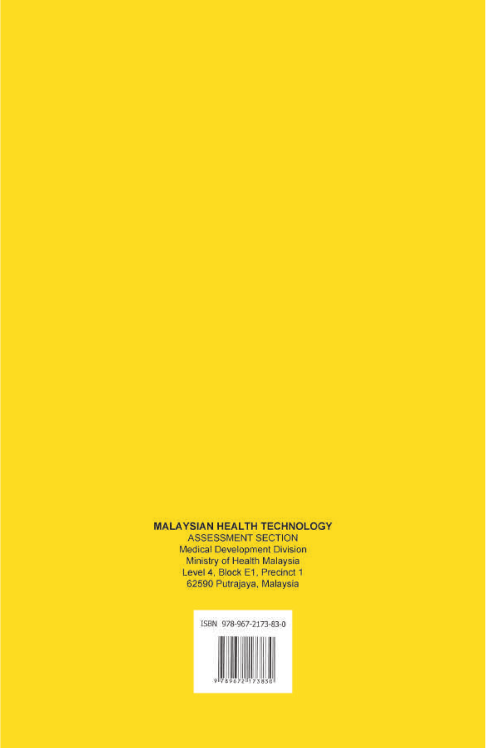**MALAYSIAN HEALTH TECHNOLOGY**
ASSESSMENT SECTION
Medical Development Division
Ministry of Health Malaysia
Level 4, Block E1, Precinct 1
62590 Putrajaya, Malaysia

ISBN 978-967-2173-83-0